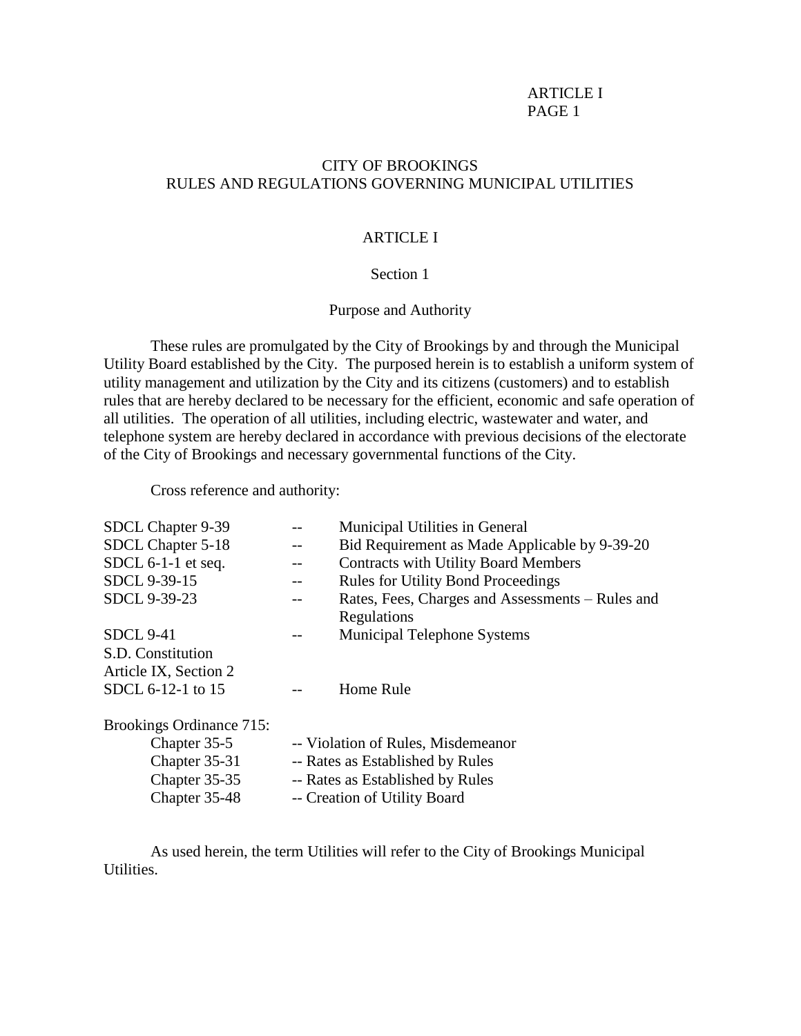# CITY OF BROOKINGS
# RULES AND REGULATIONS GOVERNING MUNICIPAL UTILITIES

## ARTICLE I

### Section 1

### Purpose and Authority

These rules are promulgated by the City of Brookings by and through the Municipal Utility Board established by the City. The purposed herein is to establish a uniform system of utility management and utilization by the City and its citizens (customers) and to establish rules that are hereby declared to be necessary for the efficient, economic and safe operation of all utilities. The operation of all utilities, including electric, wastewater and water, and telephone system are hereby declared in accordance with previous decisions of the electorate of the City of Brookings and necessary governmental functions of the City.

Cross reference and authority:

| | | |
|---|---|---|
| SDCL Chapter 9-39 | -- | Municipal Utilities in General |
| SDCL Chapter 5-18 | -- | Bid Requirement as Made Applicable by 9-39-20 |
| SDCL 6-1-1 et seq. | -- | Contracts with Utility Board Members |
| SDCL 9-39-15 | -- | Rules for Utility Bond Proceedings |
| SDCL 9-39-23 | -- | Rates, Fees, Charges and Assessments – Rules and Regulations |
| SDCL 9-41 | -- | Municipal Telephone Systems |
| S.D. Constitution Article IX, Section 2 | | |
| SDCL 6-12-1 to 15 | -- | Home Rule |

Brookings Ordinance 715:

- Chapter 35-5 -- Violation of Rules, Misdemeanor
- Chapter 35-31 -- Rates as Established by Rules
- Chapter 35-35 -- Rates as Established by Rules
- Chapter 35-48 -- Creation of Utility Board

As used herein, the term Utilities will refer to the City of Brookings Municipal Utilities.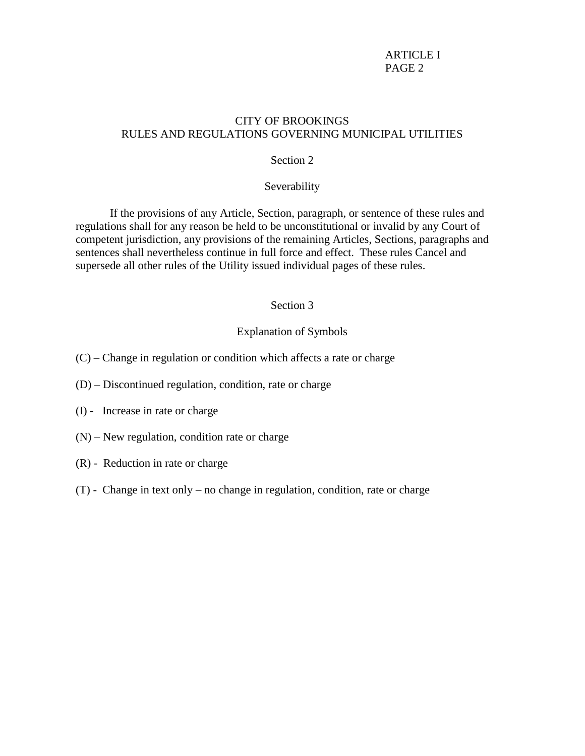CITY OF BROOKINGS
RULES AND REGULATIONS GOVERNING MUNICIPAL UTILITIES

## Section 2

## Severability

If the provisions of any Article, Section, paragraph, or sentence of these rules and regulations shall for any reason be held to be unconstitutional or invalid by any Court of competent jurisdiction, any provisions of the remaining Articles, Sections, paragraphs and sentences shall nevertheless continue in full force and effect. These rules Cancel and supersede all other rules of the Utility issued individual pages of these rules.

## Section 3

## Explanation of Symbols

(C) – Change in regulation or condition which affects a rate or charge

(D) – Discontinued regulation, condition, rate or charge

(I) - Increase in rate or charge

(N) – New regulation, condition rate or charge

(R) - Reduction in rate or charge

(T) - Change in text only – no change in regulation, condition, rate or charge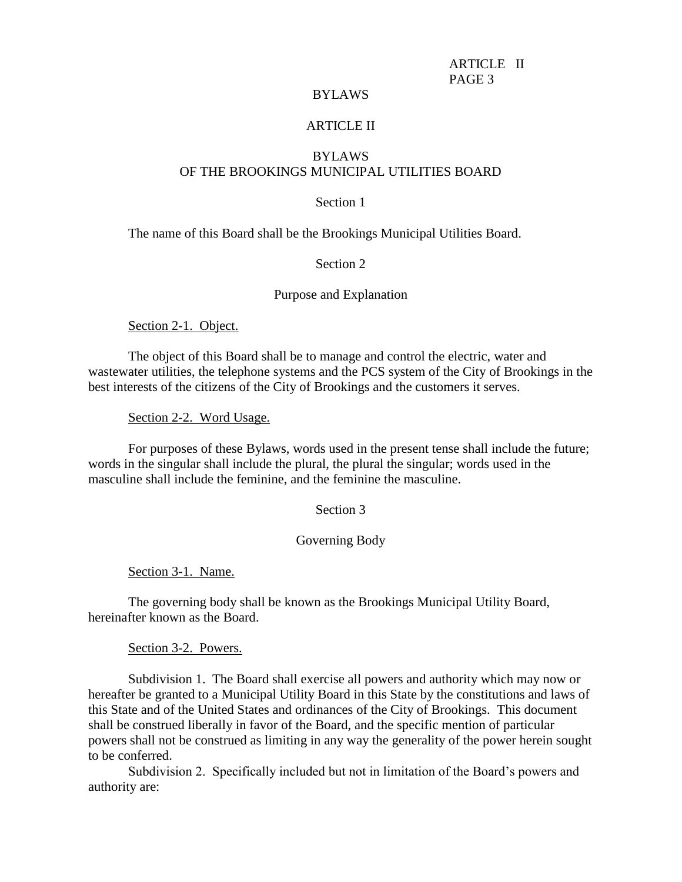# BYLAWS

## ARTICLE II

## BYLAWS
## OF THE BROOKINGS MUNICIPAL UTILITIES BOARD

### Section 1

The name of this Board shall be the Brookings Municipal Utilities Board.

### Section 2

### Purpose and Explanation

Section 2-1. Object.

The object of this Board shall be to manage and control the electric, water and wastewater utilities, the telephone systems and the PCS system of the City of Brookings in the best interests of the citizens of the City of Brookings and the customers it serves.

Section 2-2. Word Usage.

For purposes of these Bylaws, words used in the present tense shall include the future; words in the singular shall include the plural, the plural the singular; words used in the masculine shall include the feminine, and the feminine the masculine.

### Section 3

### Governing Body

Section 3-1. Name.

The governing body shall be known as the Brookings Municipal Utility Board, hereinafter known as the Board.

Section 3-2. Powers.

Subdivision 1. The Board shall exercise all powers and authority which may now or hereafter be granted to a Municipal Utility Board in this State by the constitutions and laws of this State and of the United States and ordinances of the City of Brookings. This document shall be construed liberally in favor of the Board, and the specific mention of particular powers shall not be construed as limiting in any way the generality of the power herein sought to be conferred.

Subdivision 2. Specifically included but not in limitation of the Board's powers and authority are: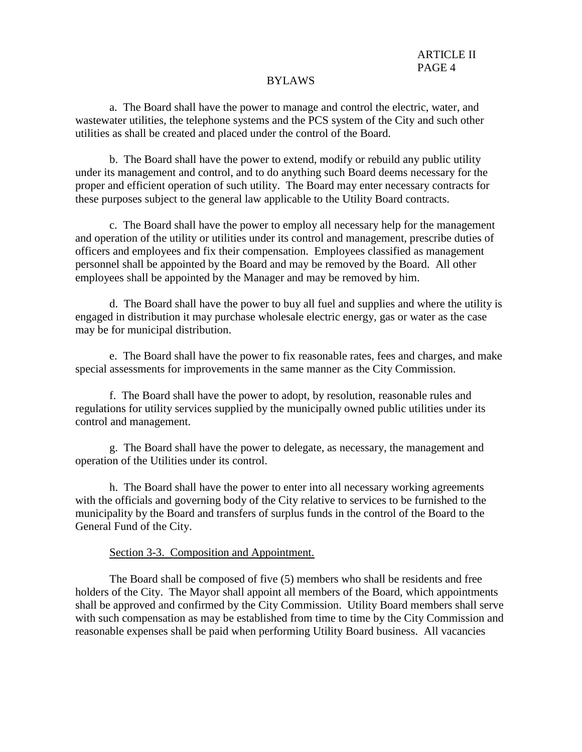a. The Board shall have the power to manage and control the electric, water, and wastewater utilities, the telephone systems and the PCS system of the City and such other utilities as shall be created and placed under the control of the Board.

b. The Board shall have the power to extend, modify or rebuild any public utility under its management and control, and to do anything such Board deems necessary for the proper and efficient operation of such utility. The Board may enter necessary contracts for these purposes subject to the general law applicable to the Utility Board contracts.

c. The Board shall have the power to employ all necessary help for the management and operation of the utility or utilities under its control and management, prescribe duties of officers and employees and fix their compensation. Employees classified as management personnel shall be appointed by the Board and may be removed by the Board. All other employees shall be appointed by the Manager and may be removed by him.

d. The Board shall have the power to buy all fuel and supplies and where the utility is engaged in distribution it may purchase wholesale electric energy, gas or water as the case may be for municipal distribution.

e. The Board shall have the power to fix reasonable rates, fees and charges, and make special assessments for improvements in the same manner as the City Commission.

f. The Board shall have the power to adopt, by resolution, reasonable rules and regulations for utility services supplied by the municipally owned public utilities under its control and management.

g. The Board shall have the power to delegate, as necessary, the management and operation of the Utilities under its control.

h. The Board shall have the power to enter into all necessary working agreements with the officials and governing body of the City relative to services to be furnished to the municipality by the Board and transfers of surplus funds in the control of the Board to the General Fund of the City.

Section 3-3. Composition and Appointment.

The Board shall be composed of five (5) members who shall be residents and free holders of the City. The Mayor shall appoint all members of the Board, which appointments shall be approved and confirmed by the City Commission. Utility Board members shall serve with such compensation as may be established from time to time by the City Commission and reasonable expenses shall be paid when performing Utility Board business. All vacancies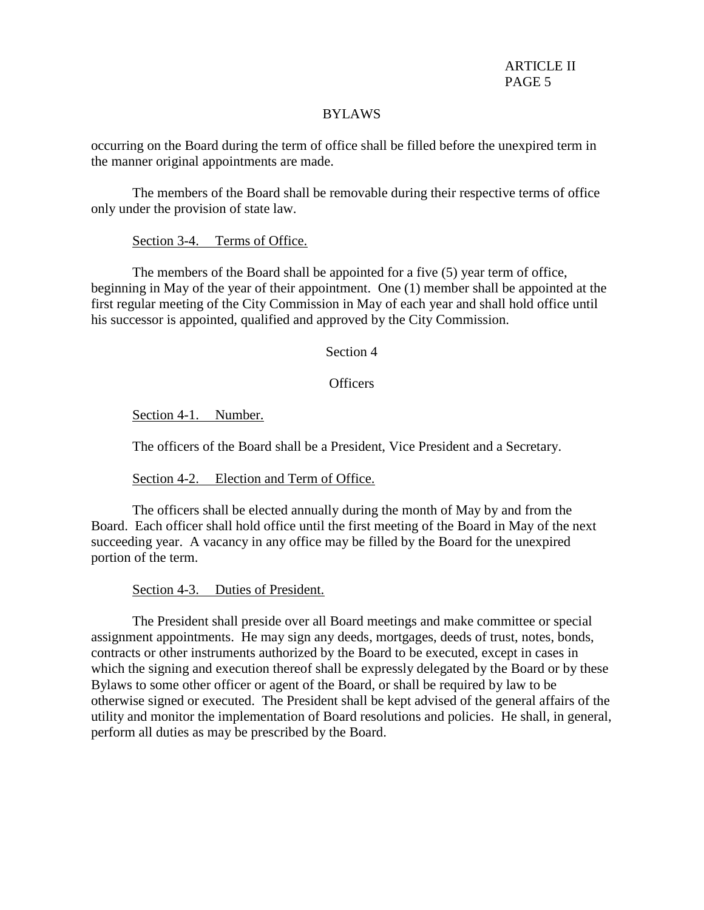occurring on the Board during the term of office shall be filled before the unexpired term in the manner original appointments are made.

The members of the Board shall be removable during their respective terms of office only under the provision of state law.

Section 3-4. Terms of Office.

The members of the Board shall be appointed for a five (5) year term of office, beginning in May of the year of their appointment. One (1) member shall be appointed at the first regular meeting of the City Commission in May of each year and shall hold office until his successor is appointed, qualified and approved by the City Commission.

## Section 4

## Officers

Section 4-1. Number.

The officers of the Board shall be a President, Vice President and a Secretary.

Section 4-2. Election and Term of Office.

The officers shall be elected annually during the month of May by and from the Board. Each officer shall hold office until the first meeting of the Board in May of the next succeeding year. A vacancy in any office may be filled by the Board for the unexpired portion of the term.

Section 4-3. Duties of President.

The President shall preside over all Board meetings and make committee or special assignment appointments. He may sign any deeds, mortgages, deeds of trust, notes, bonds, contracts or other instruments authorized by the Board to be executed, except in cases in which the signing and execution thereof shall be expressly delegated by the Board or by these Bylaws to some other officer or agent of the Board, or shall be required by law to be otherwise signed or executed. The President shall be kept advised of the general affairs of the utility and monitor the implementation of Board resolutions and policies. He shall, in general, perform all duties as may be prescribed by the Board.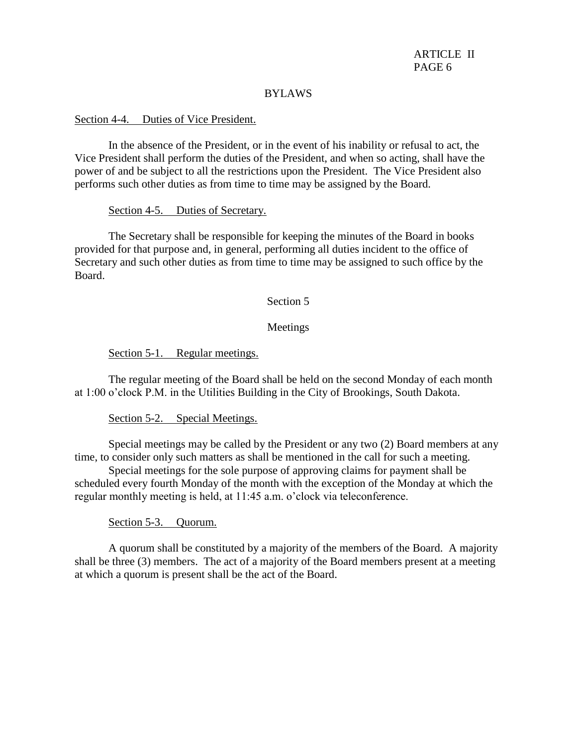BYLAWS

Section 4-4. Duties of Vice President.

In the absence of the President, or in the event of his inability or refusal to act, the Vice President shall perform the duties of the President, and when so acting, shall have the power of and be subject to all the restrictions upon the President. The Vice President also performs such other duties as from time to time may be assigned by the Board.

Section 4-5. Duties of Secretary.

The Secretary shall be responsible for keeping the minutes of the Board in books provided for that purpose and, in general, performing all duties incident to the office of Secretary and such other duties as from time to time may be assigned to such office by the Board.

## Section 5

## Meetings

Section 5-1. Regular meetings.

The regular meeting of the Board shall be held on the second Monday of each month at 1:00 o'clock P.M. in the Utilities Building in the City of Brookings, South Dakota.

Section 5-2. Special Meetings.

Special meetings may be called by the President or any two (2) Board members at any time, to consider only such matters as shall be mentioned in the call for such a meeting.

Special meetings for the sole purpose of approving claims for payment shall be scheduled every fourth Monday of the month with the exception of the Monday at which the regular monthly meeting is held, at 11:45 a.m. o'clock via teleconference.

Section 5-3. Quorum.

A quorum shall be constituted by a majority of the members of the Board. A majority shall be three (3) members. The act of a majority of the Board members present at a meeting at which a quorum is present shall be the act of the Board.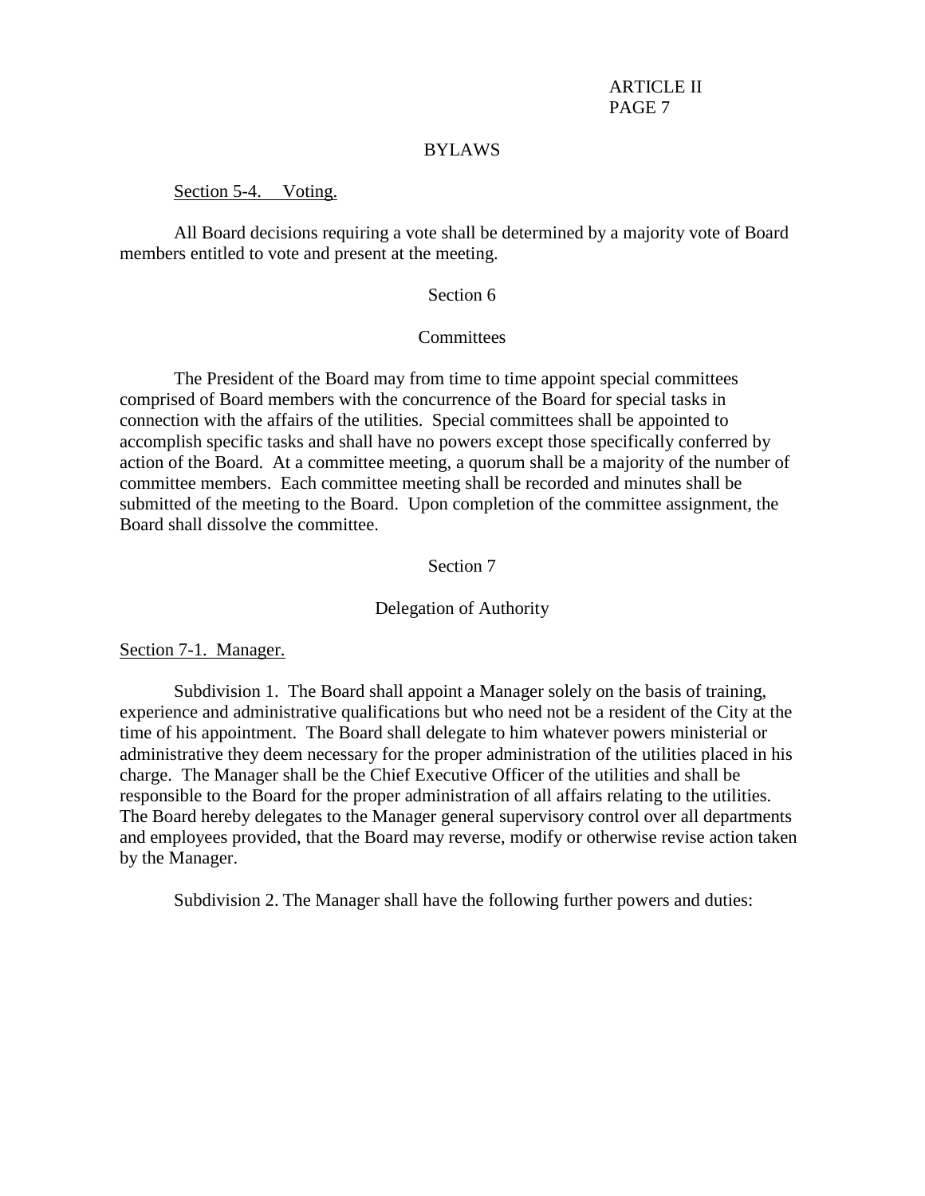BYLAWS

<u>Section 5-4. Voting.</u>

All Board decisions requiring a vote shall be determined by a majority vote of Board members entitled to vote and present at the meeting.

## Section 6

## Committees

The President of the Board may from time to time appoint special committees comprised of Board members with the concurrence of the Board for special tasks in connection with the affairs of the utilities. Special committees shall be appointed to accomplish specific tasks and shall have no powers except those specifically conferred by action of the Board. At a committee meeting, a quorum shall be a majority of the number of committee members. Each committee meeting shall be recorded and minutes shall be submitted of the meeting to the Board. Upon completion of the committee assignment, the Board shall dissolve the committee.

## Section 7

## Delegation of Authority

<u>Section 7-1. Manager.</u>

Subdivision 1. The Board shall appoint a Manager solely on the basis of training, experience and administrative qualifications but who need not be a resident of the City at the time of his appointment. The Board shall delegate to him whatever powers ministerial or administrative they deem necessary for the proper administration of the utilities placed in his charge. The Manager shall be the Chief Executive Officer of the utilities and shall be responsible to the Board for the proper administration of all affairs relating to the utilities. The Board hereby delegates to the Manager general supervisory control over all departments and employees provided, that the Board may reverse, modify or otherwise revise action taken by the Manager.

Subdivision 2. The Manager shall have the following further powers and duties: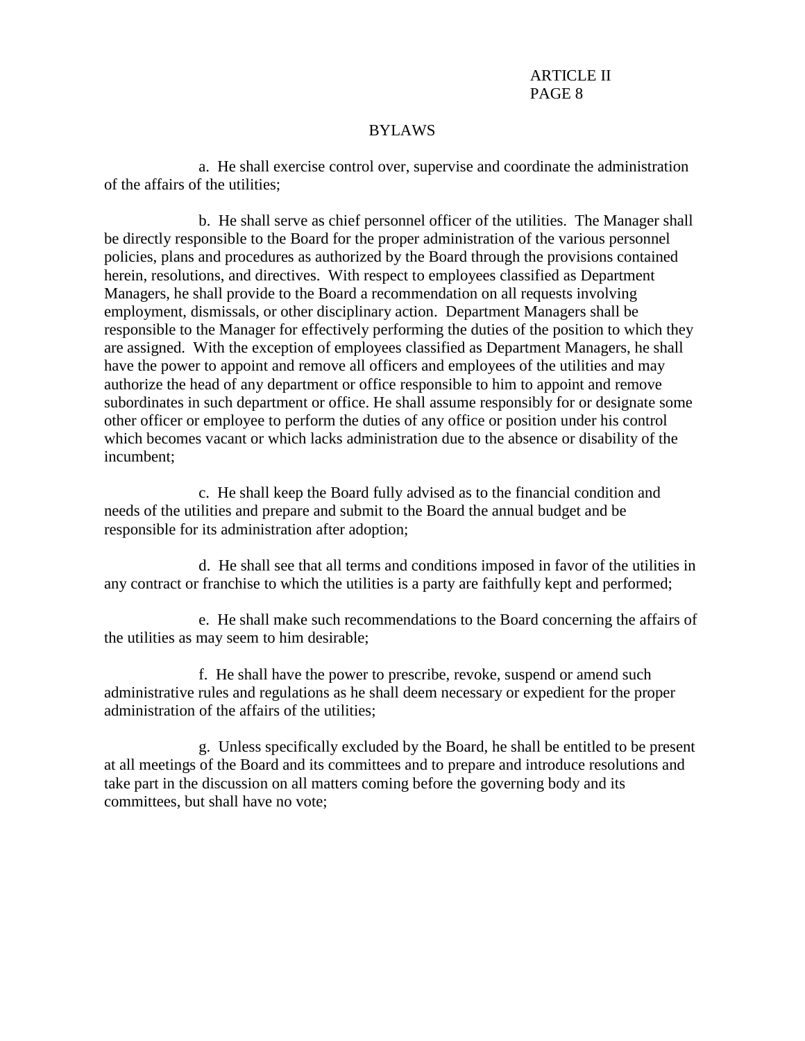# BYLAWS

a. He shall exercise control over, supervise and coordinate the administration of the affairs of the utilities;

b. He shall serve as chief personnel officer of the utilities. The Manager shall be directly responsible to the Board for the proper administration of the various personnel policies, plans and procedures as authorized by the Board through the provisions contained herein, resolutions, and directives. With respect to employees classified as Department Managers, he shall provide to the Board a recommendation on all requests involving employment, dismissals, or other disciplinary action. Department Managers shall be responsible to the Manager for effectively performing the duties of the position to which they are assigned. With the exception of employees classified as Department Managers, he shall have the power to appoint and remove all officers and employees of the utilities and may authorize the head of any department or office responsible to him to appoint and remove subordinates in such department or office. He shall assume responsibly for or designate some other officer or employee to perform the duties of any office or position under his control which becomes vacant or which lacks administration due to the absence or disability of the incumbent;

c. He shall keep the Board fully advised as to the financial condition and needs of the utilities and prepare and submit to the Board the annual budget and be responsible for its administration after adoption;

d. He shall see that all terms and conditions imposed in favor of the utilities in any contract or franchise to which the utilities is a party are faithfully kept and performed;

e. He shall make such recommendations to the Board concerning the affairs of the utilities as may seem to him desirable;

f. He shall have the power to prescribe, revoke, suspend or amend such administrative rules and regulations as he shall deem necessary or expedient for the proper administration of the affairs of the utilities;

g. Unless specifically excluded by the Board, he shall be entitled to be present at all meetings of the Board and its committees and to prepare and introduce resolutions and take part in the discussion on all matters coming before the governing body and its committees, but shall have no vote;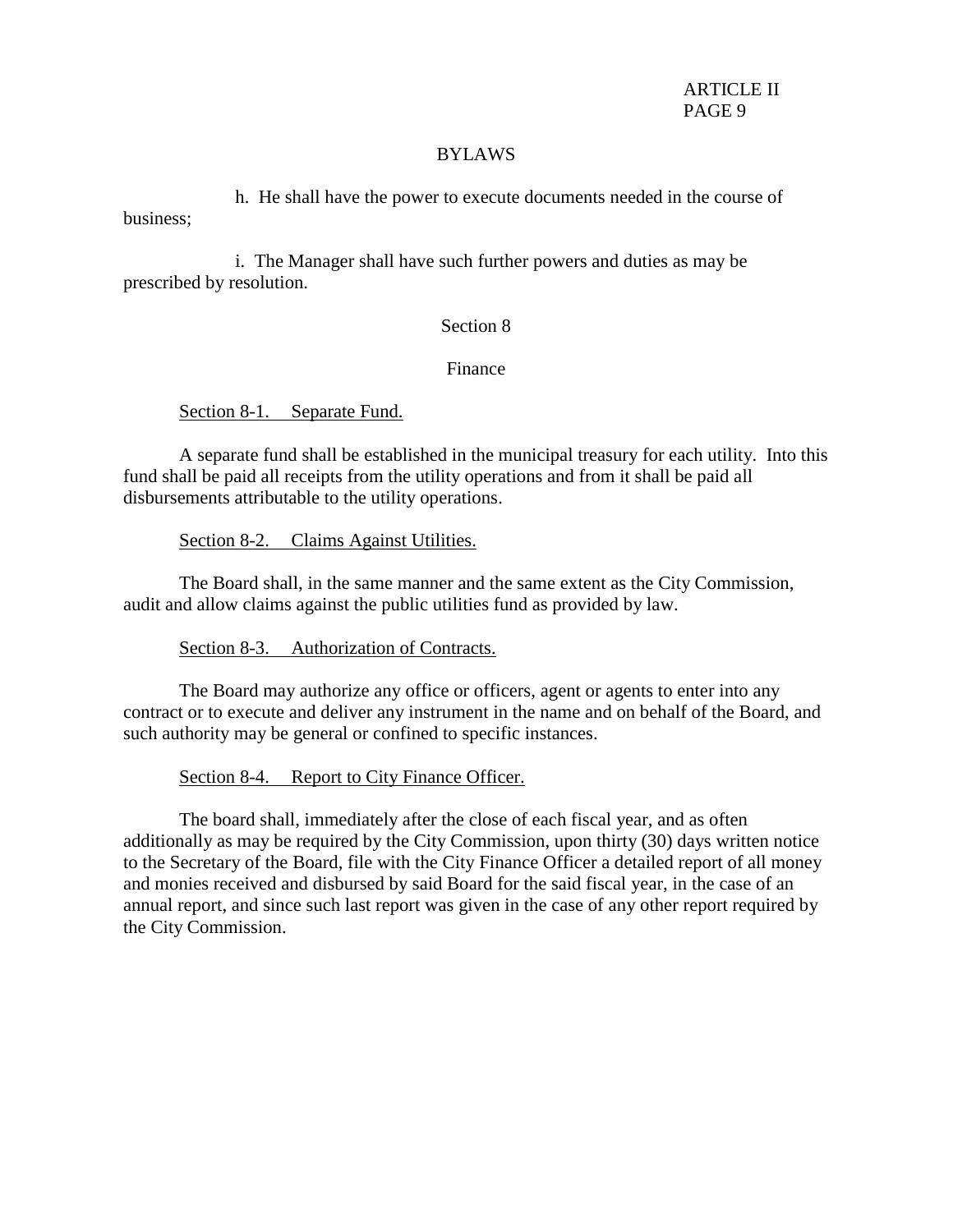BYLAWS

h. He shall have the power to execute documents needed in the course of business;

i. The Manager shall have such further powers and duties as may be prescribed by resolution.

## Section 8

## Finance

Section 8-1. Separate Fund.

A separate fund shall be established in the municipal treasury for each utility. Into this fund shall be paid all receipts from the utility operations and from it shall be paid all disbursements attributable to the utility operations.

Section 8-2. Claims Against Utilities.

The Board shall, in the same manner and the same extent as the City Commission, audit and allow claims against the public utilities fund as provided by law.

Section 8-3. Authorization of Contracts.

The Board may authorize any office or officers, agent or agents to enter into any contract or to execute and deliver any instrument in the name and on behalf of the Board, and such authority may be general or confined to specific instances.

Section 8-4. Report to City Finance Officer.

The board shall, immediately after the close of each fiscal year, and as often additionally as may be required by the City Commission, upon thirty (30) days written notice to the Secretary of the Board, file with the City Finance Officer a detailed report of all money and monies received and disbursed by said Board for the said fiscal year, in the case of an annual report, and since such last report was given in the case of any other report required by the City Commission.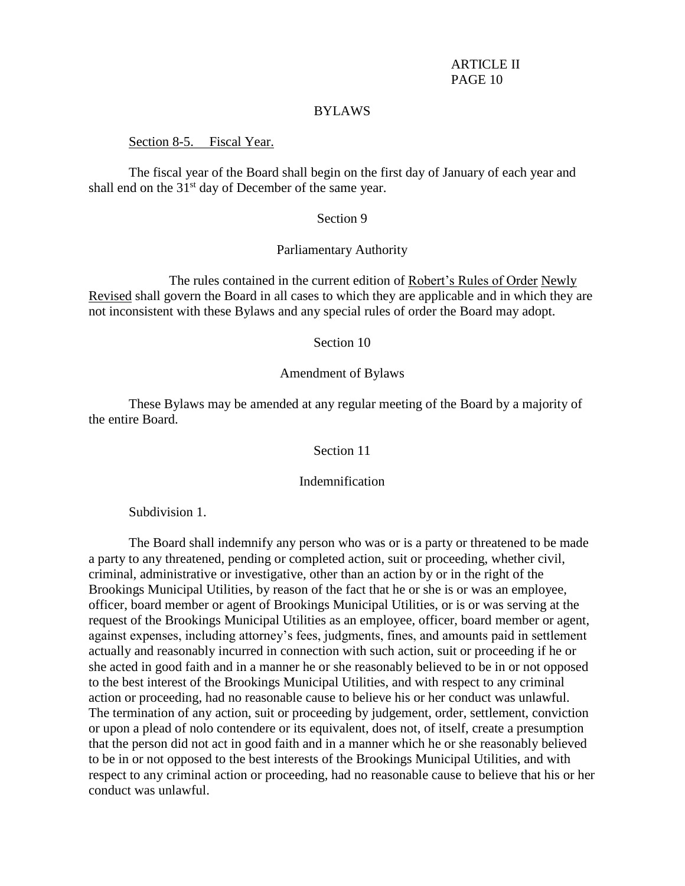## BYLAWS

Section 8-5. Fiscal Year.

The fiscal year of the Board shall begin on the first day of January of each year and shall end on the 31st day of December of the same year.

### Section 9

### Parliamentary Authority

The rules contained in the current edition of Robert's Rules of Order Newly Revised shall govern the Board in all cases to which they are applicable and in which they are not inconsistent with these Bylaws and any special rules of order the Board may adopt.

### Section 10

### Amendment of Bylaws

These Bylaws may be amended at any regular meeting of the Board by a majority of the entire Board.

### Section 11

### Indemnification

Subdivision 1.

The Board shall indemnify any person who was or is a party or threatened to be made a party to any threatened, pending or completed action, suit or proceeding, whether civil, criminal, administrative or investigative, other than an action by or in the right of the Brookings Municipal Utilities, by reason of the fact that he or she is or was an employee, officer, board member or agent of Brookings Municipal Utilities, or is or was serving at the request of the Brookings Municipal Utilities as an employee, officer, board member or agent, against expenses, including attorney's fees, judgments, fines, and amounts paid in settlement actually and reasonably incurred in connection with such action, suit or proceeding if he or she acted in good faith and in a manner he or she reasonably believed to be in or not opposed to the best interest of the Brookings Municipal Utilities, and with respect to any criminal action or proceeding, had no reasonable cause to believe his or her conduct was unlawful. The termination of any action, suit or proceeding by judgement, order, settlement, conviction or upon a plead of nolo contendere or its equivalent, does not, of itself, create a presumption that the person did not act in good faith and in a manner which he or she reasonably believed to be in or not opposed to the best interests of the Brookings Municipal Utilities, and with respect to any criminal action or proceeding, had no reasonable cause to believe that his or her conduct was unlawful.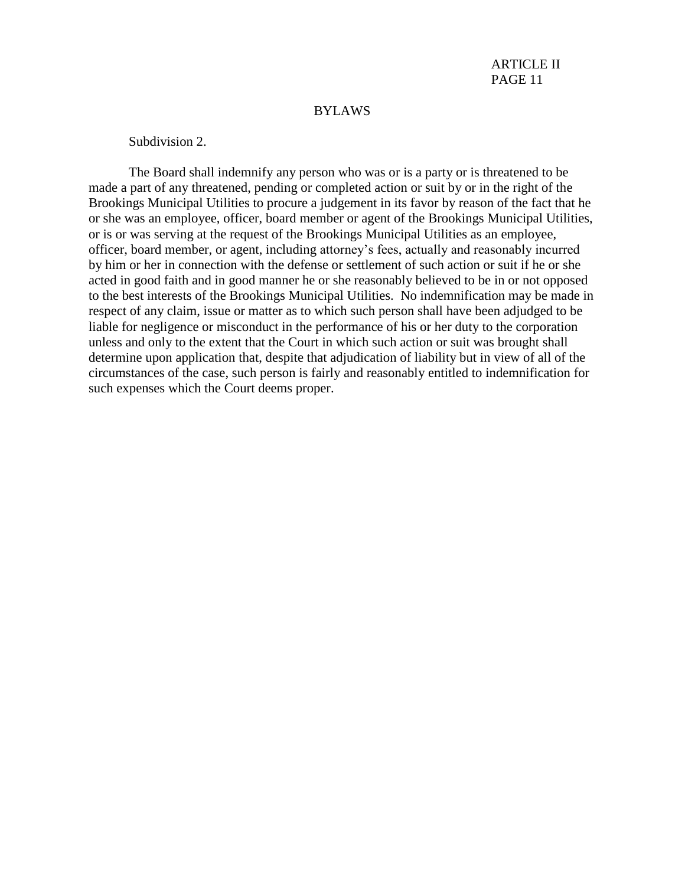## BYLAWS

Subdivision 2.

The Board shall indemnify any person who was or is a party or is threatened to be made a part of any threatened, pending or completed action or suit by or in the right of the Brookings Municipal Utilities to procure a judgement in its favor by reason of the fact that he or she was an employee, officer, board member or agent of the Brookings Municipal Utilities, or is or was serving at the request of the Brookings Municipal Utilities as an employee, officer, board member, or agent, including attorney's fees, actually and reasonably incurred by him or her in connection with the defense or settlement of such action or suit if he or she acted in good faith and in good manner he or she reasonably believed to be in or not opposed to the best interests of the Brookings Municipal Utilities. No indemnification may be made in respect of any claim, issue or matter as to which such person shall have been adjudged to be liable for negligence or misconduct in the performance of his or her duty to the corporation unless and only to the extent that the Court in which such action or suit was brought shall determine upon application that, despite that adjudication of liability but in view of all of the circumstances of the case, such person is fairly and reasonably entitled to indemnification for such expenses which the Court deems proper.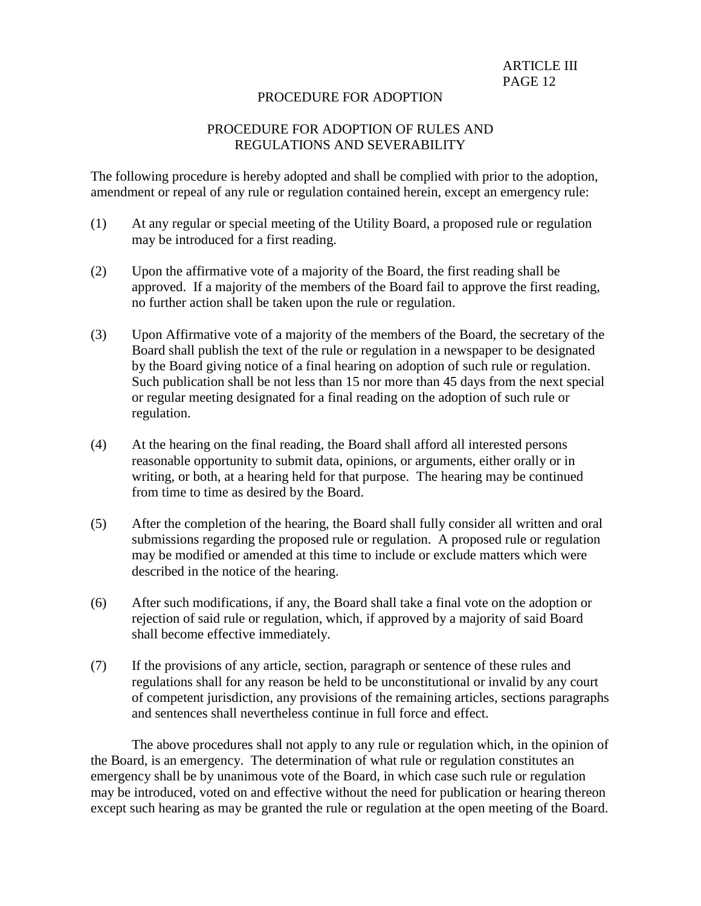## PROCEDURE FOR ADOPTION

### PROCEDURE FOR ADOPTION OF RULES AND REGULATIONS AND SEVERABILITY

The following procedure is hereby adopted and shall be complied with prior to the adoption, amendment or repeal of any rule or regulation contained herein, except an emergency rule:

(1) At any regular or special meeting of the Utility Board, a proposed rule or regulation may be introduced for a first reading.

(2) Upon the affirmative vote of a majority of the Board, the first reading shall be approved. If a majority of the members of the Board fail to approve the first reading, no further action shall be taken upon the rule or regulation.

(3) Upon Affirmative vote of a majority of the members of the Board, the secretary of the Board shall publish the text of the rule or regulation in a newspaper to be designated by the Board giving notice of a final hearing on adoption of such rule or regulation. Such publication shall be not less than 15 nor more than 45 days from the next special or regular meeting designated for a final reading on the adoption of such rule or regulation.

(4) At the hearing on the final reading, the Board shall afford all interested persons reasonable opportunity to submit data, opinions, or arguments, either orally or in writing, or both, at a hearing held for that purpose. The hearing may be continued from time to time as desired by the Board.

(5) After the completion of the hearing, the Board shall fully consider all written and oral submissions regarding the proposed rule or regulation. A proposed rule or regulation may be modified or amended at this time to include or exclude matters which were described in the notice of the hearing.

(6) After such modifications, if any, the Board shall take a final vote on the adoption or rejection of said rule or regulation, which, if approved by a majority of said Board shall become effective immediately.

(7) If the provisions of any article, section, paragraph or sentence of these rules and regulations shall for any reason be held to be unconstitutional or invalid by any court of competent jurisdiction, any provisions of the remaining articles, sections paragraphs and sentences shall nevertheless continue in full force and effect.

The above procedures shall not apply to any rule or regulation which, in the opinion of the Board, is an emergency. The determination of what rule or regulation constitutes an emergency shall be by unanimous vote of the Board, in which case such rule or regulation may be introduced, voted on and effective without the need for publication or hearing thereon except such hearing as may be granted the rule or regulation at the open meeting of the Board.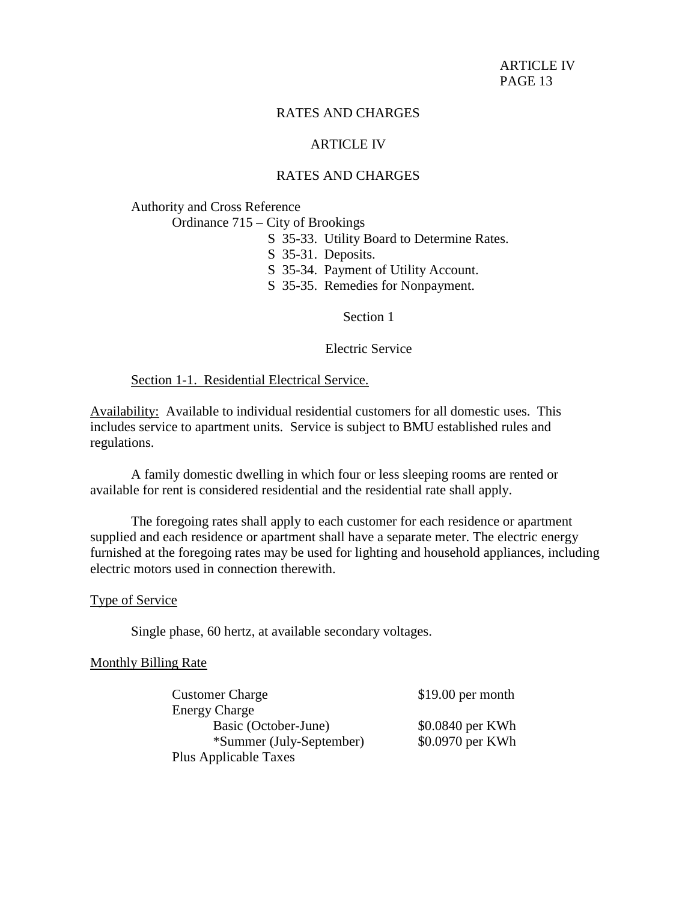# RATES AND CHARGES

## ARTICLE IV

## RATES AND CHARGES

Authority and Cross Reference

Ordinance 715 – City of Brookings

- S 35-33. Utility Board to Determine Rates.
- S 35-31. Deposits.
- S 35-34. Payment of Utility Account.
- S 35-35. Remedies for Nonpayment.

### Section 1

### Electric Service

Section 1-1. Residential Electrical Service.

Availability: Available to individual residential customers for all domestic uses. This includes service to apartment units. Service is subject to BMU established rules and regulations.

A family domestic dwelling in which four or less sleeping rooms are rented or available for rent is considered residential and the residential rate shall apply.

The foregoing rates shall apply to each customer for each residence or apartment supplied and each residence or apartment shall have a separate meter. The electric energy furnished at the foregoing rates may be used for lighting and household appliances, including electric motors used in connection therewith.

Type of Service

Single phase, 60 hertz, at available secondary voltages.

Monthly Billing Rate

| | |
|---|---|
| Customer Charge | $19.00 per month |
| Energy Charge | |
| Basic (October-June) | $0.0840 per KWh |
| *Summer (July-September) | $0.0970 per KWh |
| Plus Applicable Taxes | |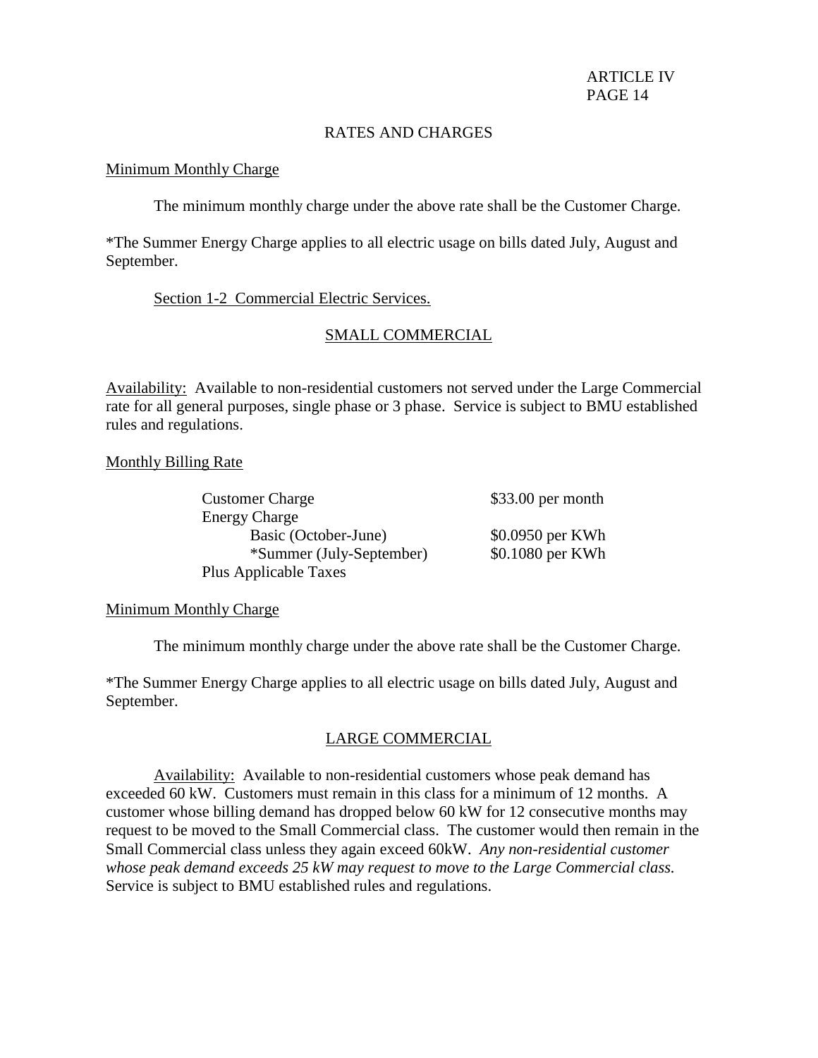## RATES AND CHARGES

Minimum Monthly Charge

The minimum monthly charge under the above rate shall be the Customer Charge.

*The Summer Energy Charge applies to all electric usage on bills dated July, August and September.

Section 1-2 Commercial Electric Services.

### SMALL COMMERCIAL

Availability: Available to non-residential customers not served under the Large Commercial rate for all general purposes, single phase or 3 phase. Service is subject to BMU established rules and regulations.

Monthly Billing Rate

| | |
|---|---|
| Customer Charge | $33.00 per month |
| Energy Charge | |
| Basic (October-June) | $0.0950 per KWh |
| *Summer (July-September) | $0.1080 per KWh |
| Plus Applicable Taxes | |

Minimum Monthly Charge

The minimum monthly charge under the above rate shall be the Customer Charge.

*The Summer Energy Charge applies to all electric usage on bills dated July, August and September.

### LARGE COMMERCIAL

Availability: Available to non-residential customers whose peak demand has exceeded 60 kW. Customers must remain in this class for a minimum of 12 months. A customer whose billing demand has dropped below 60 kW for 12 consecutive months may request to be moved to the Small Commercial class. The customer would then remain in the Small Commercial class unless they again exceed 60kW. *Any non-residential customer whose peak demand exceeds 25 kW may request to move to the Large Commercial class.* Service is subject to BMU established rules and regulations.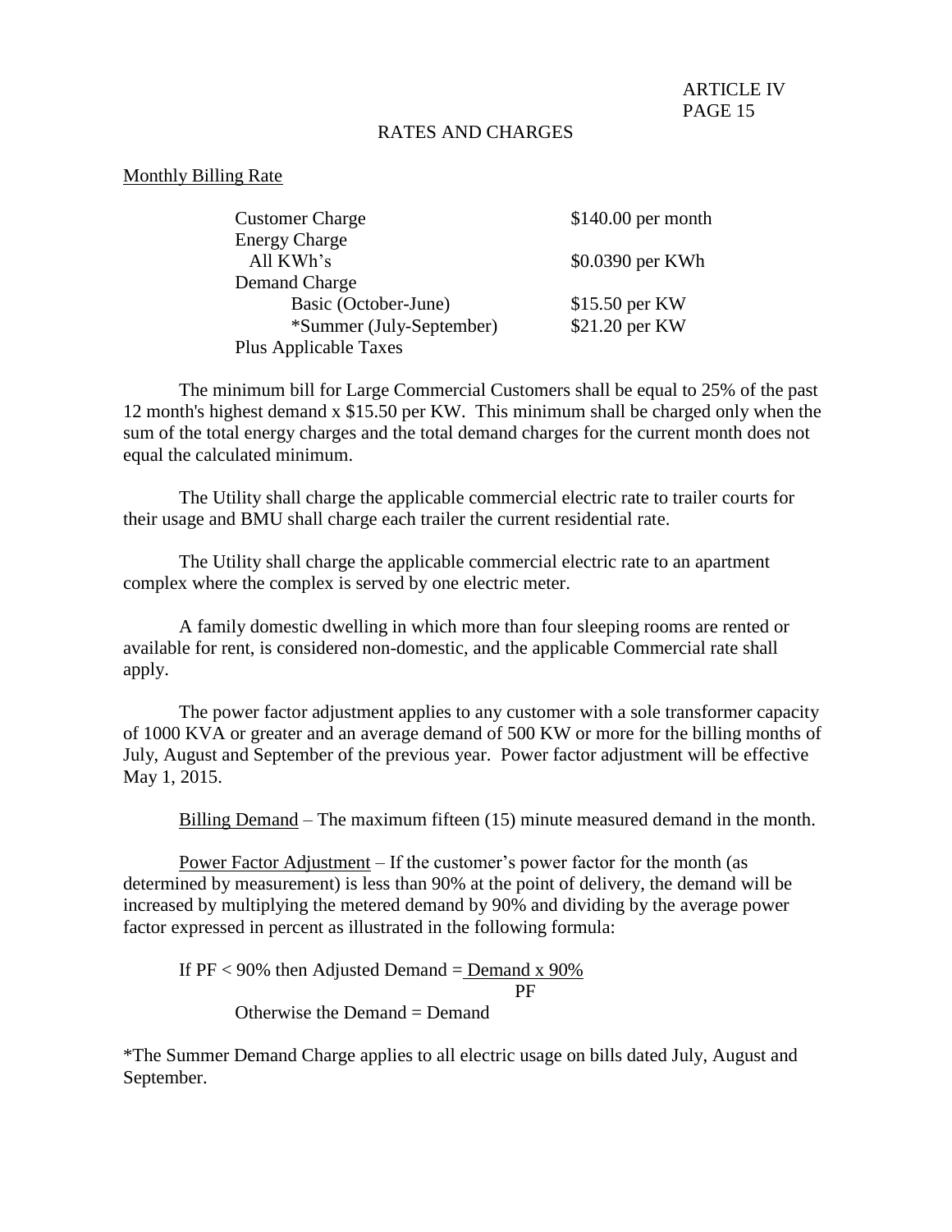# RATES AND CHARGES

Monthly Billing Rate

| | |
|---|---|
| Customer Charge | $140.00 per month |
| Energy Charge | |
| All KWh's | $0.0390 per KWh |
| Demand Charge | |
| Basic (October-June) | $15.50 per KW |
| *Summer (July-September) | $21.20 per KW |
| Plus Applicable Taxes | |

The minimum bill for Large Commercial Customers shall be equal to 25% of the past 12 month's highest demand x $15.50 per KW. This minimum shall be charged only when the sum of the total energy charges and the total demand charges for the current month does not equal the calculated minimum.

The Utility shall charge the applicable commercial electric rate to trailer courts for their usage and BMU shall charge each trailer the current residential rate.

The Utility shall charge the applicable commercial electric rate to an apartment complex where the complex is served by one electric meter.

A family domestic dwelling in which more than four sleeping rooms are rented or available for rent, is considered non-domestic, and the applicable Commercial rate shall apply.

The power factor adjustment applies to any customer with a sole transformer capacity of 1000 KVA or greater and an average demand of 500 KW or more for the billing months of July, August and September of the previous year. Power factor adjustment will be effective May 1, 2015.

Billing Demand – The maximum fifteen (15) minute measured demand in the month.

Power Factor Adjustment – If the customer's power factor for the month (as determined by measurement) is less than 90% at the point of delivery, the demand will be increased by multiplying the metered demand by 90% and dividing by the average power factor expressed in percent as illustrated in the following formula:

If PF < 90% then $\text{Adjusted Demand} = \frac{\text{Demand} \times 90\%}{\text{PF}}$

Otherwise the Demand = Demand

*The Summer Demand Charge applies to all electric usage on bills dated July, August and September.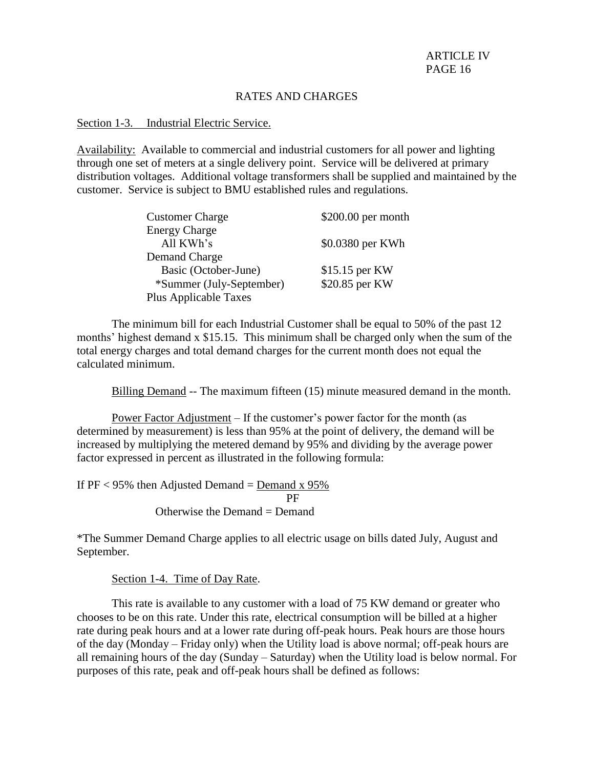## RATES AND CHARGES

Section 1-3. Industrial Electric Service.

Availability: Available to commercial and industrial customers for all power and lighting through one set of meters at a single delivery point. Service will be delivered at primary distribution voltages. Additional voltage transformers shall be supplied and maintained by the customer. Service is subject to BMU established rules and regulations.

| | |
|---|---|
| Customer Charge | $200.00 per month |
| Energy Charge | |
| All KWh's | $0.0380 per KWh |
| Demand Charge | |
| Basic (October-June) | $15.15 per KW |
| *Summer (July-September) | $20.85 per KW |
| Plus Applicable Taxes | |

The minimum bill for each Industrial Customer shall be equal to 50% of the past 12 months' highest demand x $15.15. This minimum shall be charged only when the sum of the total energy charges and total demand charges for the current month does not equal the calculated minimum.

Billing Demand -- The maximum fifteen (15) minute measured demand in the month.

Power Factor Adjustment – If the customer's power factor for the month (as determined by measurement) is less than 95% at the point of delivery, the demand will be increased by multiplying the metered demand by 95% and dividing by the average power factor expressed in percent as illustrated in the following formula:

$$\text{If PF} < 95\% \text{ then Adjusted Demand} = \frac{\text{Demand x } 95\%}{\text{PF}}$$

Otherwise the Demand = Demand

*The Summer Demand Charge applies to all electric usage on bills dated July, August and September.

Section 1-4. Time of Day Rate.

This rate is available to any customer with a load of 75 KW demand or greater who chooses to be on this rate. Under this rate, electrical consumption will be billed at a higher rate during peak hours and at a lower rate during off-peak hours. Peak hours are those hours of the day (Monday – Friday only) when the Utility load is above normal; off-peak hours are all remaining hours of the day (Sunday – Saturday) when the Utility load is below normal. For purposes of this rate, peak and off-peak hours shall be defined as follows: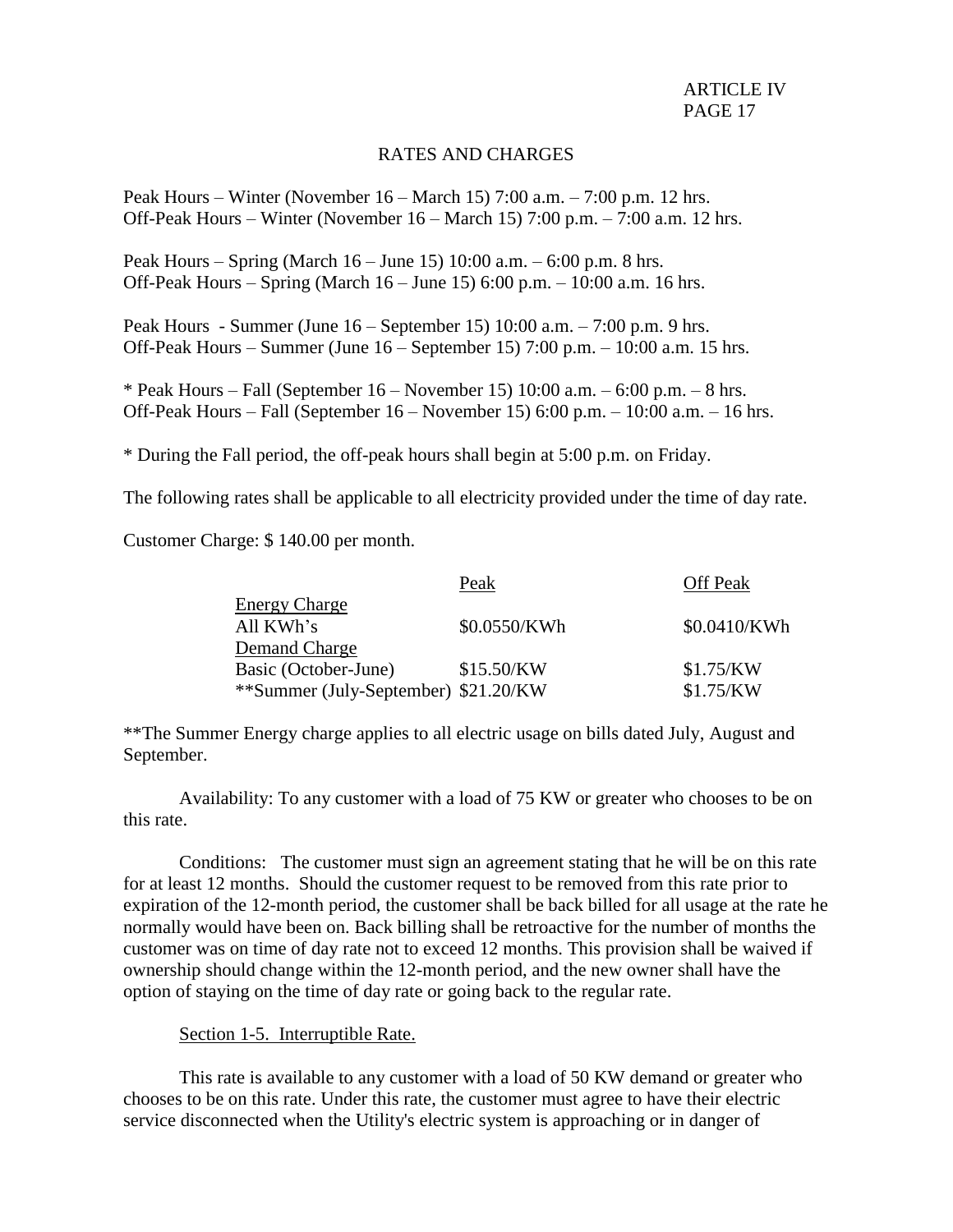## RATES AND CHARGES

Peak Hours – Winter (November 16 – March 15) 7:00 a.m. – 7:00 p.m. 12 hrs.
Off-Peak Hours – Winter (November 16 – March 15) 7:00 p.m. – 7:00 a.m. 12 hrs.

Peak Hours – Spring (March 16 – June 15) 10:00 a.m. – 6:00 p.m. 8 hrs.
Off-Peak Hours – Spring (March 16 – June 15) 6:00 p.m. – 10:00 a.m. 16 hrs.

Peak Hours - Summer (June 16 – September 15) 10:00 a.m. – 7:00 p.m. 9 hrs.
Off-Peak Hours – Summer (June 16 – September 15) 7:00 p.m. – 10:00 a.m. 15 hrs.

* Peak Hours – Fall (September 16 – November 15) 10:00 a.m. – 6:00 p.m. – 8 hrs.
Off-Peak Hours – Fall (September 16 – November 15) 6:00 p.m. – 10:00 a.m. – 16 hrs.

* During the Fall period, the off-peak hours shall begin at 5:00 p.m. on Friday.

The following rates shall be applicable to all electricity provided under the time of day rate.

Customer Charge: $ 140.00 per month.

| | Peak | Off Peak |
|---|---|---|
| Energy Charge | | |
| All KWh's | $0.0550/KWh | $0.0410/KWh |
| Demand Charge | | |
| Basic (October-June) | $15.50/KW | $1.75/KW |
| **Summer (July-September) | $21.20/KW | $1.75/KW |

**The Summer Energy charge applies to all electric usage on bills dated July, August and September.

Availability: To any customer with a load of 75 KW or greater who chooses to be on this rate.

Conditions: The customer must sign an agreement stating that he will be on this rate for at least 12 months. Should the customer request to be removed from this rate prior to expiration of the 12-month period, the customer shall be back billed for all usage at the rate he normally would have been on. Back billing shall be retroactive for the number of months the customer was on time of day rate not to exceed 12 months. This provision shall be waived if ownership should change within the 12-month period, and the new owner shall have the option of staying on the time of day rate or going back to the regular rate.

Section 1-5. Interruptible Rate.

This rate is available to any customer with a load of 50 KW demand or greater who chooses to be on this rate. Under this rate, the customer must agree to have their electric service disconnected when the Utility's electric system is approaching or in danger of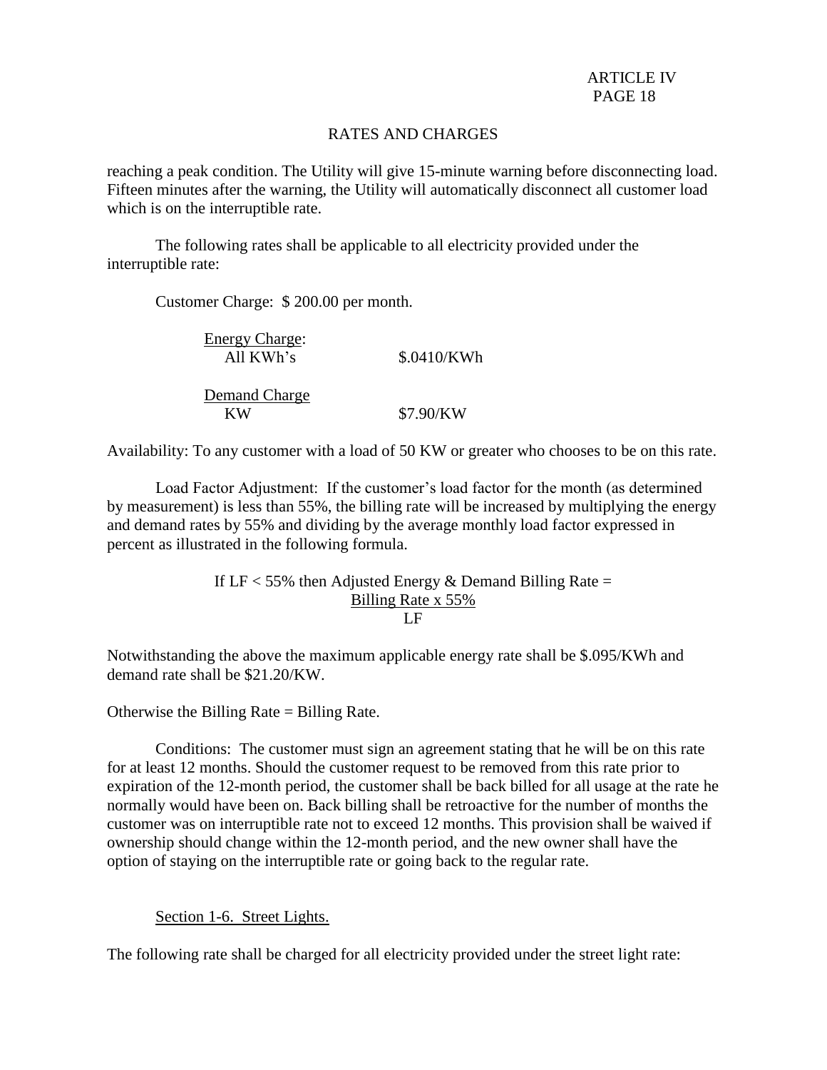## RATES AND CHARGES

reaching a peak condition. The Utility will give 15-minute warning before disconnecting load. Fifteen minutes after the warning, the Utility will automatically disconnect all customer load which is on the interruptible rate.

The following rates shall be applicable to all electricity provided under the interruptible rate:

Customer Charge: $ 200.00 per month.

| Energy Charge: | |
|---|---|
| All KWh's | $.0410/KWh |
| **Demand Charge** | |
| KW | $7.90/KW |

Availability: To any customer with a load of 50 KW or greater who chooses to be on this rate.

Load Factor Adjustment: If the customer's load factor for the month (as determined by measurement) is less than 55%, the billing rate will be increased by multiplying the energy and demand rates by 55% and dividing by the average monthly load factor expressed in percent as illustrated in the following formula.

$$\text{If LF} < 55\% \text{ then Adjusted Energy \& Demand Billing Rate} = \frac{\text{Billing Rate} \times 55\%}{\text{LF}}$$

Notwithstanding the above the maximum applicable energy rate shall be $.095/KWh and demand rate shall be $21.20/KW.

Otherwise the Billing Rate = Billing Rate.

Conditions: The customer must sign an agreement stating that he will be on this rate for at least 12 months. Should the customer request to be removed from this rate prior to expiration of the 12-month period, the customer shall be back billed for all usage at the rate he normally would have been on. Back billing shall be retroactive for the number of months the customer was on interruptible rate not to exceed 12 months. This provision shall be waived if ownership should change within the 12-month period, and the new owner shall have the option of staying on the interruptible rate or going back to the regular rate.

### Section 1-6. Street Lights.

The following rate shall be charged for all electricity provided under the street light rate: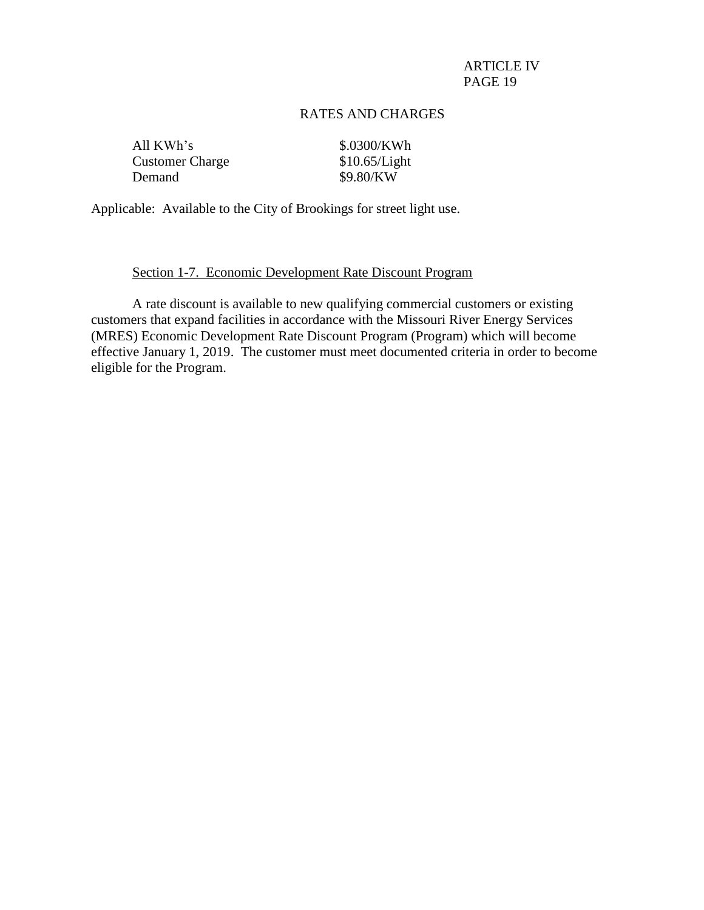## RATES AND CHARGES

| | |
|---|---|
| All KWh's | $.0300/KWh |
| Customer Charge | $10.65/Light |
| Demand | $9.80/KW |

Applicable: Available to the City of Brookings for street light use.

### Section 1-7. Economic Development Rate Discount Program

A rate discount is available to new qualifying commercial customers or existing customers that expand facilities in accordance with the Missouri River Energy Services (MRES) Economic Development Rate Discount Program (Program) which will become effective January 1, 2019. The customer must meet documented criteria in order to become eligible for the Program.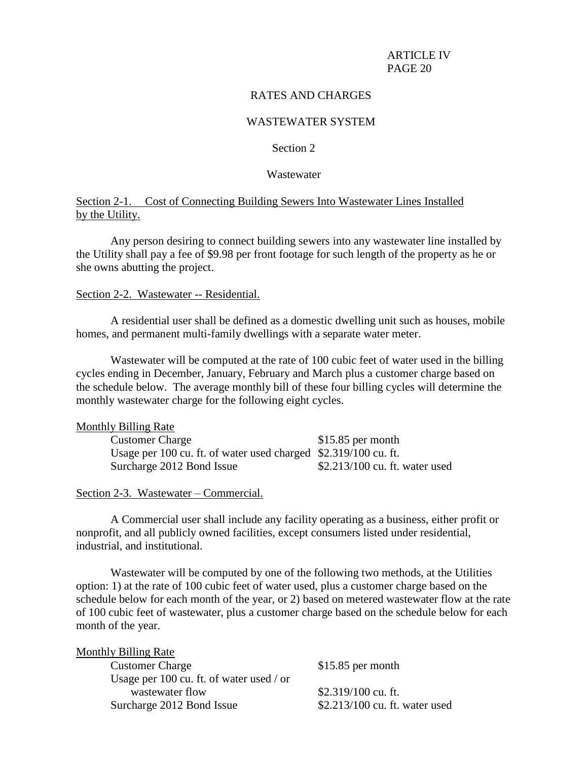# RATES AND CHARGES

## WASTEWATER SYSTEM

### Section 2

### Wastewater

Section 2-1. Cost of Connecting Building Sewers Into Wastewater Lines Installed by the Utility.

Any person desiring to connect building sewers into any wastewater line installed by the Utility shall pay a fee of $9.98 per front footage for such length of the property as he or she owns abutting the project.

Section 2-2. Wastewater -- Residential.

A residential user shall be defined as a domestic dwelling unit such as houses, mobile homes, and permanent multi-family dwellings with a separate water meter.

Wastewater will be computed at the rate of 100 cubic feet of water used in the billing cycles ending in December, January, February and March plus a customer charge based on the schedule below. The average monthly bill of these four billing cycles will determine the monthly wastewater charge for the following eight cycles.

Monthly Billing Rate

| | |
|---|---|
| Customer Charge | $15.85 per month |
| Usage per 100 cu. ft. of water used charged | $2.319/100 cu. ft. |
| Surcharge 2012 Bond Issue | $2.213/100 cu. ft. water used |

Section 2-3. Wastewater – Commercial.

A Commercial user shall include any facility operating as a business, either profit or nonprofit, and all publicly owned facilities, except consumers listed under residential, industrial, and institutional.

Wastewater will be computed by one of the following two methods, at the Utilities option: 1) at the rate of 100 cubic feet of water used, plus a customer charge based on the schedule below for each month of the year, or 2) based on metered wastewater flow at the rate of 100 cubic feet of wastewater, plus a customer charge based on the schedule below for each month of the year.

Monthly Billing Rate

| | |
|---|---|
| Customer Charge | $15.85 per month |
| Usage per 100 cu. ft. of water used / or wastewater flow | $2.319/100 cu. ft. |
| Surcharge 2012 Bond Issue | $2.213/100 cu. ft. water used |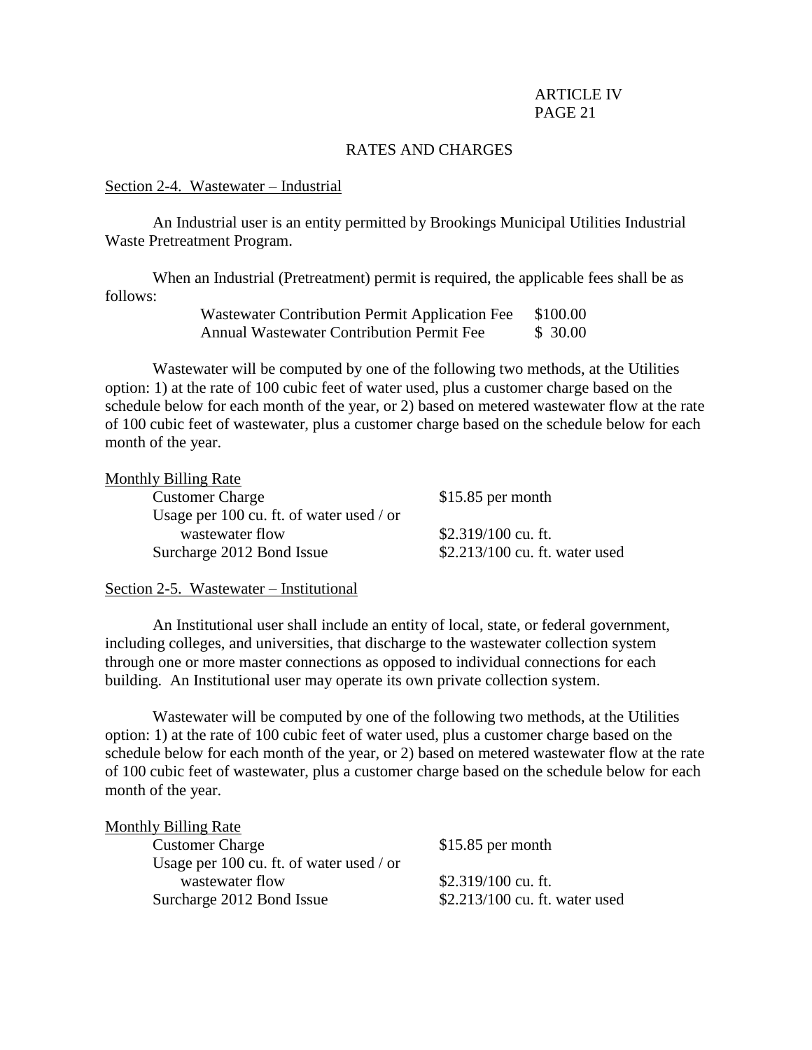# RATES AND CHARGES

## Section 2-4. Wastewater – Industrial

An Industrial user is an entity permitted by Brookings Municipal Utilities Industrial Waste Pretreatment Program.

When an Industrial (Pretreatment) permit is required, the applicable fees shall be as follows:

| | |
|---|---|
| Wastewater Contribution Permit Application Fee | \$100.00 |
| Annual Wastewater Contribution Permit Fee | \$ 30.00 |

Wastewater will be computed by one of the following two methods, at the Utilities option: 1) at the rate of 100 cubic feet of water used, plus a customer charge based on the schedule below for each month of the year, or 2) based on metered wastewater flow at the rate of 100 cubic feet of wastewater, plus a customer charge based on the schedule below for each month of the year.

Monthly Billing Rate

| | |
|---|---|
| Customer Charge | \$15.85 per month |
| Usage per 100 cu. ft. of water used / or wastewater flow | \$2.319/100 cu. ft. |
| Surcharge 2012 Bond Issue | \$2.213/100 cu. ft. water used |

## Section 2-5. Wastewater – Institutional

An Institutional user shall include an entity of local, state, or federal government, including colleges, and universities, that discharge to the wastewater collection system through one or more master connections as opposed to individual connections for each building. An Institutional user may operate its own private collection system.

Wastewater will be computed by one of the following two methods, at the Utilities option: 1) at the rate of 100 cubic feet of water used, plus a customer charge based on the schedule below for each month of the year, or 2) based on metered wastewater flow at the rate of 100 cubic feet of wastewater, plus a customer charge based on the schedule below for each month of the year.

Monthly Billing Rate

| | |
|---|---|
| Customer Charge | \$15.85 per month |
| Usage per 100 cu. ft. of water used / or wastewater flow | \$2.319/100 cu. ft. |
| Surcharge 2012 Bond Issue | \$2.213/100 cu. ft. water used |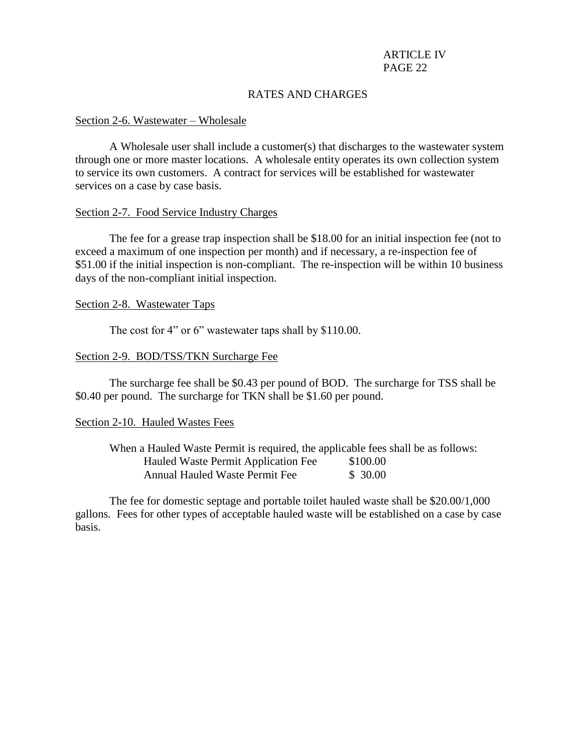## RATES AND CHARGES

### Section 2-6. Wastewater – Wholesale

A Wholesale user shall include a customer(s) that discharges to the wastewater system through one or more master locations. A wholesale entity operates its own collection system to service its own customers. A contract for services will be established for wastewater services on a case by case basis.

### Section 2-7. Food Service Industry Charges

The fee for a grease trap inspection shall be $18.00 for an initial inspection fee (not to exceed a maximum of one inspection per month) and if necessary, a re-inspection fee of $51.00 if the initial inspection is non-compliant. The re-inspection will be within 10 business days of the non-compliant initial inspection.

### Section 2-8. Wastewater Taps

The cost for 4" or 6" wastewater taps shall by $110.00.

### Section 2-9. BOD/TSS/TKN Surcharge Fee

The surcharge fee shall be $0.43 per pound of BOD. The surcharge for TSS shall be $0.40 per pound. The surcharge for TKN shall be $1.60 per pound.

### Section 2-10. Hauled Wastes Fees

When a Hauled Waste Permit is required, the applicable fees shall be as follows:

| Fee | Amount |
|---|---|
| Hauled Waste Permit Application Fee | $100.00 |
| Annual Hauled Waste Permit Fee | $ 30.00 |

The fee for domestic septage and portable toilet hauled waste shall be $20.00/1,000 gallons. Fees for other types of acceptable hauled waste will be established on a case by case basis.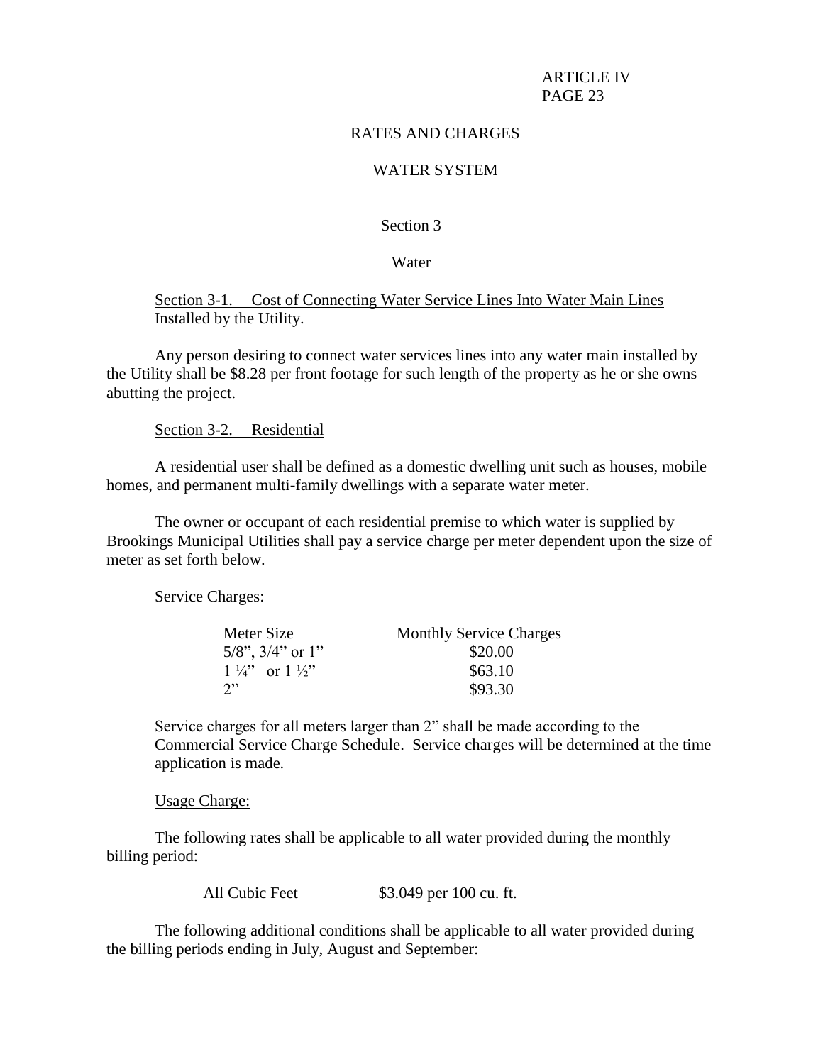# RATES AND CHARGES

## WATER SYSTEM

### Section 3

### Water

Section 3-1. Cost of Connecting Water Service Lines Into Water Main Lines Installed by the Utility.

Any person desiring to connect water services lines into any water main installed by the Utility shall be $8.28 per front footage for such length of the property as he or she owns abutting the project.

Section 3-2. Residential

A residential user shall be defined as a domestic dwelling unit such as houses, mobile homes, and permanent multi-family dwellings with a separate water meter.

The owner or occupant of each residential premise to which water is supplied by Brookings Municipal Utilities shall pay a service charge per meter dependent upon the size of meter as set forth below.

Service Charges:

| Meter Size | Monthly Service Charges |
|---|---|
| 5/8", 3/4" or 1" | $20.00 |
| 1 ¼" or 1 ½" | $63.10 |
| 2" | $93.30 |

Service charges for all meters larger than 2" shall be made according to the Commercial Service Charge Schedule. Service charges will be determined at the time application is made.

Usage Charge:

The following rates shall be applicable to all water provided during the monthly billing period:

| All Cubic Feet | $3.049 per 100 cu. ft. |
|---|---|

The following additional conditions shall be applicable to all water provided during the billing periods ending in July, August and September: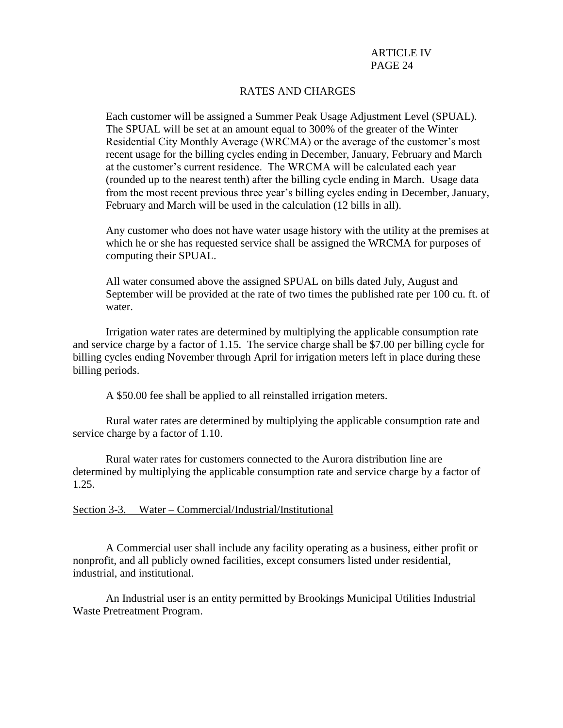## RATES AND CHARGES

Each customer will be assigned a Summer Peak Usage Adjustment Level (SPUAL). The SPUAL will be set at an amount equal to 300% of the greater of the Winter Residential City Monthly Average (WRCMA) or the average of the customer's most recent usage for the billing cycles ending in December, January, February and March at the customer's current residence. The WRCMA will be calculated each year (rounded up to the nearest tenth) after the billing cycle ending in March. Usage data from the most recent previous three year's billing cycles ending in December, January, February and March will be used in the calculation (12 bills in all).

Any customer who does not have water usage history with the utility at the premises at which he or she has requested service shall be assigned the WRCMA for purposes of computing their SPUAL.

All water consumed above the assigned SPUAL on bills dated July, August and September will be provided at the rate of two times the published rate per 100 cu. ft. of water.

Irrigation water rates are determined by multiplying the applicable consumption rate and service charge by a factor of 1.15. The service charge shall be $7.00 per billing cycle for billing cycles ending November through April for irrigation meters left in place during these billing periods.

A $50.00 fee shall be applied to all reinstalled irrigation meters.

Rural water rates are determined by multiplying the applicable consumption rate and service charge by a factor of 1.10.

Rural water rates for customers connected to the Aurora distribution line are determined by multiplying the applicable consumption rate and service charge by a factor of 1.25.

### Section 3-3. Water – Commercial/Industrial/Institutional

A Commercial user shall include any facility operating as a business, either profit or nonprofit, and all publicly owned facilities, except consumers listed under residential, industrial, and institutional.

An Industrial user is an entity permitted by Brookings Municipal Utilities Industrial Waste Pretreatment Program.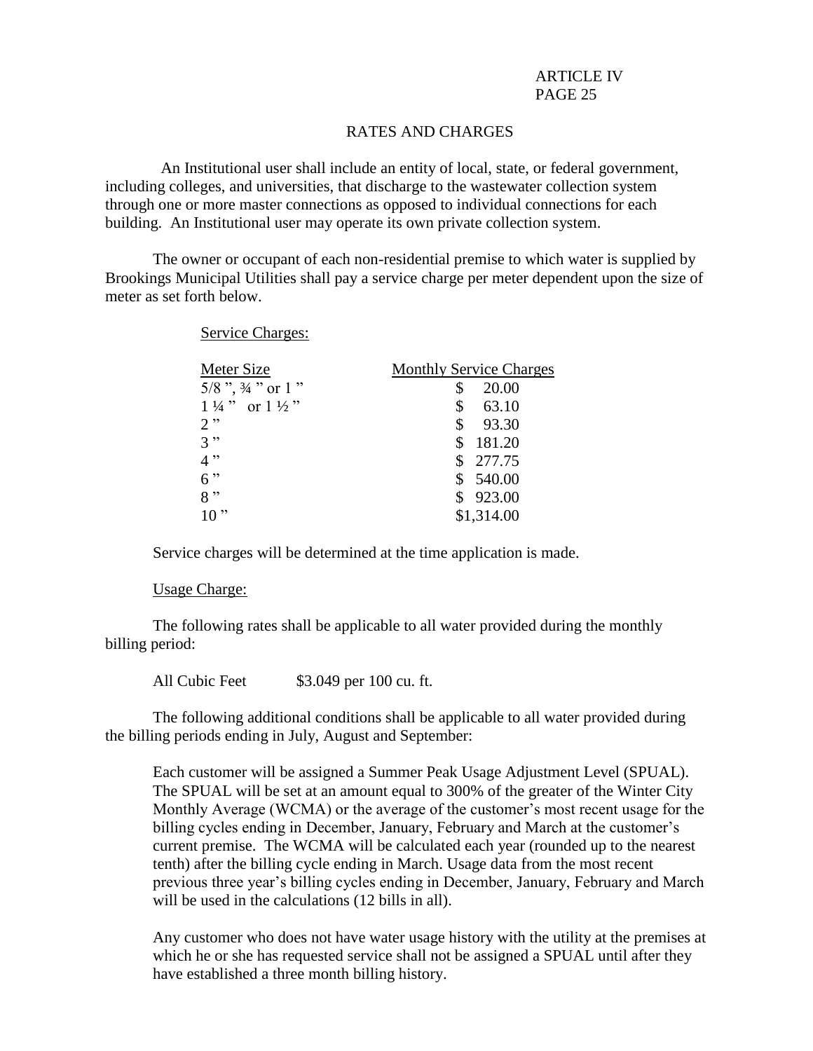## RATES AND CHARGES

An Institutional user shall include an entity of local, state, or federal government, including colleges, and universities, that discharge to the wastewater collection system through one or more master connections as opposed to individual connections for each building. An Institutional user may operate its own private collection system.

The owner or occupant of each non-residential premise to which water is supplied by Brookings Municipal Utilities shall pay a service charge per meter dependent upon the size of meter as set forth below.

Service Charges:

| Meter Size | Monthly Service Charges |
| --- | --- |
| 5/8 ", ¾ " or 1 " | $ 20.00 |
| 1 ¼ " or 1 ½ " | $ 63.10 |
| 2 " | $ 93.30 |
| 3 " | $ 181.20 |
| 4 " | $ 277.75 |
| 6 " | $ 540.00 |
| 8 " | $ 923.00 |
| 10 " | $1,314.00 |

Service charges will be determined at the time application is made.

Usage Charge:

The following rates shall be applicable to all water provided during the monthly billing period:

All Cubic Feet $3.049 per 100 cu. ft.

The following additional conditions shall be applicable to all water provided during the billing periods ending in July, August and September:

Each customer will be assigned a Summer Peak Usage Adjustment Level (SPUAL). The SPUAL will be set at an amount equal to 300% of the greater of the Winter City Monthly Average (WCMA) or the average of the customer's most recent usage for the billing cycles ending in December, January, February and March at the customer's current premise. The WCMA will be calculated each year (rounded up to the nearest tenth) after the billing cycle ending in March. Usage data from the most recent previous three year's billing cycles ending in December, January, February and March will be used in the calculations (12 bills in all).

Any customer who does not have water usage history with the utility at the premises at which he or she has requested service shall not be assigned a SPUAL until after they have established a three month billing history.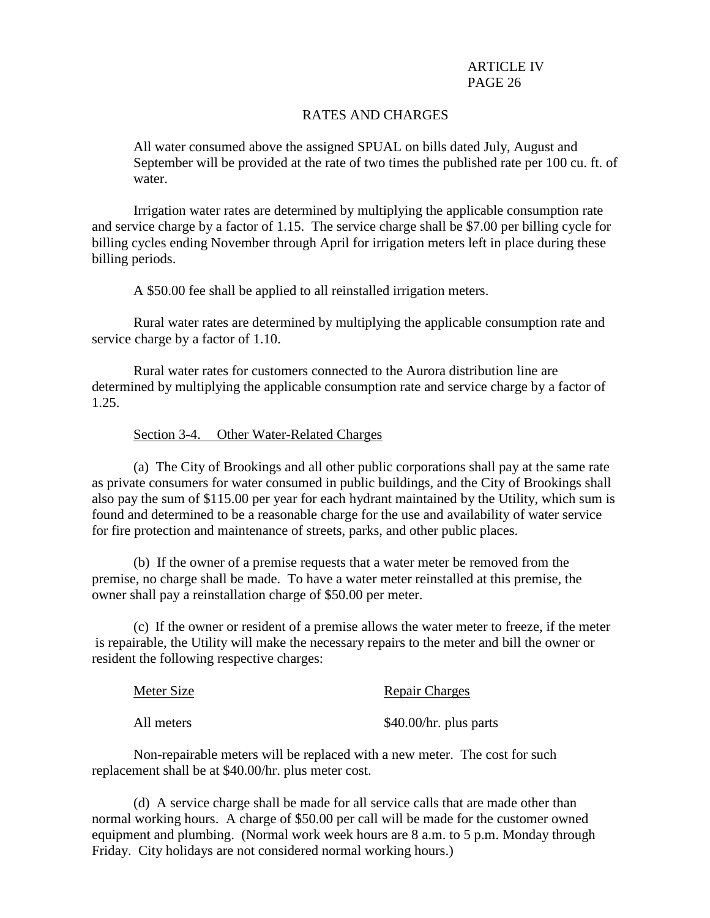## RATES AND CHARGES

All water consumed above the assigned SPUAL on bills dated July, August and September will be provided at the rate of two times the published rate per 100 cu. ft. of water.

Irrigation water rates are determined by multiplying the applicable consumption rate and service charge by a factor of 1.15. The service charge shall be $7.00 per billing cycle for billing cycles ending November through April for irrigation meters left in place during these billing periods.

A $50.00 fee shall be applied to all reinstalled irrigation meters.

Rural water rates are determined by multiplying the applicable consumption rate and service charge by a factor of 1.10.

Rural water rates for customers connected to the Aurora distribution line are determined by multiplying the applicable consumption rate and service charge by a factor of 1.25.

### Section 3-4. Other Water-Related Charges

(a) The City of Brookings and all other public corporations shall pay at the same rate as private consumers for water consumed in public buildings, and the City of Brookings shall also pay the sum of $115.00 per year for each hydrant maintained by the Utility, which sum is found and determined to be a reasonable charge for the use and availability of water service for fire protection and maintenance of streets, parks, and other public places.

(b) If the owner of a premise requests that a water meter be removed from the premise, no charge shall be made. To have a water meter reinstalled at this premise, the owner shall pay a reinstallation charge of $50.00 per meter.

(c) If the owner or resident of a premise allows the water meter to freeze, if the meter is repairable, the Utility will make the necessary repairs to the meter and bill the owner or resident the following respective charges:

| Meter Size | Repair Charges |
| --- | --- |
| All meters | $40.00/hr. plus parts |

Non-repairable meters will be replaced with a new meter. The cost for such replacement shall be at $40.00/hr. plus meter cost.

(d) A service charge shall be made for all service calls that are made other than normal working hours. A charge of $50.00 per call will be made for the customer owned equipment and plumbing. (Normal work week hours are 8 a.m. to 5 p.m. Monday through Friday. City holidays are not considered normal working hours.)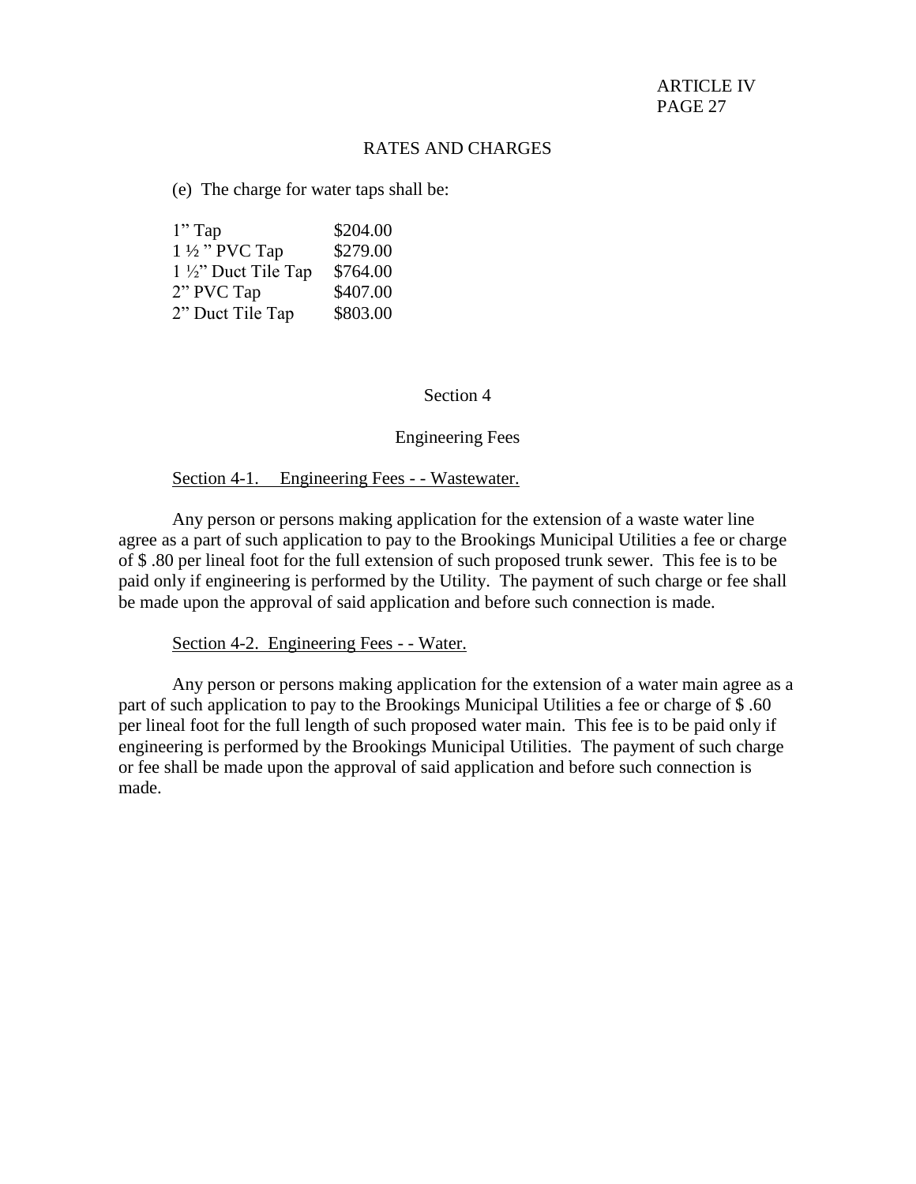## RATES AND CHARGES

(e) The charge for water taps shall be:

| | |
|---|---|
| 1" Tap | $204.00 |
| 1 ½ " PVC Tap | $279.00 |
| 1 ½" Duct Tile Tap | $764.00 |
| 2" PVC Tap | $407.00 |
| 2" Duct Tile Tap | $803.00 |

## Section 4

## Engineering Fees

Section 4-1. Engineering Fees - - Wastewater.

Any person or persons making application for the extension of a waste water line agree as a part of such application to pay to the Brookings Municipal Utilities a fee or charge of $ .80 per lineal foot for the full extension of such proposed trunk sewer. This fee is to be paid only if engineering is performed by the Utility. The payment of such charge or fee shall be made upon the approval of said application and before such connection is made.

Section 4-2. Engineering Fees - - Water.

Any person or persons making application for the extension of a water main agree as a part of such application to pay to the Brookings Municipal Utilities a fee or charge of $ .60 per lineal foot for the full length of such proposed water main. This fee is to be paid only if engineering is performed by the Brookings Municipal Utilities. The payment of such charge or fee shall be made upon the approval of said application and before such connection is made.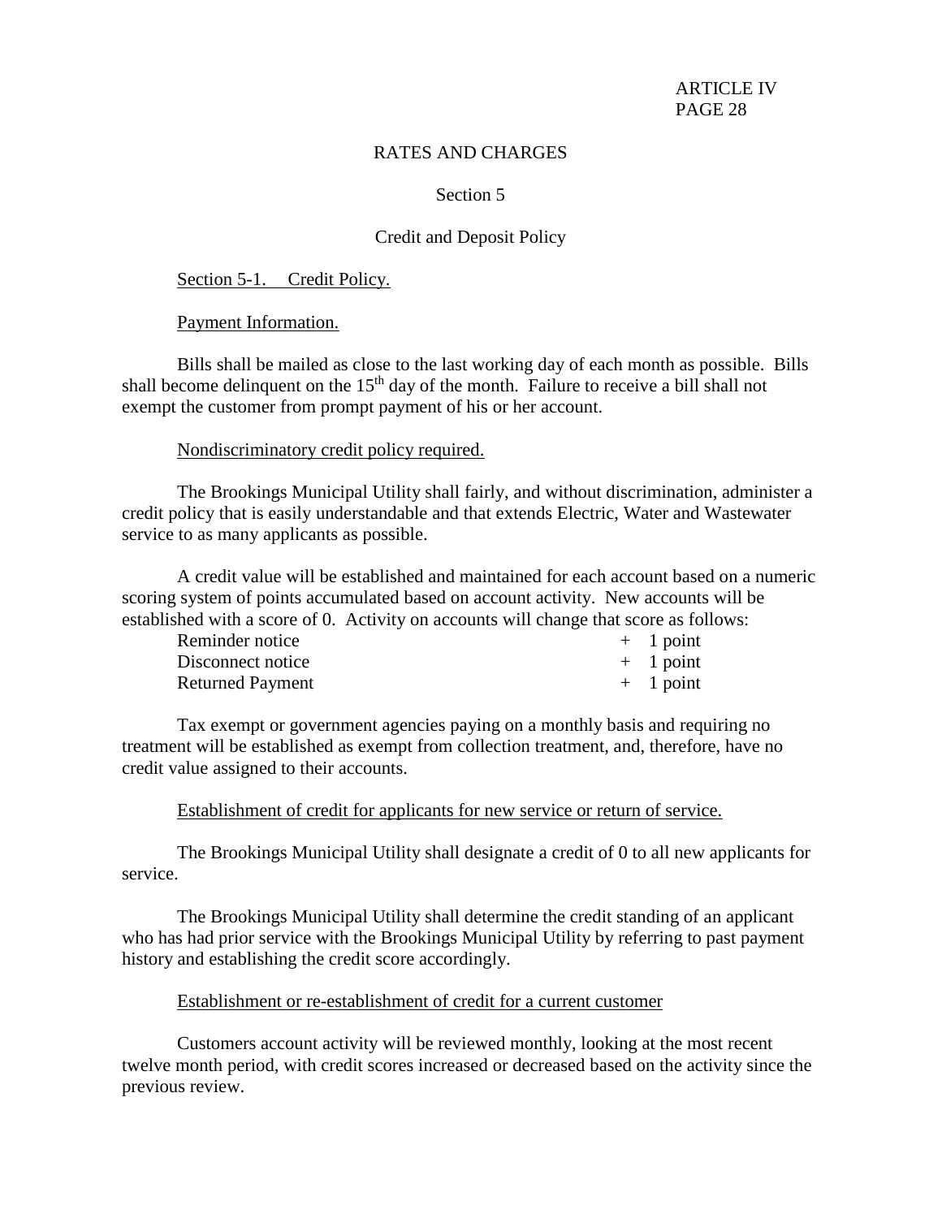## RATES AND CHARGES

### Section 5

### Credit and Deposit Policy

Section 5-1. Credit Policy.

Payment Information.

Bills shall be mailed as close to the last working day of each month as possible. Bills shall become delinquent on the 15th day of the month. Failure to receive a bill shall not exempt the customer from prompt payment of his or her account.

Nondiscriminatory credit policy required.

The Brookings Municipal Utility shall fairly, and without discrimination, administer a credit policy that is easily understandable and that extends Electric, Water and Wastewater service to as many applicants as possible.

A credit value will be established and maintained for each account based on a numeric scoring system of points accumulated based on account activity. New accounts will be established with a score of 0. Activity on accounts will change that score as follows:

| | |
|---|---|
| Reminder notice | + 1 point |
| Disconnect notice | + 1 point |
| Returned Payment | + 1 point |

Tax exempt or government agencies paying on a monthly basis and requiring no treatment will be established as exempt from collection treatment, and, therefore, have no credit value assigned to their accounts.

Establishment of credit for applicants for new service or return of service.

The Brookings Municipal Utility shall designate a credit of 0 to all new applicants for service.

The Brookings Municipal Utility shall determine the credit standing of an applicant who has had prior service with the Brookings Municipal Utility by referring to past payment history and establishing the credit score accordingly.

Establishment or re-establishment of credit for a current customer

Customers account activity will be reviewed monthly, looking at the most recent twelve month period, with credit scores increased or decreased based on the activity since the previous review.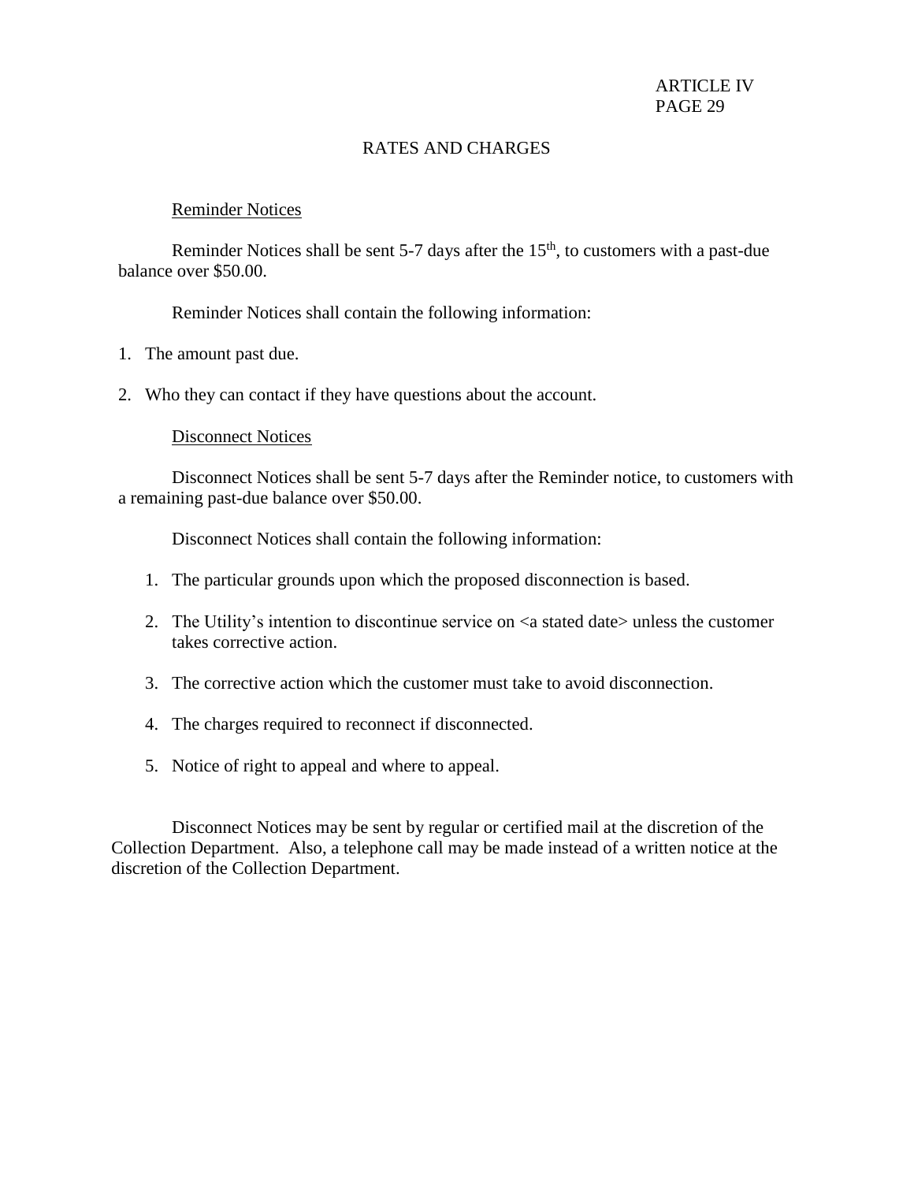## RATES AND CHARGES

Reminder Notices

Reminder Notices shall be sent 5-7 days after the 15th, to customers with a past-due balance over $50.00.

Reminder Notices shall contain the following information:

1. The amount past due.
2. Who they can contact if they have questions about the account.

Disconnect Notices

Disconnect Notices shall be sent 5-7 days after the Reminder notice, to customers with a remaining past-due balance over $50.00.

Disconnect Notices shall contain the following information:

1. The particular grounds upon which the proposed disconnection is based.
2. The Utility's intention to discontinue service on <a stated date> unless the customer takes corrective action.
3. The corrective action which the customer must take to avoid disconnection.
4. The charges required to reconnect if disconnected.
5. Notice of right to appeal and where to appeal.

Disconnect Notices may be sent by regular or certified mail at the discretion of the Collection Department. Also, a telephone call may be made instead of a written notice at the discretion of the Collection Department.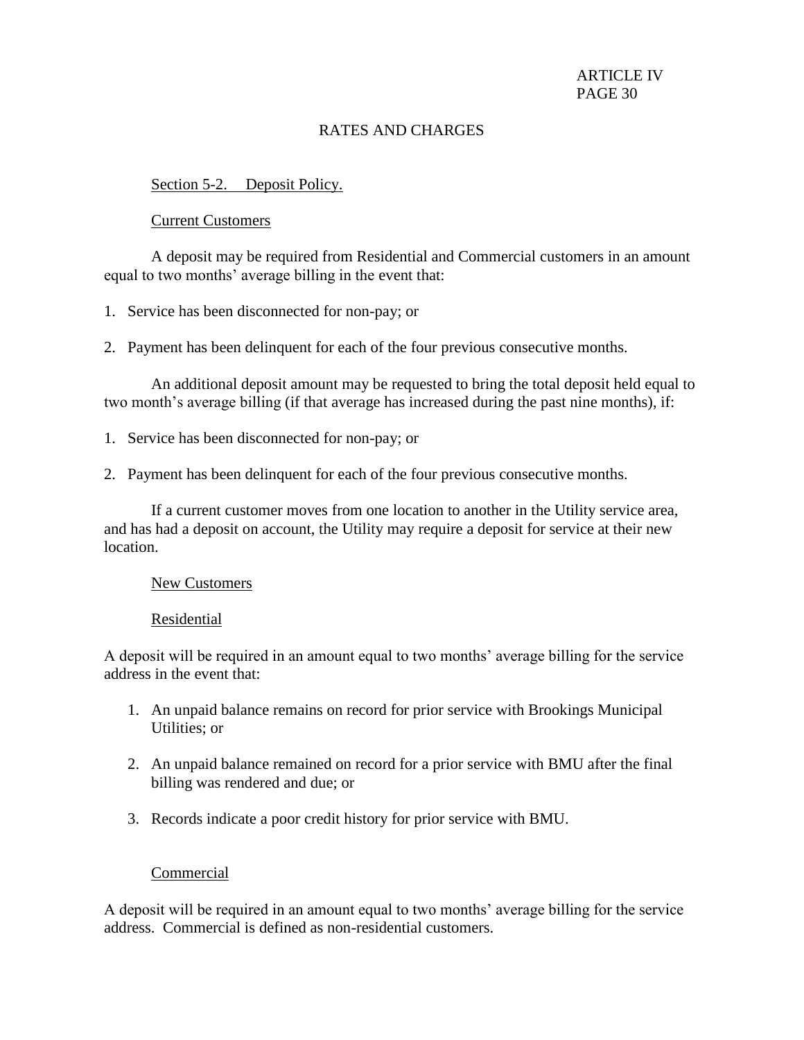## RATES AND CHARGES

Section 5-2. Deposit Policy.

Current Customers

A deposit may be required from Residential and Commercial customers in an amount equal to two months' average billing in the event that:

1. Service has been disconnected for non-pay; or
2. Payment has been delinquent for each of the four previous consecutive months.

An additional deposit amount may be requested to bring the total deposit held equal to two month's average billing (if that average has increased during the past nine months), if:

1. Service has been disconnected for non-pay; or
2. Payment has been delinquent for each of the four previous consecutive months.

If a current customer moves from one location to another in the Utility service area, and has had a deposit on account, the Utility may require a deposit for service at their new location.

New Customers

Residential

A deposit will be required in an amount equal to two months' average billing for the service address in the event that:

1. An unpaid balance remains on record for prior service with Brookings Municipal Utilities; or
2. An unpaid balance remained on record for a prior service with BMU after the final billing was rendered and due; or
3. Records indicate a poor credit history for prior service with BMU.

Commercial

A deposit will be required in an amount equal to two months' average billing for the service address. Commercial is defined as non-residential customers.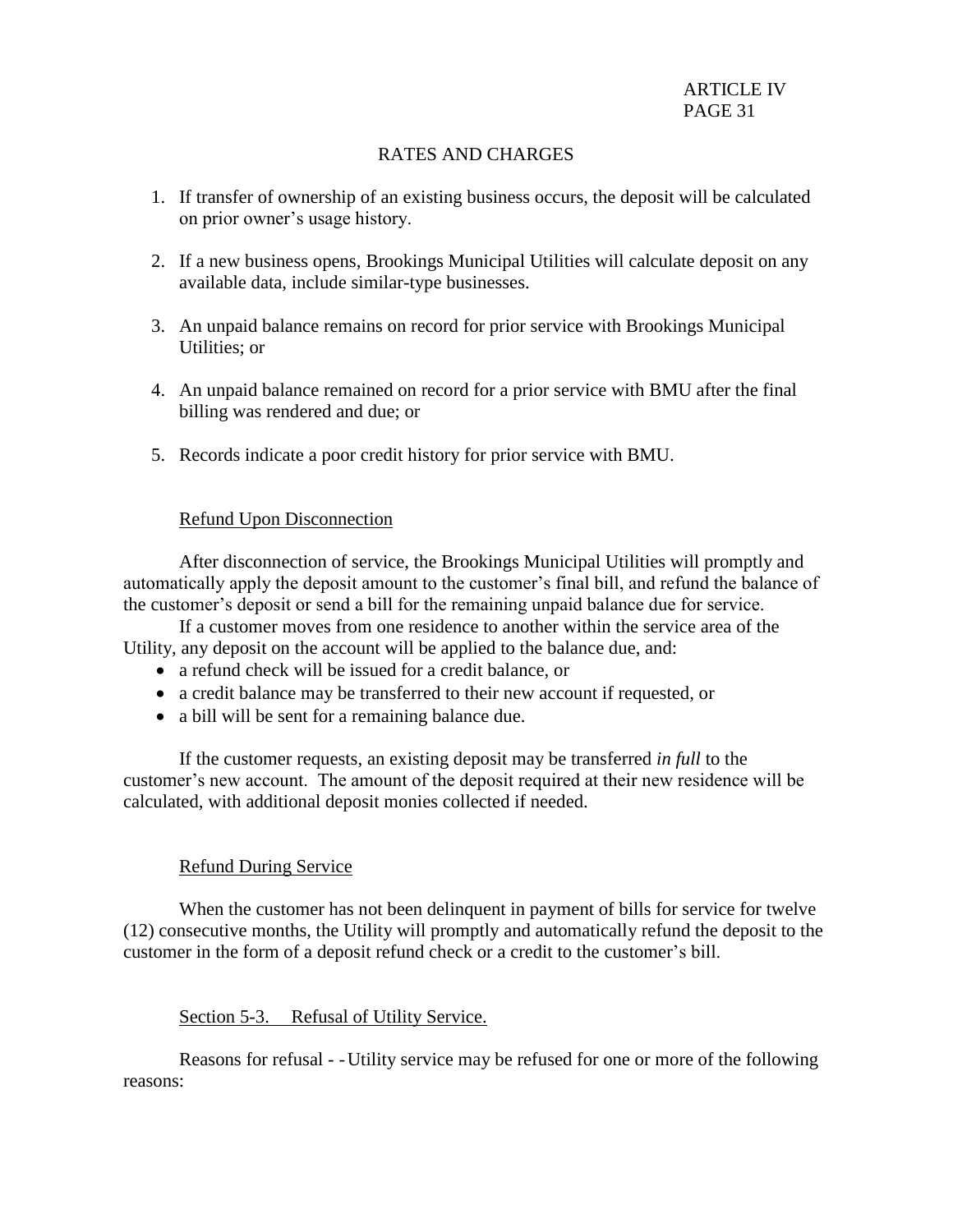## RATES AND CHARGES

1. If transfer of ownership of an existing business occurs, the deposit will be calculated on prior owner's usage history.
2. If a new business opens, Brookings Municipal Utilities will calculate deposit on any available data, include similar-type businesses.
3. An unpaid balance remains on record for prior service with Brookings Municipal Utilities; or
4. An unpaid balance remained on record for a prior service with BMU after the final billing was rendered and due; or
5. Records indicate a poor credit history for prior service with BMU.

Refund Upon Disconnection

After disconnection of service, the Brookings Municipal Utilities will promptly and automatically apply the deposit amount to the customer's final bill, and refund the balance of the customer's deposit or send a bill for the remaining unpaid balance due for service.

If a customer moves from one residence to another within the service area of the Utility, any deposit on the account will be applied to the balance due, and:

- a refund check will be issued for a credit balance, or
- a credit balance may be transferred to their new account if requested, or
- a bill will be sent for a remaining balance due.

If the customer requests, an existing deposit may be transferred *in full* to the customer's new account. The amount of the deposit required at their new residence will be calculated, with additional deposit monies collected if needed.

Refund During Service

When the customer has not been delinquent in payment of bills for service for twelve (12) consecutive months, the Utility will promptly and automatically refund the deposit to the customer in the form of a deposit refund check or a credit to the customer's bill.

Section 5-3. Refusal of Utility Service.

Reasons for refusal - - Utility service may be refused for one or more of the following reasons: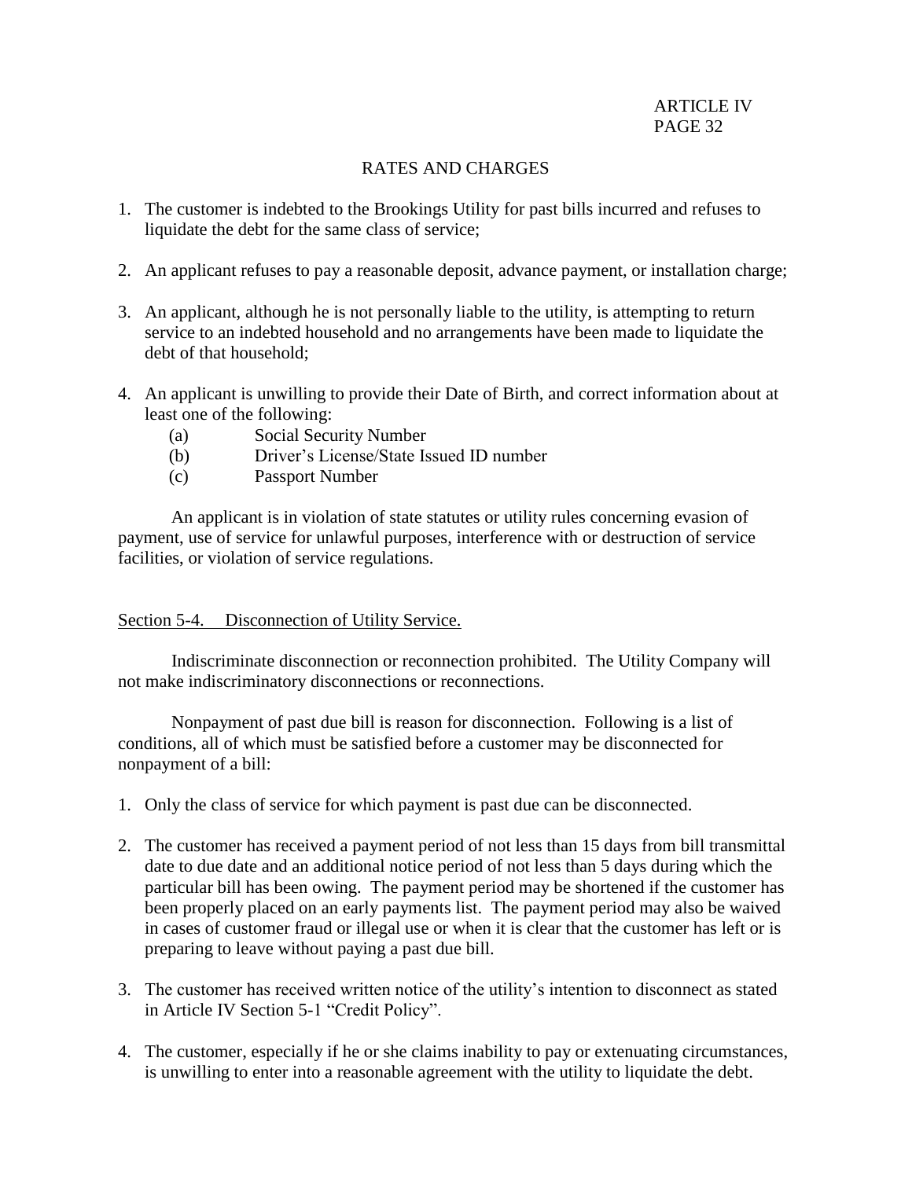## RATES AND CHARGES

1. The customer is indebted to the Brookings Utility for past bills incurred and refuses to liquidate the debt for the same class of service;

2. An applicant refuses to pay a reasonable deposit, advance payment, or installation charge;

3. An applicant, although he is not personally liable to the utility, is attempting to return service to an indebted household and no arrangements have been made to liquidate the debt of that household;

4. An applicant is unwilling to provide their Date of Birth, and correct information about at least one of the following:
   - (a) Social Security Number
   - (b) Driver's License/State Issued ID number
   - (c) Passport Number

An applicant is in violation of state statutes or utility rules concerning evasion of payment, use of service for unlawful purposes, interference with or destruction of service facilities, or violation of service regulations.

### Section 5-4. Disconnection of Utility Service.

Indiscriminate disconnection or reconnection prohibited. The Utility Company will not make indiscriminatory disconnections or reconnections.

Nonpayment of past due bill is reason for disconnection. Following is a list of conditions, all of which must be satisfied before a customer may be disconnected for nonpayment of a bill:

1. Only the class of service for which payment is past due can be disconnected.

2. The customer has received a payment period of not less than 15 days from bill transmittal date to due date and an additional notice period of not less than 5 days during which the particular bill has been owing. The payment period may be shortened if the customer has been properly placed on an early payments list. The payment period may also be waived in cases of customer fraud or illegal use or when it is clear that the customer has left or is preparing to leave without paying a past due bill.

3. The customer has received written notice of the utility's intention to disconnect as stated in Article IV Section 5-1 "Credit Policy".

4. The customer, especially if he or she claims inability to pay or extenuating circumstances, is unwilling to enter into a reasonable agreement with the utility to liquidate the debt.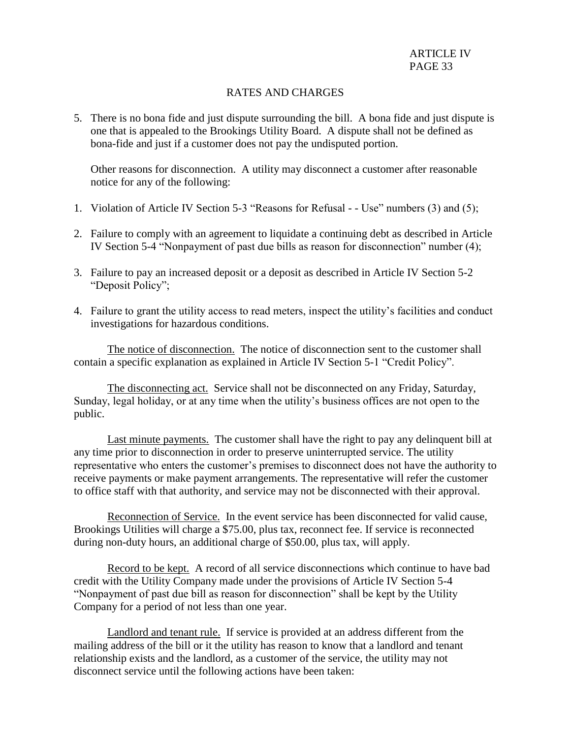## RATES AND CHARGES

5. There is no bona fide and just dispute surrounding the bill. A bona fide and just dispute is one that is appealed to the Brookings Utility Board. A dispute shall not be defined as bona-fide and just if a customer does not pay the undisputed portion.

   Other reasons for disconnection. A utility may disconnect a customer after reasonable notice for any of the following:

1. Violation of Article IV Section 5-3 "Reasons for Refusal - - Use" numbers (3) and (5);

2. Failure to comply with an agreement to liquidate a continuing debt as described in Article IV Section 5-4 "Nonpayment of past due bills as reason for disconnection" number (4);

3. Failure to pay an increased deposit or a deposit as described in Article IV Section 5-2 "Deposit Policy";

4. Failure to grant the utility access to read meters, inspect the utility's facilities and conduct investigations for hazardous conditions.

<u>The notice of disconnection.</u> The notice of disconnection sent to the customer shall contain a specific explanation as explained in Article IV Section 5-1 "Credit Policy".

<u>The disconnecting act.</u> Service shall not be disconnected on any Friday, Saturday, Sunday, legal holiday, or at any time when the utility's business offices are not open to the public.

<u>Last minute payments.</u> The customer shall have the right to pay any delinquent bill at any time prior to disconnection in order to preserve uninterrupted service. The utility representative who enters the customer's premises to disconnect does not have the authority to receive payments or make payment arrangements. The representative will refer the customer to office staff with that authority, and service may not be disconnected with their approval.

<u>Reconnection of Service.</u> In the event service has been disconnected for valid cause, Brookings Utilities will charge a $75.00, plus tax, reconnect fee. If service is reconnected during non-duty hours, an additional charge of $50.00, plus tax, will apply.

<u>Record to be kept.</u> A record of all service disconnections which continue to have bad credit with the Utility Company made under the provisions of Article IV Section 5-4 "Nonpayment of past due bill as reason for disconnection" shall be kept by the Utility Company for a period of not less than one year.

<u>Landlord and tenant rule.</u> If service is provided at an address different from the mailing address of the bill or it the utility has reason to know that a landlord and tenant relationship exists and the landlord, as a customer of the service, the utility may not disconnect service until the following actions have been taken: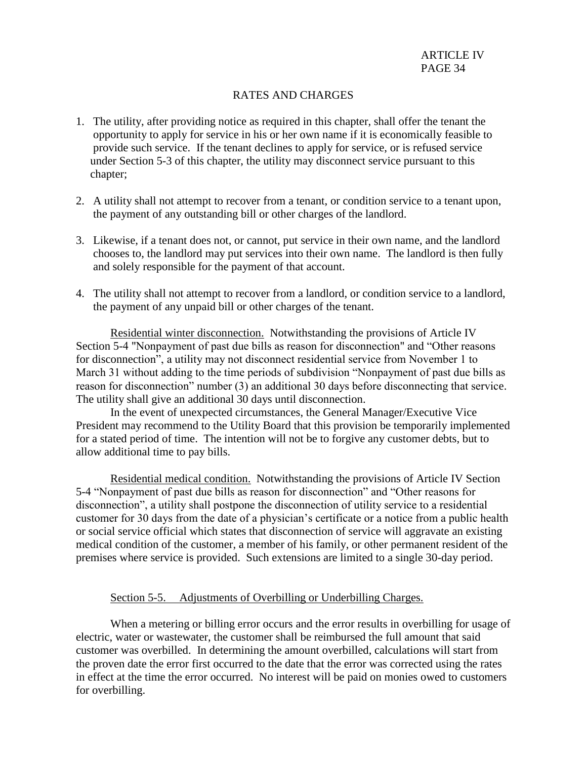## RATES AND CHARGES

1. The utility, after providing notice as required in this chapter, shall offer the tenant the opportunity to apply for service in his or her own name if it is economically feasible to provide such service. If the tenant declines to apply for service, or is refused service under Section 5-3 of this chapter, the utility may disconnect service pursuant to this chapter;
2. A utility shall not attempt to recover from a tenant, or condition service to a tenant upon, the payment of any outstanding bill or other charges of the landlord.
3. Likewise, if a tenant does not, or cannot, put service in their own name, and the landlord chooses to, the landlord may put services into their own name. The landlord is then fully and solely responsible for the payment of that account.
4. The utility shall not attempt to recover from a landlord, or condition service to a landlord, the payment of any unpaid bill or other charges of the tenant.

Residential winter disconnection. Notwithstanding the provisions of Article IV Section 5-4 "Nonpayment of past due bills as reason for disconnection" and "Other reasons for disconnection", a utility may not disconnect residential service from November 1 to March 31 without adding to the time periods of subdivision "Nonpayment of past due bills as reason for disconnection" number (3) an additional 30 days before disconnecting that service. The utility shall give an additional 30 days until disconnection.

In the event of unexpected circumstances, the General Manager/Executive Vice President may recommend to the Utility Board that this provision be temporarily implemented for a stated period of time. The intention will not be to forgive any customer debts, but to allow additional time to pay bills.

Residential medical condition. Notwithstanding the provisions of Article IV Section 5-4 "Nonpayment of past due bills as reason for disconnection" and "Other reasons for disconnection", a utility shall postpone the disconnection of utility service to a residential customer for 30 days from the date of a physician's certificate or a notice from a public health or social service official which states that disconnection of service will aggravate an existing medical condition of the customer, a member of his family, or other permanent resident of the premises where service is provided. Such extensions are limited to a single 30-day period.

### Section 5-5. Adjustments of Overbilling or Underbilling Charges.

When a metering or billing error occurs and the error results in overbilling for usage of electric, water or wastewater, the customer shall be reimbursed the full amount that said customer was overbilled. In determining the amount overbilled, calculations will start from the proven date the error first occurred to the date that the error was corrected using the rates in effect at the time the error occurred. No interest will be paid on monies owed to customers for overbilling.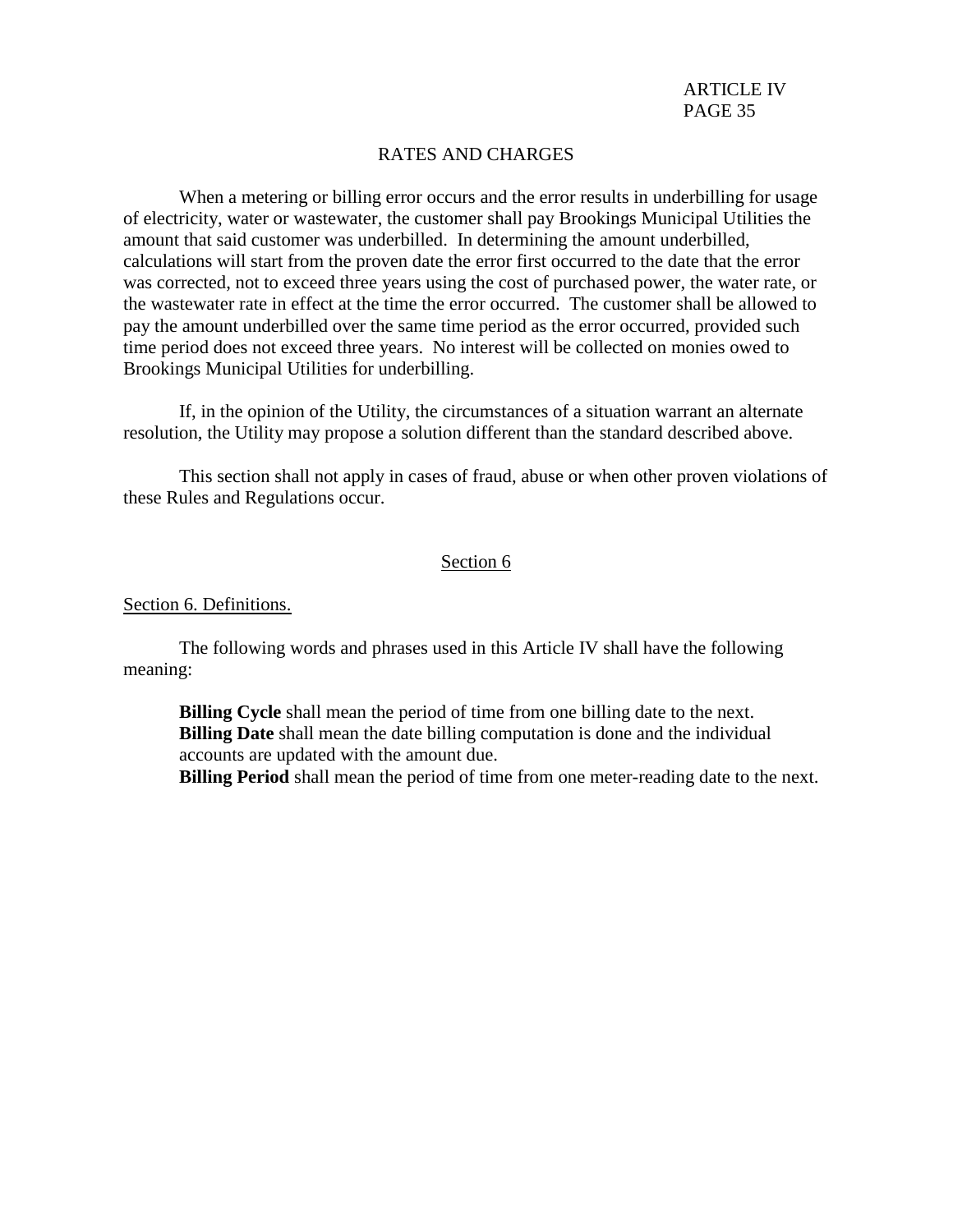## RATES AND CHARGES

When a metering or billing error occurs and the error results in underbilling for usage of electricity, water or wastewater, the customer shall pay Brookings Municipal Utilities the amount that said customer was underbilled. In determining the amount underbilled, calculations will start from the proven date the error first occurred to the date that the error was corrected, not to exceed three years using the cost of purchased power, the water rate, or the wastewater rate in effect at the time the error occurred. The customer shall be allowed to pay the amount underbilled over the same time period as the error occurred, provided such time period does not exceed three years. No interest will be collected on monies owed to Brookings Municipal Utilities for underbilling.

If, in the opinion of the Utility, the circumstances of a situation warrant an alternate resolution, the Utility may propose a solution different than the standard described above.

This section shall not apply in cases of fraud, abuse or when other proven violations of these Rules and Regulations occur.

### Section 6

Section 6. Definitions.

The following words and phrases used in this Article IV shall have the following meaning:

**Billing Cycle** shall mean the period of time from one billing date to the next.
**Billing Date** shall mean the date billing computation is done and the individual accounts are updated with the amount due.
**Billing Period** shall mean the period of time from one meter-reading date to the next.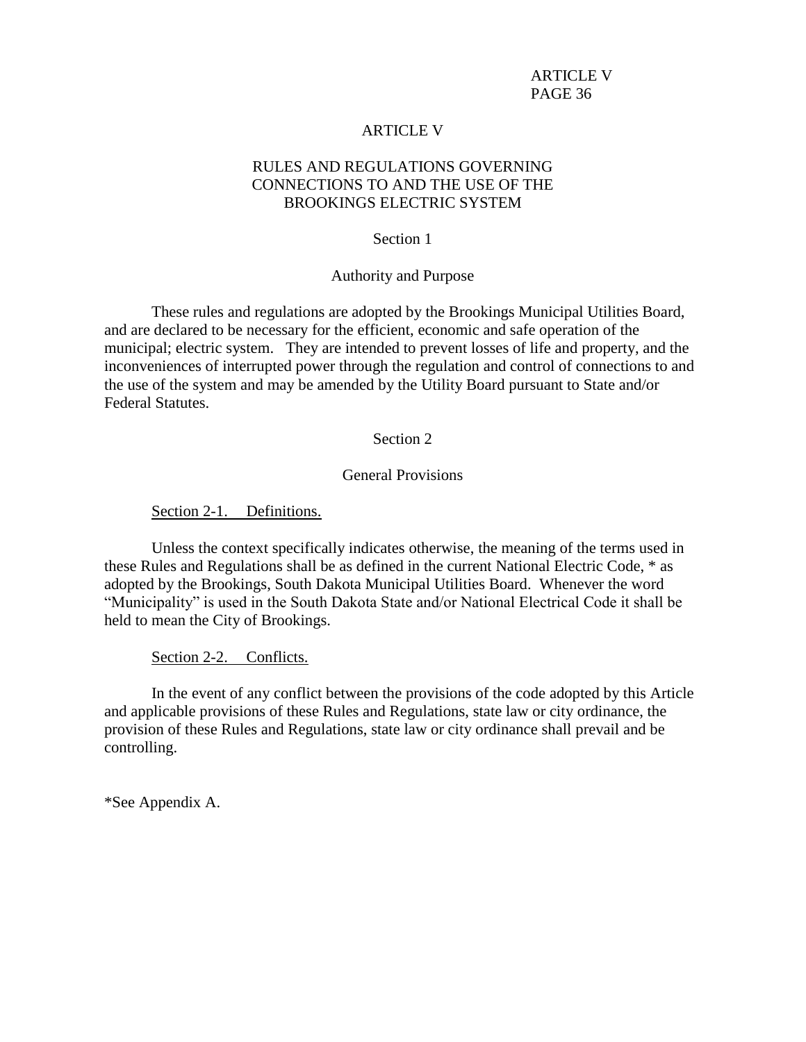# ARTICLE V

## RULES AND REGULATIONS GOVERNING CONNECTIONS TO AND THE USE OF THE BROOKINGS ELECTRIC SYSTEM

### Section 1

### Authority and Purpose

These rules and regulations are adopted by the Brookings Municipal Utilities Board, and are declared to be necessary for the efficient, economic and safe operation of the municipal; electric system. They are intended to prevent losses of life and property, and the inconveniences of interrupted power through the regulation and control of connections to and the use of the system and may be amended by the Utility Board pursuant to State and/or Federal Statutes.

### Section 2

### General Provisions

Section 2-1. Definitions.

Unless the context specifically indicates otherwise, the meaning of the terms used in these Rules and Regulations shall be as defined in the current National Electric Code, * as adopted by the Brookings, South Dakota Municipal Utilities Board. Whenever the word "Municipality" is used in the South Dakota State and/or National Electrical Code it shall be held to mean the City of Brookings.

Section 2-2. Conflicts.

In the event of any conflict between the provisions of the code adopted by this Article and applicable provisions of these Rules and Regulations, state law or city ordinance, the provision of these Rules and Regulations, state law or city ordinance shall prevail and be controlling.

*See Appendix A.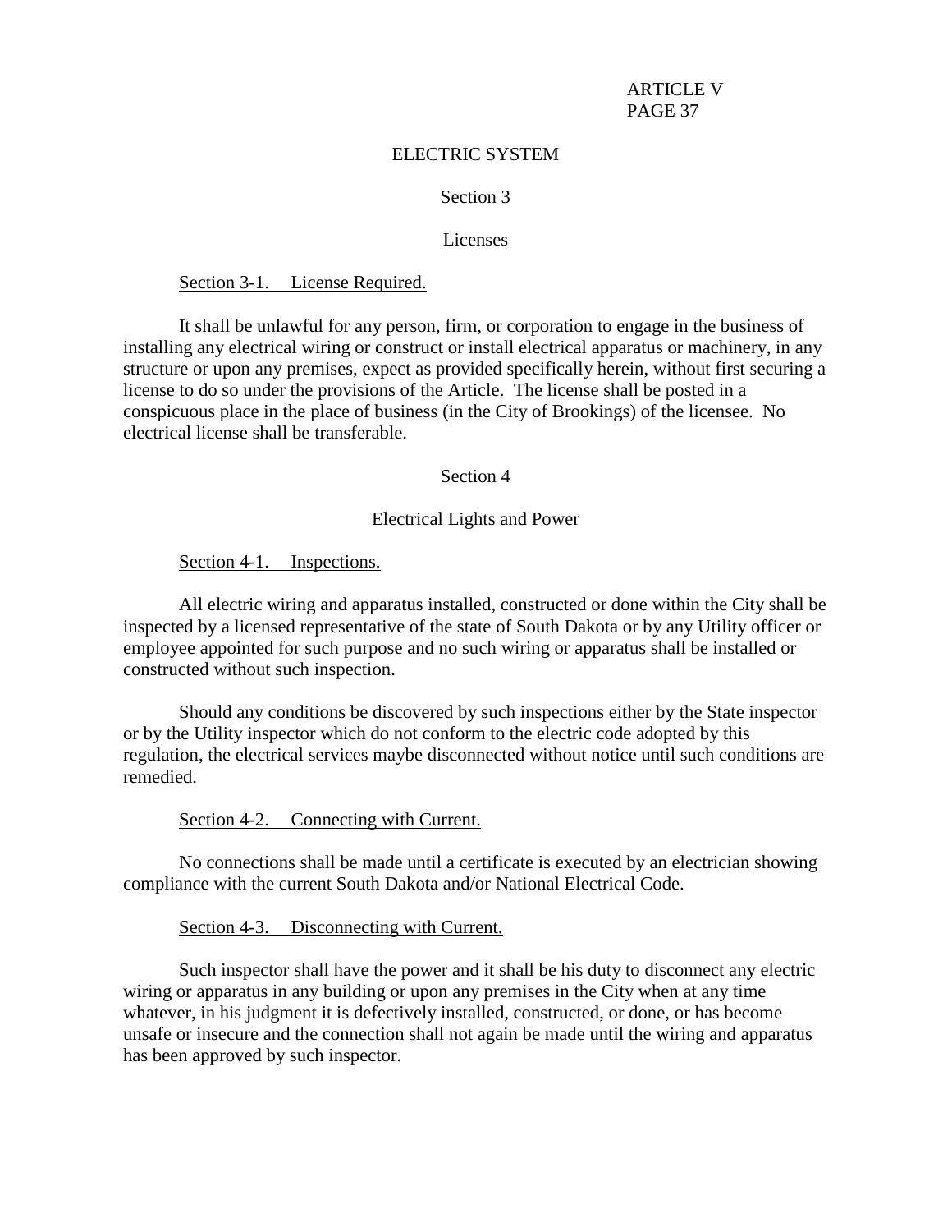## ELECTRIC SYSTEM

### Section 3

### Licenses

Section 3-1. License Required.

It shall be unlawful for any person, firm, or corporation to engage in the business of installing any electrical wiring or construct or install electrical apparatus or machinery, in any structure or upon any premises, expect as provided specifically herein, without first securing a license to do so under the provisions of the Article. The license shall be posted in a conspicuous place in the place of business (in the City of Brookings) of the licensee. No electrical license shall be transferable.

### Section 4

### Electrical Lights and Power

Section 4-1. Inspections.

All electric wiring and apparatus installed, constructed or done within the City shall be inspected by a licensed representative of the state of South Dakota or by any Utility officer or employee appointed for such purpose and no such wiring or apparatus shall be installed or constructed without such inspection.

Should any conditions be discovered by such inspections either by the State inspector or by the Utility inspector which do not conform to the electric code adopted by this regulation, the electrical services maybe disconnected without notice until such conditions are remedied.

Section 4-2. Connecting with Current.

No connections shall be made until a certificate is executed by an electrician showing compliance with the current South Dakota and/or National Electrical Code.

Section 4-3. Disconnecting with Current.

Such inspector shall have the power and it shall be his duty to disconnect any electric wiring or apparatus in any building or upon any premises in the City when at any time whatever, in his judgment it is defectively installed, constructed, or done, or has become unsafe or insecure and the connection shall not again be made until the wiring and apparatus has been approved by such inspector.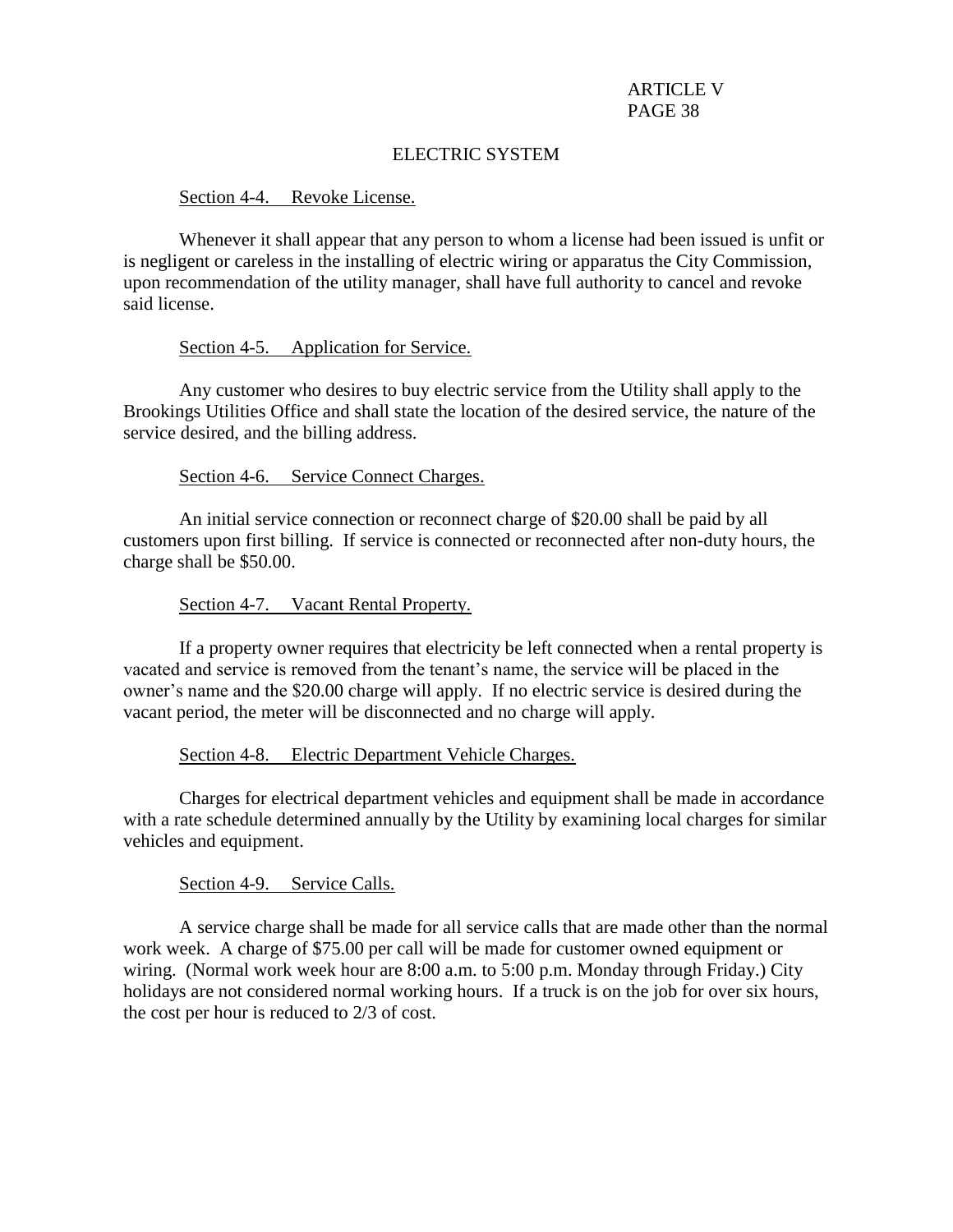## ELECTRIC SYSTEM

Section 4-4. Revoke License.

Whenever it shall appear that any person to whom a license had been issued is unfit or is negligent or careless in the installing of electric wiring or apparatus the City Commission, upon recommendation of the utility manager, shall have full authority to cancel and revoke said license.

Section 4-5. Application for Service.

Any customer who desires to buy electric service from the Utility shall apply to the Brookings Utilities Office and shall state the location of the desired service, the nature of the service desired, and the billing address.

Section 4-6. Service Connect Charges.

An initial service connection or reconnect charge of $20.00 shall be paid by all customers upon first billing. If service is connected or reconnected after non-duty hours, the charge shall be $50.00.

Section 4-7. Vacant Rental Property.

If a property owner requires that electricity be left connected when a rental property is vacated and service is removed from the tenant's name, the service will be placed in the owner's name and the $20.00 charge will apply. If no electric service is desired during the vacant period, the meter will be disconnected and no charge will apply.

Section 4-8. Electric Department Vehicle Charges.

Charges for electrical department vehicles and equipment shall be made in accordance with a rate schedule determined annually by the Utility by examining local charges for similar vehicles and equipment.

Section 4-9. Service Calls.

A service charge shall be made for all service calls that are made other than the normal work week. A charge of $75.00 per call will be made for customer owned equipment or wiring. (Normal work week hour are 8:00 a.m. to 5:00 p.m. Monday through Friday.) City holidays are not considered normal working hours. If a truck is on the job for over six hours, the cost per hour is reduced to 2/3 of cost.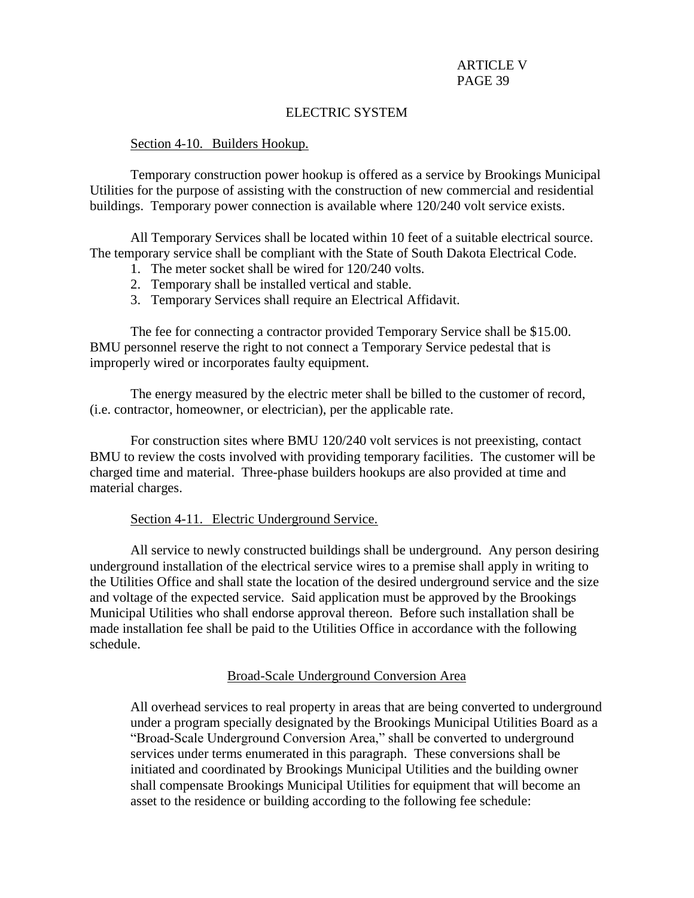## ELECTRIC SYSTEM

### Section 4-10. Builders Hookup.

Temporary construction power hookup is offered as a service by Brookings Municipal Utilities for the purpose of assisting with the construction of new commercial and residential buildings. Temporary power connection is available where 120/240 volt service exists.

All Temporary Services shall be located within 10 feet of a suitable electrical source. The temporary service shall be compliant with the State of South Dakota Electrical Code.

1. The meter socket shall be wired for 120/240 volts.
2. Temporary shall be installed vertical and stable.
3. Temporary Services shall require an Electrical Affidavit.

The fee for connecting a contractor provided Temporary Service shall be $15.00. BMU personnel reserve the right to not connect a Temporary Service pedestal that is improperly wired or incorporates faulty equipment.

The energy measured by the electric meter shall be billed to the customer of record, (i.e. contractor, homeowner, or electrician), per the applicable rate.

For construction sites where BMU 120/240 volt services is not preexisting, contact BMU to review the costs involved with providing temporary facilities. The customer will be charged time and material. Three-phase builders hookups are also provided at time and material charges.

### Section 4-11. Electric Underground Service.

All service to newly constructed buildings shall be underground. Any person desiring underground installation of the electrical service wires to a premise shall apply in writing to the Utilities Office and shall state the location of the desired underground service and the size and voltage of the expected service. Said application must be approved by the Brookings Municipal Utilities who shall endorse approval thereon. Before such installation shall be made installation fee shall be paid to the Utilities Office in accordance with the following schedule.

#### Broad-Scale Underground Conversion Area

All overhead services to real property in areas that are being converted to underground under a program specially designated by the Brookings Municipal Utilities Board as a "Broad-Scale Underground Conversion Area," shall be converted to underground services under terms enumerated in this paragraph. These conversions shall be initiated and coordinated by Brookings Municipal Utilities and the building owner shall compensate Brookings Municipal Utilities for equipment that will become an asset to the residence or building according to the following fee schedule: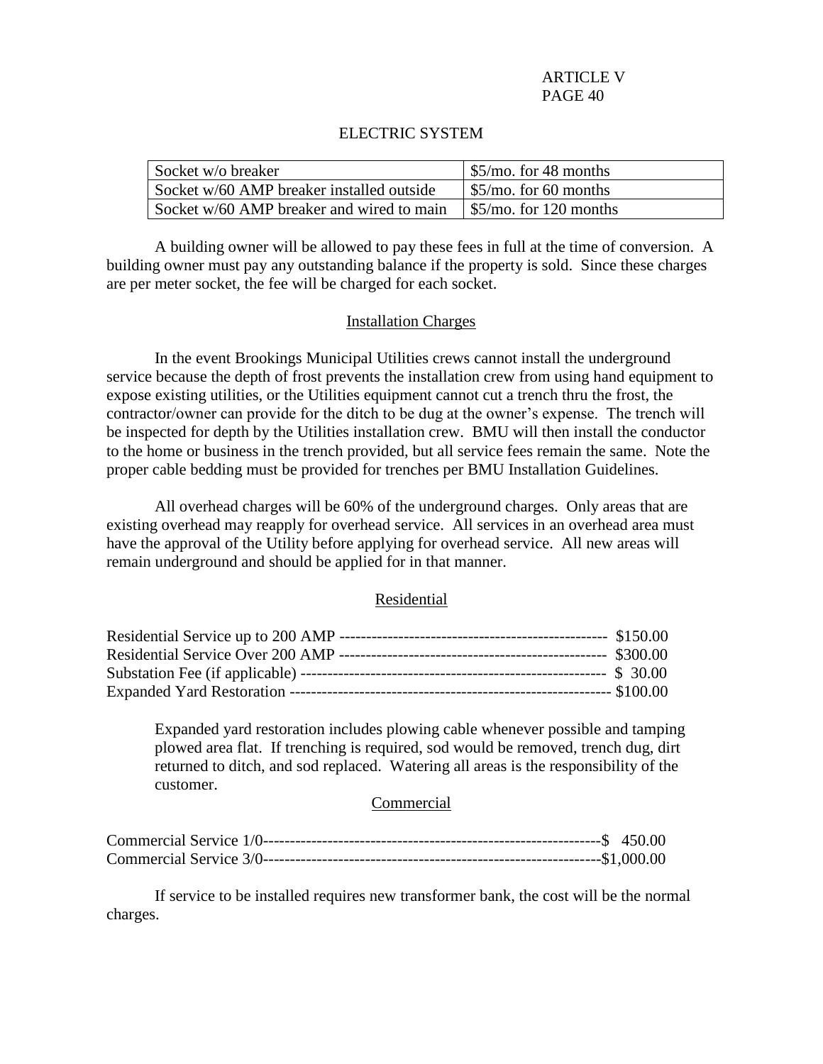## ELECTRIC SYSTEM

| Socket w/o breaker | $5/mo. for 48 months |
|---|---|
| Socket w/60 AMP breaker installed outside | $5/mo. for 60 months |
| Socket w/60 AMP breaker and wired to main | $5/mo. for 120 months |

A building owner will be allowed to pay these fees in full at the time of conversion. A building owner must pay any outstanding balance if the property is sold. Since these charges are per meter socket, the fee will be charged for each socket.

### Installation Charges

In the event Brookings Municipal Utilities crews cannot install the underground service because the depth of frost prevents the installation crew from using hand equipment to expose existing utilities, or the Utilities equipment cannot cut a trench thru the frost, the contractor/owner can provide for the ditch to be dug at the owner's expense. The trench will be inspected for depth by the Utilities installation crew. BMU will then install the conductor to the home or business in the trench provided, but all service fees remain the same. Note the proper cable bedding must be provided for trenches per BMU Installation Guidelines.

All overhead charges will be 60% of the underground charges. Only areas that are existing overhead may reapply for overhead service. All services in an overhead area must have the approval of the Utility before applying for overhead service. All new areas will remain underground and should be applied for in that manner.

### Residential

Residential Service up to 200 AMP -------------------------------------------------- $150.00
Residential Service Over 200 AMP -------------------------------------------------- $300.00
Substation Fee (if applicable) ------------------------------------------------------- $ 30.00
Expanded Yard Restoration ---------------------------------------------------------- $100.00

> Expanded yard restoration includes plowing cable whenever possible and tamping plowed area flat. If trenching is required, sod would be removed, trench dug, dirt returned to ditch, and sod replaced. Watering all areas is the responsibility of the customer.

### Commercial

Commercial Service 1/0---------------------------------------------------------------$ 450.00
Commercial Service 3/0---------------------------------------------------------------$1,000.00

If service to be installed requires new transformer bank, the cost will be the normal charges.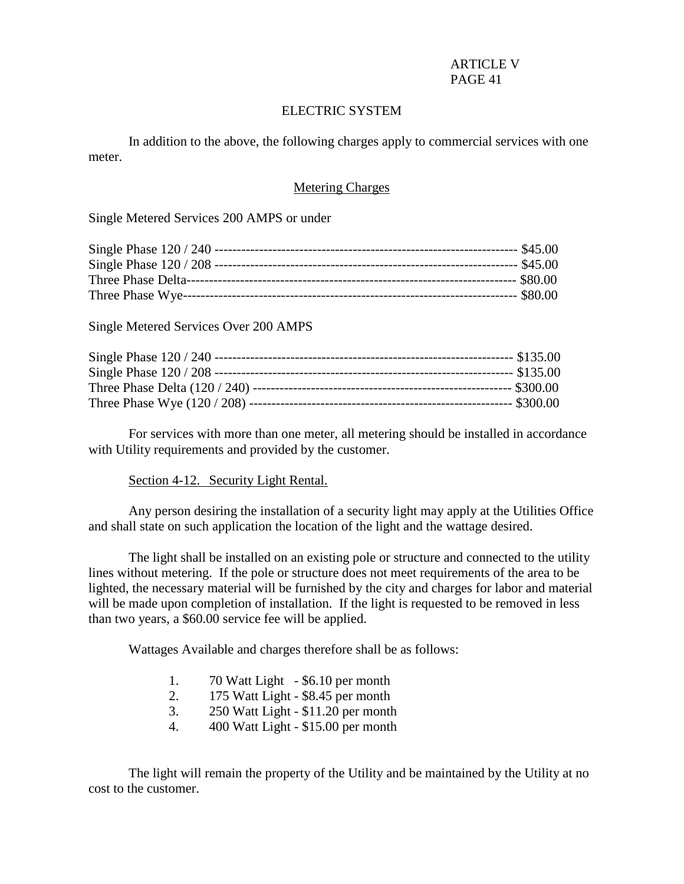ARTICLE V

# ELECTRIC SYSTEM

In addition to the above, the following charges apply to commercial services with one meter.

## Metering Charges

Single Metered Services 200 AMPS or under

| Service | Charge |
|---|---|
| Single Phase 120 / 240 | $45.00 |
| Single Phase 120 / 208 | $45.00 |
| Three Phase Delta | $80.00 |
| Three Phase Wye | $80.00 |

Single Metered Services Over 200 AMPS

| Service | Charge |
|---|---|
| Single Phase 120 / 240 | $135.00 |
| Single Phase 120 / 208 | $135.00 |
| Three Phase Delta (120 / 240) | $300.00 |
| Three Phase Wye (120 / 208) | $300.00 |

For services with more than one meter, all metering should be installed in accordance with Utility requirements and provided by the customer.

### Section 4-12. Security Light Rental.

Any person desiring the installation of a security light may apply at the Utilities Office and shall state on such application the location of the light and the wattage desired.

The light shall be installed on an existing pole or structure and connected to the utility lines without metering. If the pole or structure does not meet requirements of the area to be lighted, the necessary material will be furnished by the city and charges for labor and material will be made upon completion of installation. If the light is requested to be removed in less than two years, a $60.00 service fee will be applied.

Wattages Available and charges therefore shall be as follows:

1. 70 Watt Light - $6.10 per month
2. 175 Watt Light - $8.45 per month
3. 250 Watt Light - $11.20 per month
4. 400 Watt Light - $15.00 per month

The light will remain the property of the Utility and be maintained by the Utility at no cost to the customer.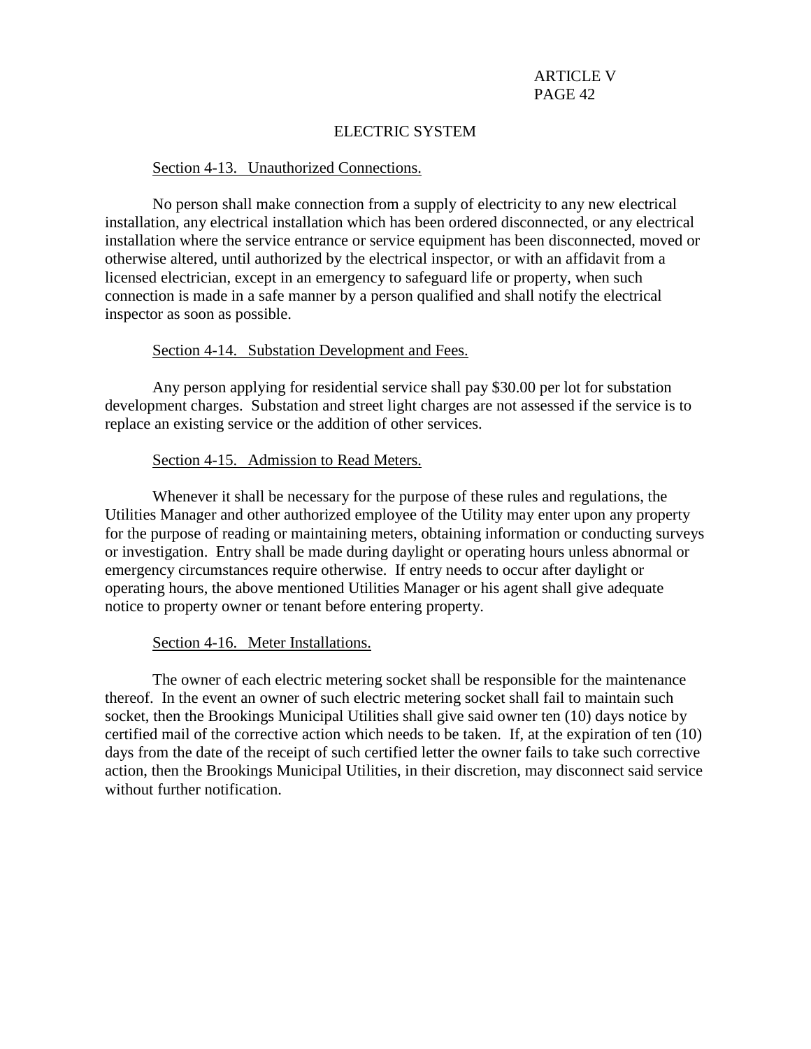## ELECTRIC SYSTEM

### Section 4-13. Unauthorized Connections.

No person shall make connection from a supply of electricity to any new electrical installation, any electrical installation which has been ordered disconnected, or any electrical installation where the service entrance or service equipment has been disconnected, moved or otherwise altered, until authorized by the electrical inspector, or with an affidavit from a licensed electrician, except in an emergency to safeguard life or property, when such connection is made in a safe manner by a person qualified and shall notify the electrical inspector as soon as possible.

### Section 4-14. Substation Development and Fees.

Any person applying for residential service shall pay $30.00 per lot for substation development charges. Substation and street light charges are not assessed if the service is to replace an existing service or the addition of other services.

### Section 4-15. Admission to Read Meters.

Whenever it shall be necessary for the purpose of these rules and regulations, the Utilities Manager and other authorized employee of the Utility may enter upon any property for the purpose of reading or maintaining meters, obtaining information or conducting surveys or investigation. Entry shall be made during daylight or operating hours unless abnormal or emergency circumstances require otherwise. If entry needs to occur after daylight or operating hours, the above mentioned Utilities Manager or his agent shall give adequate notice to property owner or tenant before entering property.

### Section 4-16. Meter Installations.

The owner of each electric metering socket shall be responsible for the maintenance thereof. In the event an owner of such electric metering socket shall fail to maintain such socket, then the Brookings Municipal Utilities shall give said owner ten (10) days notice by certified mail of the corrective action which needs to be taken. If, at the expiration of ten (10) days from the date of the receipt of such certified letter the owner fails to take such corrective action, then the Brookings Municipal Utilities, in their discretion, may disconnect said service without further notification.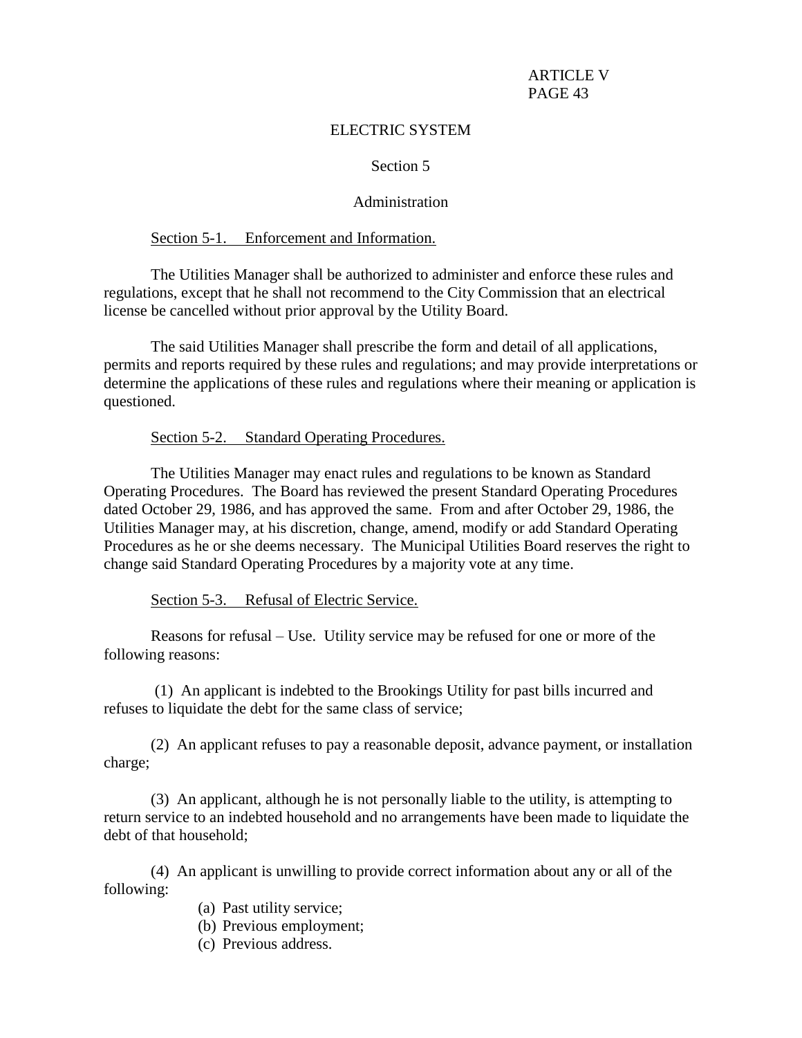ARTICLE V

# ELECTRIC SYSTEM

## Section 5

## Administration

Section 5-1. Enforcement and Information.

The Utilities Manager shall be authorized to administer and enforce these rules and regulations, except that he shall not recommend to the City Commission that an electrical license be cancelled without prior approval by the Utility Board.

The said Utilities Manager shall prescribe the form and detail of all applications, permits and reports required by these rules and regulations; and may provide interpretations or determine the applications of these rules and regulations where their meaning or application is questioned.

Section 5-2. Standard Operating Procedures.

The Utilities Manager may enact rules and regulations to be known as Standard Operating Procedures. The Board has reviewed the present Standard Operating Procedures dated October 29, 1986, and has approved the same. From and after October 29, 1986, the Utilities Manager may, at his discretion, change, amend, modify or add Standard Operating Procedures as he or she deems necessary. The Municipal Utilities Board reserves the right to change said Standard Operating Procedures by a majority vote at any time.

Section 5-3. Refusal of Electric Service.

Reasons for refusal – Use. Utility service may be refused for one or more of the following reasons:

(1) An applicant is indebted to the Brookings Utility for past bills incurred and refuses to liquidate the debt for the same class of service;

(2) An applicant refuses to pay a reasonable deposit, advance payment, or installation charge;

(3) An applicant, although he is not personally liable to the utility, is attempting to return service to an indebted household and no arrangements have been made to liquidate the debt of that household;

(4) An applicant is unwilling to provide correct information about any or all of the following:

- (a) Past utility service;
- (b) Previous employment;
- (c) Previous address.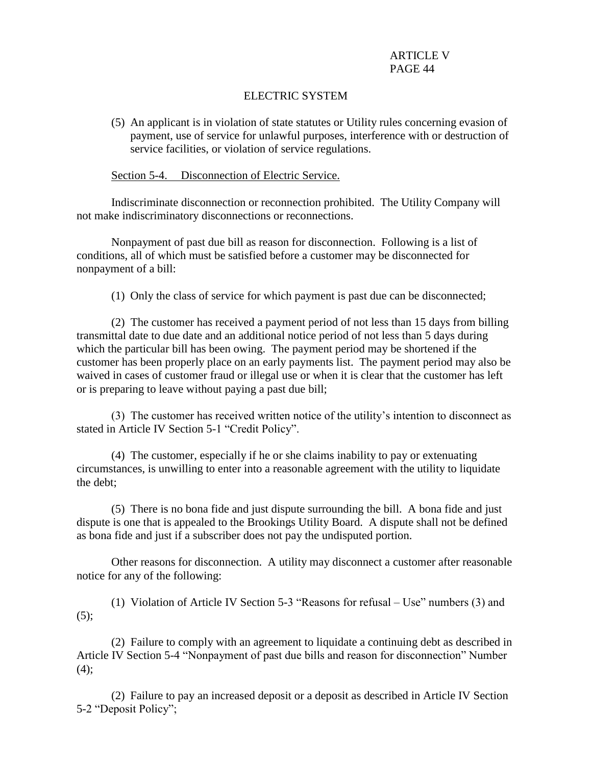ARTICLE V
PAGE 44

# ELECTRIC SYSTEM

(5) An applicant is in violation of state statutes or Utility rules concerning evasion of payment, use of service for unlawful purposes, interference with or destruction of service facilities, or violation of service regulations.

## Section 5-4. Disconnection of Electric Service.

Indiscriminate disconnection or reconnection prohibited. The Utility Company will not make indiscriminatory disconnections or reconnections.

Nonpayment of past due bill as reason for disconnection. Following is a list of conditions, all of which must be satisfied before a customer may be disconnected for nonpayment of a bill:

(1) Only the class of service for which payment is past due can be disconnected;

(2) The customer has received a payment period of not less than 15 days from billing transmittal date to due date and an additional notice period of not less than 5 days during which the particular bill has been owing. The payment period may be shortened if the customer has been properly place on an early payments list. The payment period may also be waived in cases of customer fraud or illegal use or when it is clear that the customer has left or is preparing to leave without paying a past due bill;

(3) The customer has received written notice of the utility's intention to disconnect as stated in Article IV Section 5-1 "Credit Policy".

(4) The customer, especially if he or she claims inability to pay or extenuating circumstances, is unwilling to enter into a reasonable agreement with the utility to liquidate the debt;

(5) There is no bona fide and just dispute surrounding the bill. A bona fide and just dispute is one that is appealed to the Brookings Utility Board. A dispute shall not be defined as bona fide and just if a subscriber does not pay the undisputed portion.

Other reasons for disconnection. A utility may disconnect a customer after reasonable notice for any of the following:

(1) Violation of Article IV Section 5-3 "Reasons for refusal – Use" numbers (3) and (5);

(2) Failure to comply with an agreement to liquidate a continuing debt as described in Article IV Section 5-4 "Nonpayment of past due bills and reason for disconnection" Number (4);

(2) Failure to pay an increased deposit or a deposit as described in Article IV Section 5-2 "Deposit Policy";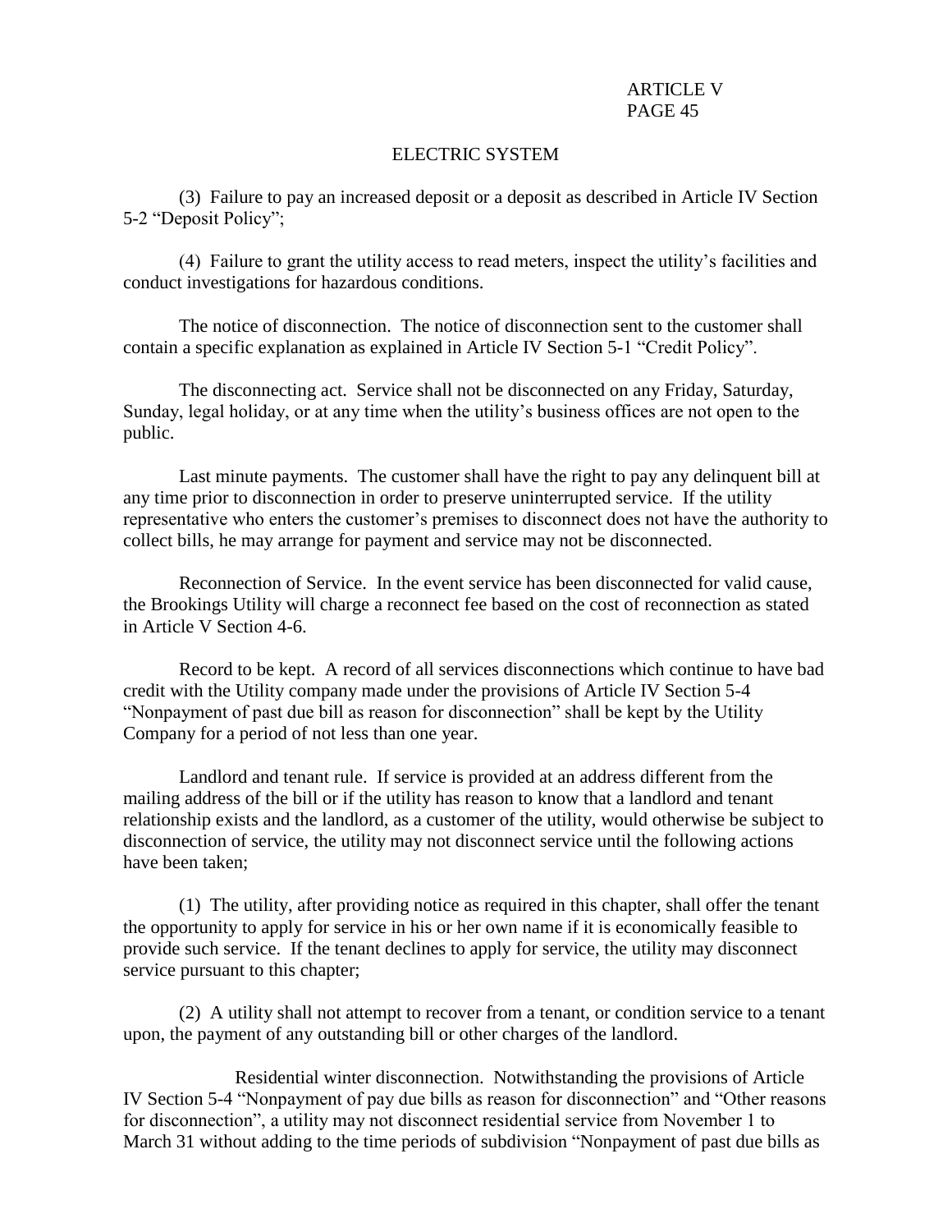## ELECTRIC SYSTEM

(3) Failure to pay an increased deposit or a deposit as described in Article IV Section 5-2 "Deposit Policy";

(4) Failure to grant the utility access to read meters, inspect the utility's facilities and conduct investigations for hazardous conditions.

The notice of disconnection. The notice of disconnection sent to the customer shall contain a specific explanation as explained in Article IV Section 5-1 "Credit Policy".

The disconnecting act. Service shall not be disconnected on any Friday, Saturday, Sunday, legal holiday, or at any time when the utility's business offices are not open to the public.

Last minute payments. The customer shall have the right to pay any delinquent bill at any time prior to disconnection in order to preserve uninterrupted service. If the utility representative who enters the customer's premises to disconnect does not have the authority to collect bills, he may arrange for payment and service may not be disconnected.

Reconnection of Service. In the event service has been disconnected for valid cause, the Brookings Utility will charge a reconnect fee based on the cost of reconnection as stated in Article V Section 4-6.

Record to be kept. A record of all services disconnections which continue to have bad credit with the Utility company made under the provisions of Article IV Section 5-4 "Nonpayment of past due bill as reason for disconnection" shall be kept by the Utility Company for a period of not less than one year.

Landlord and tenant rule. If service is provided at an address different from the mailing address of the bill or if the utility has reason to know that a landlord and tenant relationship exists and the landlord, as a customer of the utility, would otherwise be subject to disconnection of service, the utility may not disconnect service until the following actions have been taken;

(1) The utility, after providing notice as required in this chapter, shall offer the tenant the opportunity to apply for service in his or her own name if it is economically feasible to provide such service. If the tenant declines to apply for service, the utility may disconnect service pursuant to this chapter;

(2) A utility shall not attempt to recover from a tenant, or condition service to a tenant upon, the payment of any outstanding bill or other charges of the landlord.

Residential winter disconnection. Notwithstanding the provisions of Article IV Section 5-4 "Nonpayment of pay due bills as reason for disconnection" and "Other reasons for disconnection", a utility may not disconnect residential service from November 1 to March 31 without adding to the time periods of subdivision "Nonpayment of past due bills as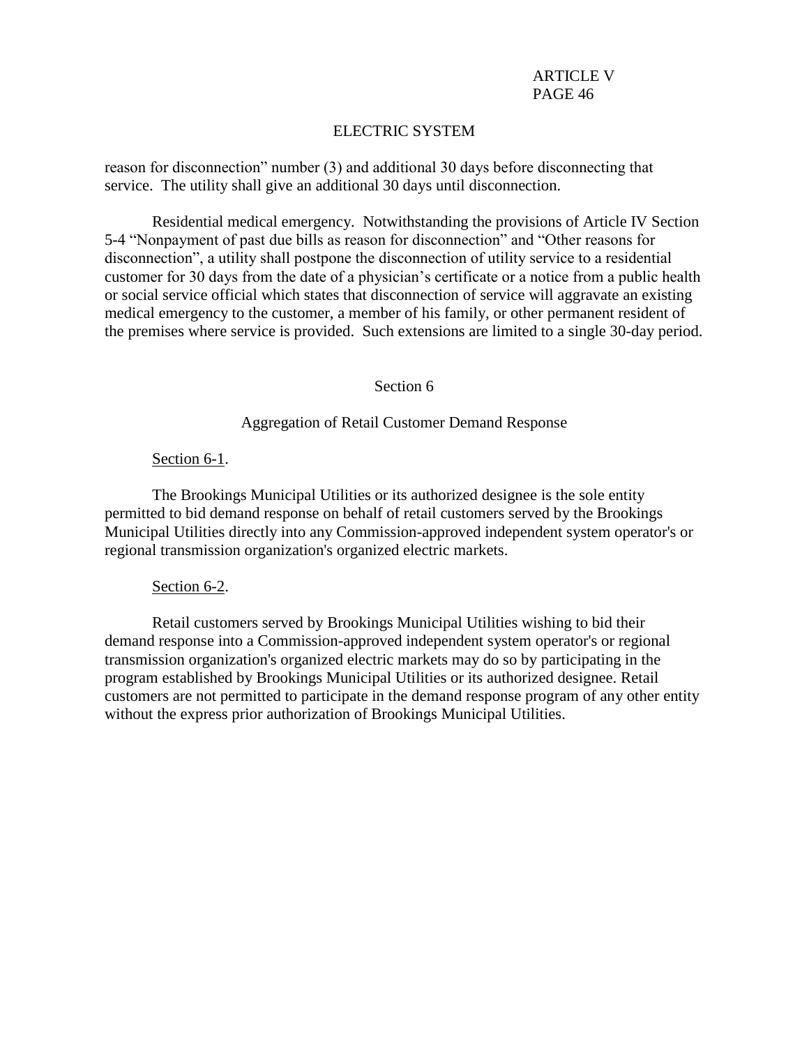ELECTRIC SYSTEM

reason for disconnection" number (3) and additional 30 days before disconnecting that service. The utility shall give an additional 30 days until disconnection.

Residential medical emergency. Notwithstanding the provisions of Article IV Section 5-4 "Nonpayment of past due bills as reason for disconnection" and "Other reasons for disconnection", a utility shall postpone the disconnection of utility service to a residential customer for 30 days from the date of a physician's certificate or a notice from a public health or social service official which states that disconnection of service will aggravate an existing medical emergency to the customer, a member of his family, or other permanent resident of the premises where service is provided. Such extensions are limited to a single 30-day period.

## Section 6

### Aggregation of Retail Customer Demand Response

Section 6-1.

The Brookings Municipal Utilities or its authorized designee is the sole entity permitted to bid demand response on behalf of retail customers served by the Brookings Municipal Utilities directly into any Commission-approved independent system operator's or regional transmission organization's organized electric markets.

Section 6-2.

Retail customers served by Brookings Municipal Utilities wishing to bid their demand response into a Commission-approved independent system operator's or regional transmission organization's organized electric markets may do so by participating in the program established by Brookings Municipal Utilities or its authorized designee. Retail customers are not permitted to participate in the demand response program of any other entity without the express prior authorization of Brookings Municipal Utilities.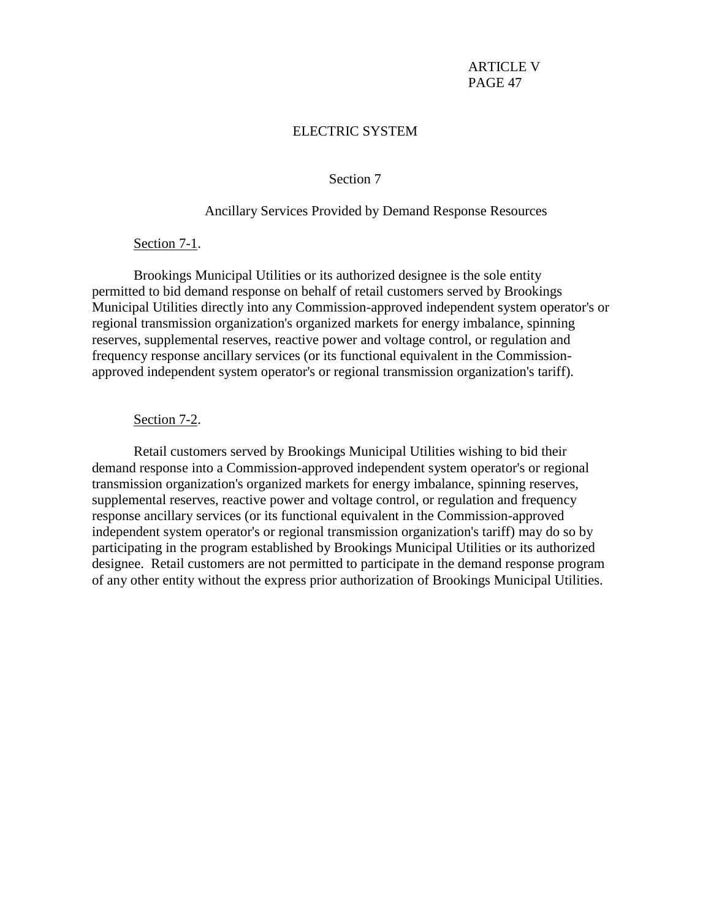# ELECTRIC SYSTEM

## Section 7

### Ancillary Services Provided by Demand Response Resources

Section 7-1.

Brookings Municipal Utilities or its authorized designee is the sole entity permitted to bid demand response on behalf of retail customers served by Brookings Municipal Utilities directly into any Commission-approved independent system operator's or regional transmission organization's organized markets for energy imbalance, spinning reserves, supplemental reserves, reactive power and voltage control, or regulation and frequency response ancillary services (or its functional equivalent in the Commission-approved independent system operator's or regional transmission organization's tariff).

Section 7-2.

Retail customers served by Brookings Municipal Utilities wishing to bid their demand response into a Commission-approved independent system operator's or regional transmission organization's organized markets for energy imbalance, spinning reserves, supplemental reserves, reactive power and voltage control, or regulation and frequency response ancillary services (or its functional equivalent in the Commission-approved independent system operator's or regional transmission organization's tariff) may do so by participating in the program established by Brookings Municipal Utilities or its authorized designee. Retail customers are not permitted to participate in the demand response program of any other entity without the express prior authorization of Brookings Municipal Utilities.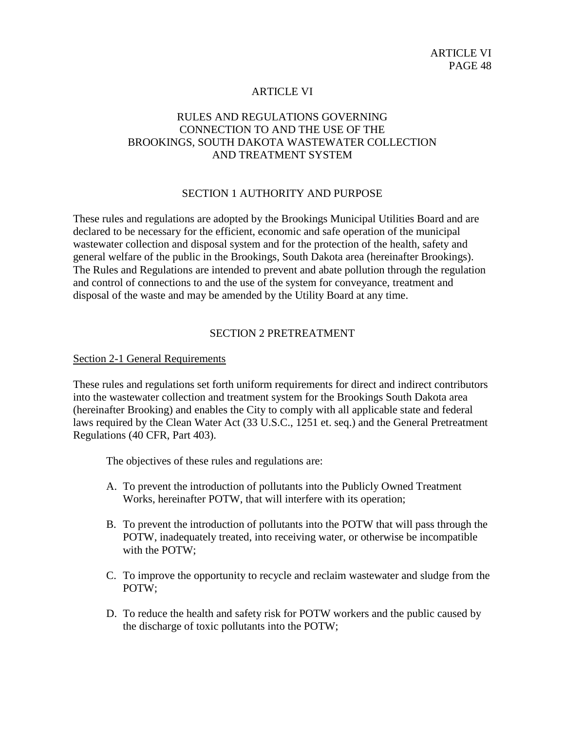# ARTICLE VI

## RULES AND REGULATIONS GOVERNING CONNECTION TO AND THE USE OF THE BROOKINGS, SOUTH DAKOTA WASTEWATER COLLECTION AND TREATMENT SYSTEM

### SECTION 1 AUTHORITY AND PURPOSE

These rules and regulations are adopted by the Brookings Municipal Utilities Board and are declared to be necessary for the efficient, economic and safe operation of the municipal wastewater collection and disposal system and for the protection of the health, safety and general welfare of the public in the Brookings, South Dakota area (hereinafter Brookings). The Rules and Regulations are intended to prevent and abate pollution through the regulation and control of connections to and the use of the system for conveyance, treatment and disposal of the waste and may be amended by the Utility Board at any time.

### SECTION 2 PRETREATMENT

<u>Section 2-1 General Requirements</u>

These rules and regulations set forth uniform requirements for direct and indirect contributors into the wastewater collection and treatment system for the Brookings South Dakota area (hereinafter Brooking) and enables the City to comply with all applicable state and federal laws required by the Clean Water Act (33 U.S.C., 1251 et. seq.) and the General Pretreatment Regulations (40 CFR, Part 403).

The objectives of these rules and regulations are:

A. To prevent the introduction of pollutants into the Publicly Owned Treatment Works, hereinafter POTW, that will interfere with its operation;

B. To prevent the introduction of pollutants into the POTW that will pass through the POTW, inadequately treated, into receiving water, or otherwise be incompatible with the POTW;

C. To improve the opportunity to recycle and reclaim wastewater and sludge from the POTW;

D. To reduce the health and safety risk for POTW workers and the public caused by the discharge of toxic pollutants into the POTW;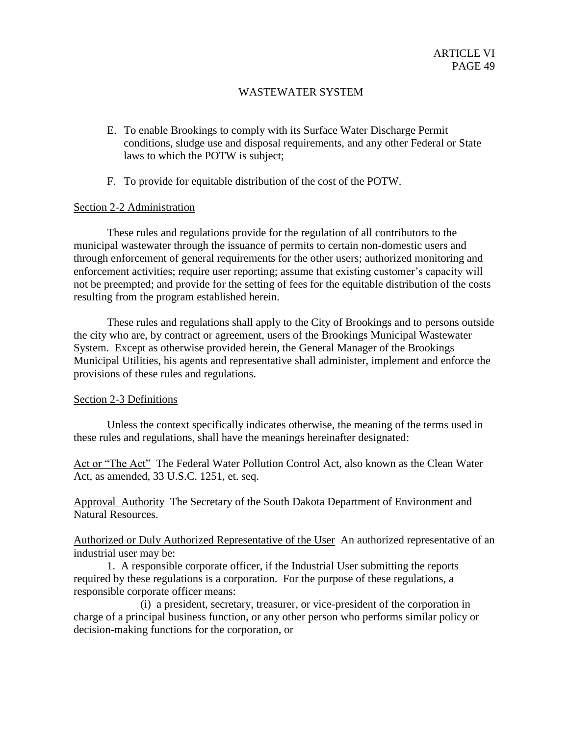E. To enable Brookings to comply with its Surface Water Discharge Permit conditions, sludge use and disposal requirements, and any other Federal or State laws to which the POTW is subject;

F. To provide for equitable distribution of the cost of the POTW.

Section 2-2 Administration

These rules and regulations provide for the regulation of all contributors to the municipal wastewater through the issuance of permits to certain non-domestic users and through enforcement of general requirements for the other users; authorized monitoring and enforcement activities; require user reporting; assume that existing customer's capacity will not be preempted; and provide for the setting of fees for the equitable distribution of the costs resulting from the program established herein.

These rules and regulations shall apply to the City of Brookings and to persons outside the city who are, by contract or agreement, users of the Brookings Municipal Wastewater System. Except as otherwise provided herein, the General Manager of the Brookings Municipal Utilities, his agents and representative shall administer, implement and enforce the provisions of these rules and regulations.

Section 2-3 Definitions

Unless the context specifically indicates otherwise, the meaning of the terms used in these rules and regulations, shall have the meanings hereinafter designated:

Act or "The Act" The Federal Water Pollution Control Act, also known as the Clean Water Act, as amended, 33 U.S.C. 1251, et. seq.

Approval Authority The Secretary of the South Dakota Department of Environment and Natural Resources.

Authorized or Duly Authorized Representative of the User An authorized representative of an industrial user may be:

1. A responsible corporate officer, if the Industrial User submitting the reports required by these regulations is a corporation. For the purpose of these regulations, a responsible corporate officer means:

(i) a president, secretary, treasurer, or vice-president of the corporation in charge of a principal business function, or any other person who performs similar policy or decision-making functions for the corporation, or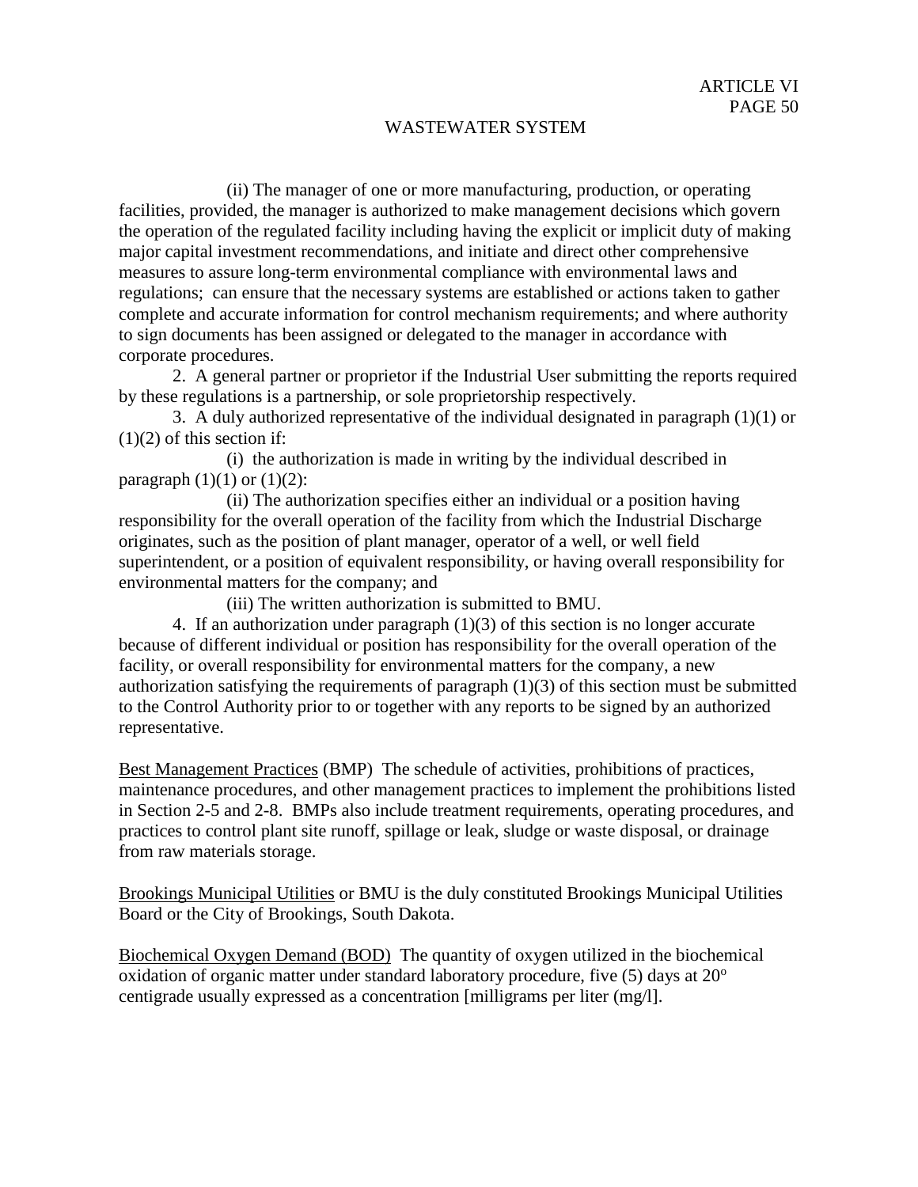(ii) The manager of one or more manufacturing, production, or operating facilities, provided, the manager is authorized to make management decisions which govern the operation of the regulated facility including having the explicit or implicit duty of making major capital investment recommendations, and initiate and direct other comprehensive measures to assure long-term environmental compliance with environmental laws and regulations; can ensure that the necessary systems are established or actions taken to gather complete and accurate information for control mechanism requirements; and where authority to sign documents has been assigned or delegated to the manager in accordance with corporate procedures.

2. A general partner or proprietor if the Industrial User submitting the reports required by these regulations is a partnership, or sole proprietorship respectively.

3. A duly authorized representative of the individual designated in paragraph (1)(1) or (1)(2) of this section if:

(i) the authorization is made in writing by the individual described in paragraph (1)(1) or (1)(2):

(ii) The authorization specifies either an individual or a position having responsibility for the overall operation of the facility from which the Industrial Discharge originates, such as the position of plant manager, operator of a well, or well field superintendent, or a position of equivalent responsibility, or having overall responsibility for environmental matters for the company; and

(iii) The written authorization is submitted to BMU.

4. If an authorization under paragraph (1)(3) of this section is no longer accurate because of different individual or position has responsibility for the overall operation of the facility, or overall responsibility for environmental matters for the company, a new authorization satisfying the requirements of paragraph (1)(3) of this section must be submitted to the Control Authority prior to or together with any reports to be signed by an authorized representative.

Best Management Practices (BMP) The schedule of activities, prohibitions of practices, maintenance procedures, and other management practices to implement the prohibitions listed in Section 2-5 and 2-8. BMPs also include treatment requirements, operating procedures, and practices to control plant site runoff, spillage or leak, sludge or waste disposal, or drainage from raw materials storage.

Brookings Municipal Utilities or BMU is the duly constituted Brookings Municipal Utilities Board or the City of Brookings, South Dakota.

Biochemical Oxygen Demand (BOD) The quantity of oxygen utilized in the biochemical oxidation of organic matter under standard laboratory procedure, five (5) days at $20^{o}$ centigrade usually expressed as a concentration [milligrams per liter (mg/l].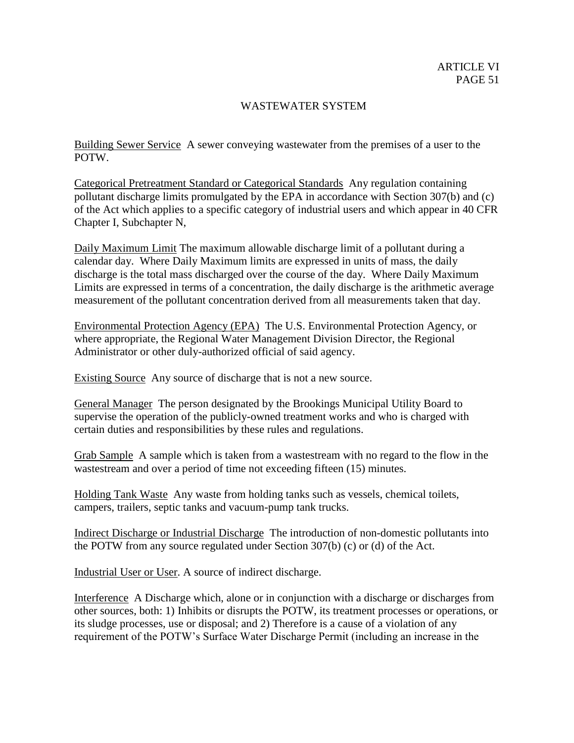## WASTEWATER SYSTEM

Building Sewer Service  A sewer conveying wastewater from the premises of a user to the POTW.

Categorical Pretreatment Standard or Categorical Standards  Any regulation containing pollutant discharge limits promulgated by the EPA in accordance with Section 307(b) and (c) of the Act which applies to a specific category of industrial users and which appear in 40 CFR Chapter I, Subchapter N,

Daily Maximum Limit The maximum allowable discharge limit of a pollutant during a calendar day. Where Daily Maximum limits are expressed in units of mass, the daily discharge is the total mass discharged over the course of the day. Where Daily Maximum Limits are expressed in terms of a concentration, the daily discharge is the arithmetic average measurement of the pollutant concentration derived from all measurements taken that day.

Environmental Protection Agency (EPA)  The U.S. Environmental Protection Agency, or where appropriate, the Regional Water Management Division Director, the Regional Administrator or other duly-authorized official of said agency.

Existing Source  Any source of discharge that is not a new source.

General Manager  The person designated by the Brookings Municipal Utility Board to supervise the operation of the publicly-owned treatment works and who is charged with certain duties and responsibilities by these rules and regulations.

Grab Sample  A sample which is taken from a wastestream with no regard to the flow in the wastestream and over a period of time not exceeding fifteen (15) minutes.

Holding Tank Waste  Any waste from holding tanks such as vessels, chemical toilets, campers, trailers, septic tanks and vacuum-pump tank trucks.

Indirect Discharge or Industrial Discharge  The introduction of non-domestic pollutants into the POTW from any source regulated under Section 307(b) (c) or (d) of the Act.

Industrial User or User. A source of indirect discharge.

Interference  A Discharge which, alone or in conjunction with a discharge or discharges from other sources, both: 1) Inhibits or disrupts the POTW, its treatment processes or operations, or its sludge processes, use or disposal; and 2) Therefore is a cause of a violation of any requirement of the POTW's Surface Water Discharge Permit (including an increase in the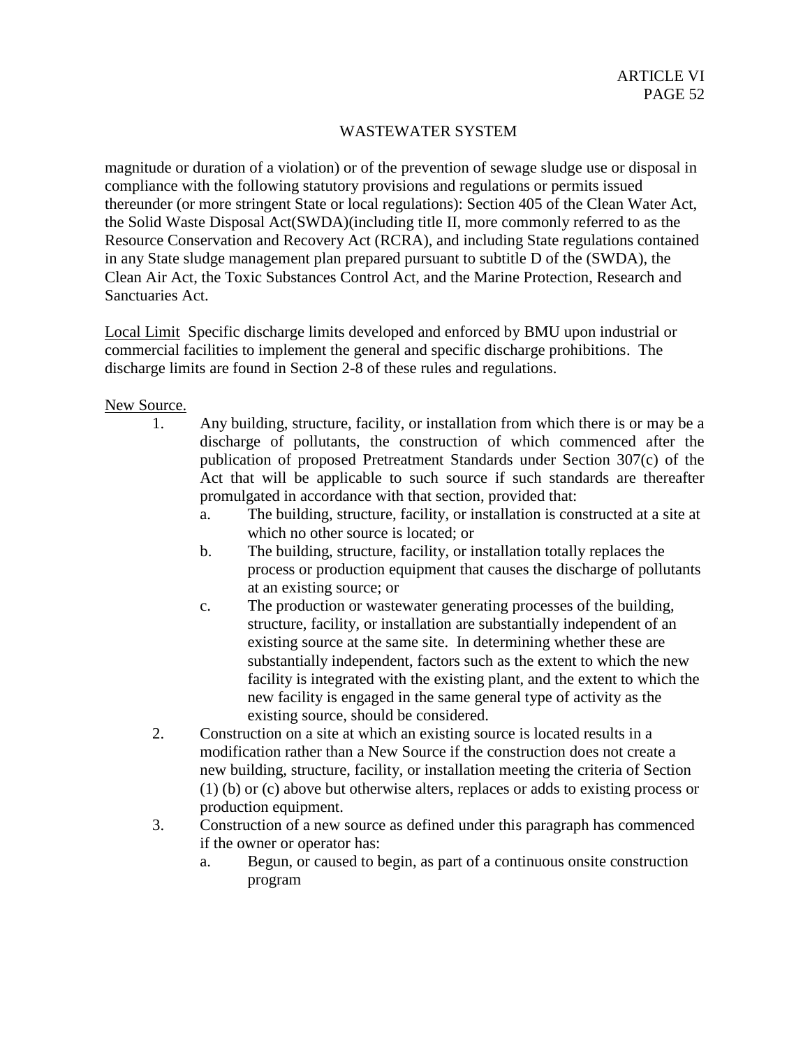magnitude or duration of a violation) or of the prevention of sewage sludge use or disposal in compliance with the following statutory provisions and regulations or permits issued thereunder (or more stringent State or local regulations): Section 405 of the Clean Water Act, the Solid Waste Disposal Act(SWDA)(including title II, more commonly referred to as the Resource Conservation and Recovery Act (RCRA), and including State regulations contained in any State sludge management plan prepared pursuant to subtitle D of the (SWDA), the Clean Air Act, the Toxic Substances Control Act, and the Marine Protection, Research and Sanctuaries Act.

Local Limit  Specific discharge limits developed and enforced by BMU upon industrial or commercial facilities to implement the general and specific discharge prohibitions. The discharge limits are found in Section 2-8 of these rules and regulations.

New Source.

1. Any building, structure, facility, or installation from which there is or may be a discharge of pollutants, the construction of which commenced after the publication of proposed Pretreatment Standards under Section 307(c) of the Act that will be applicable to such source if such standards are thereafter promulgated in accordance with that section, provided that:
   a. The building, structure, facility, or installation is constructed at a site at which no other source is located; or
   b. The building, structure, facility, or installation totally replaces the process or production equipment that causes the discharge of pollutants at an existing source; or
   c. The production or wastewater generating processes of the building, structure, facility, or installation are substantially independent of an existing source at the same site. In determining whether these are substantially independent, factors such as the extent to which the new facility is integrated with the existing plant, and the extent to which the new facility is engaged in the same general type of activity as the existing source, should be considered.
2. Construction on a site at which an existing source is located results in a modification rather than a New Source if the construction does not create a new building, structure, facility, or installation meeting the criteria of Section (1) (b) or (c) above but otherwise alters, replaces or adds to existing process or production equipment.
3. Construction of a new source as defined under this paragraph has commenced if the owner or operator has:
   a. Begun, or caused to begin, as part of a continuous onsite construction program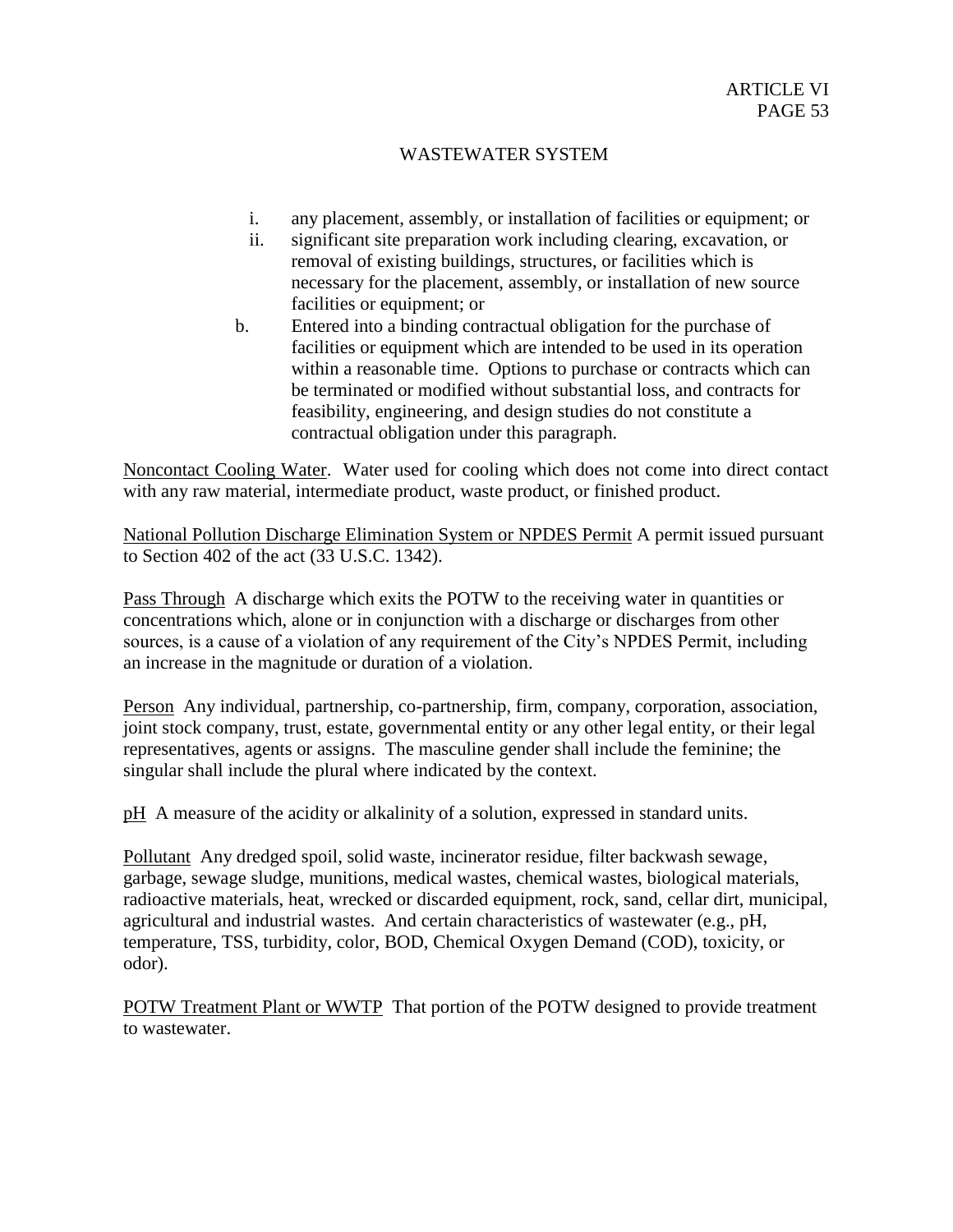i. any placement, assembly, or installation of facilities or equipment; or
ii. significant site preparation work including clearing, excavation, or removal of existing buildings, structures, or facilities which is necessary for the placement, assembly, or installation of new source facilities or equipment; or

b. Entered into a binding contractual obligation for the purchase of facilities or equipment which are intended to be used in its operation within a reasonable time. Options to purchase or contracts which can be terminated or modified without substantial loss, and contracts for feasibility, engineering, and design studies do not constitute a contractual obligation under this paragraph.

<u>Noncontact Cooling Water</u>. Water used for cooling which does not come into direct contact with any raw material, intermediate product, waste product, or finished product.

<u>National Pollution Discharge Elimination System or NPDES Permit</u> A permit issued pursuant to Section 402 of the act (33 U.S.C. 1342).

<u>Pass Through</u> A discharge which exits the POTW to the receiving water in quantities or concentrations which, alone or in conjunction with a discharge or discharges from other sources, is a cause of a violation of any requirement of the City's NPDES Permit, including an increase in the magnitude or duration of a violation.

<u>Person</u> Any individual, partnership, co-partnership, firm, company, corporation, association, joint stock company, trust, estate, governmental entity or any other legal entity, or their legal representatives, agents or assigns. The masculine gender shall include the feminine; the singular shall include the plural where indicated by the context.

<u>pH</u> A measure of the acidity or alkalinity of a solution, expressed in standard units.

<u>Pollutant</u> Any dredged spoil, solid waste, incinerator residue, filter backwash sewage, garbage, sewage sludge, munitions, medical wastes, chemical wastes, biological materials, radioactive materials, heat, wrecked or discarded equipment, rock, sand, cellar dirt, municipal, agricultural and industrial wastes. And certain characteristics of wastewater (e.g., pH, temperature, TSS, turbidity, color, BOD, Chemical Oxygen Demand (COD), toxicity, or odor).

<u>POTW Treatment Plant or WWTP</u> That portion of the POTW designed to provide treatment to wastewater.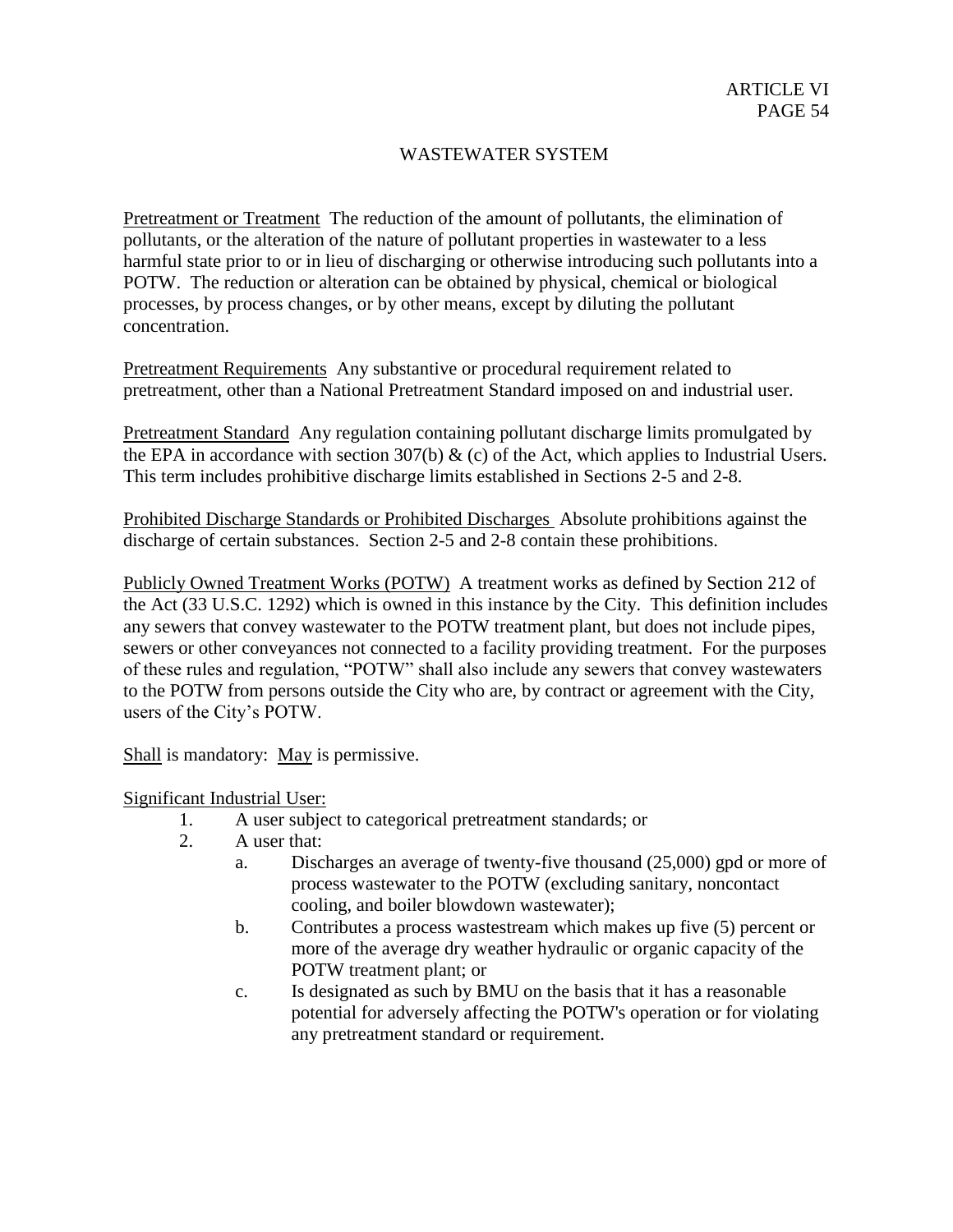## WASTEWATER SYSTEM

Pretreatment or Treatment  The reduction of the amount of pollutants, the elimination of pollutants, or the alteration of the nature of pollutant properties in wastewater to a less harmful state prior to or in lieu of discharging or otherwise introducing such pollutants into a POTW. The reduction or alteration can be obtained by physical, chemical or biological processes, by process changes, or by other means, except by diluting the pollutant concentration.

Pretreatment Requirements  Any substantive or procedural requirement related to pretreatment, other than a National Pretreatment Standard imposed on and industrial user.

Pretreatment Standard  Any regulation containing pollutant discharge limits promulgated by the EPA in accordance with section 307(b) & (c) of the Act, which applies to Industrial Users. This term includes prohibitive discharge limits established in Sections 2-5 and 2-8.

Prohibited Discharge Standards or Prohibited Discharges  Absolute prohibitions against the discharge of certain substances. Section 2-5 and 2-8 contain these prohibitions.

Publicly Owned Treatment Works (POTW)  A treatment works as defined by Section 212 of the Act (33 U.S.C. 1292) which is owned in this instance by the City. This definition includes any sewers that convey wastewater to the POTW treatment plant, but does not include pipes, sewers or other conveyances not connected to a facility providing treatment. For the purposes of these rules and regulation, "POTW" shall also include any sewers that convey wastewaters to the POTW from persons outside the City who are, by contract or agreement with the City, users of the City's POTW.

Shall is mandatory: May is permissive.

Significant Industrial User:

1. A user subject to categorical pretreatment standards; or
2. A user that:
   a. Discharges an average of twenty-five thousand (25,000) gpd or more of process wastewater to the POTW (excluding sanitary, noncontact cooling, and boiler blowdown wastewater);
   b. Contributes a process wastestream which makes up five (5) percent or more of the average dry weather hydraulic or organic capacity of the POTW treatment plant; or
   c. Is designated as such by BMU on the basis that it has a reasonable potential for adversely affecting the POTW's operation or for violating any pretreatment standard or requirement.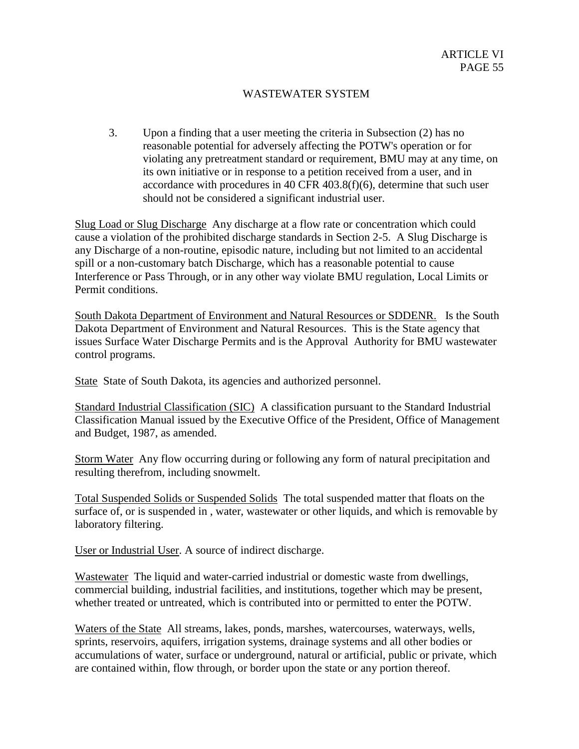3. Upon a finding that a user meeting the criteria in Subsection (2) has no reasonable potential for adversely affecting the POTW's operation or for violating any pretreatment standard or requirement, BMU may at any time, on its own initiative or in response to a petition received from a user, and in accordance with procedures in 40 CFR 403.8(f)(6), determine that such user should not be considered a significant industrial user.

Slug Load or Slug Discharge Any discharge at a flow rate or concentration which could cause a violation of the prohibited discharge standards in Section 2-5. A Slug Discharge is any Discharge of a non-routine, episodic nature, including but not limited to an accidental spill or a non-customary batch Discharge, which has a reasonable potential to cause Interference or Pass Through, or in any other way violate BMU regulation, Local Limits or Permit conditions.

South Dakota Department of Environment and Natural Resources or SDDENR. Is the South Dakota Department of Environment and Natural Resources. This is the State agency that issues Surface Water Discharge Permits and is the Approval Authority for BMU wastewater control programs.

State State of South Dakota, its agencies and authorized personnel.

Standard Industrial Classification (SIC) A classification pursuant to the Standard Industrial Classification Manual issued by the Executive Office of the President, Office of Management and Budget, 1987, as amended.

Storm Water Any flow occurring during or following any form of natural precipitation and resulting therefrom, including snowmelt.

Total Suspended Solids or Suspended Solids The total suspended matter that floats on the surface of, or is suspended in , water, wastewater or other liquids, and which is removable by laboratory filtering.

User or Industrial User. A source of indirect discharge.

Wastewater The liquid and water-carried industrial or domestic waste from dwellings, commercial building, industrial facilities, and institutions, together which may be present, whether treated or untreated, which is contributed into or permitted to enter the POTW.

Waters of the State All streams, lakes, ponds, marshes, watercourses, waterways, wells, sprints, reservoirs, aquifers, irrigation systems, drainage systems and all other bodies or accumulations of water, surface or underground, natural or artificial, public or private, which are contained within, flow through, or border upon the state or any portion thereof.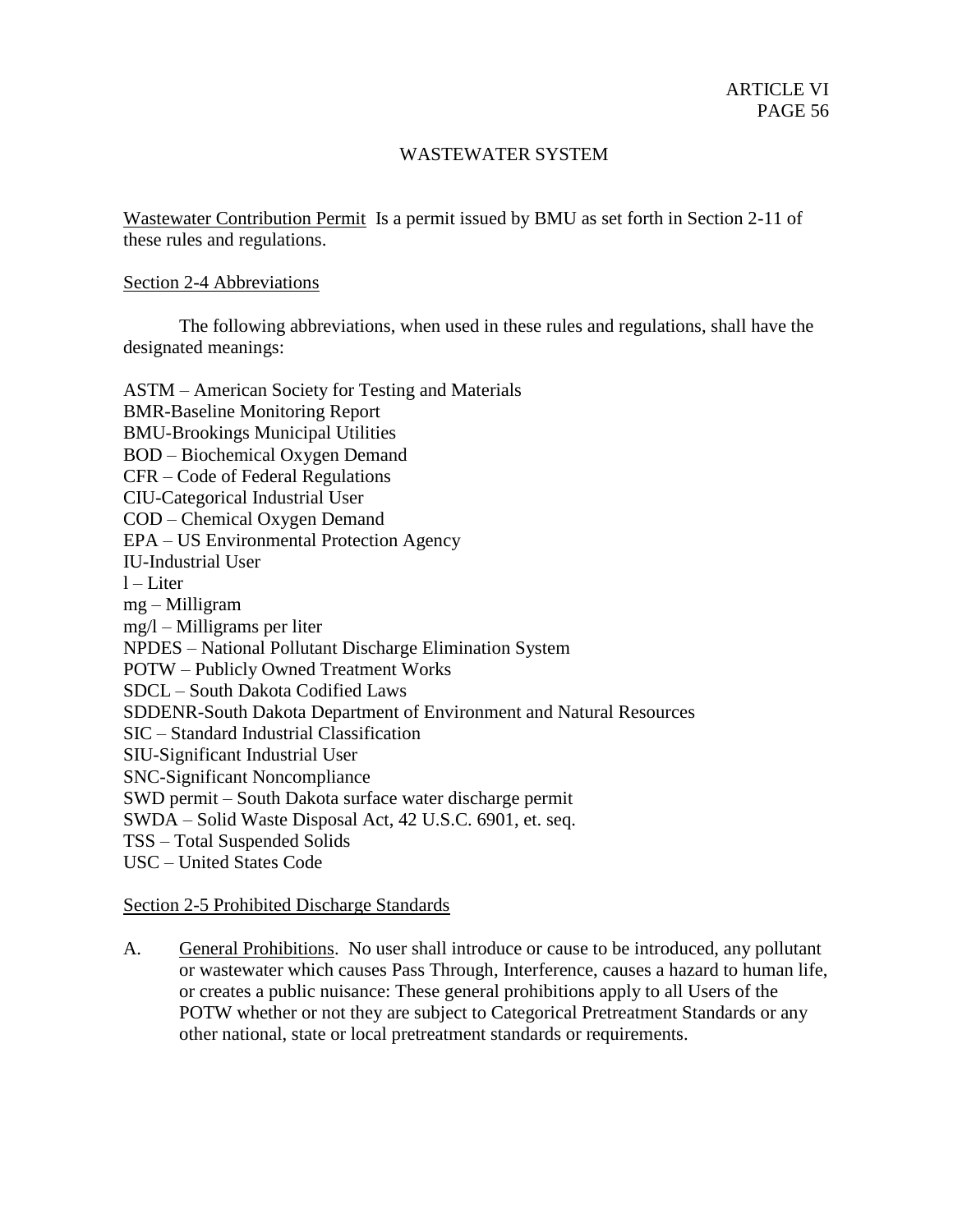## WASTEWATER SYSTEM

Wastewater Contribution Permit Is a permit issued by BMU as set forth in Section 2-11 of these rules and regulations.

### Section 2-4 Abbreviations

The following abbreviations, when used in these rules and regulations, shall have the designated meanings:

ASTM – American Society for Testing and Materials
BMR-Baseline Monitoring Report
BMU-Brookings Municipal Utilities
BOD – Biochemical Oxygen Demand
CFR – Code of Federal Regulations
CIU-Categorical Industrial User
COD – Chemical Oxygen Demand
EPA – US Environmental Protection Agency
IU-Industrial User
l – Liter
mg – Milligram
mg/l – Milligrams per liter
NPDES – National Pollutant Discharge Elimination System
POTW – Publicly Owned Treatment Works
SDCL – South Dakota Codified Laws
SDDENR-South Dakota Department of Environment and Natural Resources
SIC – Standard Industrial Classification
SIU-Significant Industrial User
SNC-Significant Noncompliance
SWD permit – South Dakota surface water discharge permit
SWDA – Solid Waste Disposal Act, 42 U.S.C. 6901, et. seq.
TSS – Total Suspended Solids
USC – United States Code

### Section 2-5 Prohibited Discharge Standards

A. General Prohibitions. No user shall introduce or cause to be introduced, any pollutant or wastewater which causes Pass Through, Interference, causes a hazard to human life, or creates a public nuisance: These general prohibitions apply to all Users of the POTW whether or not they are subject to Categorical Pretreatment Standards or any other national, state or local pretreatment standards or requirements.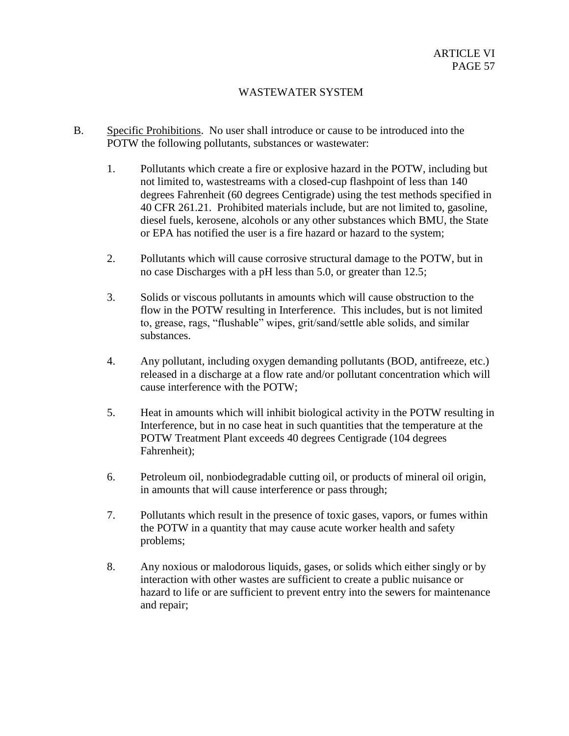B. Specific Prohibitions. No user shall introduce or cause to be introduced into the POTW the following pollutants, substances or wastewater:

1. Pollutants which create a fire or explosive hazard in the POTW, including but not limited to, wastestreams with a closed-cup flashpoint of less than 140 degrees Fahrenheit (60 degrees Centigrade) using the test methods specified in 40 CFR 261.21. Prohibited materials include, but are not limited to, gasoline, diesel fuels, kerosene, alcohols or any other substances which BMU, the State or EPA has notified the user is a fire hazard or hazard to the system;

2. Pollutants which will cause corrosive structural damage to the POTW, but in no case Discharges with a pH less than 5.0, or greater than 12.5;

3. Solids or viscous pollutants in amounts which will cause obstruction to the flow in the POTW resulting in Interference. This includes, but is not limited to, grease, rags, "flushable" wipes, grit/sand/settle able solids, and similar substances.

4. Any pollutant, including oxygen demanding pollutants (BOD, antifreeze, etc.) released in a discharge at a flow rate and/or pollutant concentration which will cause interference with the POTW;

5. Heat in amounts which will inhibit biological activity in the POTW resulting in Interference, but in no case heat in such quantities that the temperature at the POTW Treatment Plant exceeds 40 degrees Centigrade (104 degrees Fahrenheit);

6. Petroleum oil, nonbiodegradable cutting oil, or products of mineral oil origin, in amounts that will cause interference or pass through;

7. Pollutants which result in the presence of toxic gases, vapors, or fumes within the POTW in a quantity that may cause acute worker health and safety problems;

8. Any noxious or malodorous liquids, gases, or solids which either singly or by interaction with other wastes are sufficient to create a public nuisance or hazard to life or are sufficient to prevent entry into the sewers for maintenance and repair;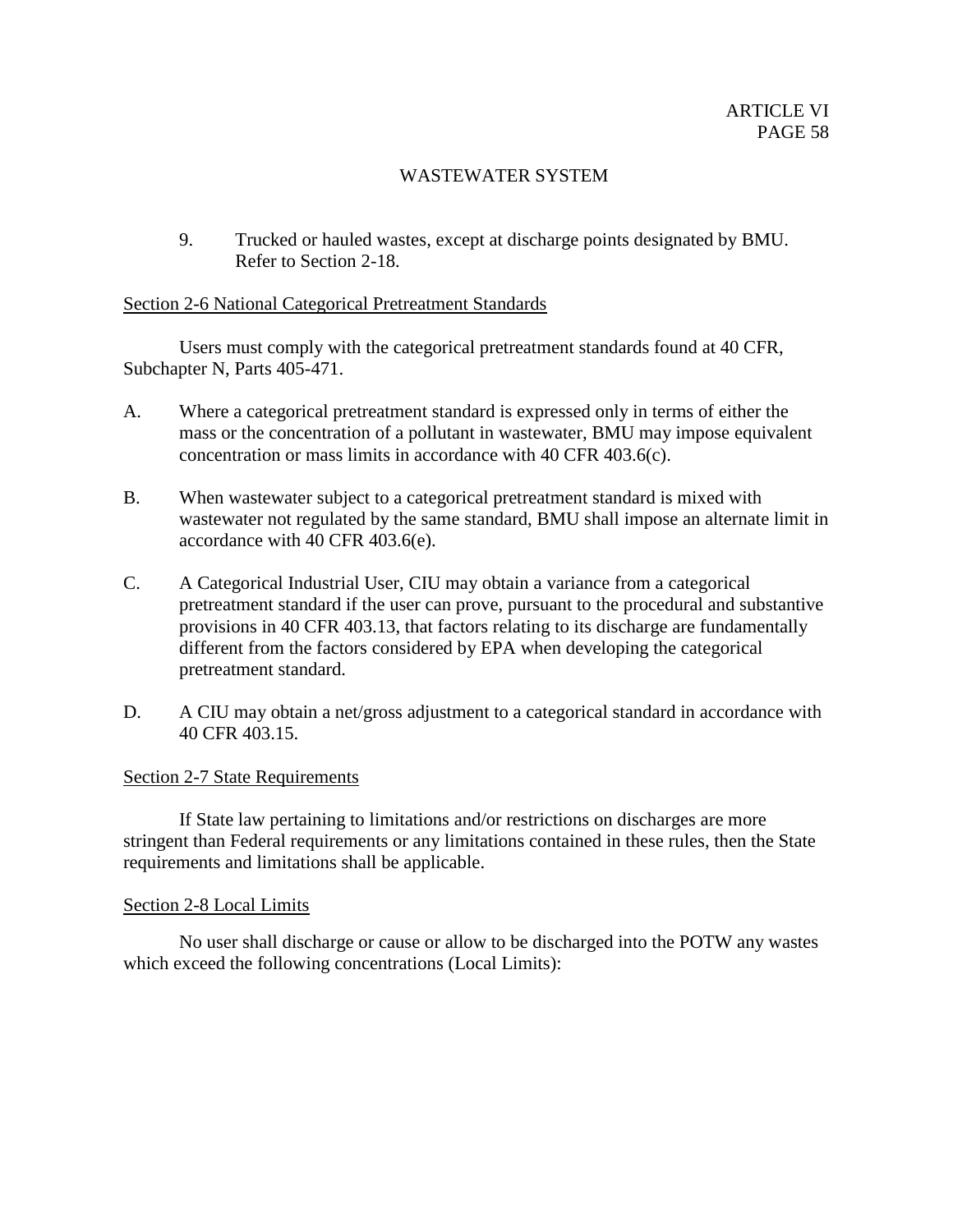9. Trucked or hauled wastes, except at discharge points designated by BMU. Refer to Section 2-18.

## Section 2-6 National Categorical Pretreatment Standards

Users must comply with the categorical pretreatment standards found at 40 CFR, Subchapter N, Parts 405-471.

A. Where a categorical pretreatment standard is expressed only in terms of either the mass or the concentration of a pollutant in wastewater, BMU may impose equivalent concentration or mass limits in accordance with 40 CFR 403.6(c).

B. When wastewater subject to a categorical pretreatment standard is mixed with wastewater not regulated by the same standard, BMU shall impose an alternate limit in accordance with 40 CFR 403.6(e).

C. A Categorical Industrial User, CIU may obtain a variance from a categorical pretreatment standard if the user can prove, pursuant to the procedural and substantive provisions in 40 CFR 403.13, that factors relating to its discharge are fundamentally different from the factors considered by EPA when developing the categorical pretreatment standard.

D. A CIU may obtain a net/gross adjustment to a categorical standard in accordance with 40 CFR 403.15.

## Section 2-7 State Requirements

If State law pertaining to limitations and/or restrictions on discharges are more stringent than Federal requirements or any limitations contained in these rules, then the State requirements and limitations shall be applicable.

## Section 2-8 Local Limits

No user shall discharge or cause or allow to be discharged into the POTW any wastes which exceed the following concentrations (Local Limits):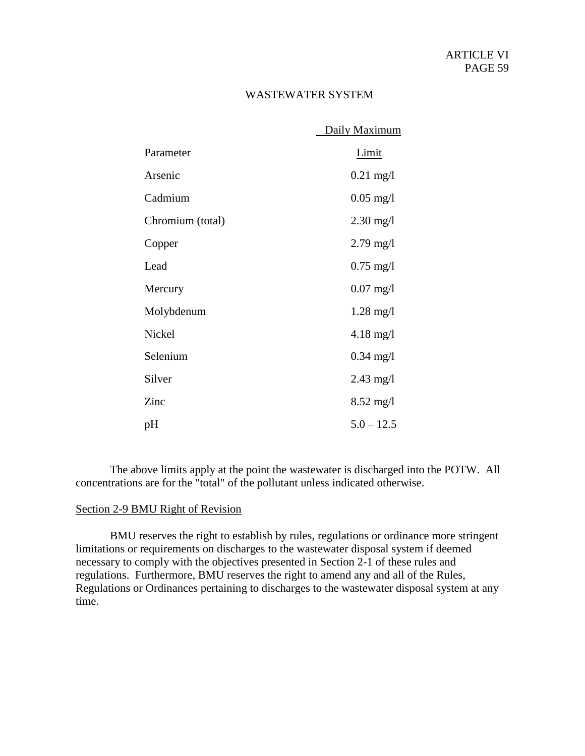WASTEWATER SYSTEM

| Parameter | Daily Maximum Limit |
|---|---|
| Arsenic | 0.21 mg/l |
| Cadmium | 0.05 mg/l |
| Chromium (total) | 2.30 mg/l |
| Copper | 2.79 mg/l |
| Lead | 0.75 mg/l |
| Mercury | 0.07 mg/l |
| Molybdenum | 1.28 mg/l |
| Nickel | 4.18 mg/l |
| Selenium | 0.34 mg/l |
| Silver | 2.43 mg/l |
| Zinc | 8.52 mg/l |
| pH | 5.0 – 12.5 |

The above limits apply at the point the wastewater is discharged into the POTW. All concentrations are for the "total" of the pollutant unless indicated otherwise.

## Section 2-9 BMU Right of Revision

BMU reserves the right to establish by rules, regulations or ordinance more stringent limitations or requirements on discharges to the wastewater disposal system if deemed necessary to comply with the objectives presented in Section 2-1 of these rules and regulations. Furthermore, BMU reserves the right to amend any and all of the Rules, Regulations or Ordinances pertaining to discharges to the wastewater disposal system at any time.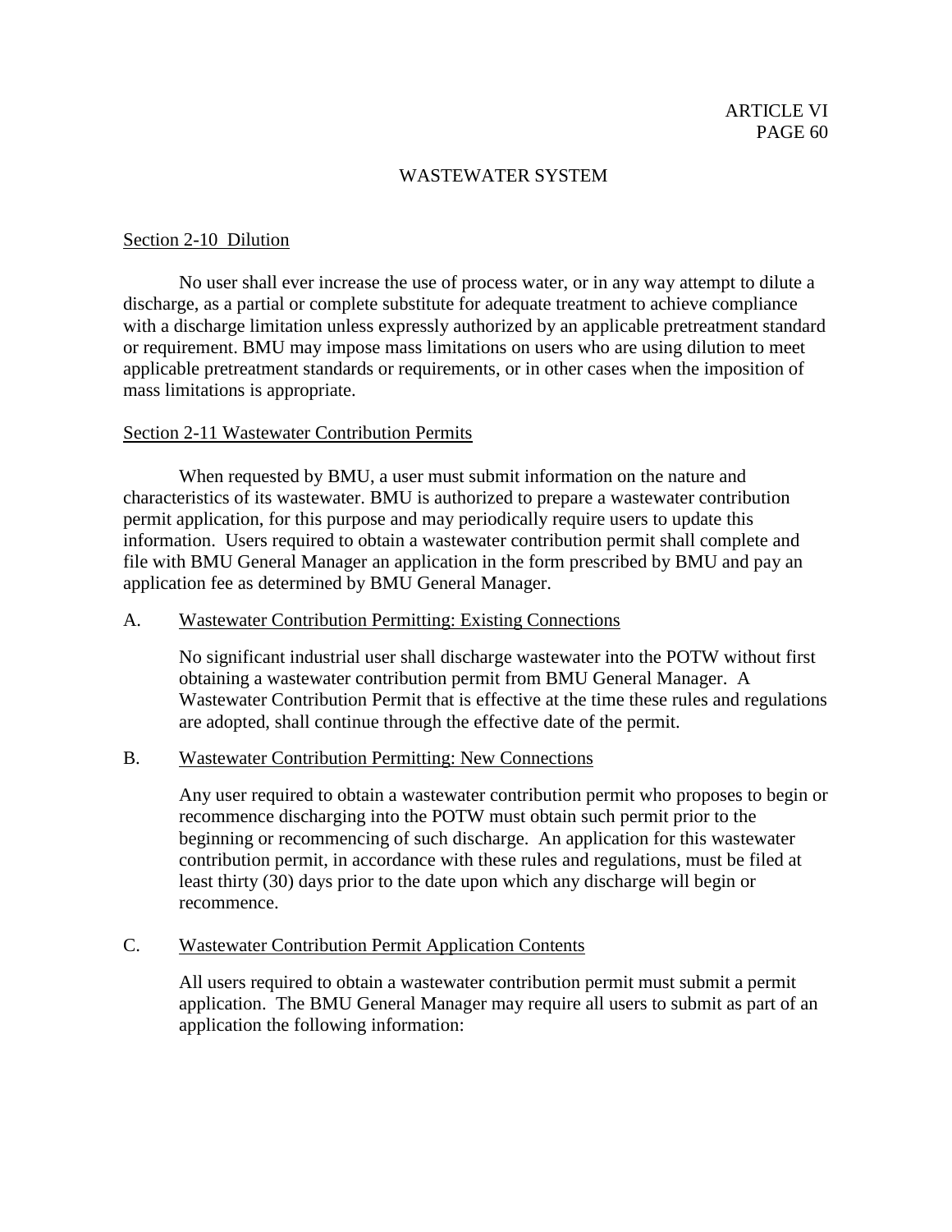## WASTEWATER SYSTEM

### Section 2-10 Dilution

No user shall ever increase the use of process water, or in any way attempt to dilute a discharge, as a partial or complete substitute for adequate treatment to achieve compliance with a discharge limitation unless expressly authorized by an applicable pretreatment standard or requirement. BMU may impose mass limitations on users who are using dilution to meet applicable pretreatment standards or requirements, or in other cases when the imposition of mass limitations is appropriate.

### Section 2-11 Wastewater Contribution Permits

When requested by BMU, a user must submit information on the nature and characteristics of its wastewater. BMU is authorized to prepare a wastewater contribution permit application, for this purpose and may periodically require users to update this information. Users required to obtain a wastewater contribution permit shall complete and file with BMU General Manager an application in the form prescribed by BMU and pay an application fee as determined by BMU General Manager.

A. Wastewater Contribution Permitting: Existing Connections

No significant industrial user shall discharge wastewater into the POTW without first obtaining a wastewater contribution permit from BMU General Manager. A Wastewater Contribution Permit that is effective at the time these rules and regulations are adopted, shall continue through the effective date of the permit.

B. Wastewater Contribution Permitting: New Connections

Any user required to obtain a wastewater contribution permit who proposes to begin or recommence discharging into the POTW must obtain such permit prior to the beginning or recommencing of such discharge. An application for this wastewater contribution permit, in accordance with these rules and regulations, must be filed at least thirty (30) days prior to the date upon which any discharge will begin or recommence.

C. Wastewater Contribution Permit Application Contents

All users required to obtain a wastewater contribution permit must submit a permit application. The BMU General Manager may require all users to submit as part of an application the following information: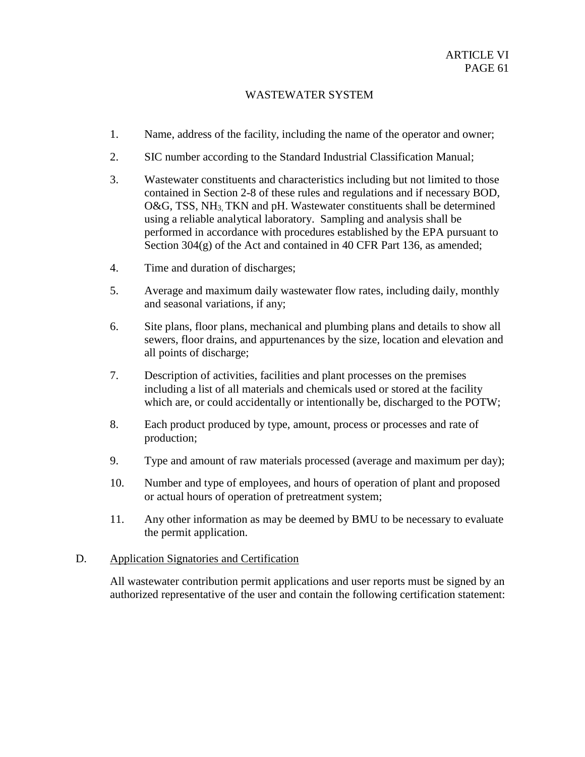1. Name, address of the facility, including the name of the operator and owner;

2. SIC number according to the Standard Industrial Classification Manual;

3. Wastewater constituents and characteristics including but not limited to those contained in Section 2-8 of these rules and regulations and if necessary BOD, O&G, TSS, $NH_3$, TKN and pH. Wastewater constituents shall be determined using a reliable analytical laboratory. Sampling and analysis shall be performed in accordance with procedures established by the EPA pursuant to Section 304(g) of the Act and contained in 40 CFR Part 136, as amended;

4. Time and duration of discharges;

5. Average and maximum daily wastewater flow rates, including daily, monthly and seasonal variations, if any;

6. Site plans, floor plans, mechanical and plumbing plans and details to show all sewers, floor drains, and appurtenances by the size, location and elevation and all points of discharge;

7. Description of activities, facilities and plant processes on the premises including a list of all materials and chemicals used or stored at the facility which are, or could accidentally or intentionally be, discharged to the POTW;

8. Each product produced by type, amount, process or processes and rate of production;

9. Type and amount of raw materials processed (average and maximum per day);

10. Number and type of employees, and hours of operation of plant and proposed or actual hours of operation of pretreatment system;

11. Any other information as may be deemed by BMU to be necessary to evaluate the permit application.

D. <u>Application Signatories and Certification</u>

All wastewater contribution permit applications and user reports must be signed by an authorized representative of the user and contain the following certification statement: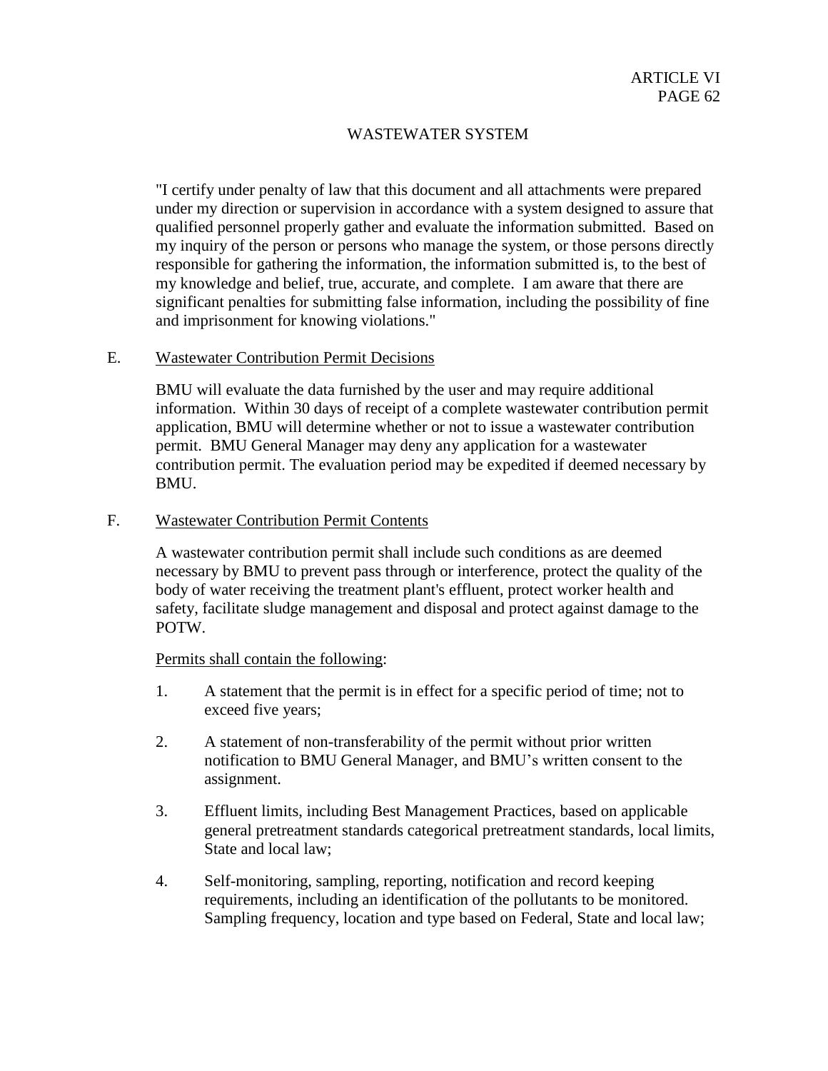"I certify under penalty of law that this document and all attachments were prepared under my direction or supervision in accordance with a system designed to assure that qualified personnel properly gather and evaluate the information submitted. Based on my inquiry of the person or persons who manage the system, or those persons directly responsible for gathering the information, the information submitted is, to the best of my knowledge and belief, true, accurate, and complete. I am aware that there are significant penalties for submitting false information, including the possibility of fine and imprisonment for knowing violations."

E. Wastewater Contribution Permit Decisions

BMU will evaluate the data furnished by the user and may require additional information. Within 30 days of receipt of a complete wastewater contribution permit application, BMU will determine whether or not to issue a wastewater contribution permit. BMU General Manager may deny any application for a wastewater contribution permit. The evaluation period may be expedited if deemed necessary by BMU.

F. Wastewater Contribution Permit Contents

A wastewater contribution permit shall include such conditions as are deemed necessary by BMU to prevent pass through or interference, protect the quality of the body of water receiving the treatment plant's effluent, protect worker health and safety, facilitate sludge management and disposal and protect against damage to the POTW.

Permits shall contain the following:

1. A statement that the permit is in effect for a specific period of time; not to exceed five years;

2. A statement of non-transferability of the permit without prior written notification to BMU General Manager, and BMU's written consent to the assignment.

3. Effluent limits, including Best Management Practices, based on applicable general pretreatment standards categorical pretreatment standards, local limits, State and local law;

4. Self-monitoring, sampling, reporting, notification and record keeping requirements, including an identification of the pollutants to be monitored. Sampling frequency, location and type based on Federal, State and local law;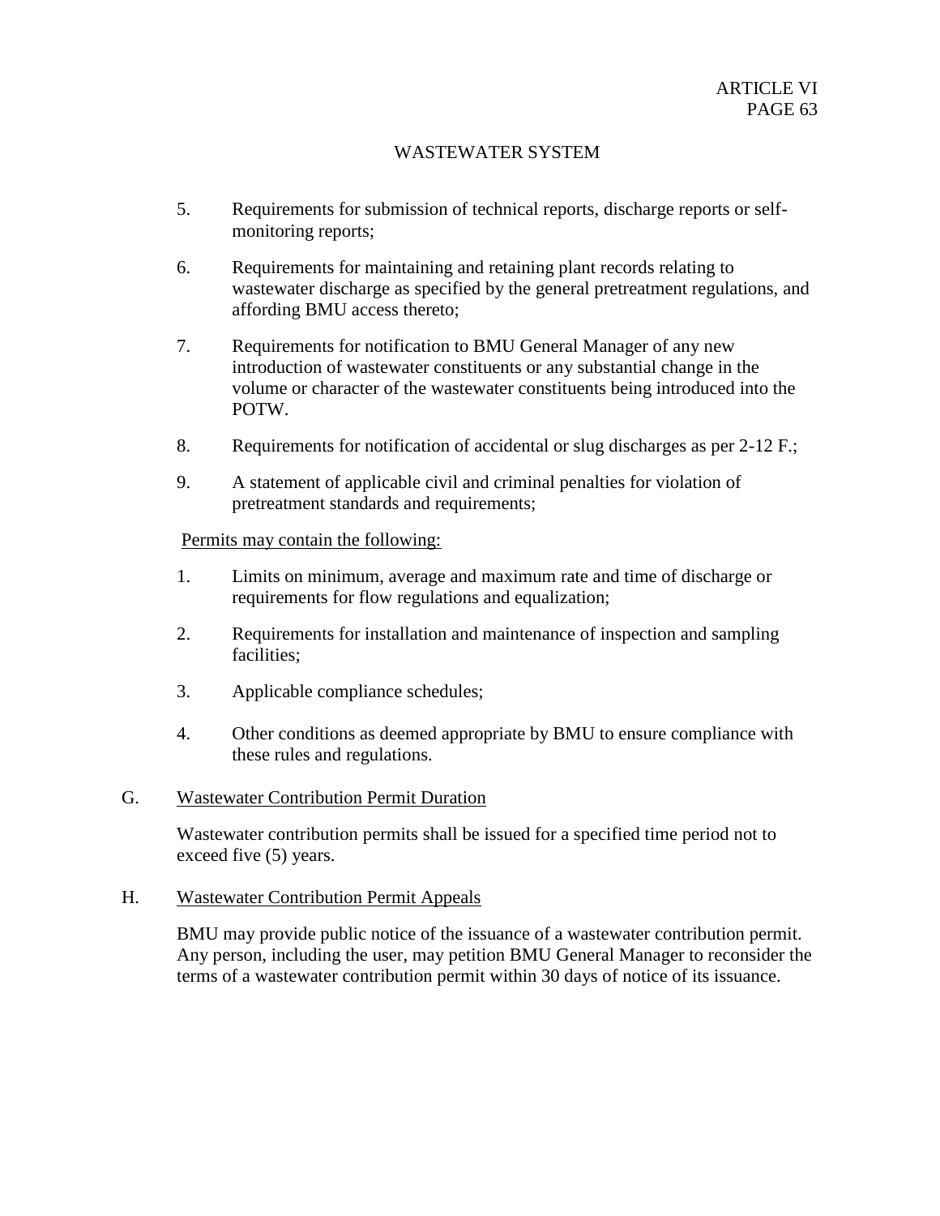5. Requirements for submission of technical reports, discharge reports or self-monitoring reports;

6. Requirements for maintaining and retaining plant records relating to wastewater discharge as specified by the general pretreatment regulations, and affording BMU access thereto;

7. Requirements for notification to BMU General Manager of any new introduction of wastewater constituents or any substantial change in the volume or character of the wastewater constituents being introduced into the POTW.

8. Requirements for notification of accidental or slug discharges as per 2-12 F.;

9. A statement of applicable civil and criminal penalties for violation of pretreatment standards and requirements;

<u>Permits may contain the following:</u>

1. Limits on minimum, average and maximum rate and time of discharge or requirements for flow regulations and equalization;

2. Requirements for installation and maintenance of inspection and sampling facilities;

3. Applicable compliance schedules;

4. Other conditions as deemed appropriate by BMU to ensure compliance with these rules and regulations.

G. <u>Wastewater Contribution Permit Duration</u>

Wastewater contribution permits shall be issued for a specified time period not to exceed five (5) years.

H. <u>Wastewater Contribution Permit Appeals</u>

BMU may provide public notice of the issuance of a wastewater contribution permit. Any person, including the user, may petition BMU General Manager to reconsider the terms of a wastewater contribution permit within 30 days of notice of its issuance.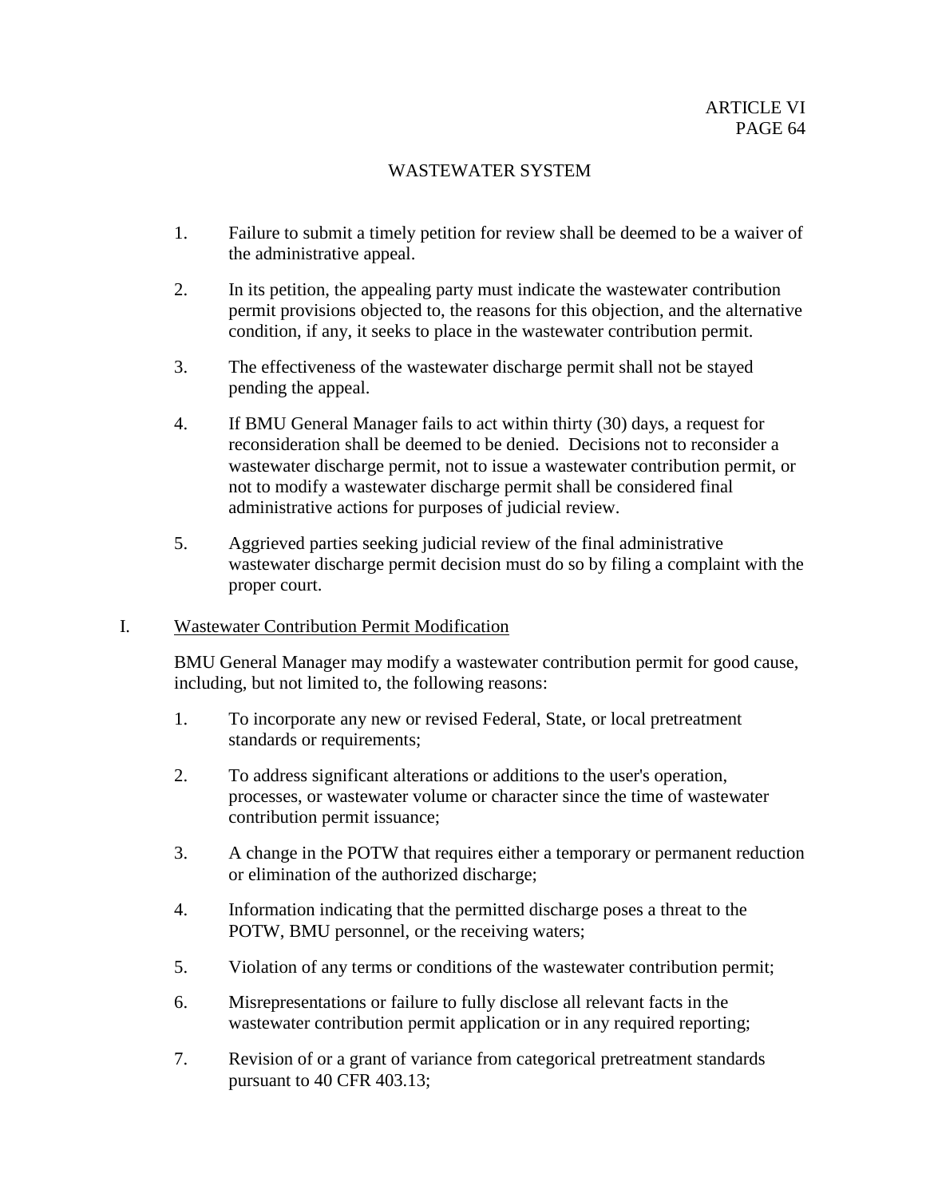WASTEWATER SYSTEM

1. Failure to submit a timely petition for review shall be deemed to be a waiver of the administrative appeal.

2. In its petition, the appealing party must indicate the wastewater contribution permit provisions objected to, the reasons for this objection, and the alternative condition, if any, it seeks to place in the wastewater contribution permit.

3. The effectiveness of the wastewater discharge permit shall not be stayed pending the appeal.

4. If BMU General Manager fails to act within thirty (30) days, a request for reconsideration shall be deemed to be denied. Decisions not to reconsider a wastewater discharge permit, not to issue a wastewater contribution permit, or not to modify a wastewater discharge permit shall be considered final administrative actions for purposes of judicial review.

5. Aggrieved parties seeking judicial review of the final administrative wastewater discharge permit decision must do so by filing a complaint with the proper court.

I. <u>Wastewater Contribution Permit Modification</u>

BMU General Manager may modify a wastewater contribution permit for good cause, including, but not limited to, the following reasons:

1. To incorporate any new or revised Federal, State, or local pretreatment standards or requirements;

2. To address significant alterations or additions to the user's operation, processes, or wastewater volume or character since the time of wastewater contribution permit issuance;

3. A change in the POTW that requires either a temporary or permanent reduction or elimination of the authorized discharge;

4. Information indicating that the permitted discharge poses a threat to the POTW, BMU personnel, or the receiving waters;

5. Violation of any terms or conditions of the wastewater contribution permit;

6. Misrepresentations or failure to fully disclose all relevant facts in the wastewater contribution permit application or in any required reporting;

7. Revision of or a grant of variance from categorical pretreatment standards pursuant to 40 CFR 403.13;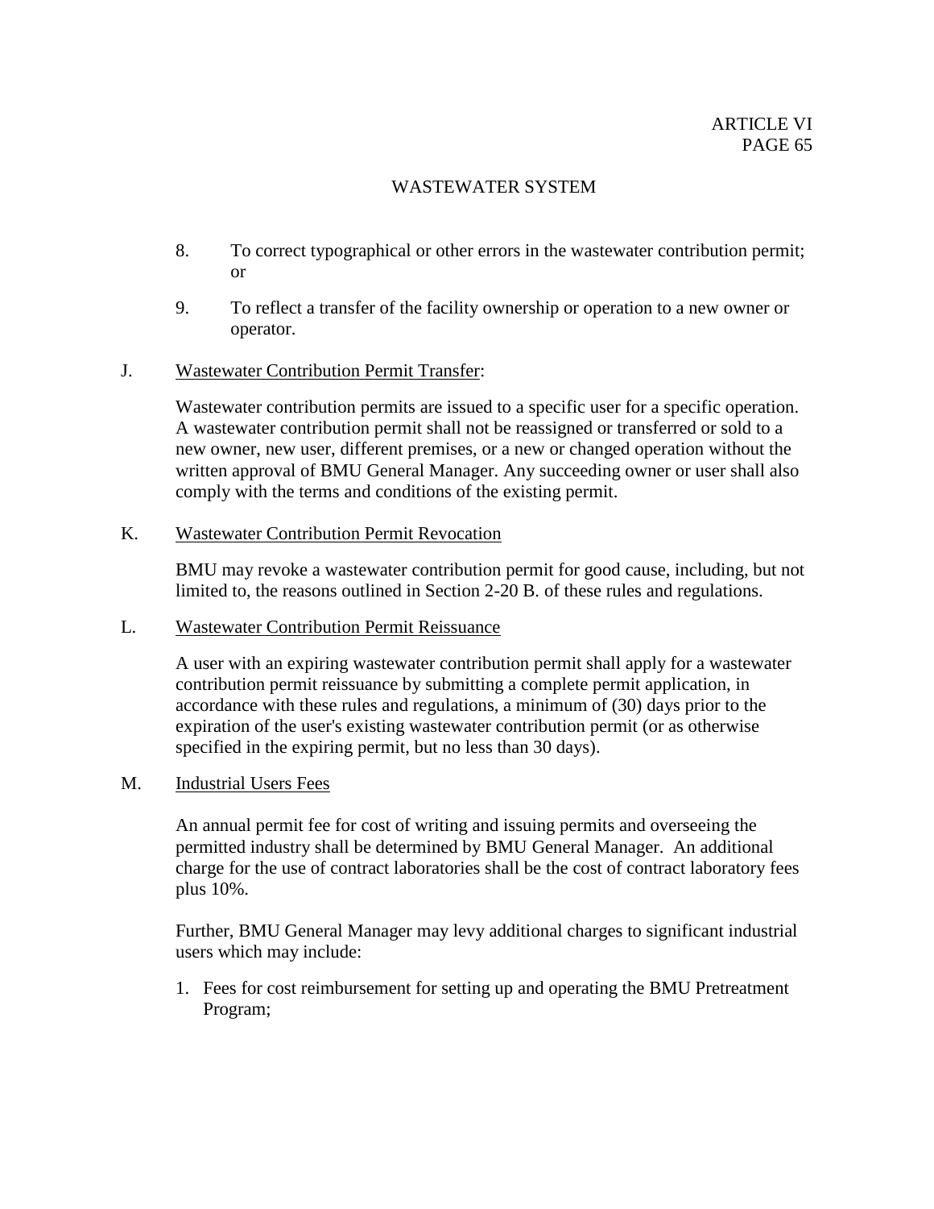8. To correct typographical or other errors in the wastewater contribution permit; or

9. To reflect a transfer of the facility ownership or operation to a new owner or operator.

J. <u>Wastewater Contribution Permit Transfer</u>:

Wastewater contribution permits are issued to a specific user for a specific operation. A wastewater contribution permit shall not be reassigned or transferred or sold to a new owner, new user, different premises, or a new or changed operation without the written approval of BMU General Manager. Any succeeding owner or user shall also comply with the terms and conditions of the existing permit.

K. <u>Wastewater Contribution Permit Revocation</u>

BMU may revoke a wastewater contribution permit for good cause, including, but not limited to, the reasons outlined in Section 2-20 B. of these rules and regulations.

L. <u>Wastewater Contribution Permit Reissuance</u>

A user with an expiring wastewater contribution permit shall apply for a wastewater contribution permit reissuance by submitting a complete permit application, in accordance with these rules and regulations, a minimum of (30) days prior to the expiration of the user's existing wastewater contribution permit (or as otherwise specified in the expiring permit, but no less than 30 days).

M. <u>Industrial Users Fees</u>

An annual permit fee for cost of writing and issuing permits and overseeing the permitted industry shall be determined by BMU General Manager. An additional charge for the use of contract laboratories shall be the cost of contract laboratory fees plus 10%.

Further, BMU General Manager may levy additional charges to significant industrial users which may include:

1. Fees for cost reimbursement for setting up and operating the BMU Pretreatment Program;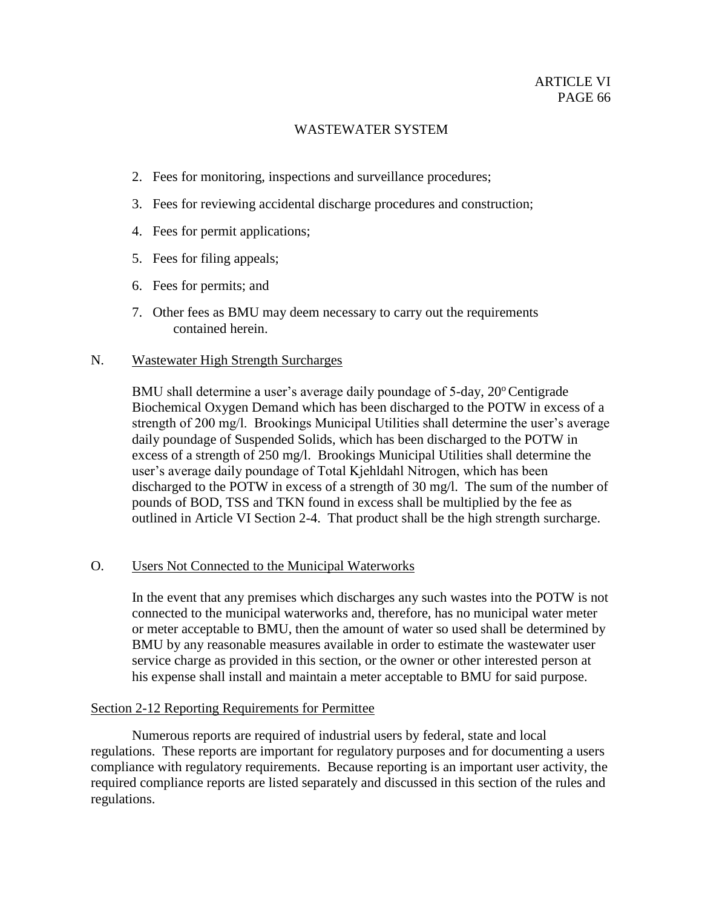2. Fees for monitoring, inspections and surveillance procedures;

3. Fees for reviewing accidental discharge procedures and construction;

4. Fees for permit applications;

5. Fees for filing appeals;

6. Fees for permits; and

7. Other fees as BMU may deem necessary to carry out the requirements contained herein.

N. Wastewater High Strength Surcharges

BMU shall determine a user's average daily poundage of 5-day, 20º Centigrade Biochemical Oxygen Demand which has been discharged to the POTW in excess of a strength of 200 mg/l. Brookings Municipal Utilities shall determine the user's average daily poundage of Suspended Solids, which has been discharged to the POTW in excess of a strength of 250 mg/l. Brookings Municipal Utilities shall determine the user's average daily poundage of Total Kjehldahl Nitrogen, which has been discharged to the POTW in excess of a strength of 30 mg/l. The sum of the number of pounds of BOD, TSS and TKN found in excess shall be multiplied by the fee as outlined in Article VI Section 2-4. That product shall be the high strength surcharge.

O. Users Not Connected to the Municipal Waterworks

In the event that any premises which discharges any such wastes into the POTW is not connected to the municipal waterworks and, therefore, has no municipal water meter or meter acceptable to BMU, then the amount of water so used shall be determined by BMU by any reasonable measures available in order to estimate the wastewater user service charge as provided in this section, or the owner or other interested person at his expense shall install and maintain a meter acceptable to BMU for said purpose.

## Section 2-12 Reporting Requirements for Permittee

Numerous reports are required of industrial users by federal, state and local regulations. These reports are important for regulatory purposes and for documenting a users compliance with regulatory requirements. Because reporting is an important user activity, the required compliance reports are listed separately and discussed in this section of the rules and regulations.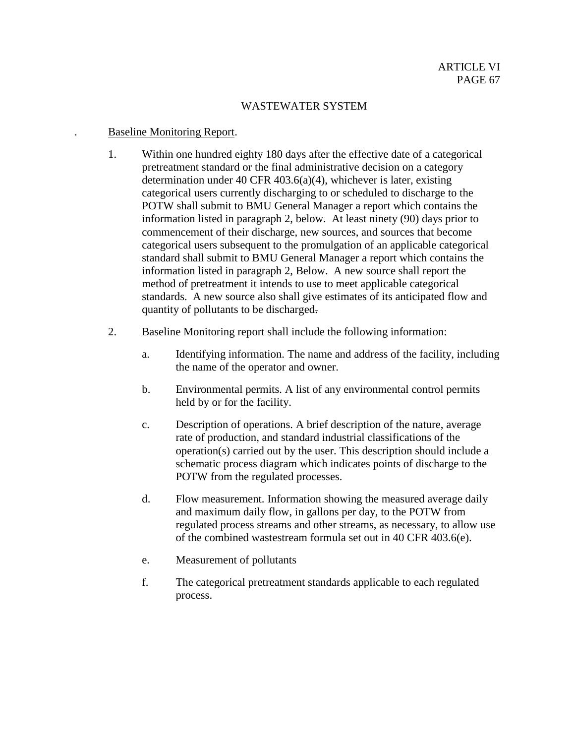## WASTEWATER SYSTEM

. Baseline Monitoring Report.

1. Within one hundred eighty 180 days after the effective date of a categorical pretreatment standard or the final administrative decision on a category determination under 40 CFR 403.6(a)(4), whichever is later, existing categorical users currently discharging to or scheduled to discharge to the POTW shall submit to BMU General Manager a report which contains the information listed in paragraph 2, below. At least ninety (90) days prior to commencement of their discharge, new sources, and sources that become categorical users subsequent to the promulgation of an applicable categorical standard shall submit to BMU General Manager a report which contains the information listed in paragraph 2, Below. A new source shall report the method of pretreatment it intends to use to meet applicable categorical standards. A new source also shall give estimates of its anticipated flow and quantity of pollutants to be discharged.

2. Baseline Monitoring report shall include the following information:

   a. Identifying information. The name and address of the facility, including the name of the operator and owner.

   b. Environmental permits. A list of any environmental control permits held by or for the facility.

   c. Description of operations. A brief description of the nature, average rate of production, and standard industrial classifications of the operation(s) carried out by the user. This description should include a schematic process diagram which indicates points of discharge to the POTW from the regulated processes.

   d. Flow measurement. Information showing the measured average daily and maximum daily flow, in gallons per day, to the POTW from regulated process streams and other streams, as necessary, to allow use of the combined wastestream formula set out in 40 CFR 403.6(e).

   e. Measurement of pollutants

   f. The categorical pretreatment standards applicable to each regulated process.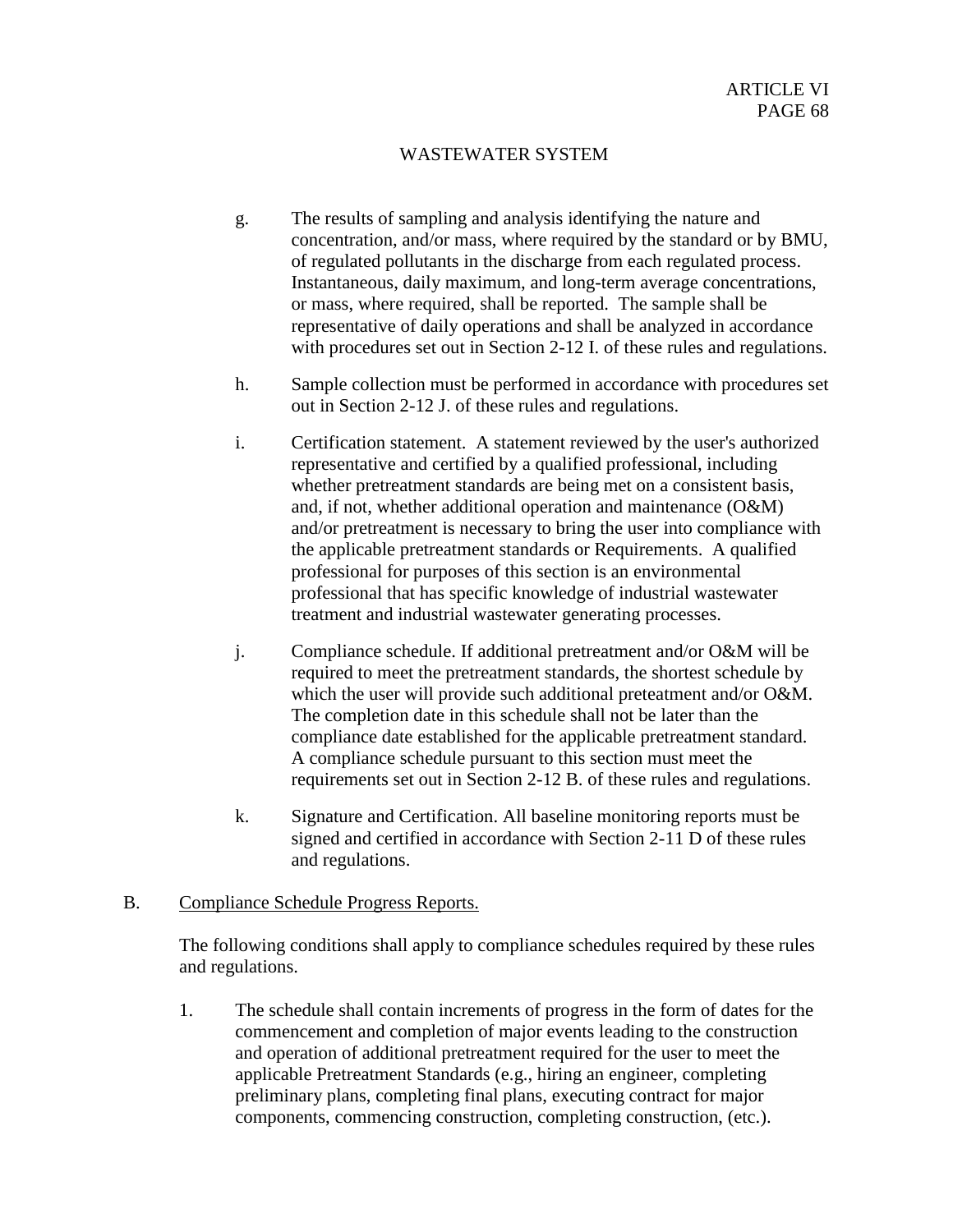g. The results of sampling and analysis identifying the nature and concentration, and/or mass, where required by the standard or by BMU, of regulated pollutants in the discharge from each regulated process. Instantaneous, daily maximum, and long-term average concentrations, or mass, where required, shall be reported. The sample shall be representative of daily operations and shall be analyzed in accordance with procedures set out in Section 2-12 I. of these rules and regulations.

h. Sample collection must be performed in accordance with procedures set out in Section 2-12 J. of these rules and regulations.

i. Certification statement. A statement reviewed by the user's authorized representative and certified by a qualified professional, including whether pretreatment standards are being met on a consistent basis, and, if not, whether additional operation and maintenance (O&M) and/or pretreatment is necessary to bring the user into compliance with the applicable pretreatment standards or Requirements. A qualified professional for purposes of this section is an environmental professional that has specific knowledge of industrial wastewater treatment and industrial wastewater generating processes.

j. Compliance schedule. If additional pretreatment and/or O&M will be required to meet the pretreatment standards, the shortest schedule by which the user will provide such additional preteatment and/or O&M. The completion date in this schedule shall not be later than the compliance date established for the applicable pretreatment standard. A compliance schedule pursuant to this section must meet the requirements set out in Section 2-12 B. of these rules and regulations.

k. Signature and Certification. All baseline monitoring reports must be signed and certified in accordance with Section 2-11 D of these rules and regulations.

B. <u>Compliance Schedule Progress Reports.</u>

The following conditions shall apply to compliance schedules required by these rules and regulations.

1. The schedule shall contain increments of progress in the form of dates for the commencement and completion of major events leading to the construction and operation of additional pretreatment required for the user to meet the applicable Pretreatment Standards (e.g., hiring an engineer, completing preliminary plans, completing final plans, executing contract for major components, commencing construction, completing construction, (etc.).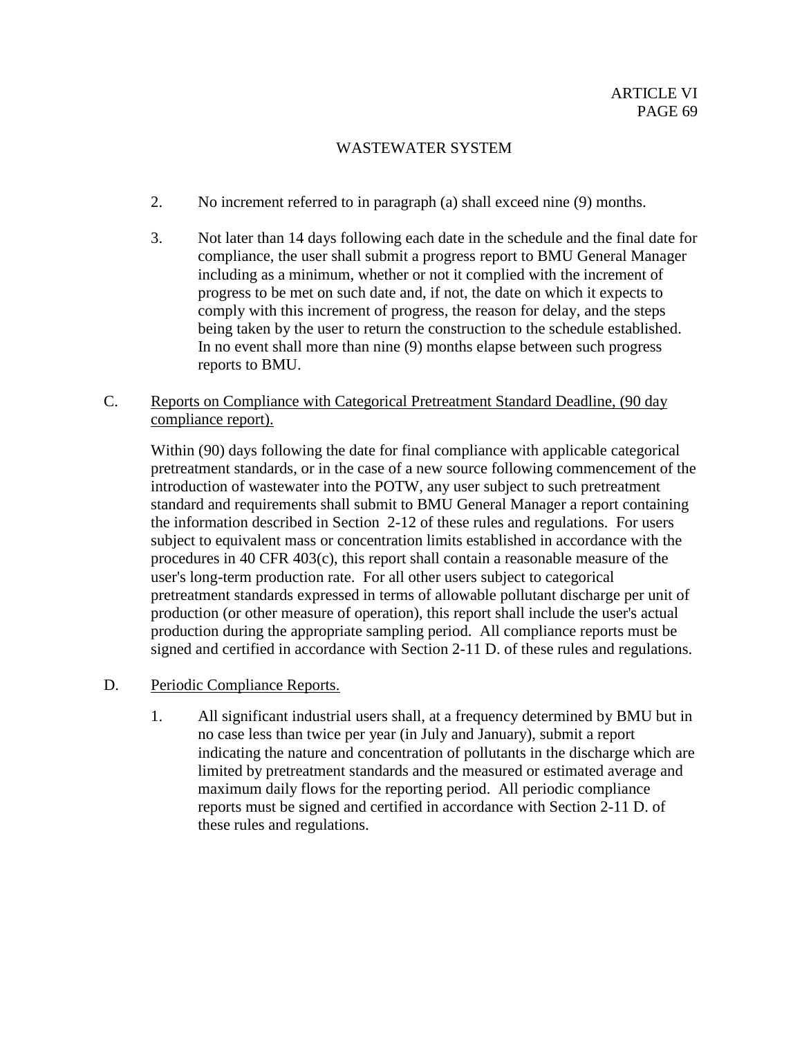2. No increment referred to in paragraph (a) shall exceed nine (9) months.

3. Not later than 14 days following each date in the schedule and the final date for compliance, the user shall submit a progress report to BMU General Manager including as a minimum, whether or not it complied with the increment of progress to be met on such date and, if not, the date on which it expects to comply with this increment of progress, the reason for delay, and the steps being taken by the user to return the construction to the schedule established. In no event shall more than nine (9) months elapse between such progress reports to BMU.

C. Reports on Compliance with Categorical Pretreatment Standard Deadline, (90 day compliance report).

Within (90) days following the date for final compliance with applicable categorical pretreatment standards, or in the case of a new source following commencement of the introduction of wastewater into the POTW, any user subject to such pretreatment standard and requirements shall submit to BMU General Manager a report containing the information described in Section 2-12 of these rules and regulations. For users subject to equivalent mass or concentration limits established in accordance with the procedures in 40 CFR 403(c), this report shall contain a reasonable measure of the user's long-term production rate. For all other users subject to categorical pretreatment standards expressed in terms of allowable pollutant discharge per unit of production (or other measure of operation), this report shall include the user's actual production during the appropriate sampling period. All compliance reports must be signed and certified in accordance with Section 2-11 D. of these rules and regulations.

D. Periodic Compliance Reports.

1. All significant industrial users shall, at a frequency determined by BMU but in no case less than twice per year (in July and January), submit a report indicating the nature and concentration of pollutants in the discharge which are limited by pretreatment standards and the measured or estimated average and maximum daily flows for the reporting period. All periodic compliance reports must be signed and certified in accordance with Section 2-11 D. of these rules and regulations.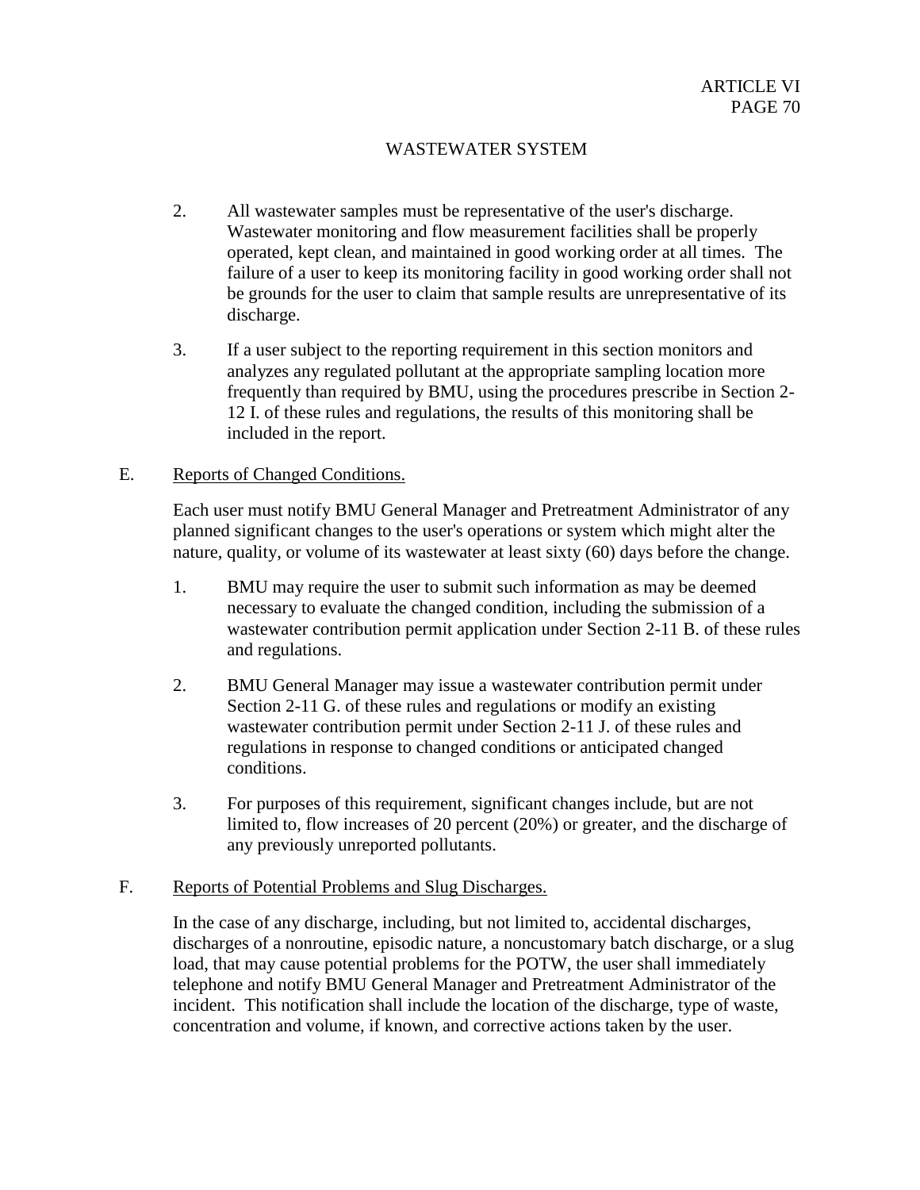2. All wastewater samples must be representative of the user's discharge. Wastewater monitoring and flow measurement facilities shall be properly operated, kept clean, and maintained in good working order at all times. The failure of a user to keep its monitoring facility in good working order shall not be grounds for the user to claim that sample results are unrepresentative of its discharge.

3. If a user subject to the reporting requirement in this section monitors and analyzes any regulated pollutant at the appropriate sampling location more frequently than required by BMU, using the procedures prescribe in Section 2-12 I. of these rules and regulations, the results of this monitoring shall be included in the report.

E. Reports of Changed Conditions.

Each user must notify BMU General Manager and Pretreatment Administrator of any planned significant changes to the user's operations or system which might alter the nature, quality, or volume of its wastewater at least sixty (60) days before the change.

1. BMU may require the user to submit such information as may be deemed necessary to evaluate the changed condition, including the submission of a wastewater contribution permit application under Section 2-11 B. of these rules and regulations.

2. BMU General Manager may issue a wastewater contribution permit under Section 2-11 G. of these rules and regulations or modify an existing wastewater contribution permit under Section 2-11 J. of these rules and regulations in response to changed conditions or anticipated changed conditions.

3. For purposes of this requirement, significant changes include, but are not limited to, flow increases of 20 percent (20%) or greater, and the discharge of any previously unreported pollutants.

F. Reports of Potential Problems and Slug Discharges.

In the case of any discharge, including, but not limited to, accidental discharges, discharges of a nonroutine, episodic nature, a noncustomary batch discharge, or a slug load, that may cause potential problems for the POTW, the user shall immediately telephone and notify BMU General Manager and Pretreatment Administrator of the incident. This notification shall include the location of the discharge, type of waste, concentration and volume, if known, and corrective actions taken by the user.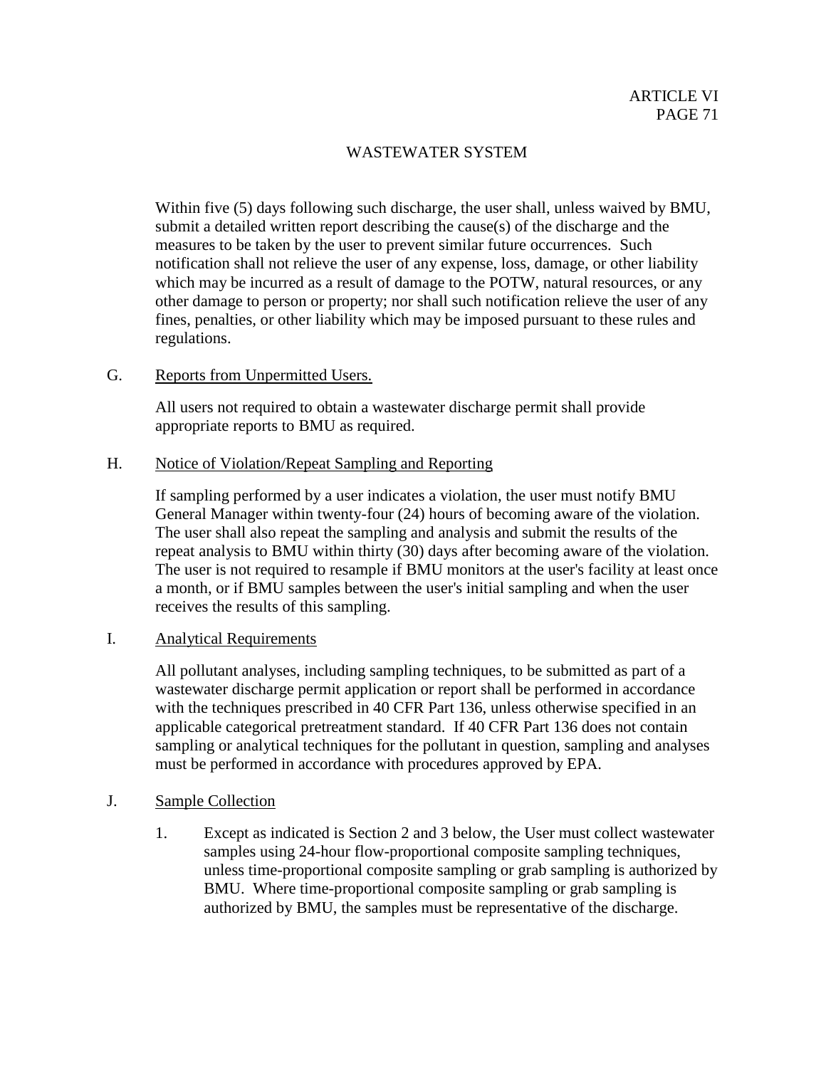Within five (5) days following such discharge, the user shall, unless waived by BMU, submit a detailed written report describing the cause(s) of the discharge and the measures to be taken by the user to prevent similar future occurrences. Such notification shall not relieve the user of any expense, loss, damage, or other liability which may be incurred as a result of damage to the POTW, natural resources, or any other damage to person or property; nor shall such notification relieve the user of any fines, penalties, or other liability which may be imposed pursuant to these rules and regulations.

G. Reports from Unpermitted Users.

All users not required to obtain a wastewater discharge permit shall provide appropriate reports to BMU as required.

H. Notice of Violation/Repeat Sampling and Reporting

If sampling performed by a user indicates a violation, the user must notify BMU General Manager within twenty-four (24) hours of becoming aware of the violation. The user shall also repeat the sampling and analysis and submit the results of the repeat analysis to BMU within thirty (30) days after becoming aware of the violation. The user is not required to resample if BMU monitors at the user's facility at least once a month, or if BMU samples between the user's initial sampling and when the user receives the results of this sampling.

I. Analytical Requirements

All pollutant analyses, including sampling techniques, to be submitted as part of a wastewater discharge permit application or report shall be performed in accordance with the techniques prescribed in 40 CFR Part 136, unless otherwise specified in an applicable categorical pretreatment standard. If 40 CFR Part 136 does not contain sampling or analytical techniques for the pollutant in question, sampling and analyses must be performed in accordance with procedures approved by EPA.

J. Sample Collection

1. Except as indicated is Section 2 and 3 below, the User must collect wastewater samples using 24-hour flow-proportional composite sampling techniques, unless time-proportional composite sampling or grab sampling is authorized by BMU. Where time-proportional composite sampling or grab sampling is authorized by BMU, the samples must be representative of the discharge.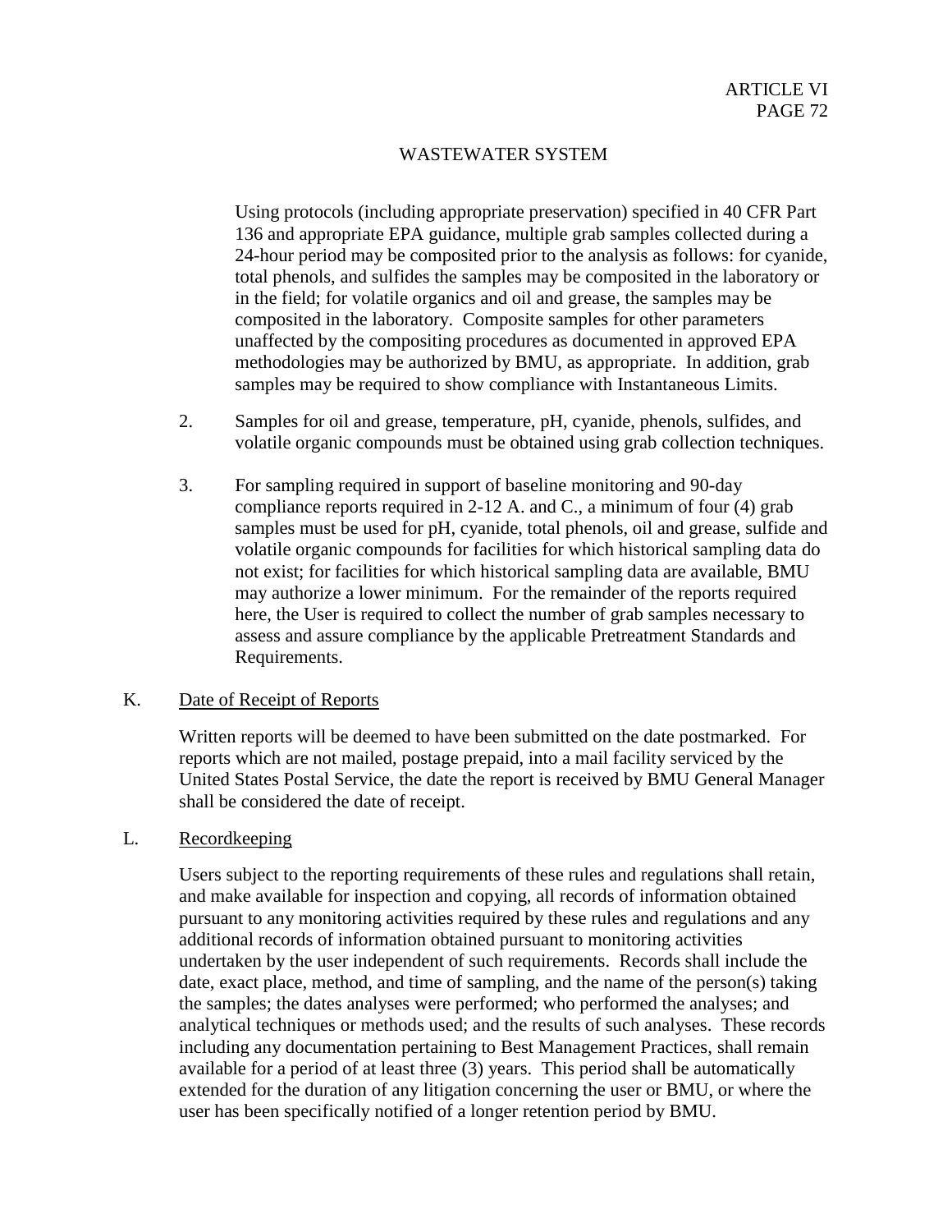Using protocols (including appropriate preservation) specified in 40 CFR Part 136 and appropriate EPA guidance, multiple grab samples collected during a 24-hour period may be composited prior to the analysis as follows: for cyanide, total phenols, and sulfides the samples may be composited in the laboratory or in the field; for volatile organics and oil and grease, the samples may be composited in the laboratory. Composite samples for other parameters unaffected by the compositing procedures as documented in approved EPA methodologies may be authorized by BMU, as appropriate. In addition, grab samples may be required to show compliance with Instantaneous Limits.

2. Samples for oil and grease, temperature, pH, cyanide, phenols, sulfides, and volatile organic compounds must be obtained using grab collection techniques.

3. For sampling required in support of baseline monitoring and 90-day compliance reports required in 2-12 A. and C., a minimum of four (4) grab samples must be used for pH, cyanide, total phenols, oil and grease, sulfide and volatile organic compounds for facilities for which historical sampling data do not exist; for facilities for which historical sampling data are available, BMU may authorize a lower minimum. For the remainder of the reports required here, the User is required to collect the number of grab samples necessary to assess and assure compliance by the applicable Pretreatment Standards and Requirements.

K. <u>Date of Receipt of Reports</u>

Written reports will be deemed to have been submitted on the date postmarked. For reports which are not mailed, postage prepaid, into a mail facility serviced by the United States Postal Service, the date the report is received by BMU General Manager shall be considered the date of receipt.

L. <u>Recordkeeping</u>

Users subject to the reporting requirements of these rules and regulations shall retain, and make available for inspection and copying, all records of information obtained pursuant to any monitoring activities required by these rules and regulations and any additional records of information obtained pursuant to monitoring activities undertaken by the user independent of such requirements. Records shall include the date, exact place, method, and time of sampling, and the name of the person(s) taking the samples; the dates analyses were performed; who performed the analyses; and analytical techniques or methods used; and the results of such analyses. These records including any documentation pertaining to Best Management Practices, shall remain available for a period of at least three (3) years. This period shall be automatically extended for the duration of any litigation concerning the user or BMU, or where the user has been specifically notified of a longer retention period by BMU.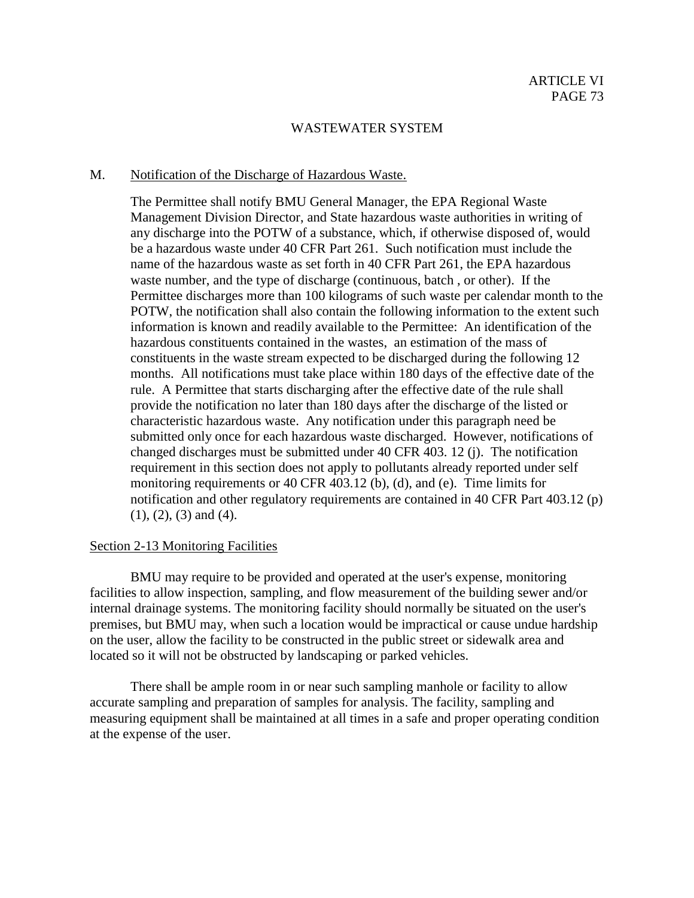M. Notification of the Discharge of Hazardous Waste.

The Permittee shall notify BMU General Manager, the EPA Regional Waste Management Division Director, and State hazardous waste authorities in writing of any discharge into the POTW of a substance, which, if otherwise disposed of, would be a hazardous waste under 40 CFR Part 261. Such notification must include the name of the hazardous waste as set forth in 40 CFR Part 261, the EPA hazardous waste number, and the type of discharge (continuous, batch , or other). If the Permittee discharges more than 100 kilograms of such waste per calendar month to the POTW, the notification shall also contain the following information to the extent such information is known and readily available to the Permittee: An identification of the hazardous constituents contained in the wastes, an estimation of the mass of constituents in the waste stream expected to be discharged during the following 12 months. All notifications must take place within 180 days of the effective date of the rule. A Permittee that starts discharging after the effective date of the rule shall provide the notification no later than 180 days after the discharge of the listed or characteristic hazardous waste. Any notification under this paragraph need be submitted only once for each hazardous waste discharged. However, notifications of changed discharges must be submitted under 40 CFR 403. 12 (j). The notification requirement in this section does not apply to pollutants already reported under self monitoring requirements or 40 CFR 403.12 (b), (d), and (e). Time limits for notification and other regulatory requirements are contained in 40 CFR Part 403.12 (p) (1), (2), (3) and (4).

Section 2-13 Monitoring Facilities

BMU may require to be provided and operated at the user's expense, monitoring facilities to allow inspection, sampling, and flow measurement of the building sewer and/or internal drainage systems. The monitoring facility should normally be situated on the user's premises, but BMU may, when such a location would be impractical or cause undue hardship on the user, allow the facility to be constructed in the public street or sidewalk area and located so it will not be obstructed by landscaping or parked vehicles.

There shall be ample room in or near such sampling manhole or facility to allow accurate sampling and preparation of samples for analysis. The facility, sampling and measuring equipment shall be maintained at all times in a safe and proper operating condition at the expense of the user.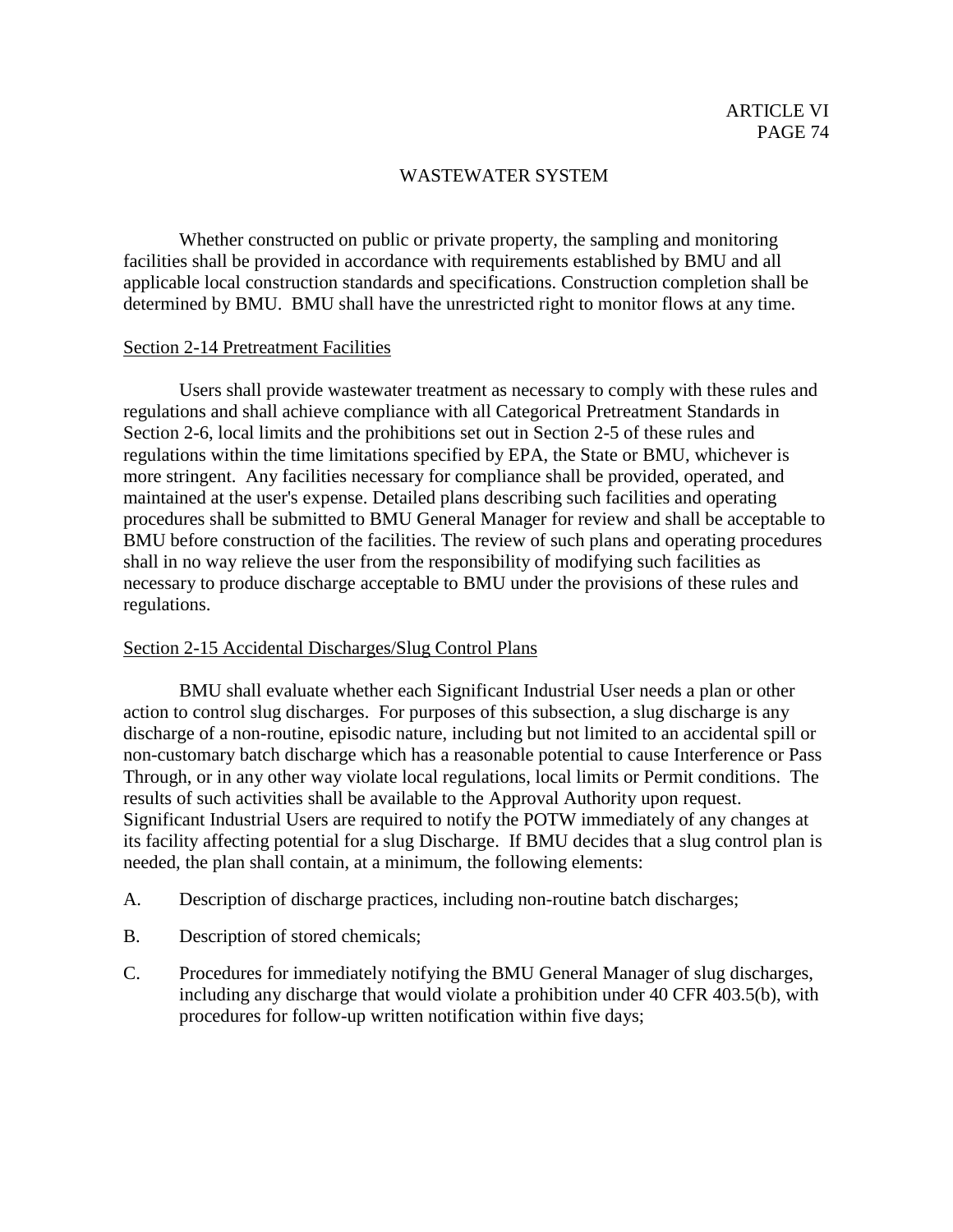Whether constructed on public or private property, the sampling and monitoring facilities shall be provided in accordance with requirements established by BMU and all applicable local construction standards and specifications. Construction completion shall be determined by BMU. BMU shall have the unrestricted right to monitor flows at any time.

## Section 2-14 Pretreatment Facilities

Users shall provide wastewater treatment as necessary to comply with these rules and regulations and shall achieve compliance with all Categorical Pretreatment Standards in Section 2-6, local limits and the prohibitions set out in Section 2-5 of these rules and regulations within the time limitations specified by EPA, the State or BMU, whichever is more stringent. Any facilities necessary for compliance shall be provided, operated, and maintained at the user's expense. Detailed plans describing such facilities and operating procedures shall be submitted to BMU General Manager for review and shall be acceptable to BMU before construction of the facilities. The review of such plans and operating procedures shall in no way relieve the user from the responsibility of modifying such facilities as necessary to produce discharge acceptable to BMU under the provisions of these rules and regulations.

## Section 2-15 Accidental Discharges/Slug Control Plans

BMU shall evaluate whether each Significant Industrial User needs a plan or other action to control slug discharges. For purposes of this subsection, a slug discharge is any discharge of a non-routine, episodic nature, including but not limited to an accidental spill or non-customary batch discharge which has a reasonable potential to cause Interference or Pass Through, or in any other way violate local regulations, local limits or Permit conditions. The results of such activities shall be available to the Approval Authority upon request. Significant Industrial Users are required to notify the POTW immediately of any changes at its facility affecting potential for a slug Discharge. If BMU decides that a slug control plan is needed, the plan shall contain, at a minimum, the following elements:

A. Description of discharge practices, including non-routine batch discharges;

B. Description of stored chemicals;

C. Procedures for immediately notifying the BMU General Manager of slug discharges, including any discharge that would violate a prohibition under 40 CFR 403.5(b), with procedures for follow-up written notification within five days;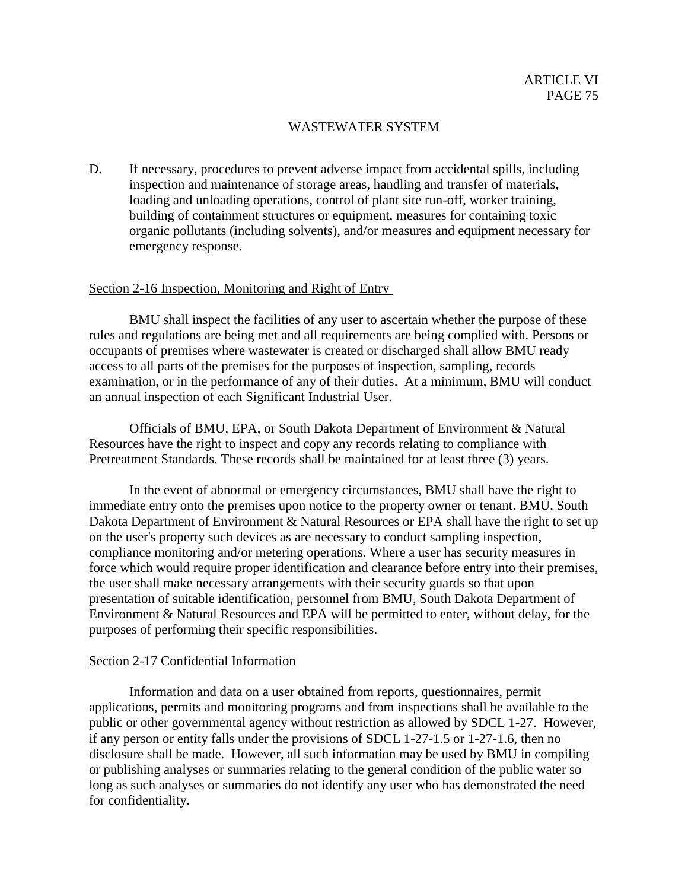D. If necessary, procedures to prevent adverse impact from accidental spills, including inspection and maintenance of storage areas, handling and transfer of materials, loading and unloading operations, control of plant site run-off, worker training, building of containment structures or equipment, measures for containing toxic organic pollutants (including solvents), and/or measures and equipment necessary for emergency response.

## Section 2-16 Inspection, Monitoring and Right of Entry

BMU shall inspect the facilities of any user to ascertain whether the purpose of these rules and regulations are being met and all requirements are being complied with. Persons or occupants of premises where wastewater is created or discharged shall allow BMU ready access to all parts of the premises for the purposes of inspection, sampling, records examination, or in the performance of any of their duties. At a minimum, BMU will conduct an annual inspection of each Significant Industrial User.

Officials of BMU, EPA, or South Dakota Department of Environment & Natural Resources have the right to inspect and copy any records relating to compliance with Pretreatment Standards. These records shall be maintained for at least three (3) years.

In the event of abnormal or emergency circumstances, BMU shall have the right to immediate entry onto the premises upon notice to the property owner or tenant. BMU, South Dakota Department of Environment & Natural Resources or EPA shall have the right to set up on the user's property such devices as are necessary to conduct sampling inspection, compliance monitoring and/or metering operations. Where a user has security measures in force which would require proper identification and clearance before entry into their premises, the user shall make necessary arrangements with their security guards so that upon presentation of suitable identification, personnel from BMU, South Dakota Department of Environment & Natural Resources and EPA will be permitted to enter, without delay, for the purposes of performing their specific responsibilities.

## Section 2-17 Confidential Information

Information and data on a user obtained from reports, questionnaires, permit applications, permits and monitoring programs and from inspections shall be available to the public or other governmental agency without restriction as allowed by SDCL 1-27. However, if any person or entity falls under the provisions of SDCL 1-27-1.5 or 1-27-1.6, then no disclosure shall be made. However, all such information may be used by BMU in compiling or publishing analyses or summaries relating to the general condition of the public water so long as such analyses or summaries do not identify any user who has demonstrated the need for confidentiality.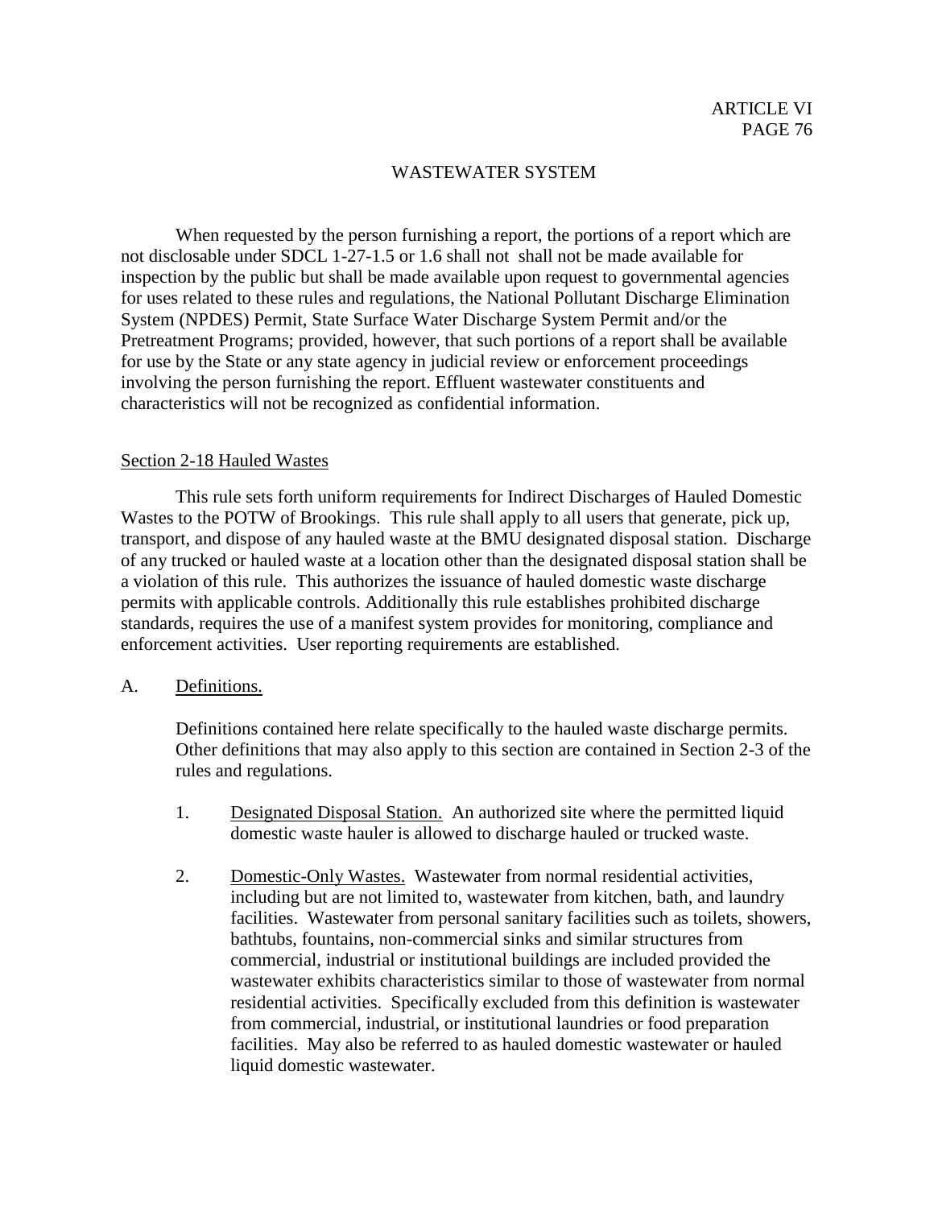When requested by the person furnishing a report, the portions of a report which are not disclosable under SDCL 1-27-1.5 or 1.6 shall not shall not be made available for inspection by the public but shall be made available upon request to governmental agencies for uses related to these rules and regulations, the National Pollutant Discharge Elimination System (NPDES) Permit, State Surface Water Discharge System Permit and/or the Pretreatment Programs; provided, however, that such portions of a report shall be available for use by the State or any state agency in judicial review or enforcement proceedings involving the person furnishing the report. Effluent wastewater constituents and characteristics will not be recognized as confidential information.

## Section 2-18 Hauled Wastes

This rule sets forth uniform requirements for Indirect Discharges of Hauled Domestic Wastes to the POTW of Brookings. This rule shall apply to all users that generate, pick up, transport, and dispose of any hauled waste at the BMU designated disposal station. Discharge of any trucked or hauled waste at a location other than the designated disposal station shall be a violation of this rule. This authorizes the issuance of hauled domestic waste discharge permits with applicable controls. Additionally this rule establishes prohibited discharge standards, requires the use of a manifest system provides for monitoring, compliance and enforcement activities. User reporting requirements are established.

A. Definitions.

Definitions contained here relate specifically to the hauled waste discharge permits. Other definitions that may also apply to this section are contained in Section 2-3 of the rules and regulations.

1. Designated Disposal Station. An authorized site where the permitted liquid domestic waste hauler is allowed to discharge hauled or trucked waste.

2. Domestic-Only Wastes. Wastewater from normal residential activities, including but are not limited to, wastewater from kitchen, bath, and laundry facilities. Wastewater from personal sanitary facilities such as toilets, showers, bathtubs, fountains, non-commercial sinks and similar structures from commercial, industrial or institutional buildings are included provided the wastewater exhibits characteristics similar to those of wastewater from normal residential activities. Specifically excluded from this definition is wastewater from commercial, industrial, or institutional laundries or food preparation facilities. May also be referred to as hauled domestic wastewater or hauled liquid domestic wastewater.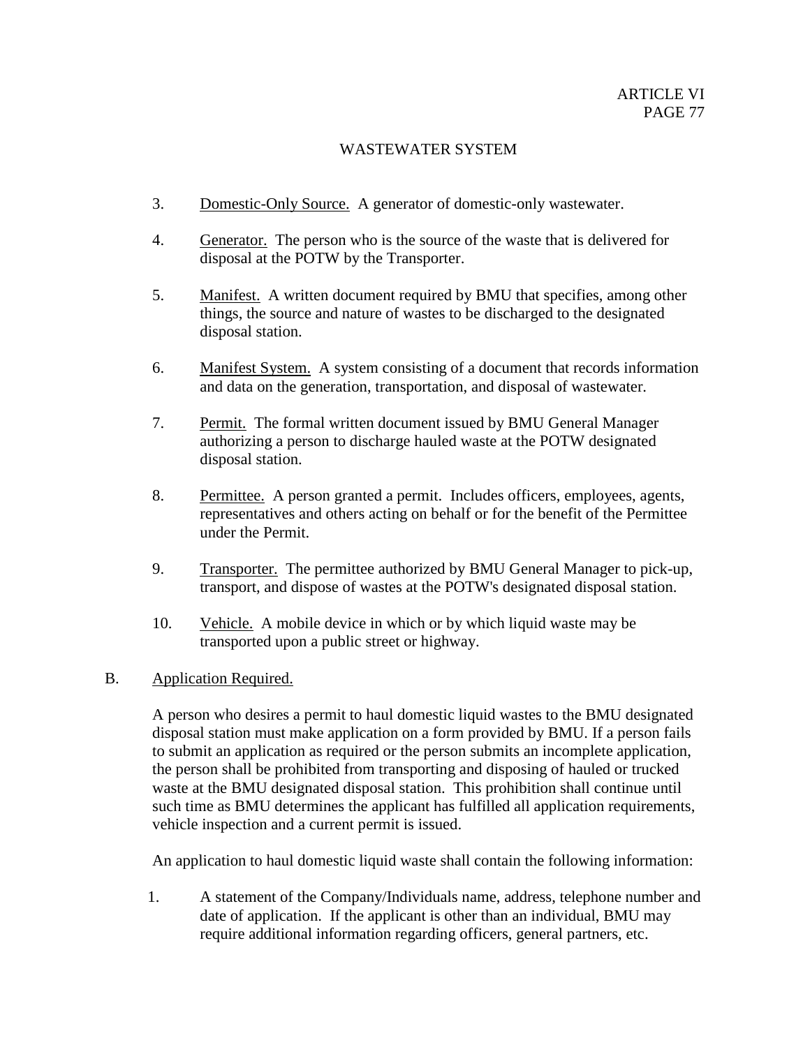3. <u>Domestic-Only Source.</u> A generator of domestic-only wastewater.

4. <u>Generator.</u> The person who is the source of the waste that is delivered for disposal at the POTW by the Transporter.

5. <u>Manifest.</u> A written document required by BMU that specifies, among other things, the source and nature of wastes to be discharged to the designated disposal station.

6. <u>Manifest System.</u> A system consisting of a document that records information and data on the generation, transportation, and disposal of wastewater.

7. <u>Permit.</u> The formal written document issued by BMU General Manager authorizing a person to discharge hauled waste at the POTW designated disposal station.

8. <u>Permittee.</u> A person granted a permit. Includes officers, employees, agents, representatives and others acting on behalf or for the benefit of the Permittee under the Permit.

9. <u>Transporter.</u> The permittee authorized by BMU General Manager to pick-up, transport, and dispose of wastes at the POTW's designated disposal station.

10. <u>Vehicle.</u> A mobile device in which or by which liquid waste may be transported upon a public street or highway.

B. <u>Application Required.</u>

A person who desires a permit to haul domestic liquid wastes to the BMU designated disposal station must make application on a form provided by BMU. If a person fails to submit an application as required or the person submits an incomplete application, the person shall be prohibited from transporting and disposing of hauled or trucked waste at the BMU designated disposal station. This prohibition shall continue until such time as BMU determines the applicant has fulfilled all application requirements, vehicle inspection and a current permit is issued.

An application to haul domestic liquid waste shall contain the following information:

1. A statement of the Company/Individuals name, address, telephone number and date of application. If the applicant is other than an individual, BMU may require additional information regarding officers, general partners, etc.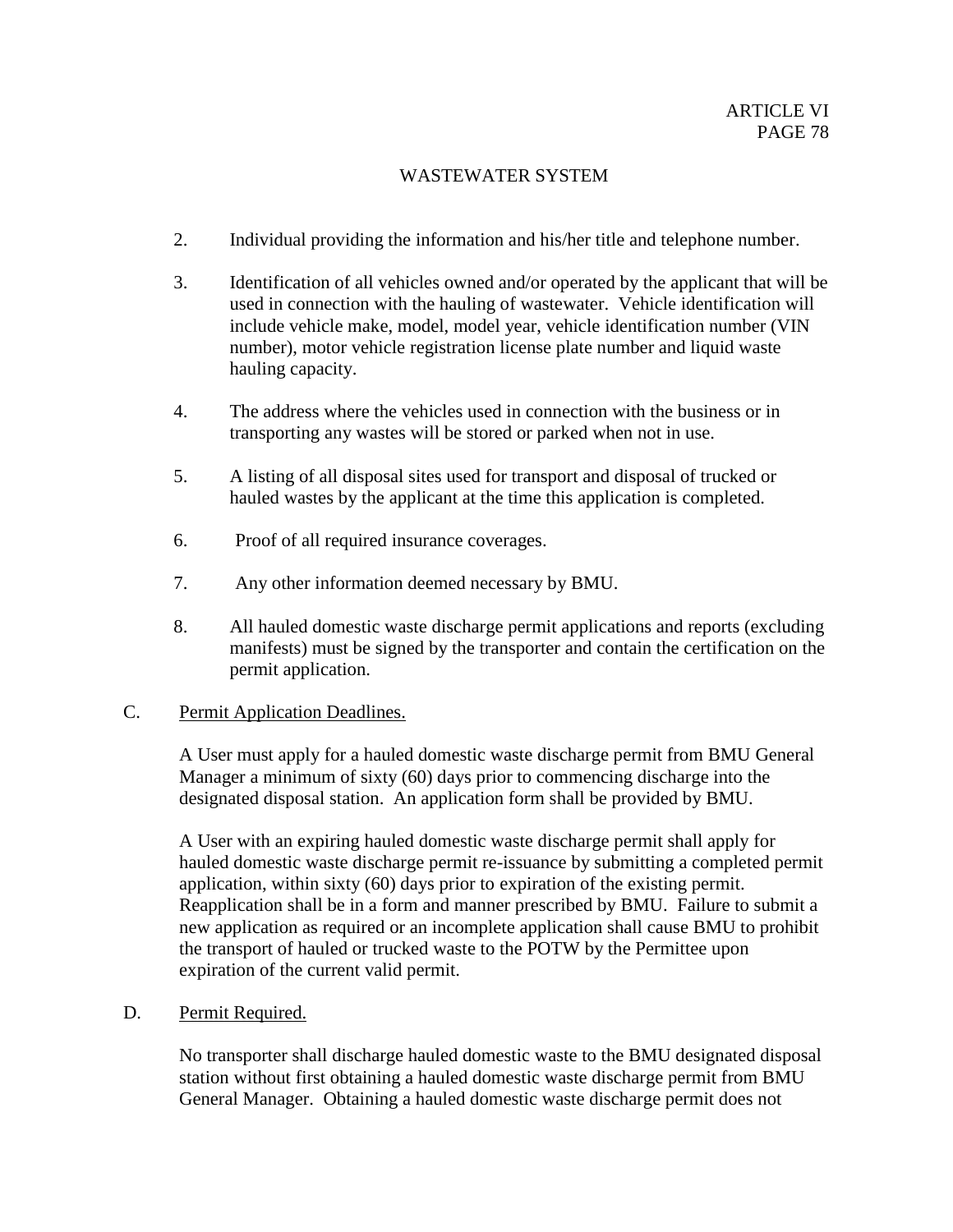2. Individual providing the information and his/her title and telephone number.

3. Identification of all vehicles owned and/or operated by the applicant that will be used in connection with the hauling of wastewater. Vehicle identification will include vehicle make, model, model year, vehicle identification number (VIN number), motor vehicle registration license plate number and liquid waste hauling capacity.

4. The address where the vehicles used in connection with the business or in transporting any wastes will be stored or parked when not in use.

5. A listing of all disposal sites used for transport and disposal of trucked or hauled wastes by the applicant at the time this application is completed.

6. Proof of all required insurance coverages.

7. Any other information deemed necessary by BMU.

8. All hauled domestic waste discharge permit applications and reports (excluding manifests) must be signed by the transporter and contain the certification on the permit application.

C. Permit Application Deadlines.

A User must apply for a hauled domestic waste discharge permit from BMU General Manager a minimum of sixty (60) days prior to commencing discharge into the designated disposal station. An application form shall be provided by BMU.

A User with an expiring hauled domestic waste discharge permit shall apply for hauled domestic waste discharge permit re-issuance by submitting a completed permit application, within sixty (60) days prior to expiration of the existing permit. Reapplication shall be in a form and manner prescribed by BMU. Failure to submit a new application as required or an incomplete application shall cause BMU to prohibit the transport of hauled or trucked waste to the POTW by the Permittee upon expiration of the current valid permit.

D. Permit Required.

No transporter shall discharge hauled domestic waste to the BMU designated disposal station without first obtaining a hauled domestic waste discharge permit from BMU General Manager. Obtaining a hauled domestic waste discharge permit does not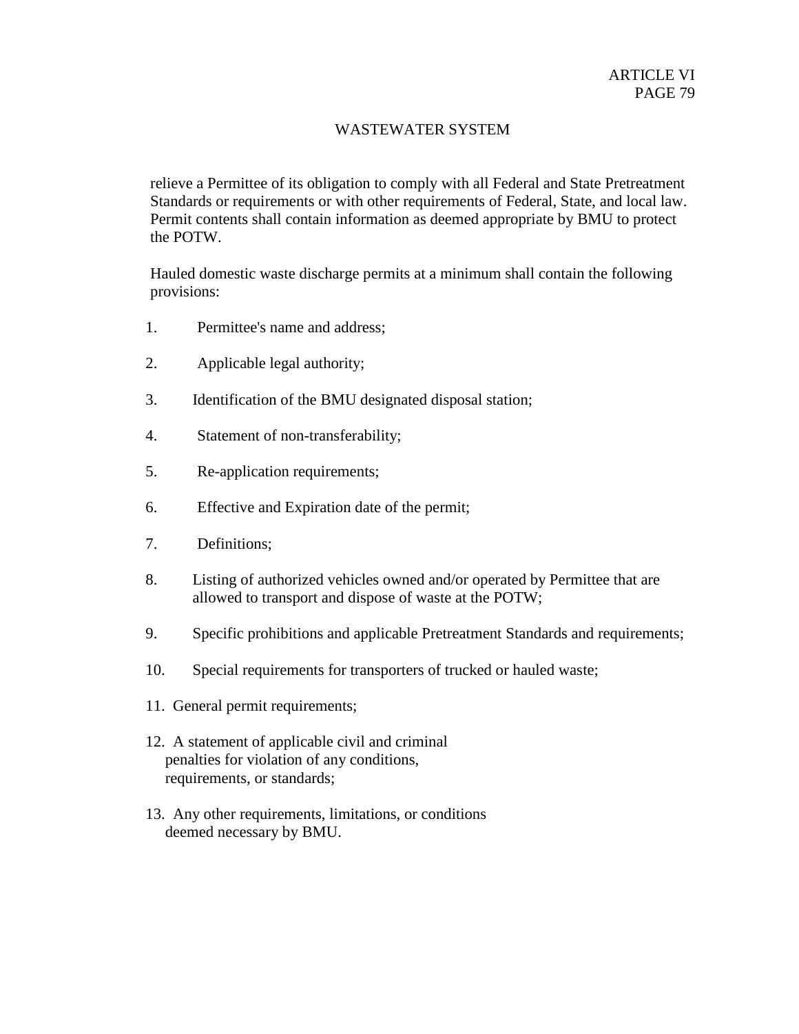relieve a Permittee of its obligation to comply with all Federal and State Pretreatment Standards or requirements or with other requirements of Federal, State, and local law. Permit contents shall contain information as deemed appropriate by BMU to protect the POTW.

Hauled domestic waste discharge permits at a minimum shall contain the following provisions:

1. Permittee's name and address;

2. Applicable legal authority;

3. Identification of the BMU designated disposal station;

4. Statement of non-transferability;

5. Re-application requirements;

6. Effective and Expiration date of the permit;

7. Definitions;

8. Listing of authorized vehicles owned and/or operated by Permittee that are allowed to transport and dispose of waste at the POTW;

9. Specific prohibitions and applicable Pretreatment Standards and requirements;

10. Special requirements for transporters of trucked or hauled waste;

11. General permit requirements;

12. A statement of applicable civil and criminal penalties for violation of any conditions, requirements, or standards;

13. Any other requirements, limitations, or conditions deemed necessary by BMU.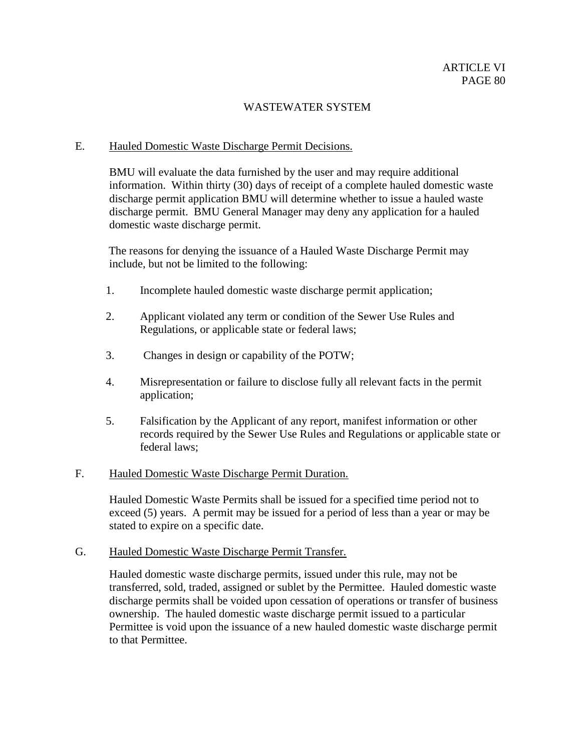E. Hauled Domestic Waste Discharge Permit Decisions.

BMU will evaluate the data furnished by the user and may require additional information. Within thirty (30) days of receipt of a complete hauled domestic waste discharge permit application BMU will determine whether to issue a hauled waste discharge permit. BMU General Manager may deny any application for a hauled domestic waste discharge permit.

The reasons for denying the issuance of a Hauled Waste Discharge Permit may include, but not be limited to the following:

1. Incomplete hauled domestic waste discharge permit application;
2. Applicant violated any term or condition of the Sewer Use Rules and Regulations, or applicable state or federal laws;
3. Changes in design or capability of the POTW;
4. Misrepresentation or failure to disclose fully all relevant facts in the permit application;
5. Falsification by the Applicant of any report, manifest information or other records required by the Sewer Use Rules and Regulations or applicable state or federal laws;

F. Hauled Domestic Waste Discharge Permit Duration.

Hauled Domestic Waste Permits shall be issued for a specified time period not to exceed (5) years. A permit may be issued for a period of less than a year or may be stated to expire on a specific date.

G. Hauled Domestic Waste Discharge Permit Transfer.

Hauled domestic waste discharge permits, issued under this rule, may not be transferred, sold, traded, assigned or sublet by the Permittee. Hauled domestic waste discharge permits shall be voided upon cessation of operations or transfer of business ownership. The hauled domestic waste discharge permit issued to a particular Permittee is void upon the issuance of a new hauled domestic waste discharge permit to that Permittee.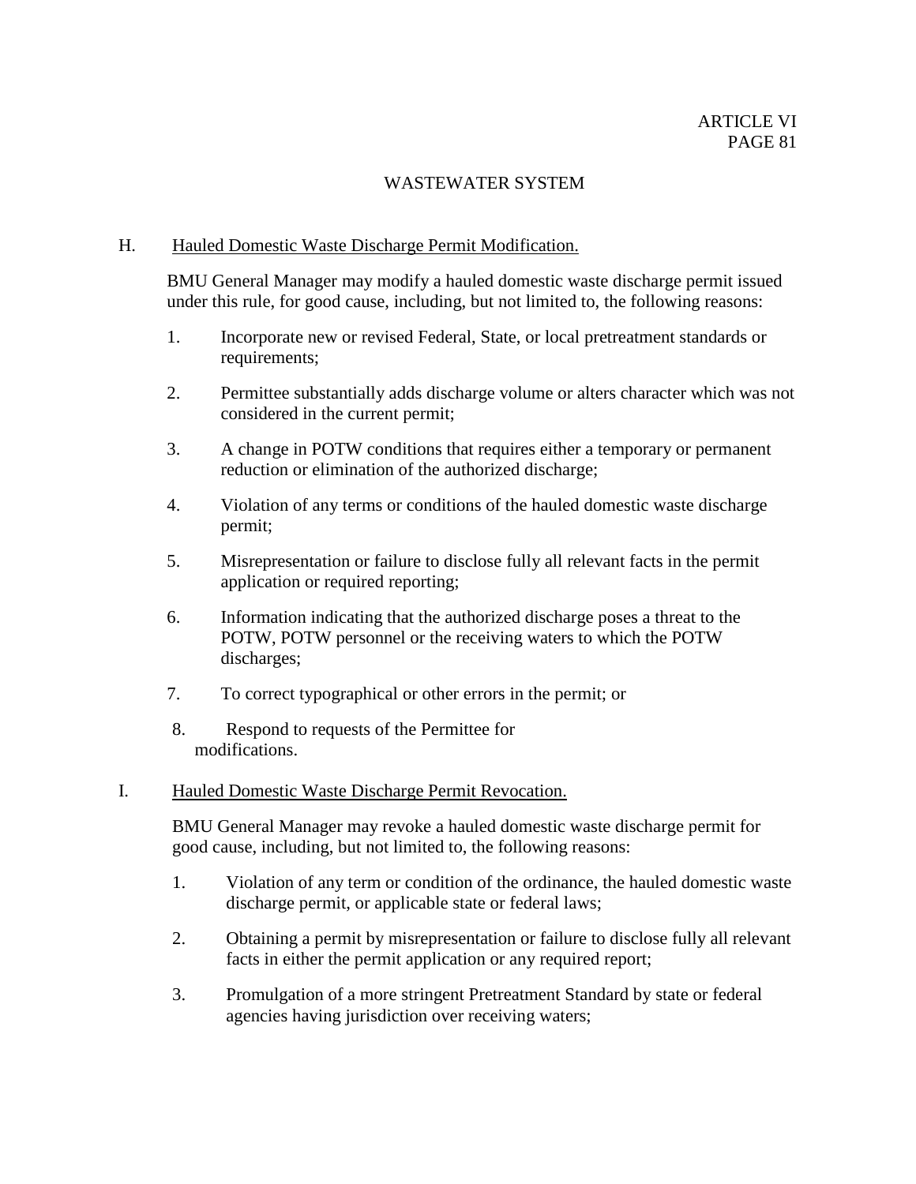## WASTEWATER SYSTEM

H. Hauled Domestic Waste Discharge Permit Modification.

BMU General Manager may modify a hauled domestic waste discharge permit issued under this rule, for good cause, including, but not limited to, the following reasons:

1. Incorporate new or revised Federal, State, or local pretreatment standards or requirements;
2. Permittee substantially adds discharge volume or alters character which was not considered in the current permit;
3. A change in POTW conditions that requires either a temporary or permanent reduction or elimination of the authorized discharge;
4. Violation of any terms or conditions of the hauled domestic waste discharge permit;
5. Misrepresentation or failure to disclose fully all relevant facts in the permit application or required reporting;
6. Information indicating that the authorized discharge poses a threat to the POTW, POTW personnel or the receiving waters to which the POTW discharges;
7. To correct typographical or other errors in the permit; or
8. Respond to requests of the Permittee for modifications.

I. Hauled Domestic Waste Discharge Permit Revocation.

BMU General Manager may revoke a hauled domestic waste discharge permit for good cause, including, but not limited to, the following reasons:

1. Violation of any term or condition of the ordinance, the hauled domestic waste discharge permit, or applicable state or federal laws;
2. Obtaining a permit by misrepresentation or failure to disclose fully all relevant facts in either the permit application or any required report;
3. Promulgation of a more stringent Pretreatment Standard by state or federal agencies having jurisdiction over receiving waters;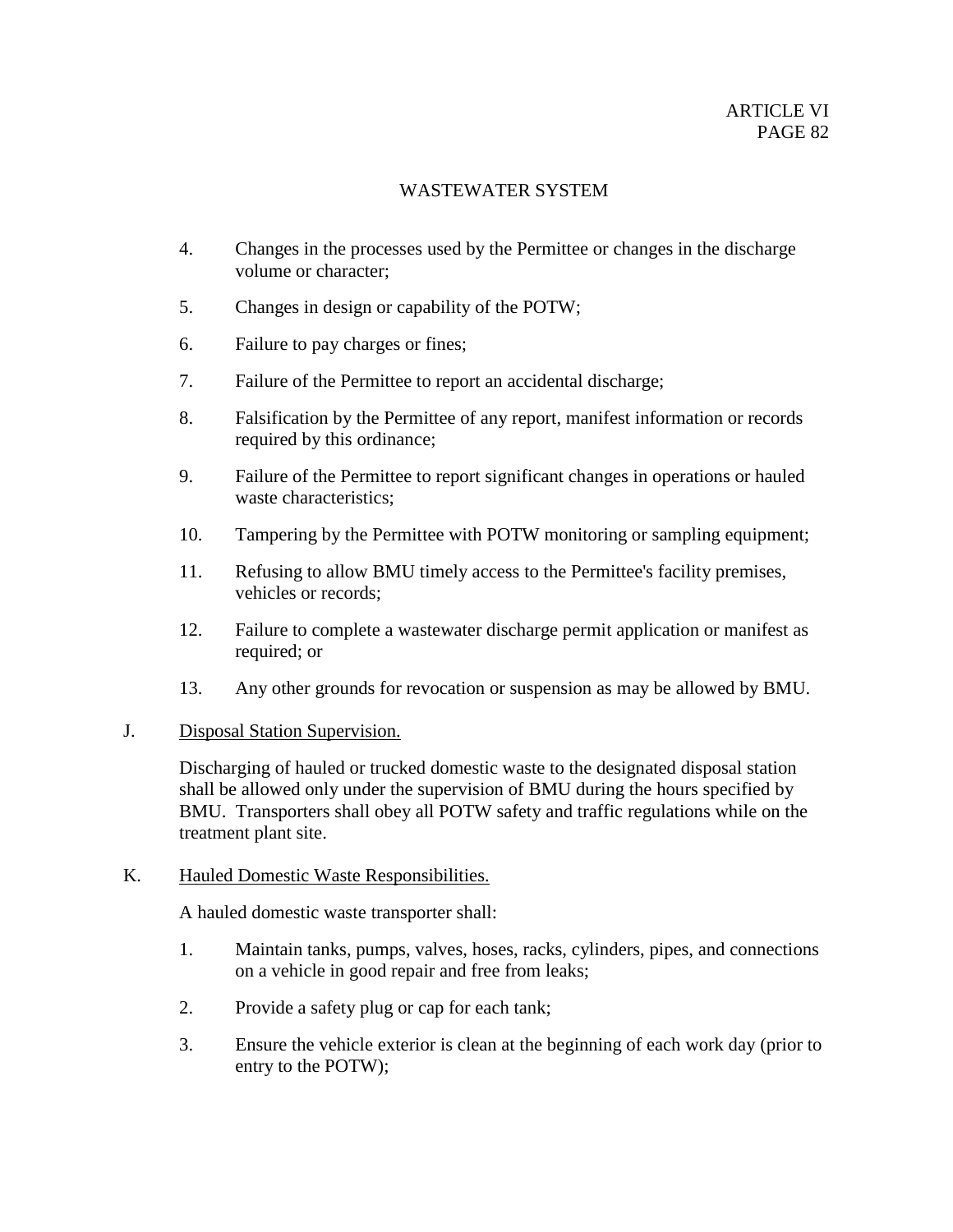4. Changes in the processes used by the Permittee or changes in the discharge volume or character;

5. Changes in design or capability of the POTW;

6. Failure to pay charges or fines;

7. Failure of the Permittee to report an accidental discharge;

8. Falsification by the Permittee of any report, manifest information or records required by this ordinance;

9. Failure of the Permittee to report significant changes in operations or hauled waste characteristics;

10. Tampering by the Permittee with POTW monitoring or sampling equipment;

11. Refusing to allow BMU timely access to the Permittee's facility premises, vehicles or records;

12. Failure to complete a wastewater discharge permit application or manifest as required; or

13. Any other grounds for revocation or suspension as may be allowed by BMU.

J. Disposal Station Supervision.

Discharging of hauled or trucked domestic waste to the designated disposal station shall be allowed only under the supervision of BMU during the hours specified by BMU. Transporters shall obey all POTW safety and traffic regulations while on the treatment plant site.

K. Hauled Domestic Waste Responsibilities.

A hauled domestic waste transporter shall:

1. Maintain tanks, pumps, valves, hoses, racks, cylinders, pipes, and connections on a vehicle in good repair and free from leaks;

2. Provide a safety plug or cap for each tank;

3. Ensure the vehicle exterior is clean at the beginning of each work day (prior to entry to the POTW);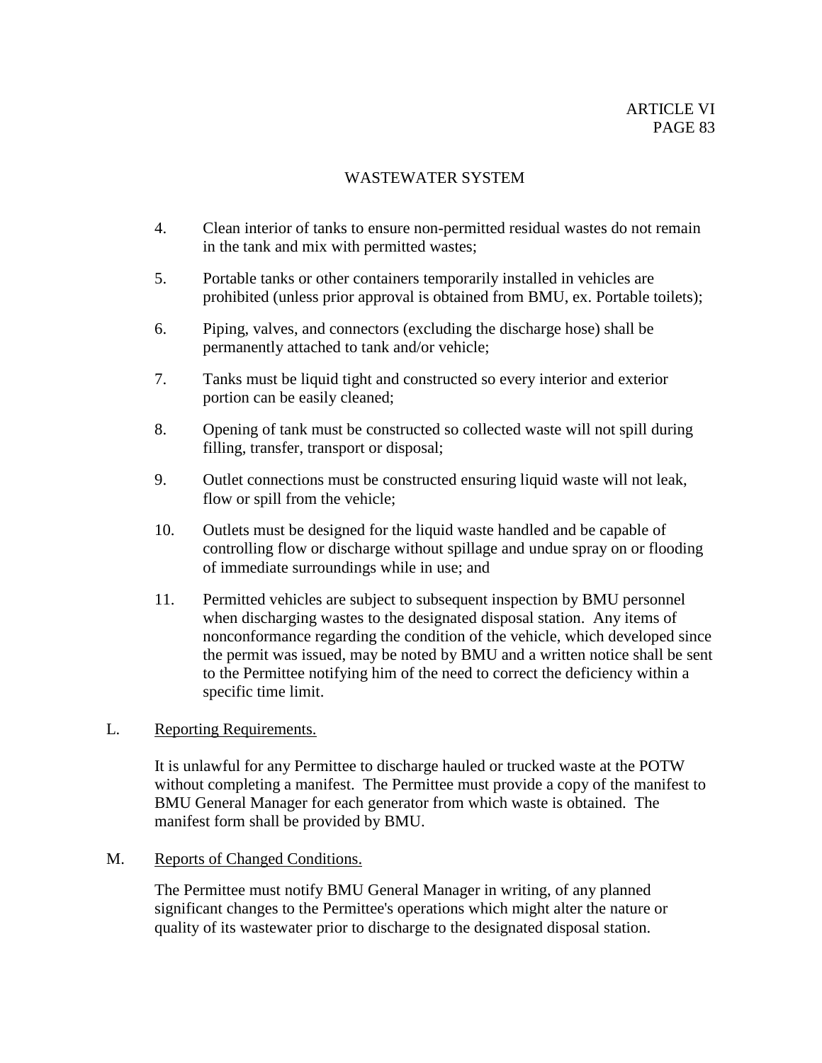## WASTEWATER SYSTEM

4. Clean interior of tanks to ensure non-permitted residual wastes do not remain in the tank and mix with permitted wastes;

5. Portable tanks or other containers temporarily installed in vehicles are prohibited (unless prior approval is obtained from BMU, ex. Portable toilets);

6. Piping, valves, and connectors (excluding the discharge hose) shall be permanently attached to tank and/or vehicle;

7. Tanks must be liquid tight and constructed so every interior and exterior portion can be easily cleaned;

8. Opening of tank must be constructed so collected waste will not spill during filling, transfer, transport or disposal;

9. Outlet connections must be constructed ensuring liquid waste will not leak, flow or spill from the vehicle;

10. Outlets must be designed for the liquid waste handled and be capable of controlling flow or discharge without spillage and undue spray on or flooding of immediate surroundings while in use; and

11. Permitted vehicles are subject to subsequent inspection by BMU personnel when discharging wastes to the designated disposal station. Any items of nonconformance regarding the condition of the vehicle, which developed since the permit was issued, may be noted by BMU and a written notice shall be sent to the Permittee notifying him of the need to correct the deficiency within a specific time limit.

L. Reporting Requirements.

It is unlawful for any Permittee to discharge hauled or trucked waste at the POTW without completing a manifest. The Permittee must provide a copy of the manifest to BMU General Manager for each generator from which waste is obtained. The manifest form shall be provided by BMU.

M. Reports of Changed Conditions.

The Permittee must notify BMU General Manager in writing, of any planned significant changes to the Permittee's operations which might alter the nature or quality of its wastewater prior to discharge to the designated disposal station.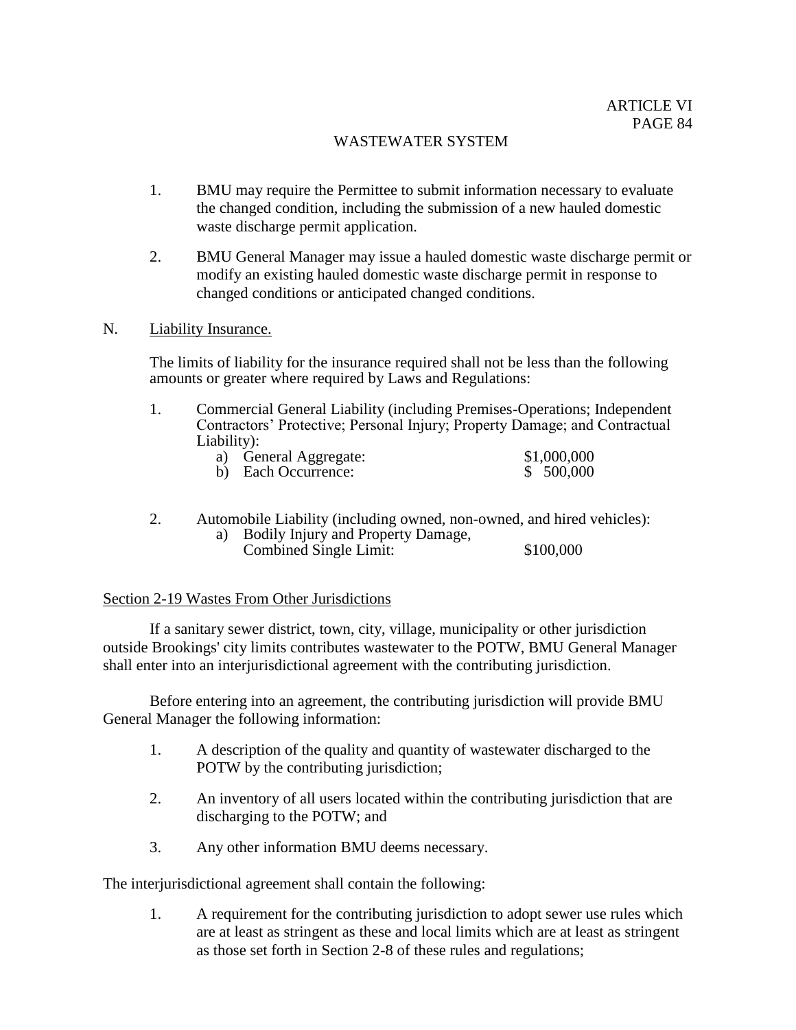1. BMU may require the Permittee to submit information necessary to evaluate the changed condition, including the submission of a new hauled domestic waste discharge permit application.

2. BMU General Manager may issue a hauled domestic waste discharge permit or modify an existing hauled domestic waste discharge permit in response to changed conditions or anticipated changed conditions.

N. Liability Insurance.

The limits of liability for the insurance required shall not be less than the following amounts or greater where required by Laws and Regulations:

1. Commercial General Liability (including Premises-Operations; Independent Contractors' Protective; Personal Injury; Property Damage; and Contractual Liability):
   a) General Aggregate: $1,000,000
   b) Each Occurrence: $ 500,000

2. Automobile Liability (including owned, non-owned, and hired vehicles):
   a) Bodily Injury and Property Damage, Combined Single Limit: $100,000

## Section 2-19 Wastes From Other Jurisdictions

If a sanitary sewer district, town, city, village, municipality or other jurisdiction outside Brookings' city limits contributes wastewater to the POTW, BMU General Manager shall enter into an interjurisdictional agreement with the contributing jurisdiction.

Before entering into an agreement, the contributing jurisdiction will provide BMU General Manager the following information:

1. A description of the quality and quantity of wastewater discharged to the POTW by the contributing jurisdiction;

2. An inventory of all users located within the contributing jurisdiction that are discharging to the POTW; and

3. Any other information BMU deems necessary.

The interjurisdictional agreement shall contain the following:

1. A requirement for the contributing jurisdiction to adopt sewer use rules which are at least as stringent as these and local limits which are at least as stringent as those set forth in Section 2-8 of these rules and regulations;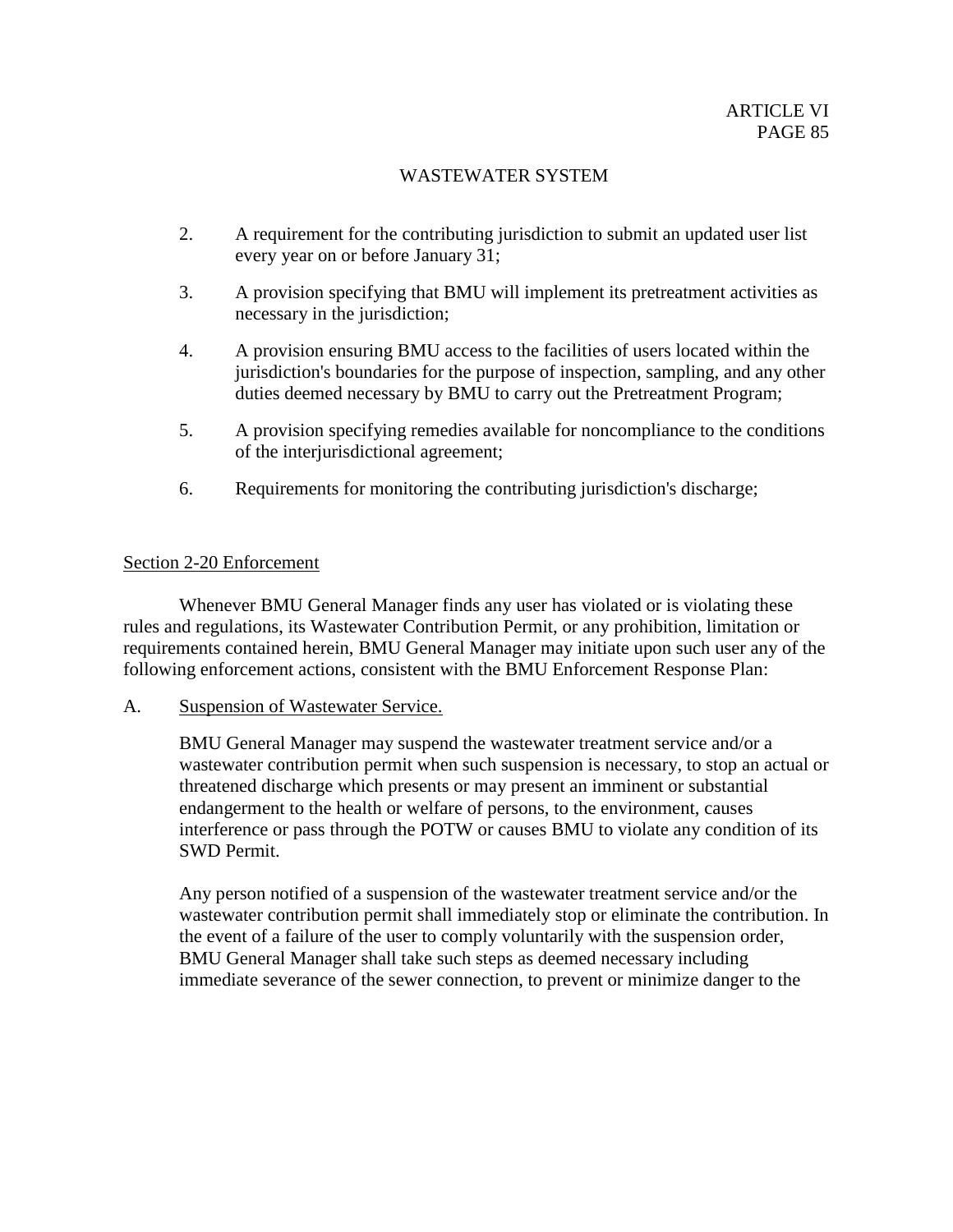2. A requirement for the contributing jurisdiction to submit an updated user list every year on or before January 31;

3. A provision specifying that BMU will implement its pretreatment activities as necessary in the jurisdiction;

4. A provision ensuring BMU access to the facilities of users located within the jurisdiction's boundaries for the purpose of inspection, sampling, and any other duties deemed necessary by BMU to carry out the Pretreatment Program;

5. A provision specifying remedies available for noncompliance to the conditions of the interjurisdictional agreement;

6. Requirements for monitoring the contributing jurisdiction's discharge;

## Section 2-20 Enforcement

Whenever BMU General Manager finds any user has violated or is violating these rules and regulations, its Wastewater Contribution Permit, or any prohibition, limitation or requirements contained herein, BMU General Manager may initiate upon such user any of the following enforcement actions, consistent with the BMU Enforcement Response Plan:

A. Suspension of Wastewater Service.

BMU General Manager may suspend the wastewater treatment service and/or a wastewater contribution permit when such suspension is necessary, to stop an actual or threatened discharge which presents or may present an imminent or substantial endangerment to the health or welfare of persons, to the environment, causes interference or pass through the POTW or causes BMU to violate any condition of its SWD Permit.

Any person notified of a suspension of the wastewater treatment service and/or the wastewater contribution permit shall immediately stop or eliminate the contribution. In the event of a failure of the user to comply voluntarily with the suspension order, BMU General Manager shall take such steps as deemed necessary including immediate severance of the sewer connection, to prevent or minimize danger to the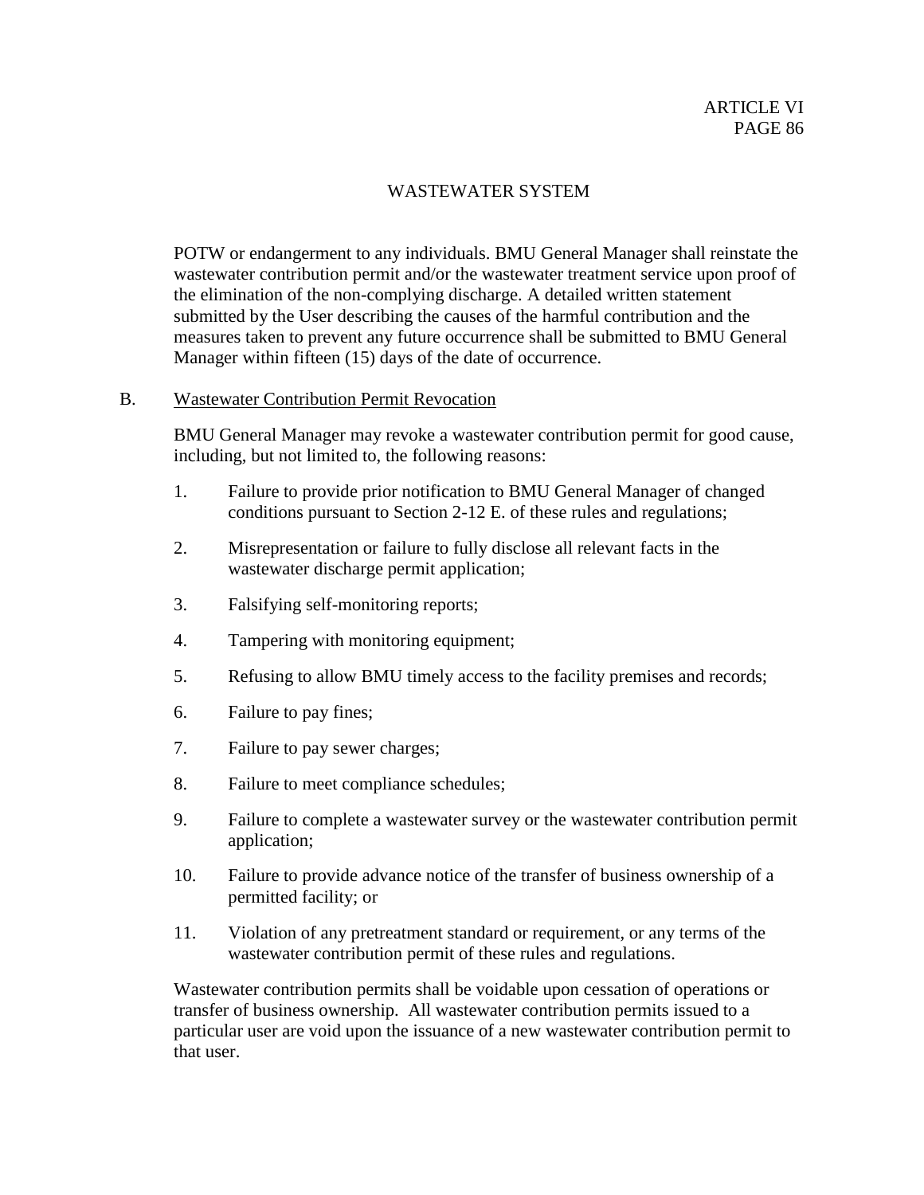POTW or endangerment to any individuals. BMU General Manager shall reinstate the wastewater contribution permit and/or the wastewater treatment service upon proof of the elimination of the non-complying discharge. A detailed written statement submitted by the User describing the causes of the harmful contribution and the measures taken to prevent any future occurrence shall be submitted to BMU General Manager within fifteen (15) days of the date of occurrence.

B. Wastewater Contribution Permit Revocation

BMU General Manager may revoke a wastewater contribution permit for good cause, including, but not limited to, the following reasons:

1. Failure to provide prior notification to BMU General Manager of changed conditions pursuant to Section 2-12 E. of these rules and regulations;
2. Misrepresentation or failure to fully disclose all relevant facts in the wastewater discharge permit application;
3. Falsifying self-monitoring reports;
4. Tampering with monitoring equipment;
5. Refusing to allow BMU timely access to the facility premises and records;
6. Failure to pay fines;
7. Failure to pay sewer charges;
8. Failure to meet compliance schedules;
9. Failure to complete a wastewater survey or the wastewater contribution permit application;
10. Failure to provide advance notice of the transfer of business ownership of a permitted facility; or
11. Violation of any pretreatment standard or requirement, or any terms of the wastewater contribution permit of these rules and regulations.

Wastewater contribution permits shall be voidable upon cessation of operations or transfer of business ownership. All wastewater contribution permits issued to a particular user are void upon the issuance of a new wastewater contribution permit to that user.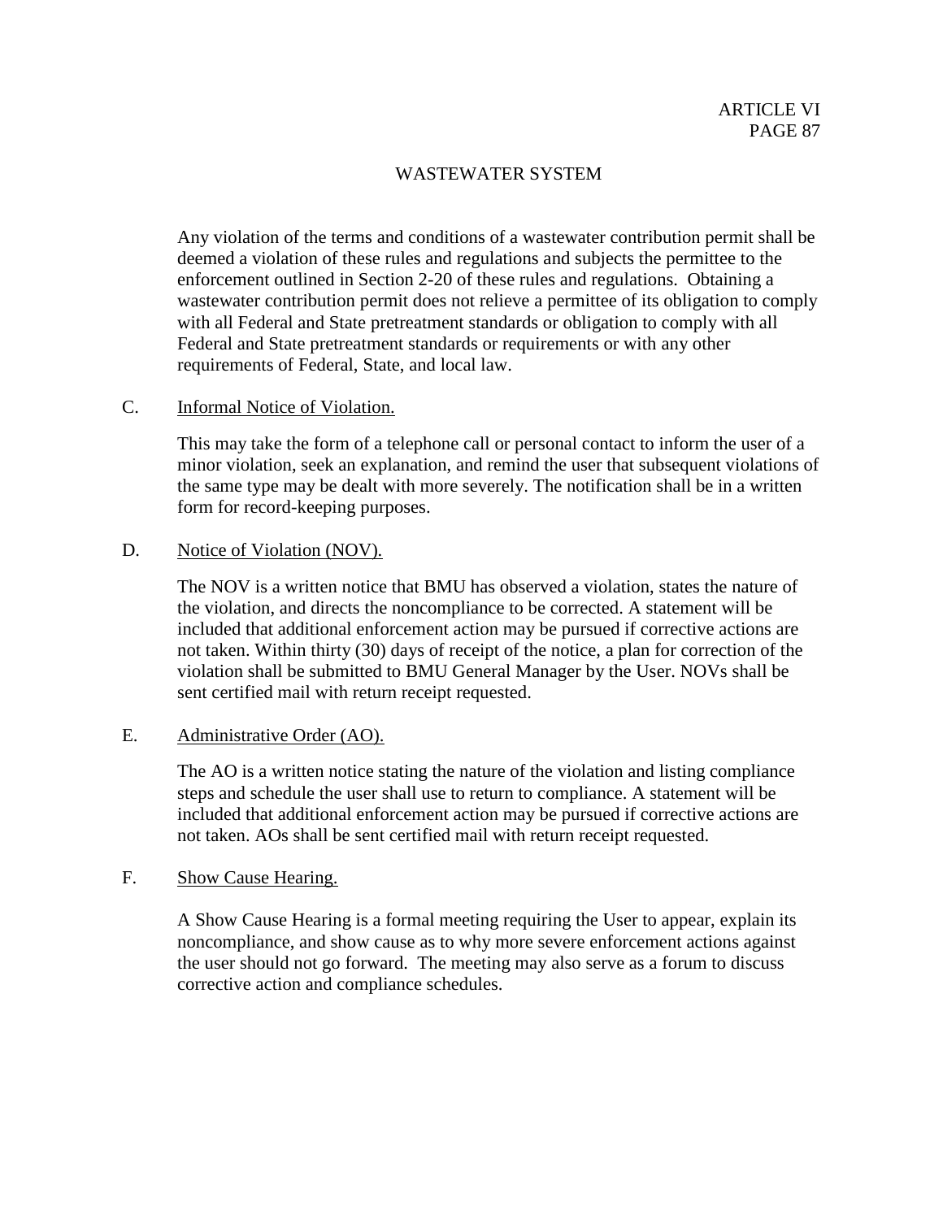Any violation of the terms and conditions of a wastewater contribution permit shall be deemed a violation of these rules and regulations and subjects the permittee to the enforcement outlined in Section 2-20 of these rules and regulations. Obtaining a wastewater contribution permit does not relieve a permittee of its obligation to comply with all Federal and State pretreatment standards or obligation to comply with all Federal and State pretreatment standards or requirements or with any other requirements of Federal, State, and local law.

C. Informal Notice of Violation.

This may take the form of a telephone call or personal contact to inform the user of a minor violation, seek an explanation, and remind the user that subsequent violations of the same type may be dealt with more severely. The notification shall be in a written form for record-keeping purposes.

D. Notice of Violation (NOV).

The NOV is a written notice that BMU has observed a violation, states the nature of the violation, and directs the noncompliance to be corrected. A statement will be included that additional enforcement action may be pursued if corrective actions are not taken. Within thirty (30) days of receipt of the notice, a plan for correction of the violation shall be submitted to BMU General Manager by the User. NOVs shall be sent certified mail with return receipt requested.

E. Administrative Order (AO).

The AO is a written notice stating the nature of the violation and listing compliance steps and schedule the user shall use to return to compliance. A statement will be included that additional enforcement action may be pursued if corrective actions are not taken. AOs shall be sent certified mail with return receipt requested.

F. Show Cause Hearing.

A Show Cause Hearing is a formal meeting requiring the User to appear, explain its noncompliance, and show cause as to why more severe enforcement actions against the user should not go forward. The meeting may also serve as a forum to discuss corrective action and compliance schedules.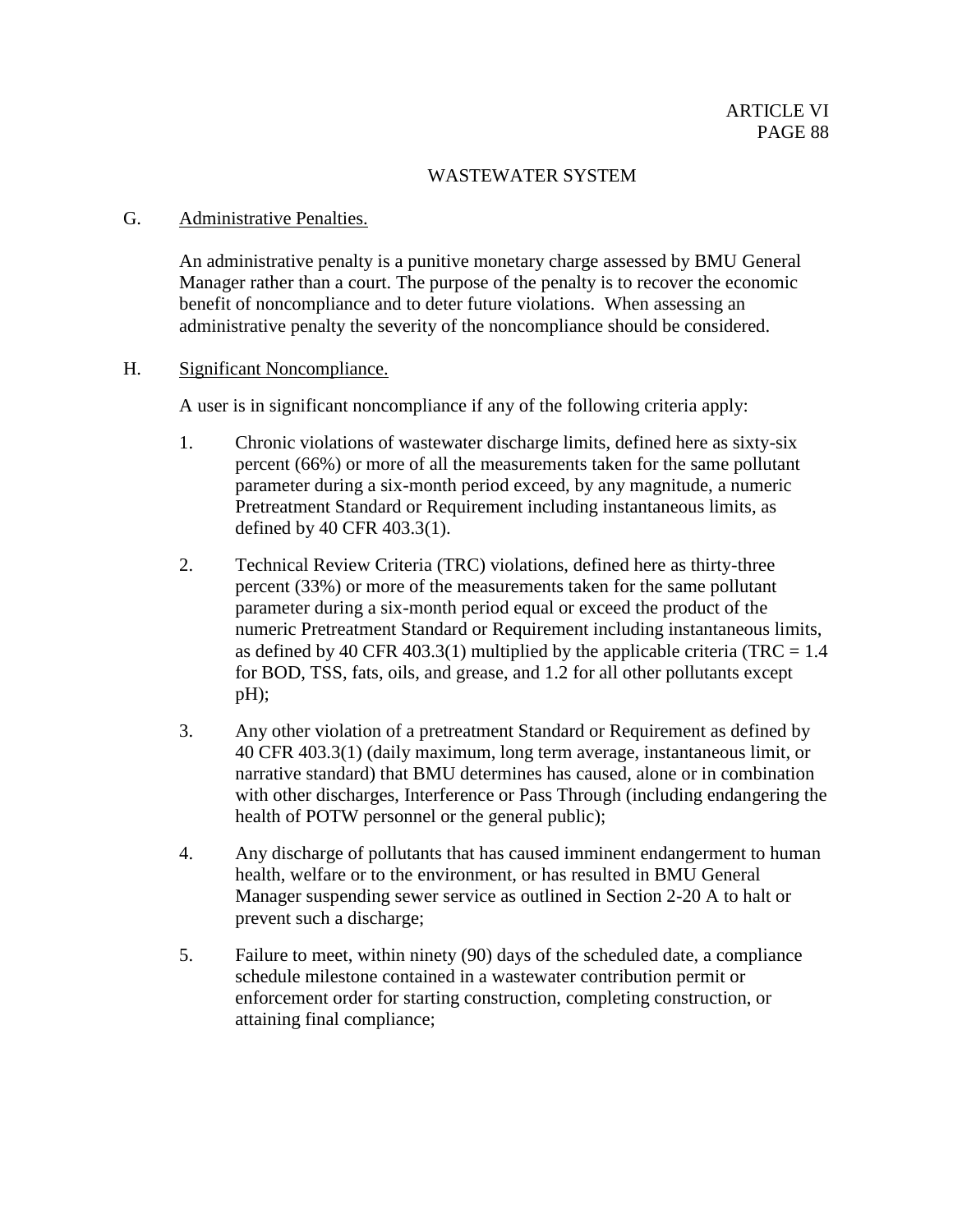WASTEWATER SYSTEM

G. Administrative Penalties.

An administrative penalty is a punitive monetary charge assessed by BMU General Manager rather than a court. The purpose of the penalty is to recover the economic benefit of noncompliance and to deter future violations. When assessing an administrative penalty the severity of the noncompliance should be considered.

H. Significant Noncompliance.

A user is in significant noncompliance if any of the following criteria apply:

1. Chronic violations of wastewater discharge limits, defined here as sixty-six percent (66%) or more of all the measurements taken for the same pollutant parameter during a six-month period exceed, by any magnitude, a numeric Pretreatment Standard or Requirement including instantaneous limits, as defined by 40 CFR 403.3(1).

2. Technical Review Criteria (TRC) violations, defined here as thirty-three percent (33%) or more of the measurements taken for the same pollutant parameter during a six-month period equal or exceed the product of the numeric Pretreatment Standard or Requirement including instantaneous limits, as defined by 40 CFR 403.3(1) multiplied by the applicable criteria (TRC = 1.4 for BOD, TSS, fats, oils, and grease, and 1.2 for all other pollutants except pH);

3. Any other violation of a pretreatment Standard or Requirement as defined by 40 CFR 403.3(1) (daily maximum, long term average, instantaneous limit, or narrative standard) that BMU determines has caused, alone or in combination with other discharges, Interference or Pass Through (including endangering the health of POTW personnel or the general public);

4. Any discharge of pollutants that has caused imminent endangerment to human health, welfare or to the environment, or has resulted in BMU General Manager suspending sewer service as outlined in Section 2-20 A to halt or prevent such a discharge;

5. Failure to meet, within ninety (90) days of the scheduled date, a compliance schedule milestone contained in a wastewater contribution permit or enforcement order for starting construction, completing construction, or attaining final compliance;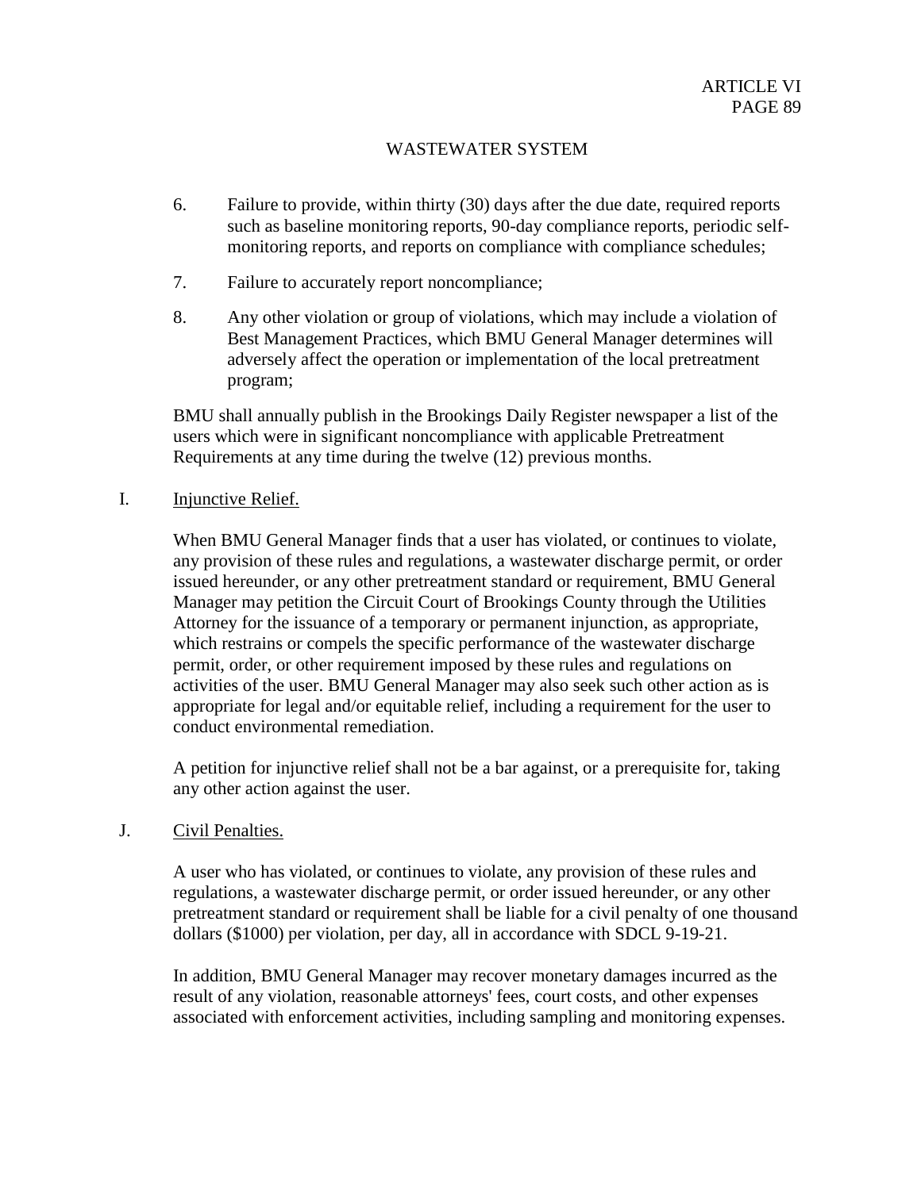6. Failure to provide, within thirty (30) days after the due date, required reports such as baseline monitoring reports, 90-day compliance reports, periodic self-monitoring reports, and reports on compliance with compliance schedules;

7. Failure to accurately report noncompliance;

8. Any other violation or group of violations, which may include a violation of Best Management Practices, which BMU General Manager determines will adversely affect the operation or implementation of the local pretreatment program;

BMU shall annually publish in the Brookings Daily Register newspaper a list of the users which were in significant noncompliance with applicable Pretreatment Requirements at any time during the twelve (12) previous months.

I. <u>Injunctive Relief.</u>

When BMU General Manager finds that a user has violated, or continues to violate, any provision of these rules and regulations, a wastewater discharge permit, or order issued hereunder, or any other pretreatment standard or requirement, BMU General Manager may petition the Circuit Court of Brookings County through the Utilities Attorney for the issuance of a temporary or permanent injunction, as appropriate, which restrains or compels the specific performance of the wastewater discharge permit, order, or other requirement imposed by these rules and regulations on activities of the user. BMU General Manager may also seek such other action as is appropriate for legal and/or equitable relief, including a requirement for the user to conduct environmental remediation.

A petition for injunctive relief shall not be a bar against, or a prerequisite for, taking any other action against the user.

J. <u>Civil Penalties.</u>

A user who has violated, or continues to violate, any provision of these rules and regulations, a wastewater discharge permit, or order issued hereunder, or any other pretreatment standard or requirement shall be liable for a civil penalty of one thousand dollars ($1000) per violation, per day, all in accordance with SDCL 9-19-21.

In addition, BMU General Manager may recover monetary damages incurred as the result of any violation, reasonable attorneys' fees, court costs, and other expenses associated with enforcement activities, including sampling and monitoring expenses.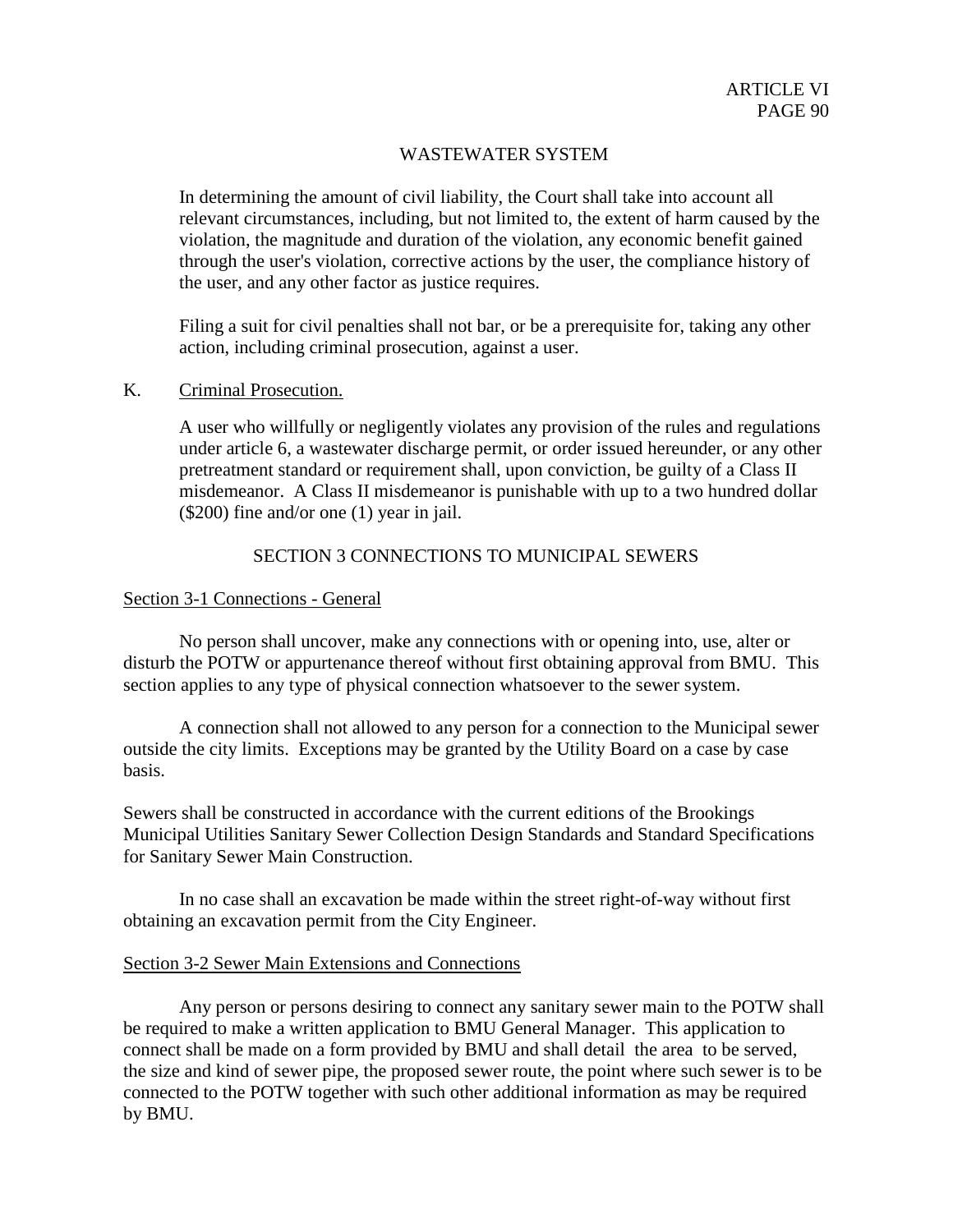## WASTEWATER SYSTEM

In determining the amount of civil liability, the Court shall take into account all relevant circumstances, including, but not limited to, the extent of harm caused by the violation, the magnitude and duration of the violation, any economic benefit gained through the user's violation, corrective actions by the user, the compliance history of the user, and any other factor as justice requires.

Filing a suit for civil penalties shall not bar, or be a prerequisite for, taking any other action, including criminal prosecution, against a user.

K. Criminal Prosecution.

A user who willfully or negligently violates any provision of the rules and regulations under article 6, a wastewater discharge permit, or order issued hereunder, or any other pretreatment standard or requirement shall, upon conviction, be guilty of a Class II misdemeanor. A Class II misdemeanor is punishable with up to a two hundred dollar ($200) fine and/or one (1) year in jail.

## SECTION 3 CONNECTIONS TO MUNICIPAL SEWERS

### Section 3-1 Connections - General

No person shall uncover, make any connections with or opening into, use, alter or disturb the POTW or appurtenance thereof without first obtaining approval from BMU. This section applies to any type of physical connection whatsoever to the sewer system.

A connection shall not allowed to any person for a connection to the Municipal sewer outside the city limits. Exceptions may be granted by the Utility Board on a case by case basis.

Sewers shall be constructed in accordance with the current editions of the Brookings Municipal Utilities Sanitary Sewer Collection Design Standards and Standard Specifications for Sanitary Sewer Main Construction.

In no case shall an excavation be made within the street right-of-way without first obtaining an excavation permit from the City Engineer.

### Section 3-2 Sewer Main Extensions and Connections

Any person or persons desiring to connect any sanitary sewer main to the POTW shall be required to make a written application to BMU General Manager. This application to connect shall be made on a form provided by BMU and shall detail the area to be served, the size and kind of sewer pipe, the proposed sewer route, the point where such sewer is to be connected to the POTW together with such other additional information as may be required by BMU.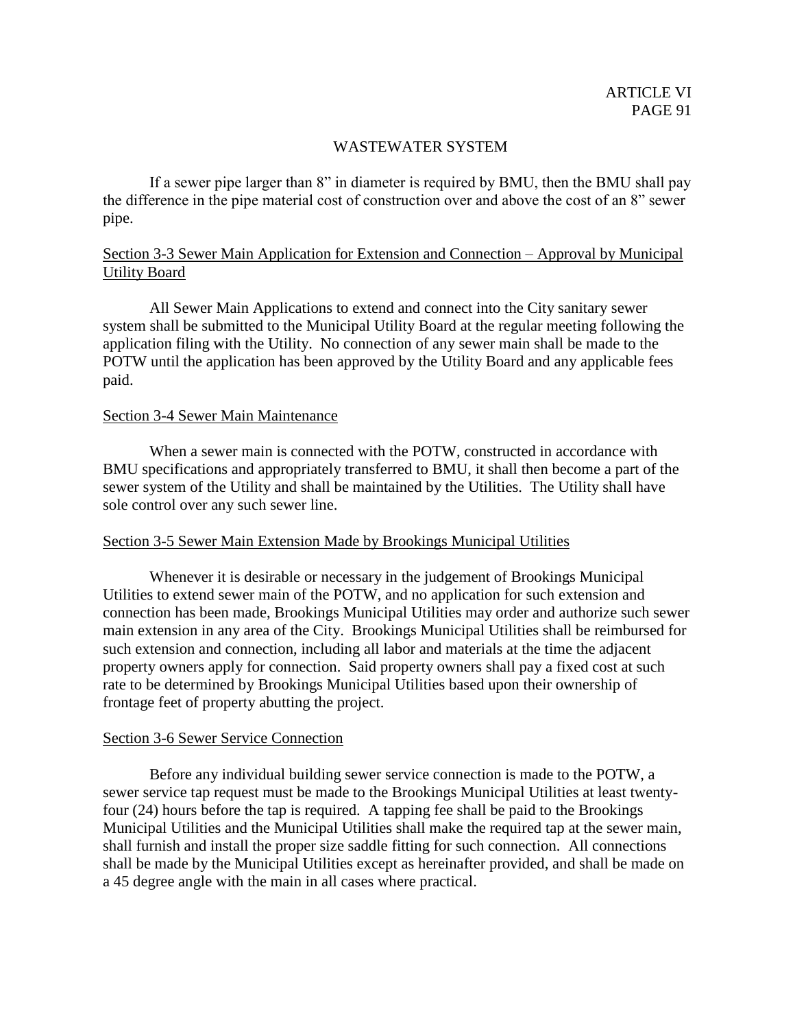## WASTEWATER SYSTEM

If a sewer pipe larger than 8" in diameter is required by BMU, then the BMU shall pay the difference in the pipe material cost of construction over and above the cost of an 8" sewer pipe.

### Section 3-3 Sewer Main Application for Extension and Connection – Approval by Municipal Utility Board

All Sewer Main Applications to extend and connect into the City sanitary sewer system shall be submitted to the Municipal Utility Board at the regular meeting following the application filing with the Utility. No connection of any sewer main shall be made to the POTW until the application has been approved by the Utility Board and any applicable fees paid.

### Section 3-4 Sewer Main Maintenance

When a sewer main is connected with the POTW, constructed in accordance with BMU specifications and appropriately transferred to BMU, it shall then become a part of the sewer system of the Utility and shall be maintained by the Utilities. The Utility shall have sole control over any such sewer line.

### Section 3-5 Sewer Main Extension Made by Brookings Municipal Utilities

Whenever it is desirable or necessary in the judgement of Brookings Municipal Utilities to extend sewer main of the POTW, and no application for such extension and connection has been made, Brookings Municipal Utilities may order and authorize such sewer main extension in any area of the City. Brookings Municipal Utilities shall be reimbursed for such extension and connection, including all labor and materials at the time the adjacent property owners apply for connection. Said property owners shall pay a fixed cost at such rate to be determined by Brookings Municipal Utilities based upon their ownership of frontage feet of property abutting the project.

### Section 3-6 Sewer Service Connection

Before any individual building sewer service connection is made to the POTW, a sewer service tap request must be made to the Brookings Municipal Utilities at least twenty-four (24) hours before the tap is required. A tapping fee shall be paid to the Brookings Municipal Utilities and the Municipal Utilities shall make the required tap at the sewer main, shall furnish and install the proper size saddle fitting for such connection. All connections shall be made by the Municipal Utilities except as hereinafter provided, and shall be made on a 45 degree angle with the main in all cases where practical.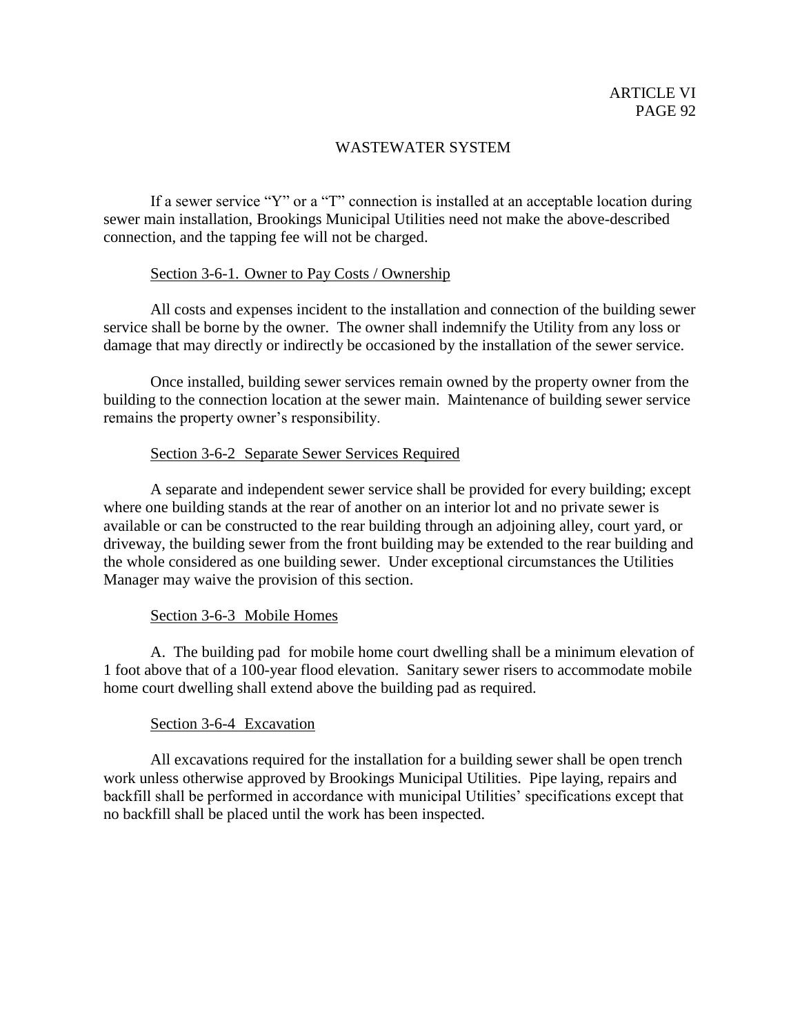## WASTEWATER SYSTEM

If a sewer service “Y” or a “T” connection is installed at an acceptable location during sewer main installation, Brookings Municipal Utilities need not make the above-described connection, and the tapping fee will not be charged.

### Section 3-6-1. Owner to Pay Costs / Ownership

All costs and expenses incident to the installation and connection of the building sewer service shall be borne by the owner. The owner shall indemnify the Utility from any loss or damage that may directly or indirectly be occasioned by the installation of the sewer service.

Once installed, building sewer services remain owned by the property owner from the building to the connection location at the sewer main. Maintenance of building sewer service remains the property owner’s responsibility.

### Section 3-6-2 Separate Sewer Services Required

A separate and independent sewer service shall be provided for every building; except where one building stands at the rear of another on an interior lot and no private sewer is available or can be constructed to the rear building through an adjoining alley, court yard, or driveway, the building sewer from the front building may be extended to the rear building and the whole considered as one building sewer. Under exceptional circumstances the Utilities Manager may waive the provision of this section.

### Section 3-6-3 Mobile Homes

A. The building pad for mobile home court dwelling shall be a minimum elevation of 1 foot above that of a 100-year flood elevation. Sanitary sewer risers to accommodate mobile home court dwelling shall extend above the building pad as required.

### Section 3-6-4 Excavation

All excavations required for the installation for a building sewer shall be open trench work unless otherwise approved by Brookings Municipal Utilities. Pipe laying, repairs and backfill shall be performed in accordance with municipal Utilities’ specifications except that no backfill shall be placed until the work has been inspected.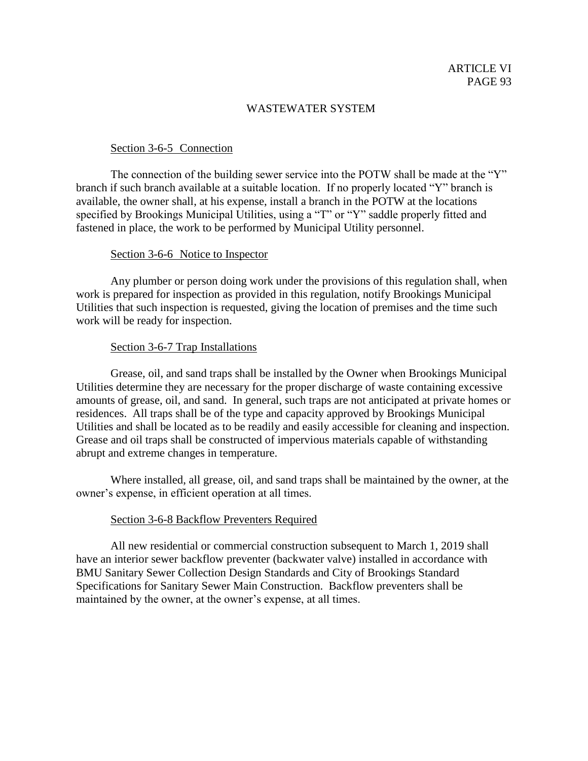## WASTEWATER SYSTEM

### Section 3-6-5 Connection

The connection of the building sewer service into the POTW shall be made at the "Y" branch if such branch available at a suitable location. If no properly located "Y" branch is available, the owner shall, at his expense, install a branch in the POTW at the locations specified by Brookings Municipal Utilities, using a "T" or "Y" saddle properly fitted and fastened in place, the work to be performed by Municipal Utility personnel.

### Section 3-6-6 Notice to Inspector

Any plumber or person doing work under the provisions of this regulation shall, when work is prepared for inspection as provided in this regulation, notify Brookings Municipal Utilities that such inspection is requested, giving the location of premises and the time such work will be ready for inspection.

### Section 3-6-7 Trap Installations

Grease, oil, and sand traps shall be installed by the Owner when Brookings Municipal Utilities determine they are necessary for the proper discharge of waste containing excessive amounts of grease, oil, and sand. In general, such traps are not anticipated at private homes or residences. All traps shall be of the type and capacity approved by Brookings Municipal Utilities and shall be located as to be readily and easily accessible for cleaning and inspection. Grease and oil traps shall be constructed of impervious materials capable of withstanding abrupt and extreme changes in temperature.

Where installed, all grease, oil, and sand traps shall be maintained by the owner, at the owner's expense, in efficient operation at all times.

### Section 3-6-8 Backflow Preventers Required

All new residential or commercial construction subsequent to March 1, 2019 shall have an interior sewer backflow preventer (backwater valve) installed in accordance with BMU Sanitary Sewer Collection Design Standards and City of Brookings Standard Specifications for Sanitary Sewer Main Construction. Backflow preventers shall be maintained by the owner, at the owner's expense, at all times.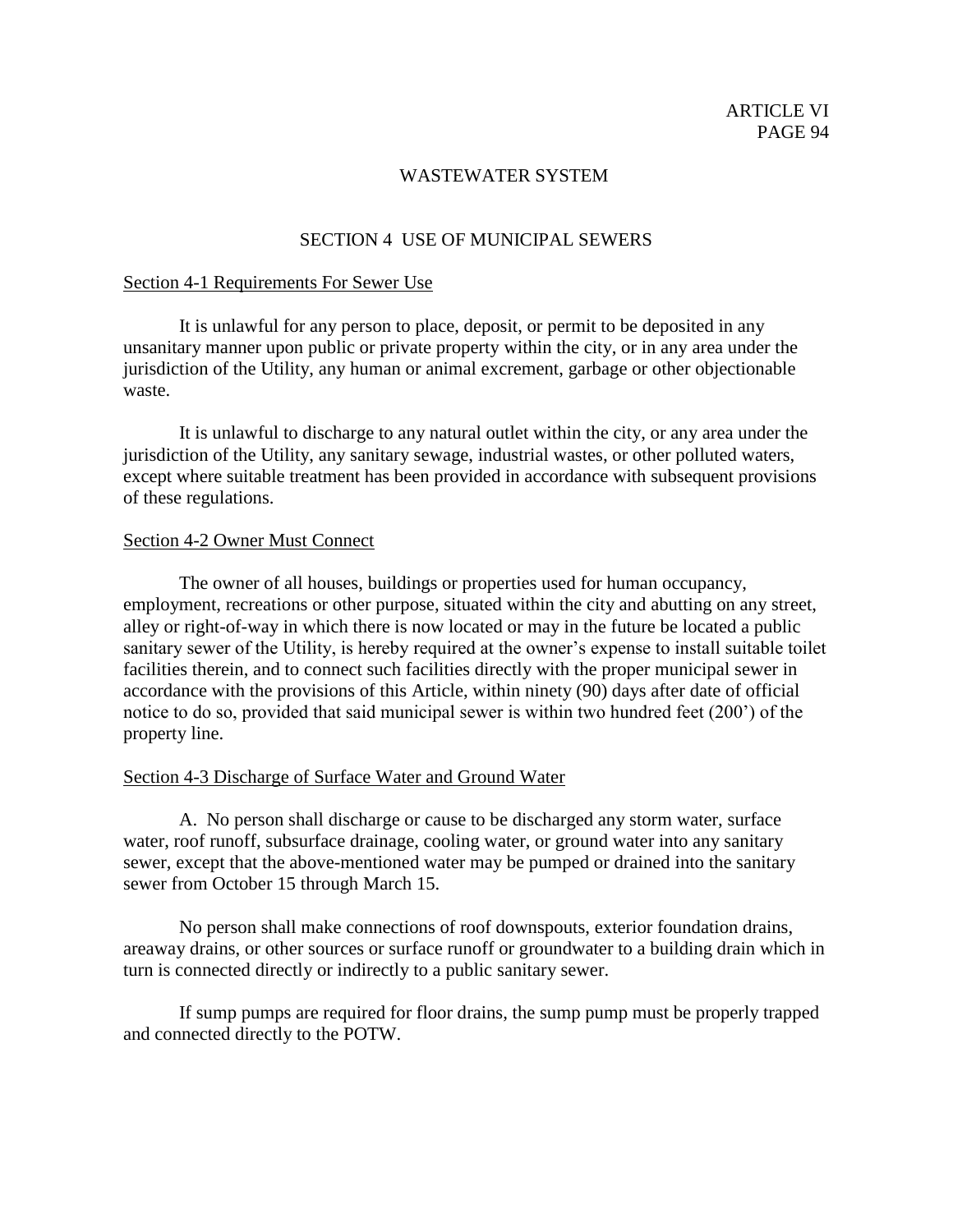# WASTEWATER SYSTEM

## SECTION 4 USE OF MUNICIPAL SEWERS

### Section 4-1 Requirements For Sewer Use

It is unlawful for any person to place, deposit, or permit to be deposited in any unsanitary manner upon public or private property within the city, or in any area under the jurisdiction of the Utility, any human or animal excrement, garbage or other objectionable waste.

It is unlawful to discharge to any natural outlet within the city, or any area under the jurisdiction of the Utility, any sanitary sewage, industrial wastes, or other polluted waters, except where suitable treatment has been provided in accordance with subsequent provisions of these regulations.

### Section 4-2 Owner Must Connect

The owner of all houses, buildings or properties used for human occupancy, employment, recreations or other purpose, situated within the city and abutting on any street, alley or right-of-way in which there is now located or may in the future be located a public sanitary sewer of the Utility, is hereby required at the owner's expense to install suitable toilet facilities therein, and to connect such facilities directly with the proper municipal sewer in accordance with the provisions of this Article, within ninety (90) days after date of official notice to do so, provided that said municipal sewer is within two hundred feet (200') of the property line.

### Section 4-3 Discharge of Surface Water and Ground Water

A. No person shall discharge or cause to be discharged any storm water, surface water, roof runoff, subsurface drainage, cooling water, or ground water into any sanitary sewer, except that the above-mentioned water may be pumped or drained into the sanitary sewer from October 15 through March 15.

No person shall make connections of roof downspouts, exterior foundation drains, areaway drains, or other sources or surface runoff or groundwater to a building drain which in turn is connected directly or indirectly to a public sanitary sewer.

If sump pumps are required for floor drains, the sump pump must be properly trapped and connected directly to the POTW.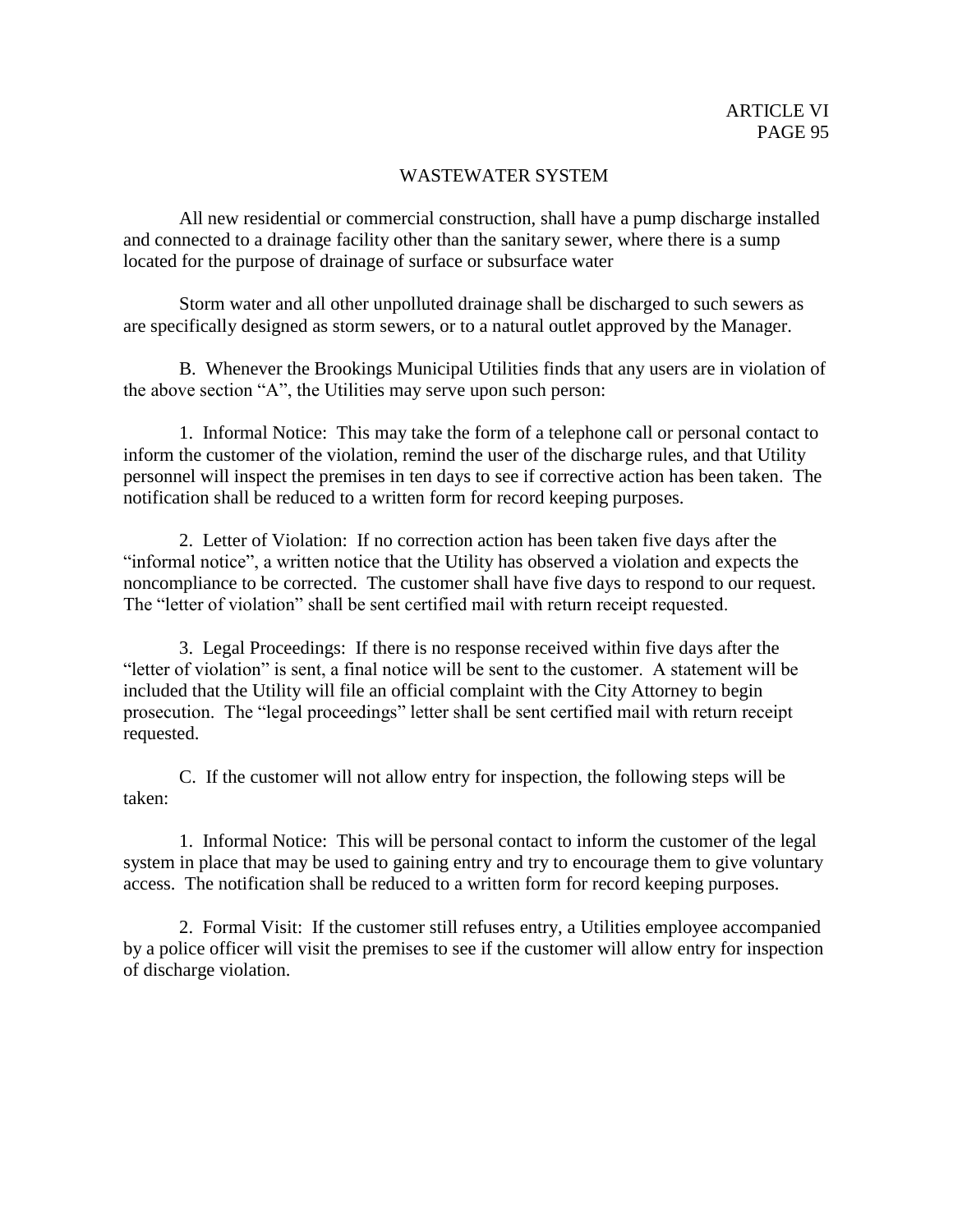## WASTEWATER SYSTEM

All new residential or commercial construction, shall have a pump discharge installed and connected to a drainage facility other than the sanitary sewer, where there is a sump located for the purpose of drainage of surface or subsurface water

Storm water and all other unpolluted drainage shall be discharged to such sewers as are specifically designed as storm sewers, or to a natural outlet approved by the Manager.

B. Whenever the Brookings Municipal Utilities finds that any users are in violation of the above section "A", the Utilities may serve upon such person:

1. Informal Notice: This may take the form of a telephone call or personal contact to inform the customer of the violation, remind the user of the discharge rules, and that Utility personnel will inspect the premises in ten days to see if corrective action has been taken. The notification shall be reduced to a written form for record keeping purposes.

2. Letter of Violation: If no correction action has been taken five days after the "informal notice", a written notice that the Utility has observed a violation and expects the noncompliance to be corrected. The customer shall have five days to respond to our request. The "letter of violation" shall be sent certified mail with return receipt requested.

3. Legal Proceedings: If there is no response received within five days after the "letter of violation" is sent, a final notice will be sent to the customer. A statement will be included that the Utility will file an official complaint with the City Attorney to begin prosecution. The "legal proceedings" letter shall be sent certified mail with return receipt requested.

C. If the customer will not allow entry for inspection, the following steps will be taken:

1. Informal Notice: This will be personal contact to inform the customer of the legal system in place that may be used to gaining entry and try to encourage them to give voluntary access. The notification shall be reduced to a written form for record keeping purposes.

2. Formal Visit: If the customer still refuses entry, a Utilities employee accompanied by a police officer will visit the premises to see if the customer will allow entry for inspection of discharge violation.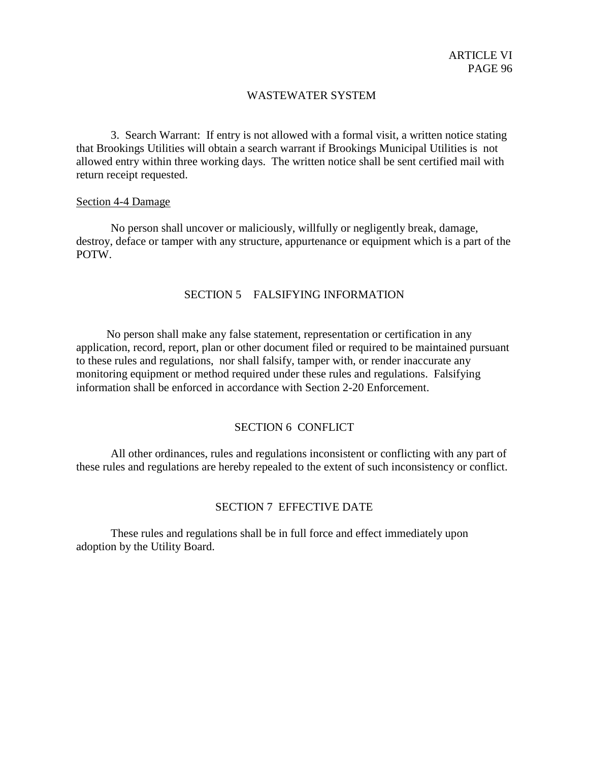3. Search Warrant: If entry is not allowed with a formal visit, a written notice stating that Brookings Utilities will obtain a search warrant if Brookings Municipal Utilities is not allowed entry within three working days. The written notice shall be sent certified mail with return receipt requested.

Section 4-4 Damage

No person shall uncover or maliciously, willfully or negligently break, damage, destroy, deface or tamper with any structure, appurtenance or equipment which is a part of the POTW.

## SECTION 5 FALSIFYING INFORMATION

No person shall make any false statement, representation or certification in any application, record, report, plan or other document filed or required to be maintained pursuant to these rules and regulations, nor shall falsify, tamper with, or render inaccurate any monitoring equipment or method required under these rules and regulations. Falsifying information shall be enforced in accordance with Section 2-20 Enforcement.

## SECTION 6 CONFLICT

All other ordinances, rules and regulations inconsistent or conflicting with any part of these rules and regulations are hereby repealed to the extent of such inconsistency or conflict.

## SECTION 7 EFFECTIVE DATE

These rules and regulations shall be in full force and effect immediately upon adoption by the Utility Board.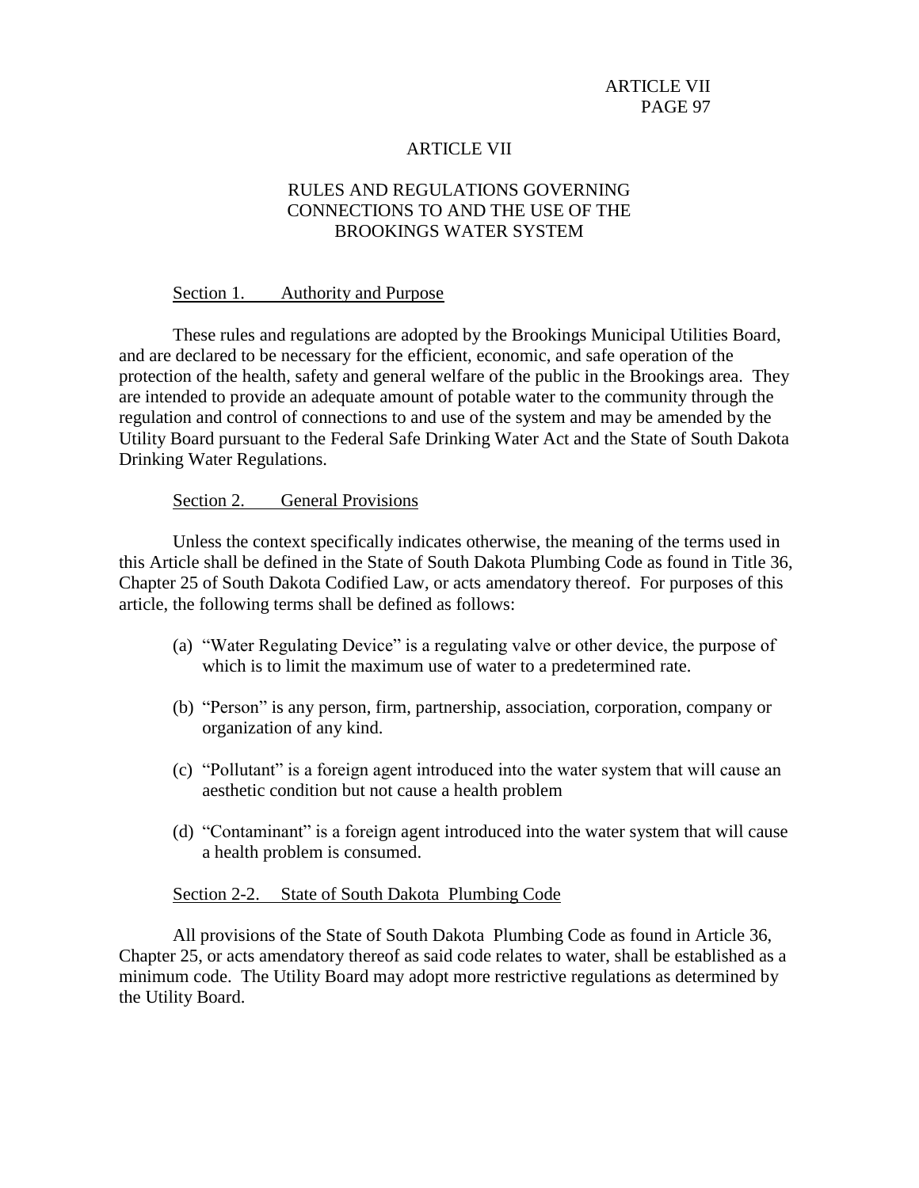# ARTICLE VII

## RULES AND REGULATIONS GOVERNING CONNECTIONS TO AND THE USE OF THE BROOKINGS WATER SYSTEM

### Section 1. Authority and Purpose

These rules and regulations are adopted by the Brookings Municipal Utilities Board, and are declared to be necessary for the efficient, economic, and safe operation of the protection of the health, safety and general welfare of the public in the Brookings area. They are intended to provide an adequate amount of potable water to the community through the regulation and control of connections to and use of the system and may be amended by the Utility Board pursuant to the Federal Safe Drinking Water Act and the State of South Dakota Drinking Water Regulations.

### Section 2. General Provisions

Unless the context specifically indicates otherwise, the meaning of the terms used in this Article shall be defined in the State of South Dakota Plumbing Code as found in Title 36, Chapter 25 of South Dakota Codified Law, or acts amendatory thereof. For purposes of this article, the following terms shall be defined as follows:

(a) "Water Regulating Device" is a regulating valve or other device, the purpose of which is to limit the maximum use of water to a predetermined rate.

(b) "Person" is any person, firm, partnership, association, corporation, company or organization of any kind.

(c) "Pollutant" is a foreign agent introduced into the water system that will cause an aesthetic condition but not cause a health problem

(d) "Contaminant" is a foreign agent introduced into the water system that will cause a health problem is consumed.

### Section 2-2. State of South Dakota Plumbing Code

All provisions of the State of South Dakota Plumbing Code as found in Article 36, Chapter 25, or acts amendatory thereof as said code relates to water, shall be established as a minimum code. The Utility Board may adopt more restrictive regulations as determined by the Utility Board.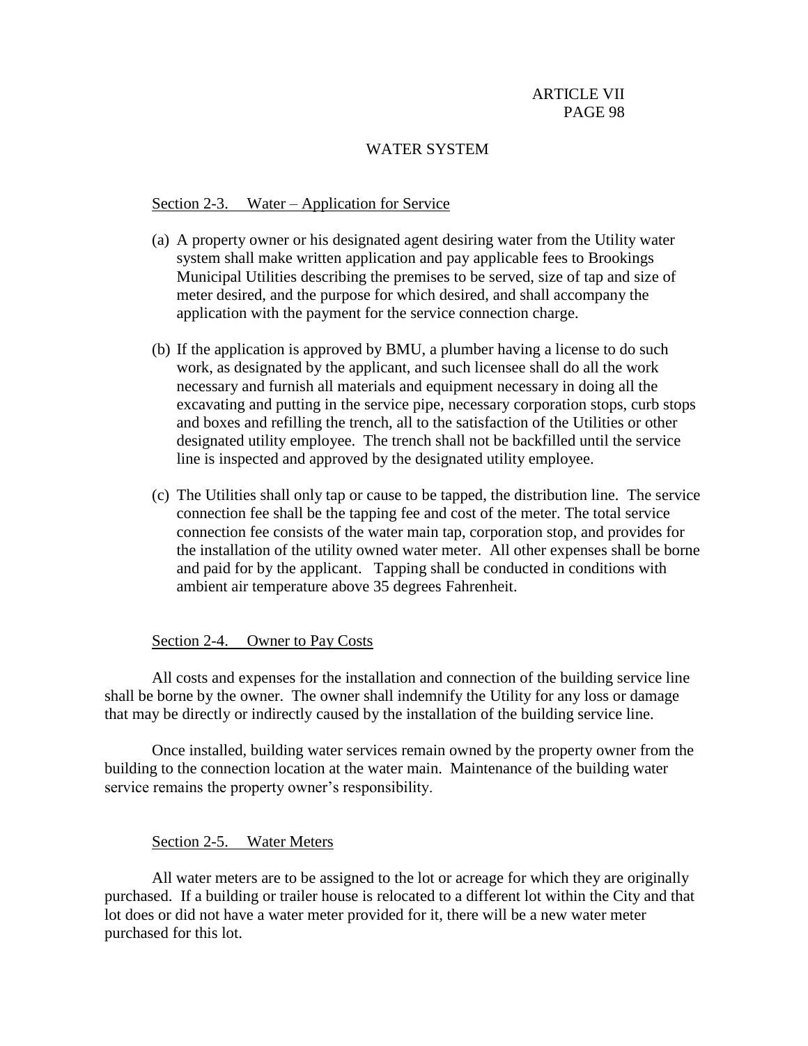## WATER SYSTEM

### Section 2-3. Water – Application for Service

(a) A property owner or his designated agent desiring water from the Utility water system shall make written application and pay applicable fees to Brookings Municipal Utilities describing the premises to be served, size of tap and size of meter desired, and the purpose for which desired, and shall accompany the application with the payment for the service connection charge.

(b) If the application is approved by BMU, a plumber having a license to do such work, as designated by the applicant, and such licensee shall do all the work necessary and furnish all materials and equipment necessary in doing all the excavating and putting in the service pipe, necessary corporation stops, curb stops and boxes and refilling the trench, all to the satisfaction of the Utilities or other designated utility employee. The trench shall not be backfilled until the service line is inspected and approved by the designated utility employee.

(c) The Utilities shall only tap or cause to be tapped, the distribution line. The service connection fee shall be the tapping fee and cost of the meter. The total service connection fee consists of the water main tap, corporation stop, and provides for the installation of the utility owned water meter. All other expenses shall be borne and paid for by the applicant. Tapping shall be conducted in conditions with ambient air temperature above 35 degrees Fahrenheit.

### Section 2-4. Owner to Pay Costs

All costs and expenses for the installation and connection of the building service line shall be borne by the owner. The owner shall indemnify the Utility for any loss or damage that may be directly or indirectly caused by the installation of the building service line.

Once installed, building water services remain owned by the property owner from the building to the connection location at the water main. Maintenance of the building water service remains the property owner's responsibility.

### Section 2-5. Water Meters

All water meters are to be assigned to the lot or acreage for which they are originally purchased. If a building or trailer house is relocated to a different lot within the City and that lot does or did not have a water meter provided for it, there will be a new water meter purchased for this lot.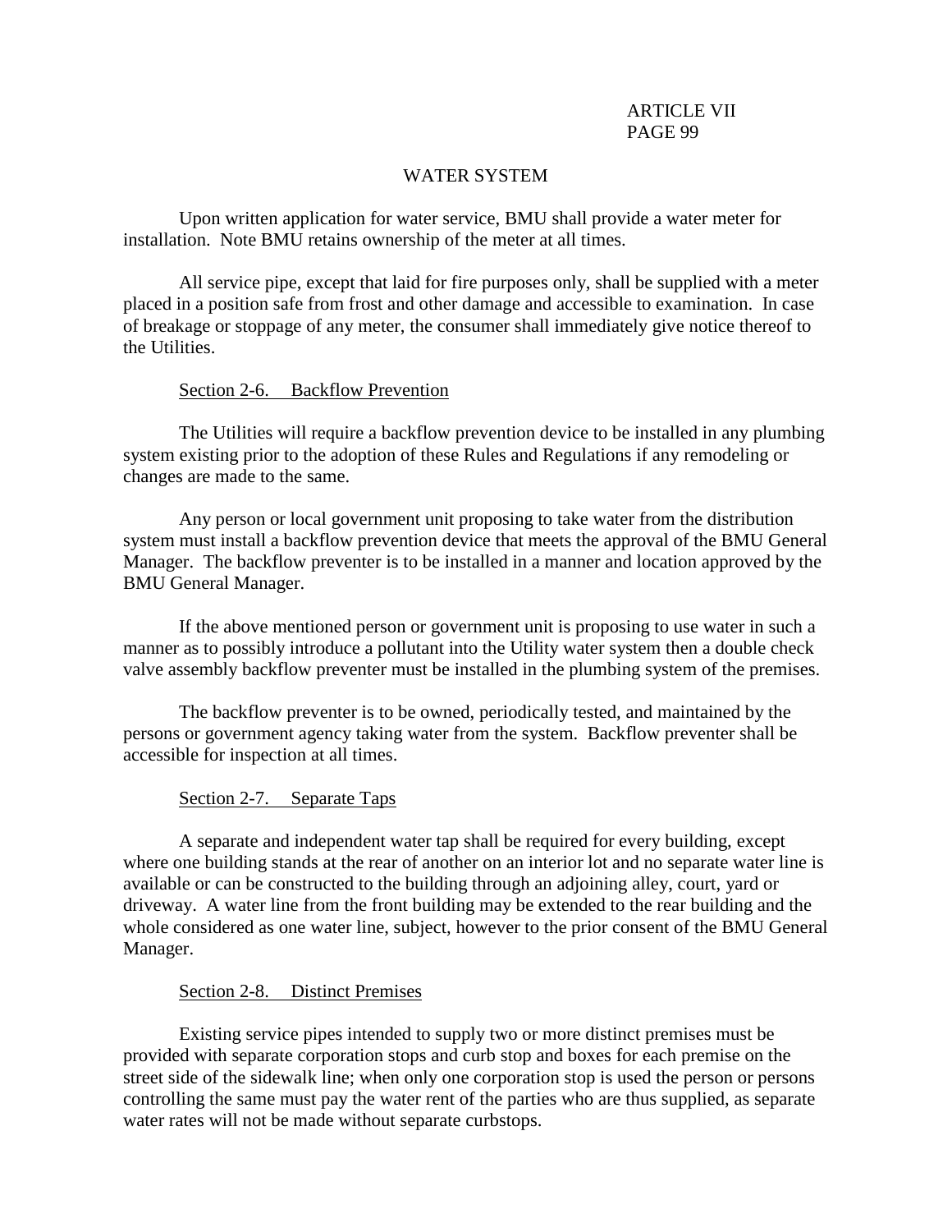# WATER SYSTEM

Upon written application for water service, BMU shall provide a water meter for installation. Note BMU retains ownership of the meter at all times.

All service pipe, except that laid for fire purposes only, shall be supplied with a meter placed in a position safe from frost and other damage and accessible to examination. In case of breakage or stoppage of any meter, the consumer shall immediately give notice thereof to the Utilities.

## Section 2-6. Backflow Prevention

The Utilities will require a backflow prevention device to be installed in any plumbing system existing prior to the adoption of these Rules and Regulations if any remodeling or changes are made to the same.

Any person or local government unit proposing to take water from the distribution system must install a backflow prevention device that meets the approval of the BMU General Manager. The backflow preventer is to be installed in a manner and location approved by the BMU General Manager.

If the above mentioned person or government unit is proposing to use water in such a manner as to possibly introduce a pollutant into the Utility water system then a double check valve assembly backflow preventer must be installed in the plumbing system of the premises.

The backflow preventer is to be owned, periodically tested, and maintained by the persons or government agency taking water from the system. Backflow preventer shall be accessible for inspection at all times.

## Section 2-7. Separate Taps

A separate and independent water tap shall be required for every building, except where one building stands at the rear of another on an interior lot and no separate water line is available or can be constructed to the building through an adjoining alley, court, yard or driveway. A water line from the front building may be extended to the rear building and the whole considered as one water line, subject, however to the prior consent of the BMU General Manager.

## Section 2-8. Distinct Premises

Existing service pipes intended to supply two or more distinct premises must be provided with separate corporation stops and curb stop and boxes for each premise on the street side of the sidewalk line; when only one corporation stop is used the person or persons controlling the same must pay the water rent of the parties who are thus supplied, as separate water rates will not be made without separate curbstops.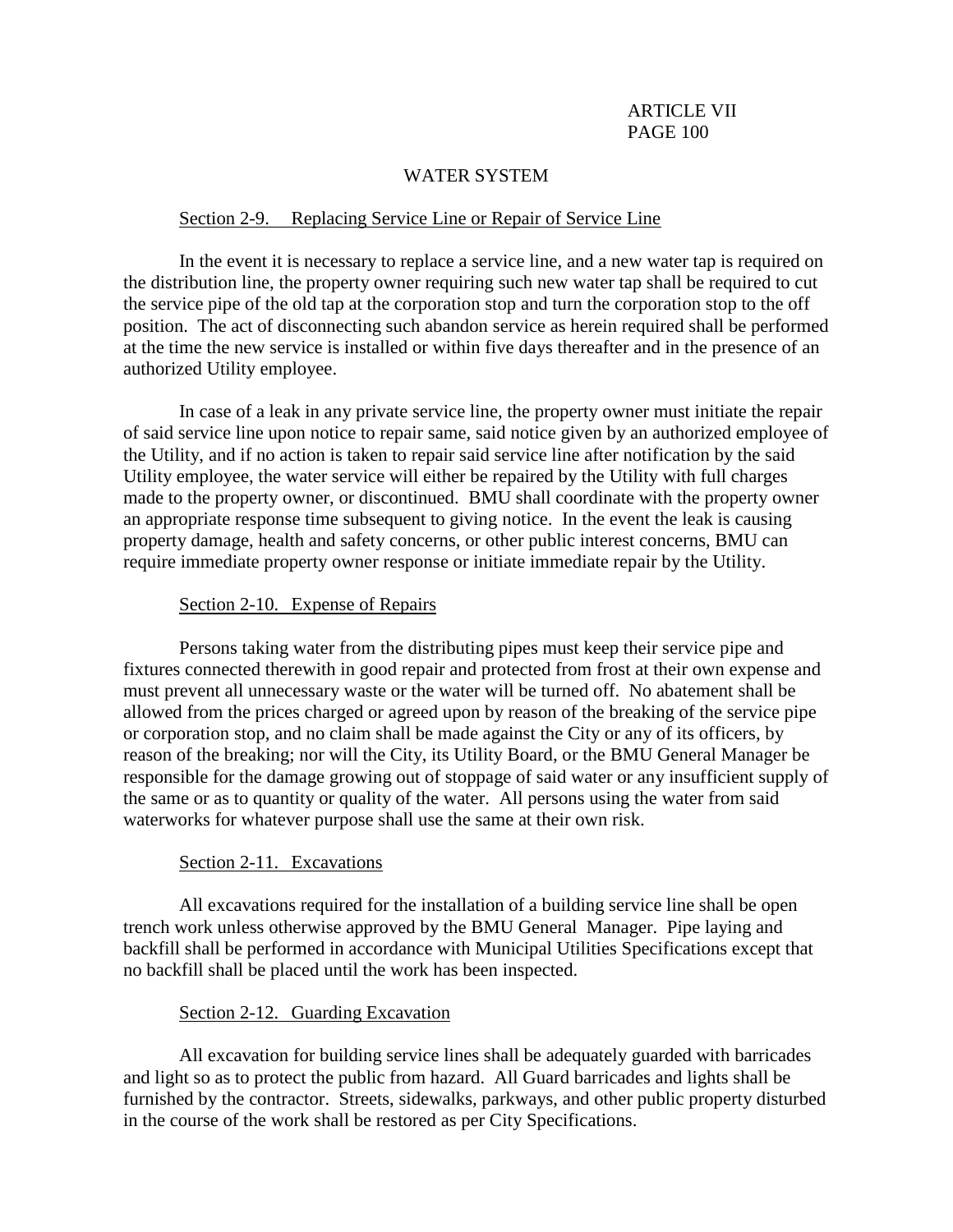## WATER SYSTEM

### Section 2-9. Replacing Service Line or Repair of Service Line

In the event it is necessary to replace a service line, and a new water tap is required on the distribution line, the property owner requiring such new water tap shall be required to cut the service pipe of the old tap at the corporation stop and turn the corporation stop to the off position. The act of disconnecting such abandon service as herein required shall be performed at the time the new service is installed or within five days thereafter and in the presence of an authorized Utility employee.

In case of a leak in any private service line, the property owner must initiate the repair of said service line upon notice to repair same, said notice given by an authorized employee of the Utility, and if no action is taken to repair said service line after notification by the said Utility employee, the water service will either be repaired by the Utility with full charges made to the property owner, or discontinued. BMU shall coordinate with the property owner an appropriate response time subsequent to giving notice. In the event the leak is causing property damage, health and safety concerns, or other public interest concerns, BMU can require immediate property owner response or initiate immediate repair by the Utility.

### Section 2-10. Expense of Repairs

Persons taking water from the distributing pipes must keep their service pipe and fixtures connected therewith in good repair and protected from frost at their own expense and must prevent all unnecessary waste or the water will be turned off. No abatement shall be allowed from the prices charged or agreed upon by reason of the breaking of the service pipe or corporation stop, and no claim shall be made against the City or any of its officers, by reason of the breaking; nor will the City, its Utility Board, or the BMU General Manager be responsible for the damage growing out of stoppage of said water or any insufficient supply of the same or as to quantity or quality of the water. All persons using the water from said waterworks for whatever purpose shall use the same at their own risk.

### Section 2-11. Excavations

All excavations required for the installation of a building service line shall be open trench work unless otherwise approved by the BMU General Manager. Pipe laying and backfill shall be performed in accordance with Municipal Utilities Specifications except that no backfill shall be placed until the work has been inspected.

### Section 2-12. Guarding Excavation

All excavation for building service lines shall be adequately guarded with barricades and light so as to protect the public from hazard. All Guard barricades and lights shall be furnished by the contractor. Streets, sidewalks, parkways, and other public property disturbed in the course of the work shall be restored as per City Specifications.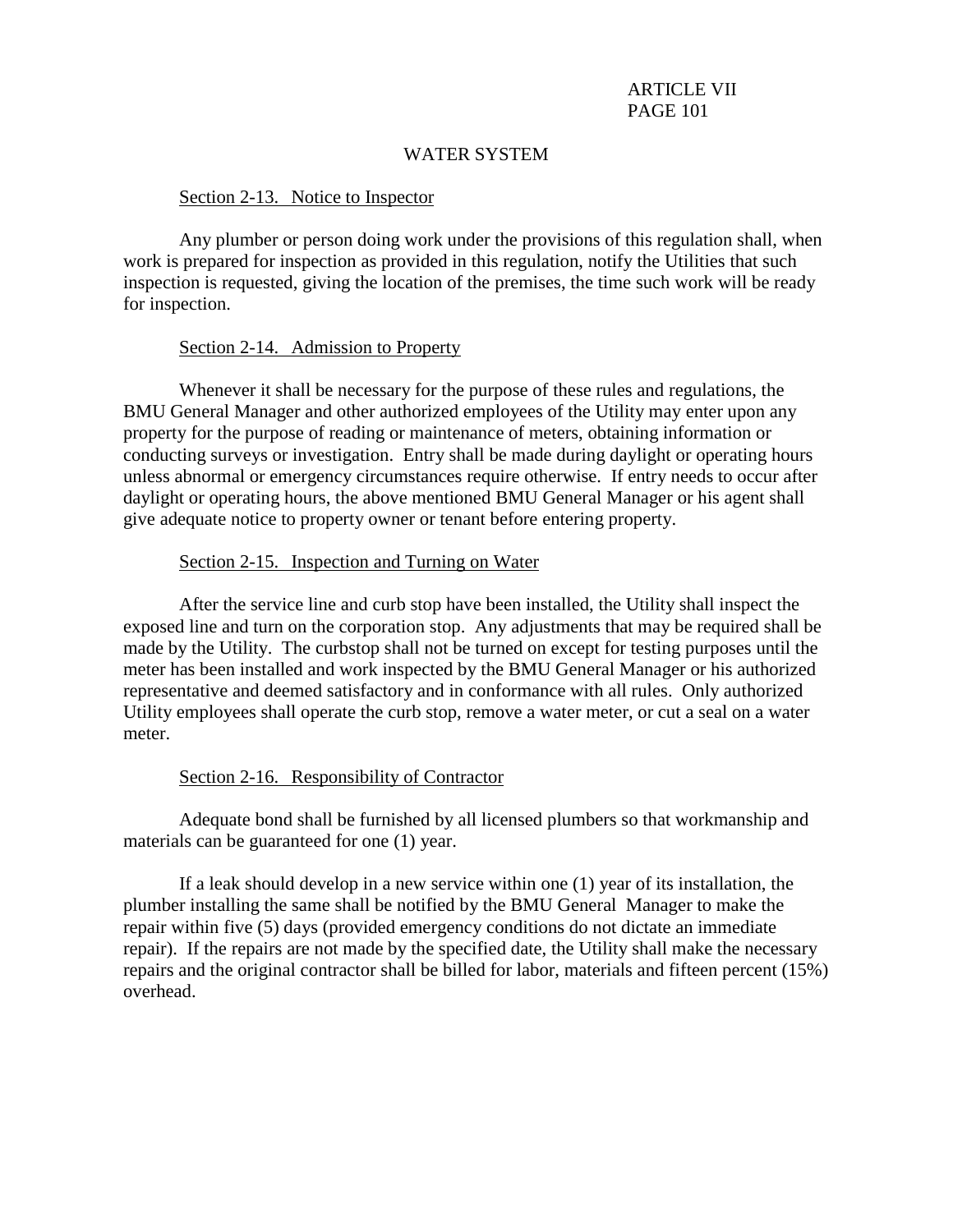## WATER SYSTEM

### Section 2-13. Notice to Inspector

Any plumber or person doing work under the provisions of this regulation shall, when work is prepared for inspection as provided in this regulation, notify the Utilities that such inspection is requested, giving the location of the premises, the time such work will be ready for inspection.

### Section 2-14. Admission to Property

Whenever it shall be necessary for the purpose of these rules and regulations, the BMU General Manager and other authorized employees of the Utility may enter upon any property for the purpose of reading or maintenance of meters, obtaining information or conducting surveys or investigation. Entry shall be made during daylight or operating hours unless abnormal or emergency circumstances require otherwise. If entry needs to occur after daylight or operating hours, the above mentioned BMU General Manager or his agent shall give adequate notice to property owner or tenant before entering property.

### Section 2-15. Inspection and Turning on Water

After the service line and curb stop have been installed, the Utility shall inspect the exposed line and turn on the corporation stop. Any adjustments that may be required shall be made by the Utility. The curbstop shall not be turned on except for testing purposes until the meter has been installed and work inspected by the BMU General Manager or his authorized representative and deemed satisfactory and in conformance with all rules. Only authorized Utility employees shall operate the curb stop, remove a water meter, or cut a seal on a water meter.

### Section 2-16. Responsibility of Contractor

Adequate bond shall be furnished by all licensed plumbers so that workmanship and materials can be guaranteed for one (1) year.

If a leak should develop in a new service within one (1) year of its installation, the plumber installing the same shall be notified by the BMU General Manager to make the repair within five (5) days (provided emergency conditions do not dictate an immediate repair). If the repairs are not made by the specified date, the Utility shall make the necessary repairs and the original contractor shall be billed for labor, materials and fifteen percent (15%) overhead.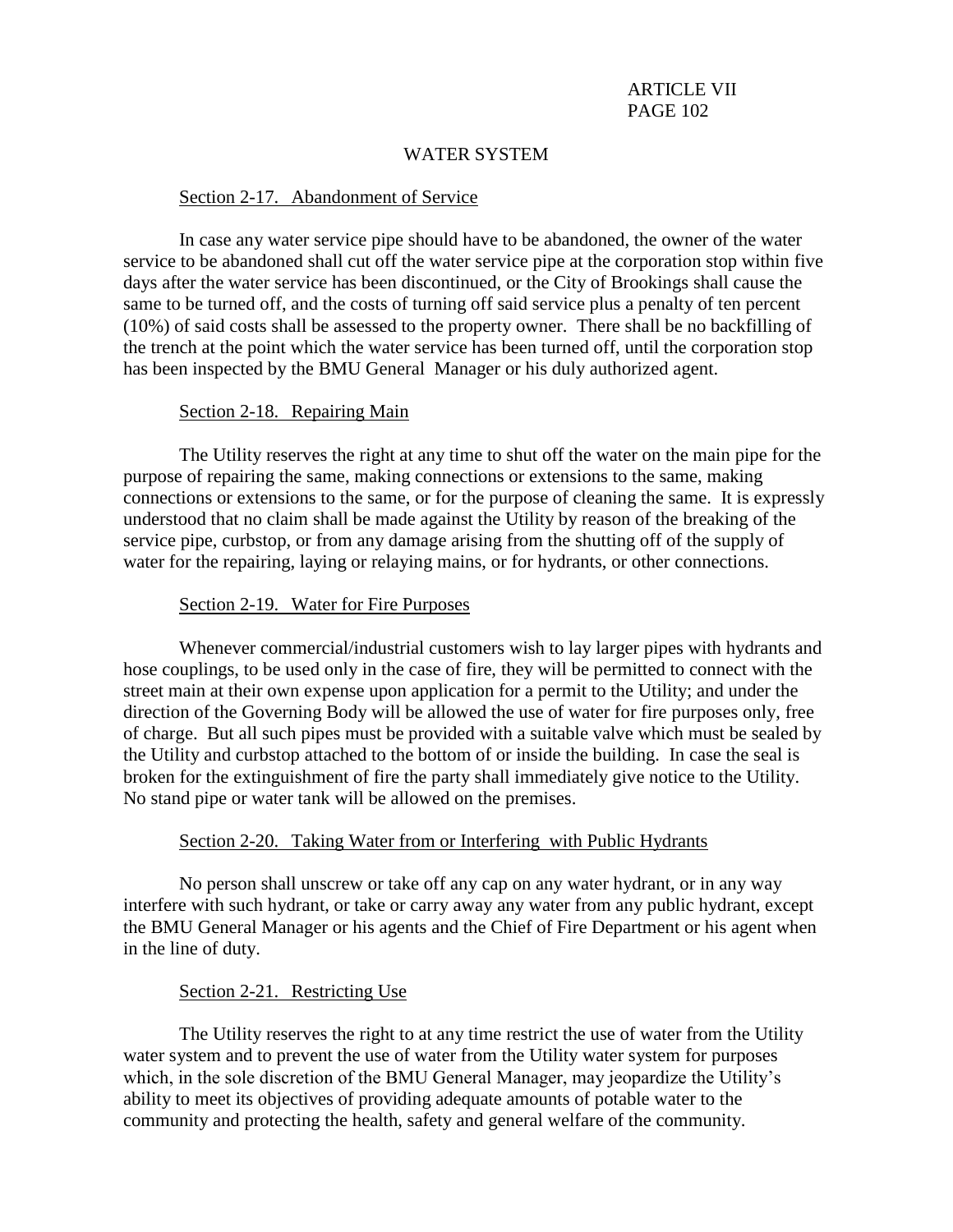# WATER SYSTEM

## Section 2-17. Abandonment of Service

In case any water service pipe should have to be abandoned, the owner of the water service to be abandoned shall cut off the water service pipe at the corporation stop within five days after the water service has been discontinued, or the City of Brookings shall cause the same to be turned off, and the costs of turning off said service plus a penalty of ten percent (10%) of said costs shall be assessed to the property owner. There shall be no backfilling of the trench at the point which the water service has been turned off, until the corporation stop has been inspected by the BMU General Manager or his duly authorized agent.

## Section 2-18. Repairing Main

The Utility reserves the right at any time to shut off the water on the main pipe for the purpose of repairing the same, making connections or extensions to the same, making connections or extensions to the same, or for the purpose of cleaning the same. It is expressly understood that no claim shall be made against the Utility by reason of the breaking of the service pipe, curbstop, or from any damage arising from the shutting off of the supply of water for the repairing, laying or relaying mains, or for hydrants, or other connections.

## Section 2-19. Water for Fire Purposes

Whenever commercial/industrial customers wish to lay larger pipes with hydrants and hose couplings, to be used only in the case of fire, they will be permitted to connect with the street main at their own expense upon application for a permit to the Utility; and under the direction of the Governing Body will be allowed the use of water for fire purposes only, free of charge. But all such pipes must be provided with a suitable valve which must be sealed by the Utility and curbstop attached to the bottom of or inside the building. In case the seal is broken for the extinguishment of fire the party shall immediately give notice to the Utility. No stand pipe or water tank will be allowed on the premises.

## Section 2-20. Taking Water from or Interfering with Public Hydrants

No person shall unscrew or take off any cap on any water hydrant, or in any way interfere with such hydrant, or take or carry away any water from any public hydrant, except the BMU General Manager or his agents and the Chief of Fire Department or his agent when in the line of duty.

## Section 2-21. Restricting Use

The Utility reserves the right to at any time restrict the use of water from the Utility water system and to prevent the use of water from the Utility water system for purposes which, in the sole discretion of the BMU General Manager, may jeopardize the Utility's ability to meet its objectives of providing adequate amounts of potable water to the community and protecting the health, safety and general welfare of the community.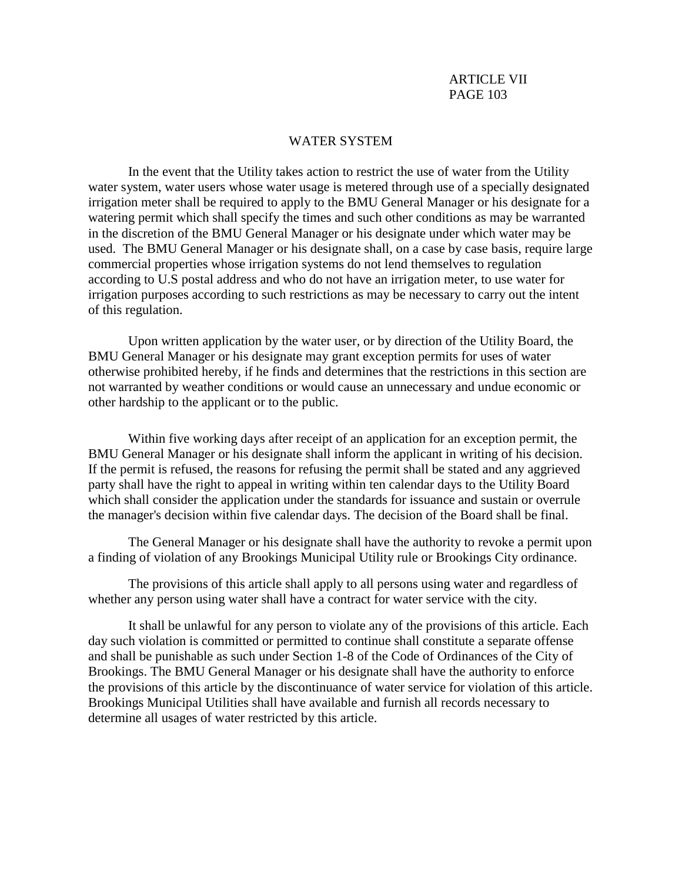## WATER SYSTEM

In the event that the Utility takes action to restrict the use of water from the Utility water system, water users whose water usage is metered through use of a specially designated irrigation meter shall be required to apply to the BMU General Manager or his designate for a watering permit which shall specify the times and such other conditions as may be warranted in the discretion of the BMU General Manager or his designate under which water may be used. The BMU General Manager or his designate shall, on a case by case basis, require large commercial properties whose irrigation systems do not lend themselves to regulation according to U.S postal address and who do not have an irrigation meter, to use water for irrigation purposes according to such restrictions as may be necessary to carry out the intent of this regulation.

Upon written application by the water user, or by direction of the Utility Board, the BMU General Manager or his designate may grant exception permits for uses of water otherwise prohibited hereby, if he finds and determines that the restrictions in this section are not warranted by weather conditions or would cause an unnecessary and undue economic or other hardship to the applicant or to the public.

Within five working days after receipt of an application for an exception permit, the BMU General Manager or his designate shall inform the applicant in writing of his decision. If the permit is refused, the reasons for refusing the permit shall be stated and any aggrieved party shall have the right to appeal in writing within ten calendar days to the Utility Board which shall consider the application under the standards for issuance and sustain or overrule the manager's decision within five calendar days. The decision of the Board shall be final.

The General Manager or his designate shall have the authority to revoke a permit upon a finding of violation of any Brookings Municipal Utility rule or Brookings City ordinance.

The provisions of this article shall apply to all persons using water and regardless of whether any person using water shall have a contract for water service with the city.

It shall be unlawful for any person to violate any of the provisions of this article. Each day such violation is committed or permitted to continue shall constitute a separate offense and shall be punishable as such under Section 1-8 of the Code of Ordinances of the City of Brookings. The BMU General Manager or his designate shall have the authority to enforce the provisions of this article by the discontinuance of water service for violation of this article. Brookings Municipal Utilities shall have available and furnish all records necessary to determine all usages of water restricted by this article.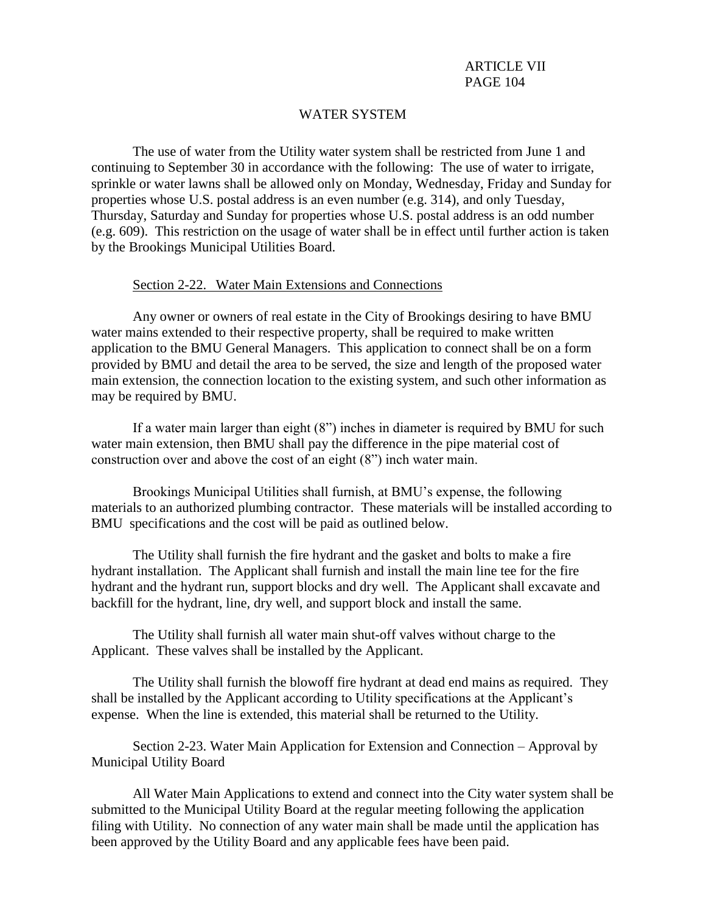ARTICLE VII

## WATER SYSTEM

The use of water from the Utility water system shall be restricted from June 1 and continuing to September 30 in accordance with the following: The use of water to irrigate, sprinkle or water lawns shall be allowed only on Monday, Wednesday, Friday and Sunday for properties whose U.S. postal address is an even number (e.g. 314), and only Tuesday, Thursday, Saturday and Sunday for properties whose U.S. postal address is an odd number (e.g. 609). This restriction on the usage of water shall be in effect until further action is taken by the Brookings Municipal Utilities Board.

### Section 2-22. Water Main Extensions and Connections

Any owner or owners of real estate in the City of Brookings desiring to have BMU water mains extended to their respective property, shall be required to make written application to the BMU General Managers. This application to connect shall be on a form provided by BMU and detail the area to be served, the size and length of the proposed water main extension, the connection location to the existing system, and such other information as may be required by BMU.

If a water main larger than eight (8") inches in diameter is required by BMU for such water main extension, then BMU shall pay the difference in the pipe material cost of construction over and above the cost of an eight (8") inch water main.

Brookings Municipal Utilities shall furnish, at BMU's expense, the following materials to an authorized plumbing contractor. These materials will be installed according to BMU specifications and the cost will be paid as outlined below.

The Utility shall furnish the fire hydrant and the gasket and bolts to make a fire hydrant installation. The Applicant shall furnish and install the main line tee for the fire hydrant and the hydrant run, support blocks and dry well. The Applicant shall excavate and backfill for the hydrant, line, dry well, and support block and install the same.

The Utility shall furnish all water main shut-off valves without charge to the Applicant. These valves shall be installed by the Applicant.

The Utility shall furnish the blowoff fire hydrant at dead end mains as required. They shall be installed by the Applicant according to Utility specifications at the Applicant's expense. When the line is extended, this material shall be returned to the Utility.

### Section 2-23. Water Main Application for Extension and Connection – Approval by Municipal Utility Board

All Water Main Applications to extend and connect into the City water system shall be submitted to the Municipal Utility Board at the regular meeting following the application filing with Utility. No connection of any water main shall be made until the application has been approved by the Utility Board and any applicable fees have been paid.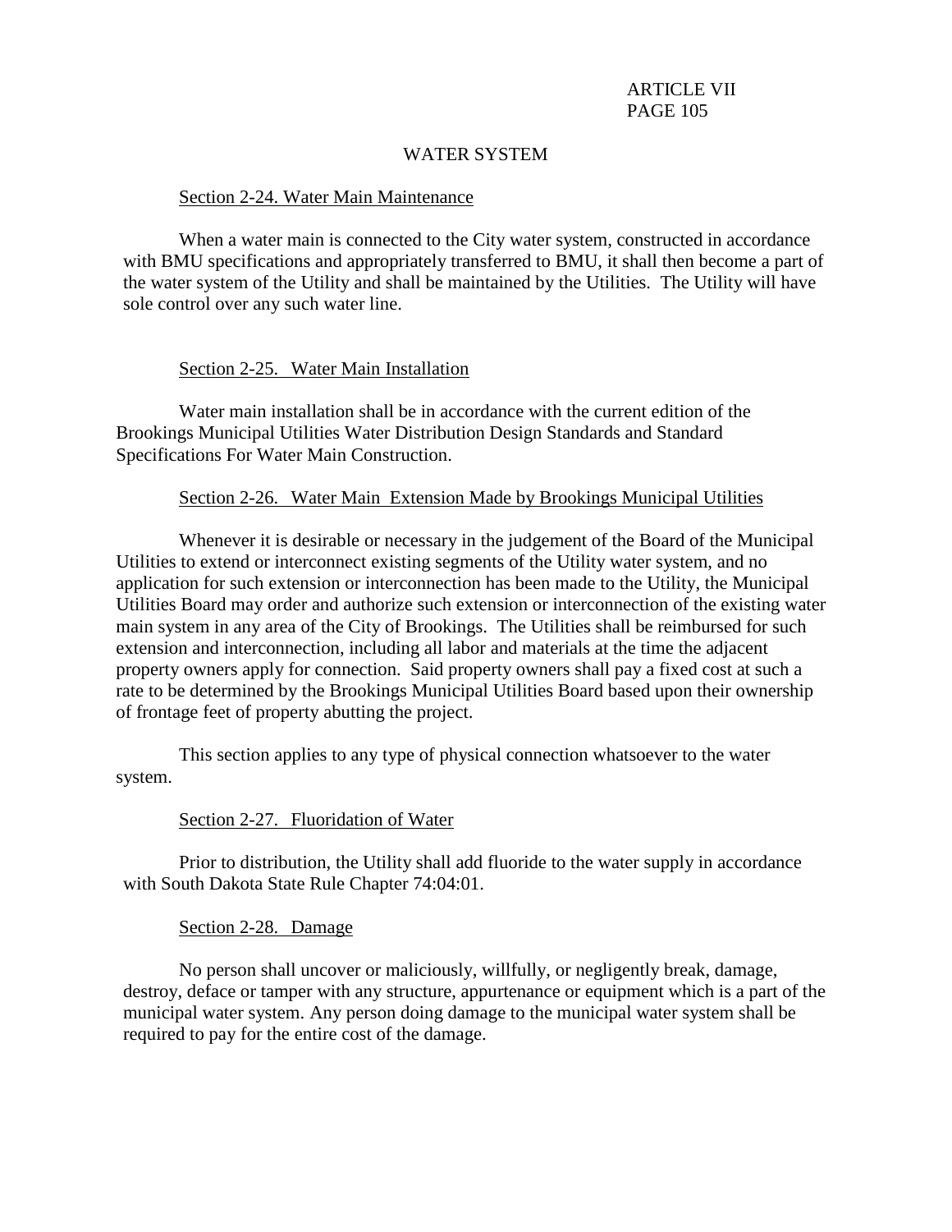## WATER SYSTEM

Section 2-24. Water Main Maintenance

When a water main is connected to the City water system, constructed in accordance with BMU specifications and appropriately transferred to BMU, it shall then become a part of the water system of the Utility and shall be maintained by the Utilities. The Utility will have sole control over any such water line.

Section 2-25. Water Main Installation

Water main installation shall be in accordance with the current edition of the Brookings Municipal Utilities Water Distribution Design Standards and Standard Specifications For Water Main Construction.

Section 2-26. Water Main Extension Made by Brookings Municipal Utilities

Whenever it is desirable or necessary in the judgement of the Board of the Municipal Utilities to extend or interconnect existing segments of the Utility water system, and no application for such extension or interconnection has been made to the Utility, the Municipal Utilities Board may order and authorize such extension or interconnection of the existing water main system in any area of the City of Brookings. The Utilities shall be reimbursed for such extension and interconnection, including all labor and materials at the time the adjacent property owners apply for connection. Said property owners shall pay a fixed cost at such a rate to be determined by the Brookings Municipal Utilities Board based upon their ownership of frontage feet of property abutting the project.

This section applies to any type of physical connection whatsoever to the water system.

Section 2-27. Fluoridation of Water

Prior to distribution, the Utility shall add fluoride to the water supply in accordance with South Dakota State Rule Chapter 74:04:01.

Section 2-28. Damage

No person shall uncover or maliciously, willfully, or negligently break, damage, destroy, deface or tamper with any structure, appurtenance or equipment which is a part of the municipal water system. Any person doing damage to the municipal water system shall be required to pay for the entire cost of the damage.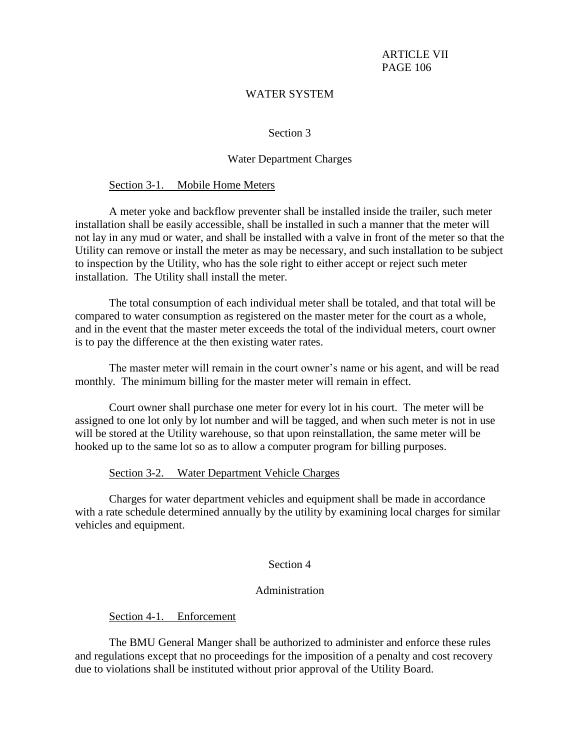## WATER SYSTEM

### Section 3

### Water Department Charges

Section 3-1. Mobile Home Meters

A meter yoke and backflow preventer shall be installed inside the trailer, such meter installation shall be easily accessible, shall be installed in such a manner that the meter will not lay in any mud or water, and shall be installed with a valve in front of the meter so that the Utility can remove or install the meter as may be necessary, and such installation to be subject to inspection by the Utility, who has the sole right to either accept or reject such meter installation. The Utility shall install the meter.

The total consumption of each individual meter shall be totaled, and that total will be compared to water consumption as registered on the master meter for the court as a whole, and in the event that the master meter exceeds the total of the individual meters, court owner is to pay the difference at the then existing water rates.

The master meter will remain in the court owner's name or his agent, and will be read monthly. The minimum billing for the master meter will remain in effect.

Court owner shall purchase one meter for every lot in his court. The meter will be assigned to one lot only by lot number and will be tagged, and when such meter is not in use will be stored at the Utility warehouse, so that upon reinstallation, the same meter will be hooked up to the same lot so as to allow a computer program for billing purposes.

Section 3-2. Water Department Vehicle Charges

Charges for water department vehicles and equipment shall be made in accordance with a rate schedule determined annually by the utility by examining local charges for similar vehicles and equipment.

### Section 4

### Administration

Section 4-1. Enforcement

The BMU General Manger shall be authorized to administer and enforce these rules and regulations except that no proceedings for the imposition of a penalty and cost recovery due to violations shall be instituted without prior approval of the Utility Board.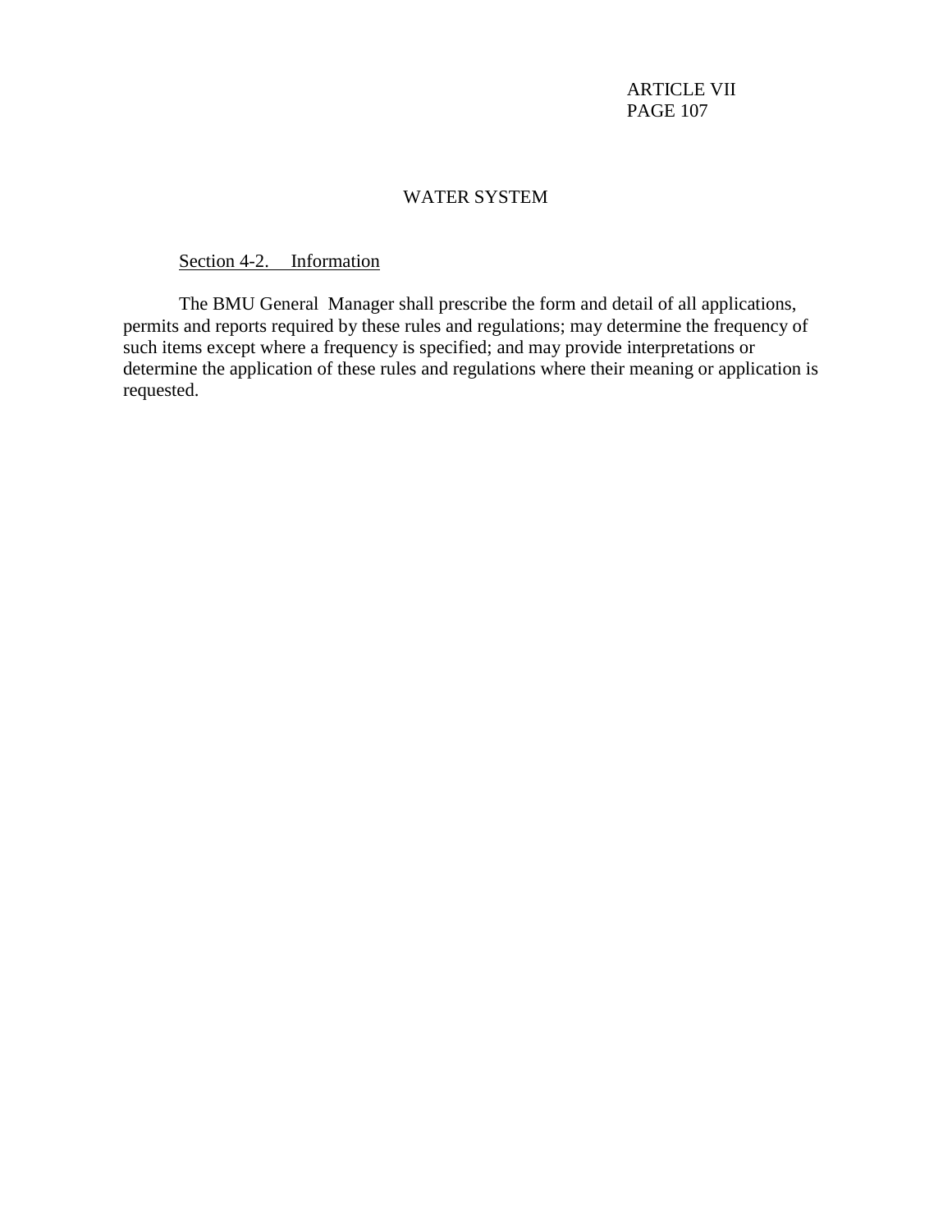## WATER SYSTEM

Section 4-2. Information

The BMU General Manager shall prescribe the form and detail of all applications, permits and reports required by these rules and regulations; may determine the frequency of such items except where a frequency is specified; and may provide interpretations or determine the application of these rules and regulations where their meaning or application is requested.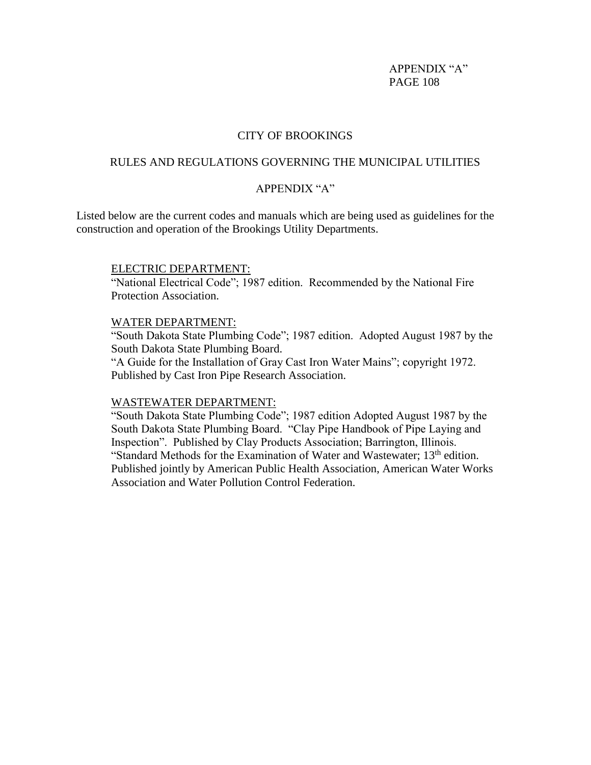APPENDIX "A"
PAGE 108

# CITY OF BROOKINGS

## RULES AND REGULATIONS GOVERNING THE MUNICIPAL UTILITIES

## APPENDIX "A"

Listed below are the current codes and manuals which are being used as guidelines for the construction and operation of the Brookings Utility Departments.

<u>ELECTRIC DEPARTMENT:</u>
"National Electrical Code"; 1987 edition. Recommended by the National Fire Protection Association.

<u>WATER DEPARTMENT:</u>
"South Dakota State Plumbing Code"; 1987 edition. Adopted August 1987 by the South Dakota State Plumbing Board.
"A Guide for the Installation of Gray Cast Iron Water Mains"; copyright 1972. Published by Cast Iron Pipe Research Association.

<u>WASTEWATER DEPARTMENT:</u>
"South Dakota State Plumbing Code"; 1987 edition Adopted August 1987 by the South Dakota State Plumbing Board. "Clay Pipe Handbook of Pipe Laying and Inspection". Published by Clay Products Association; Barrington, Illinois.
"Standard Methods for the Examination of Water and Wastewater; 13th edition. Published jointly by American Public Health Association, American Water Works Association and Water Pollution Control Federation.